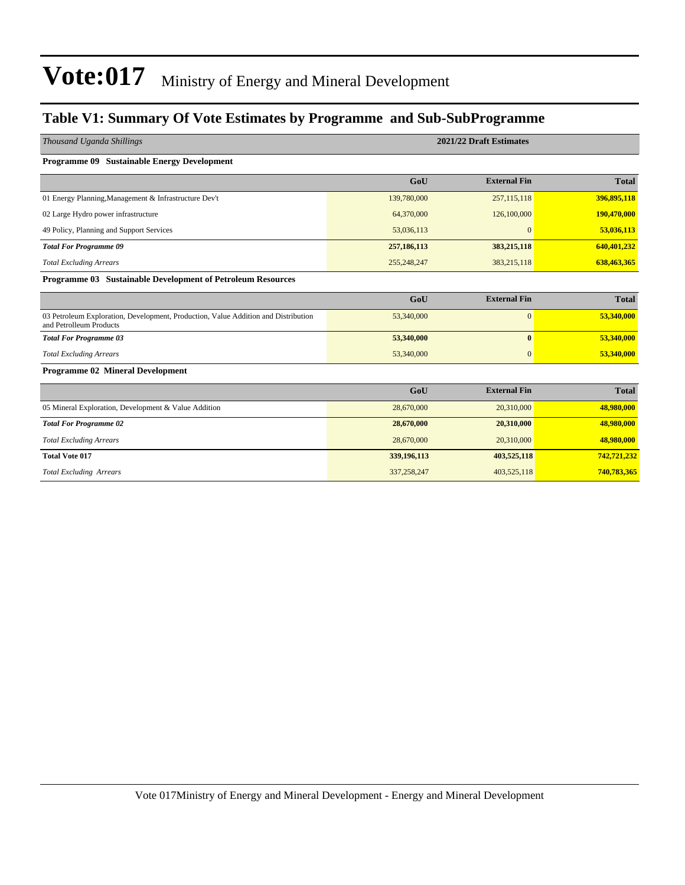# Vote:017 Ministry of Energy and Mineral Development

## Table V1: Summary Of Vote Estimates by Programme and Sub-SubProgramme

*Thousand Uganda Shillings* — 2021/22 Draft Estimates

**Programme 09 Sustainable Energy Development**

| | GoU | External Fin | Total |
|---|---|---|---|
| 01 Energy Planning,Management & Infrastructure Dev't | 139,780,000 | 257,115,118 | 396,895,118 |
| 02 Large Hydro power infrastructure | 64,370,000 | 126,100,000 | 190,470,000 |
| 49 Policy, Planning and Support Services | 53,036,113 | 0 | 53,036,113 |
| ***Total For Programme 09*** | **257,186,113** | **383,215,118** | **640,401,232** |
| *Total Excluding Arrears* | 255,248,247 | 383,215,118 | 638,463,365 |

**Programme 03 Sustainable Development of Petroleum Resources**

| | GoU | External Fin | Total |
|---|---|---|---|
| 03 Petroleum Exploration, Development, Production, Value Addition and Distribution and Petrolleum Products | 53,340,000 | 0 | 53,340,000 |
| ***Total For Programme 03*** | **53,340,000** | **0** | **53,340,000** |
| *Total Excluding Arrears* | 53,340,000 | 0 | 53,340,000 |

**Programme 02 Mineral Development**

| | GoU | External Fin | Total |
|---|---|---|---|
| 05 Mineral Exploration, Development & Value Addition | 28,670,000 | 20,310,000 | 48,980,000 |
| ***Total For Programme 02*** | **28,670,000** | **20,310,000** | **48,980,000** |
| *Total Excluding Arrears* | 28,670,000 | 20,310,000 | 48,980,000 |
| **Total Vote 017** | **339,196,113** | **403,525,118** | **742,721,232** |
| *Total Excluding Arrears* | 337,258,247 | 403,525,118 | 740,783,365 |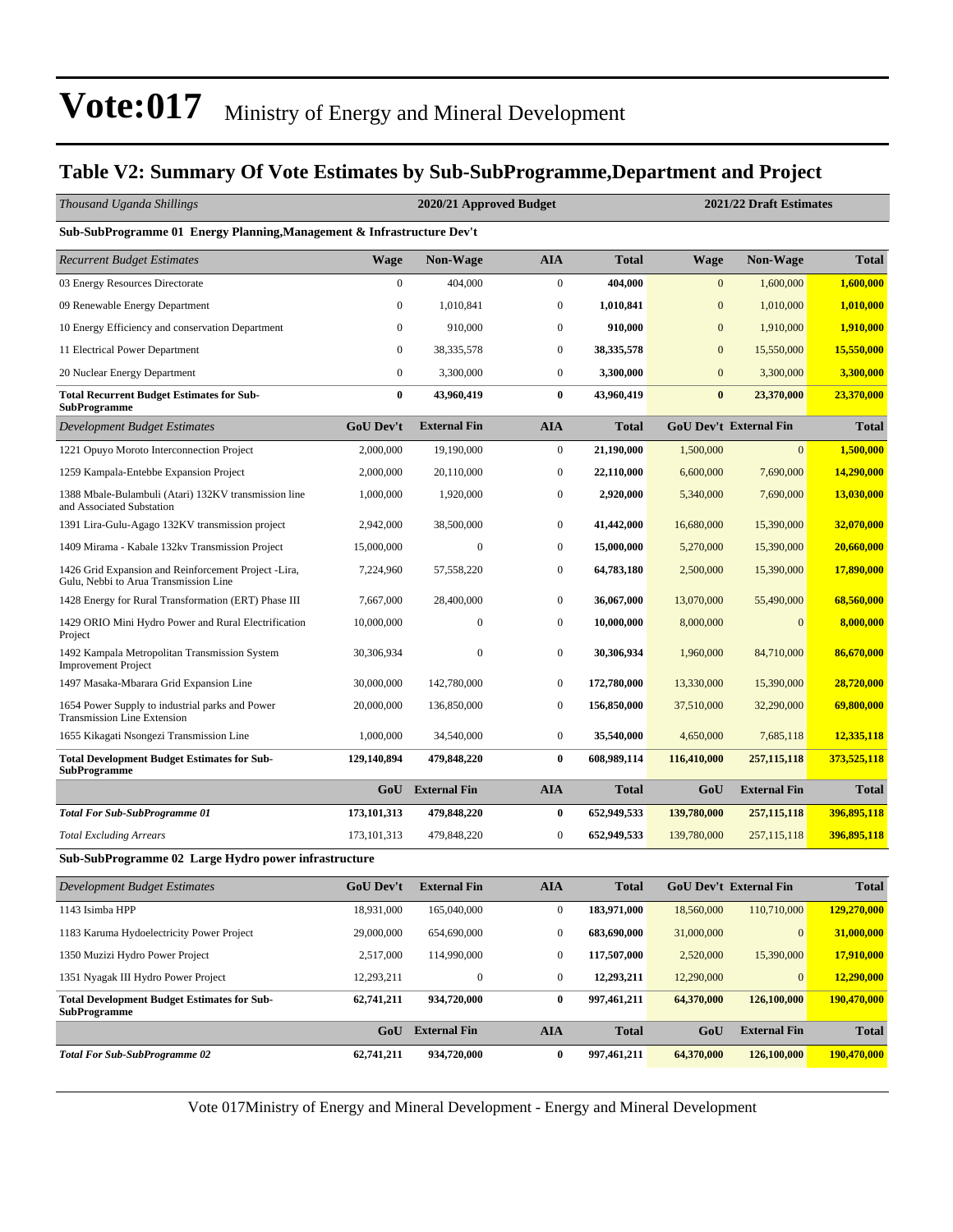# Vote:017 Ministry of Energy and Mineral Development

## Table V2: Summary Of Vote Estimates by Sub-SubProgramme,Department and Project

| *Thousand Uganda Shillings* | 2020/21 Approved Budget | | | | 2021/22 Draft Estimates | | |
|---|---|---|---|---|---|---|---|
| **Sub-SubProgramme 01 Energy Planning,Management & Infrastructure Dev't** | | | | | | | |
| *Recurrent Budget Estimates* | **Wage** | **Non-Wage** | **AIA** | **Total** | **Wage** | **Non-Wage** | **Total** |
| 03 Energy Resources Directorate | 0 | 404,000 | 0 | **404,000** | 0 | 1,600,000 | **1,600,000** |
| 09 Renewable Energy Department | 0 | 1,010,841 | 0 | **1,010,841** | 0 | 1,010,000 | **1,010,000** |
| 10 Energy Efficiency and conservation Department | 0 | 910,000 | 0 | **910,000** | 0 | 1,910,000 | **1,910,000** |
| 11 Electrical Power Department | 0 | 38,335,578 | 0 | **38,335,578** | 0 | 15,550,000 | **15,550,000** |
| 20 Nuclear Energy Department | 0 | 3,300,000 | 0 | **3,300,000** | 0 | 3,300,000 | **3,300,000** |
| **Total Recurrent Budget Estimates for Sub-SubProgramme** | **0** | **43,960,419** | **0** | **43,960,419** | **0** | **23,370,000** | **23,370,000** |
| *Development Budget Estimates* | **GoU Dev't** | **External Fin** | **AIA** | **Total** | **GoU Dev't** | **External Fin** | **Total** |
| 1221 Opuyo Moroto Interconnection Project | 2,000,000 | 19,190,000 | 0 | **21,190,000** | 1,500,000 | 0 | **1,500,000** |
| 1259 Kampala-Entebbe Expansion Project | 2,000,000 | 20,110,000 | 0 | **22,110,000** | 6,600,000 | 7,690,000 | **14,290,000** |
| 1388 Mbale-Bulambuli (Atari) 132KV transmission line and Associated Substation | 1,000,000 | 1,920,000 | 0 | **2,920,000** | 5,340,000 | 7,690,000 | **13,030,000** |
| 1391 Lira-Gulu-Agago 132KV transmission project | 2,942,000 | 38,500,000 | 0 | **41,442,000** | 16,680,000 | 15,390,000 | **32,070,000** |
| 1409 Mirama - Kabale 132kv Transmission Project | 15,000,000 | 0 | 0 | **15,000,000** | 5,270,000 | 15,390,000 | **20,660,000** |
| 1426 Grid Expansion and Reinforcement Project -Lira, Gulu, Nebbi to Arua Transmission Line | 7,224,960 | 57,558,220 | 0 | **64,783,180** | 2,500,000 | 15,390,000 | **17,890,000** |
| 1428 Energy for Rural Transformation (ERT) Phase III | 7,667,000 | 28,400,000 | 0 | **36,067,000** | 13,070,000 | 55,490,000 | **68,560,000** |
| 1429 ORIO Mini Hydro Power and Rural Electrification Project | 10,000,000 | 0 | 0 | **10,000,000** | 8,000,000 | 0 | **8,000,000** |
| 1492 Kampala Metropolitan Transmission System Improvement Project | 30,306,934 | 0 | 0 | **30,306,934** | 1,960,000 | 84,710,000 | **86,670,000** |
| 1497 Masaka-Mbarara Grid Expansion Line | 30,000,000 | 142,780,000 | 0 | **172,780,000** | 13,330,000 | 15,390,000 | **28,720,000** |
| 1654 Power Supply to industrial parks and Power Transmission Line Extension | 20,000,000 | 136,850,000 | 0 | **156,850,000** | 37,510,000 | 32,290,000 | **69,800,000** |
| 1655 Kikagati Nsongezi Transmission Line | 1,000,000 | 34,540,000 | 0 | **35,540,000** | 4,650,000 | 7,685,118 | **12,335,118** |
| **Total Development Budget Estimates for Sub-SubProgramme** | **129,140,894** | **479,848,220** | **0** | **608,989,114** | **116,410,000** | **257,115,118** | **373,525,118** |
| | **GoU** | **External Fin** | **AIA** | **Total** | **GoU** | **External Fin** | **Total** |
| ***Total For Sub-SubProgramme 01*** | **173,101,313** | **479,848,220** | **0** | **652,949,533** | **139,780,000** | **257,115,118** | **396,895,118** |
| *Total Excluding Arrears* | 173,101,313 | 479,848,220 | 0 | 652,949,533 | 139,780,000 | 257,115,118 | **396,895,118** |
| **Sub-SubProgramme 02 Large Hydro power infrastructure** | | | | | | | |
| *Development Budget Estimates* | **GoU Dev't** | **External Fin** | **AIA** | **Total** | **GoU Dev't** | **External Fin** | **Total** |
| 1143 Isimba HPP | 18,931,000 | 165,040,000 | 0 | **183,971,000** | 18,560,000 | 110,710,000 | **129,270,000** |
| 1183 Karuma Hydoelectricity Power Project | 29,000,000 | 654,690,000 | 0 | **683,690,000** | 31,000,000 | 0 | **31,000,000** |
| 1350 Muzizi Hydro Power Project | 2,517,000 | 114,990,000 | 0 | **117,507,000** | 2,520,000 | 15,390,000 | **17,910,000** |
| 1351 Nyagak III Hydro Power Project | 12,293,211 | 0 | 0 | **12,293,211** | 12,290,000 | 0 | **12,290,000** |
| **Total Development Budget Estimates for Sub-SubProgramme** | **62,741,211** | **934,720,000** | **0** | **997,461,211** | **64,370,000** | **126,100,000** | **190,470,000** |
| | **GoU** | **External Fin** | **AIA** | **Total** | **GoU** | **External Fin** | **Total** |
| ***Total For Sub-SubProgramme 02*** | **62,741,211** | **934,720,000** | **0** | **997,461,211** | **64,370,000** | **126,100,000** | **190,470,000** |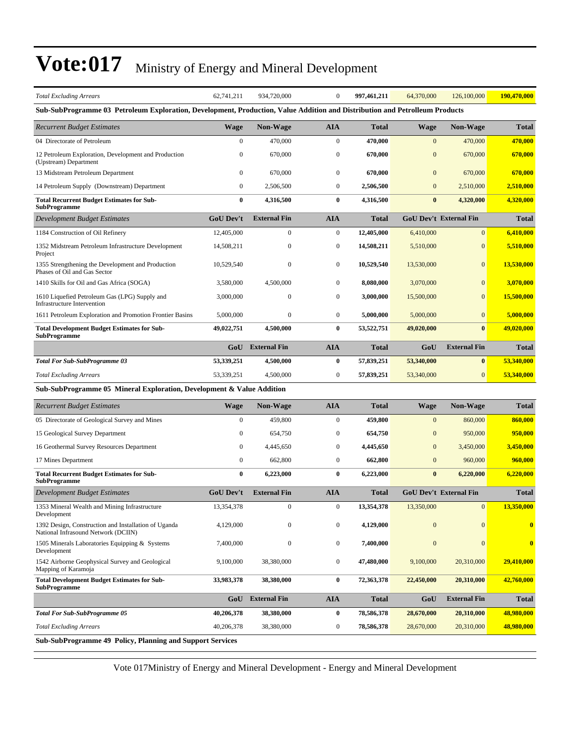# Vote:017 Ministry of Energy and Mineral Development

| *Total Excluding Arrears* | 62,741,211 | 934,720,000 | 0 | 997,461,211 | 64,370,000 | 126,100,000 | 190,470,000 |
|---|---|---|---|---|---|---|---|

**Sub-SubProgramme 03 Petroleum Exploration, Development, Production, Value Addition and Distribution and Petroleum Products**

| *Recurrent Budget Estimates* | Wage | Non-Wage | AIA | Total | Wage | Non-Wage | Total |
|---|---|---|---|---|---|---|---|
| 04 Directorate of Petroleum | 0 | 470,000 | 0 | **470,000** | 0 | 470,000 | **470,000** |
| 12 Petroleum Exploration, Development and Production (Upstream) Department | 0 | 670,000 | 0 | **670,000** | 0 | 670,000 | **670,000** |
| 13 Midstream Petroleum Department | 0 | 670,000 | 0 | **670,000** | 0 | 670,000 | **670,000** |
| 14 Petroleum Supply (Downstream) Department | 0 | 2,506,500 | 0 | **2,506,500** | 0 | 2,510,000 | **2,510,000** |
| **Total Recurrent Budget Estimates for Sub-SubProgramme** | **0** | **4,316,500** | **0** | **4,316,500** | **0** | **4,320,000** | **4,320,000** |
| *Development Budget Estimates* | **GoU Dev't** | **External Fin** | **AIA** | **Total** | **GoU Dev't** | **External Fin** | **Total** |
| 1184 Construction of Oil Refinery | 12,405,000 | 0 | 0 | **12,405,000** | 6,410,000 | 0 | **6,410,000** |
| 1352 Midstream Petroleum Infrastructure Development Project | 14,508,211 | 0 | 0 | **14,508,211** | 5,510,000 | 0 | **5,510,000** |
| 1355 Strengthening the Development and Production Phases of Oil and Gas Sector | 10,529,540 | 0 | 0 | **10,529,540** | 13,530,000 | 0 | **13,530,000** |
| 1410 Skills for Oil and Gas Africa (SOGA) | 3,580,000 | 4,500,000 | 0 | **8,080,000** | 3,070,000 | 0 | **3,070,000** |
| 1610 Liquefied Petroleum Gas (LPG) Supply and Infrastructure Intervention | 3,000,000 | 0 | 0 | **3,000,000** | 15,500,000 | 0 | **15,500,000** |
| 1611 Petroleum Exploration and Promotion Frontier Basins | 5,000,000 | 0 | 0 | **5,000,000** | 5,000,000 | 0 | **5,000,000** |
| **Total Development Budget Estimates for Sub-SubProgramme** | **49,022,751** | **4,500,000** | **0** | **53,522,751** | **49,020,000** | **0** | **49,020,000** |
| | **GoU** | **External Fin** | **AIA** | **Total** | **GoU** | **External Fin** | **Total** |
| ***Total For Sub-SubProgramme 03*** | **53,339,251** | **4,500,000** | **0** | **57,839,251** | **53,340,000** | **0** | **53,340,000** |
| *Total Excluding Arrears* | 53,339,251 | 4,500,000 | 0 | 57,839,251 | 53,340,000 | 0 | 53,340,000 |

**Sub-SubProgramme 05 Mineral Exploration, Development & Value Addition**

| *Recurrent Budget Estimates* | Wage | Non-Wage | AIA | Total | Wage | Non-Wage | Total |
|---|---|---|---|---|---|---|---|
| 05 Directorate of Geological Survey and Mines | 0 | 459,800 | 0 | **459,800** | 0 | 860,000 | **860,000** |
| 15 Geological Survey Department | 0 | 654,750 | 0 | **654,750** | 0 | 950,000 | **950,000** |
| 16 Geothermal Survey Resources Department | 0 | 4,445,650 | 0 | **4,445,650** | 0 | 3,450,000 | **3,450,000** |
| 17 Mines Department | 0 | 662,800 | 0 | **662,800** | 0 | 960,000 | **960,000** |
| **Total Recurrent Budget Estimates for Sub-SubProgramme** | **0** | **6,223,000** | **0** | **6,223,000** | **0** | **6,220,000** | **6,220,000** |
| *Development Budget Estimates* | **GoU Dev't** | **External Fin** | **AIA** | **Total** | **GoU Dev't** | **External Fin** | **Total** |
| 1353 Mineral Wealth and Mining Infrastructure Development | 13,354,378 | 0 | 0 | **13,354,378** | 13,350,000 | 0 | **13,350,000** |
| 1392 Design, Construction and Installation of Uganda National Infrasound Network (DCIIN) | 4,129,000 | 0 | 0 | **4,129,000** | 0 | 0 | **0** |
| 1505 Minerals Laboratories Equipping & Systems Development | 7,400,000 | 0 | 0 | **7,400,000** | 0 | 0 | **0** |
| 1542 Airborne Geophysical Survey and Geological Mapping of Karamoja | 9,100,000 | 38,380,000 | 0 | **47,480,000** | 9,100,000 | 20,310,000 | **29,410,000** |
| **Total Development Budget Estimates for Sub-SubProgramme** | **33,983,378** | **38,380,000** | **0** | **72,363,378** | **22,450,000** | **20,310,000** | **42,760,000** |
| | **GoU** | **External Fin** | **AIA** | **Total** | **GoU** | **External Fin** | **Total** |
| ***Total For Sub-SubProgramme 05*** | **40,206,378** | **38,380,000** | **0** | **78,586,378** | **28,670,000** | **20,310,000** | **48,980,000** |
| *Total Excluding Arrears* | 40,206,378 | 38,380,000 | 0 | **78,586,378** | 28,670,000 | 20,310,000 | **48,980,000** |

**Sub-SubProgramme 49 Policy, Planning and Support Services**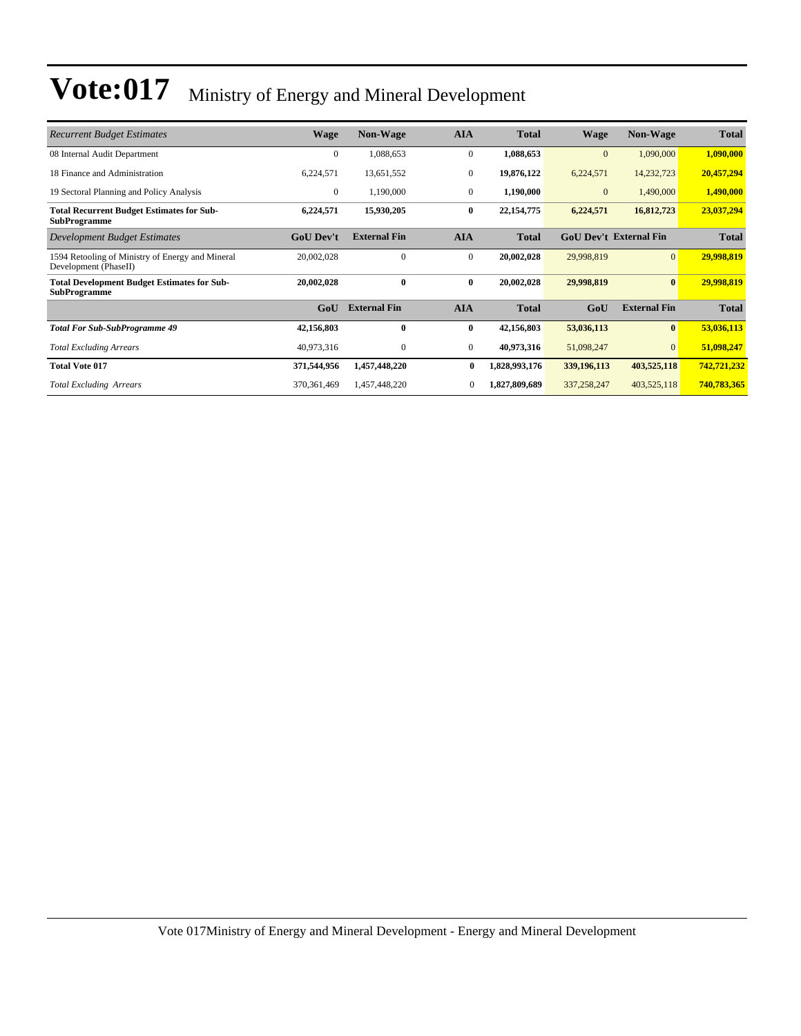# Vote:017 Ministry of Energy and Mineral Development

| *Recurrent Budget Estimates* | Wage | Non-Wage | AIA | Total | Wage | Non-Wage | Total |
|---|---|---|---|---|---|---|---|
| 08 Internal Audit Department | 0 | 1,088,653 | 0 | **1,088,653** | 0 | 1,090,000 | **1,090,000** |
| 18 Finance and Administration | 6,224,571 | 13,651,552 | 0 | **19,876,122** | 6,224,571 | 14,232,723 | **20,457,294** |
| 19 Sectoral Planning and Policy Analysis | 0 | 1,190,000 | 0 | **1,190,000** | 0 | 1,490,000 | **1,490,000** |
| **Total Recurrent Budget Estimates for Sub-SubProgramme** | **6,224,571** | **15,930,205** | **0** | **22,154,775** | **6,224,571** | **16,812,723** | **23,037,294** |
| *Development Budget Estimates* | **GoU Dev't** | **External Fin** | **AIA** | **Total** | **GoU Dev't** | **External Fin** | **Total** |
| 1594 Retooling of Ministry of Energy and Mineral Development (PhaseII) | 20,002,028 | 0 | 0 | **20,002,028** | 29,998,819 | 0 | **29,998,819** |
| **Total Development Budget Estimates for Sub-SubProgramme** | **20,002,028** | **0** | **0** | **20,002,028** | **29,998,819** | **0** | **29,998,819** |
| | **GoU** | **External Fin** | **AIA** | **Total** | **GoU** | **External Fin** | **Total** |
| ***Total For Sub-SubProgramme 49*** | **42,156,803** | **0** | **0** | **42,156,803** | **53,036,113** | **0** | **53,036,113** |
| *Total Excluding Arrears* | 40,973,316 | 0 | 0 | **40,973,316** | 51,098,247 | 0 | **51,098,247** |
| **Total Vote 017** | **371,544,956** | **1,457,448,220** | **0** | **1,828,993,176** | **339,196,113** | **403,525,118** | **742,721,232** |
| *Total Excluding Arrears* | 370,361,469 | 1,457,448,220 | 0 | **1,827,809,689** | 337,258,247 | 403,525,118 | **740,783,365** |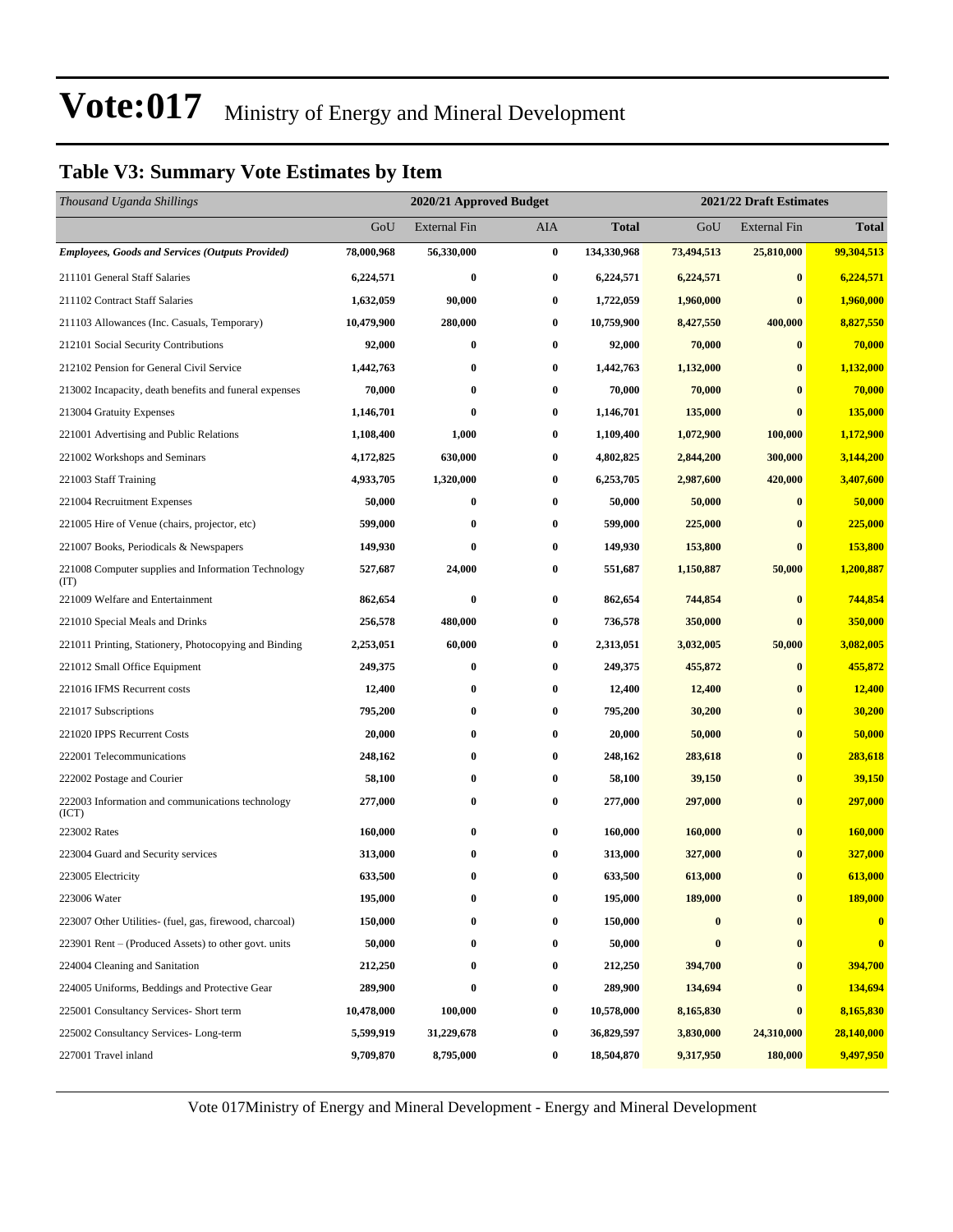# Vote:017 Ministry of Energy and Mineral Development

## Table V3: Summary Vote Estimates by Item

| *Thousand Uganda Shillings* | 2020/21 Approved Budget | | | | 2021/22 Draft Estimates | | |
|---|---|---|---|---|---|---|---|
| | GoU | External Fin | AIA | **Total** | GoU | External Fin | **Total** |
| ***Employees, Goods and Services (Outputs Provided)*** | **78,000,968** | **56,330,000** | **0** | **134,330,968** | **73,494,513** | **25,810,000** | **99,304,513** |
| 211101 General Staff Salaries | **6,224,571** | **0** | **0** | **6,224,571** | **6,224,571** | **0** | **6,224,571** |
| 211102 Contract Staff Salaries | **1,632,059** | **90,000** | **0** | **1,722,059** | **1,960,000** | **0** | **1,960,000** |
| 211103 Allowances (Inc. Casuals, Temporary) | **10,479,900** | **280,000** | **0** | **10,759,900** | **8,427,550** | **400,000** | **8,827,550** |
| 212101 Social Security Contributions | **92,000** | **0** | **0** | **92,000** | **70,000** | **0** | **70,000** |
| 212102 Pension for General Civil Service | **1,442,763** | **0** | **0** | **1,442,763** | **1,132,000** | **0** | **1,132,000** |
| 213002 Incapacity, death benefits and funeral expenses | **70,000** | **0** | **0** | **70,000** | **70,000** | **0** | **70,000** |
| 213004 Gratuity Expenses | **1,146,701** | **0** | **0** | **1,146,701** | **135,000** | **0** | **135,000** |
| 221001 Advertising and Public Relations | **1,108,400** | **1,000** | **0** | **1,109,400** | **1,072,900** | **100,000** | **1,172,900** |
| 221002 Workshops and Seminars | **4,172,825** | **630,000** | **0** | **4,802,825** | **2,844,200** | **300,000** | **3,144,200** |
| 221003 Staff Training | **4,933,705** | **1,320,000** | **0** | **6,253,705** | **2,987,600** | **420,000** | **3,407,600** |
| 221004 Recruitment Expenses | **50,000** | **0** | **0** | **50,000** | **50,000** | **0** | **50,000** |
| 221005 Hire of Venue (chairs, projector, etc) | **599,000** | **0** | **0** | **599,000** | **225,000** | **0** | **225,000** |
| 221007 Books, Periodicals & Newspapers | **149,930** | **0** | **0** | **149,930** | **153,800** | **0** | **153,800** |
| 221008 Computer supplies and Information Technology (IT) | **527,687** | **24,000** | **0** | **551,687** | **1,150,887** | **50,000** | **1,200,887** |
| 221009 Welfare and Entertainment | **862,654** | **0** | **0** | **862,654** | **744,854** | **0** | **744,854** |
| 221010 Special Meals and Drinks | **256,578** | **480,000** | **0** | **736,578** | **350,000** | **0** | **350,000** |
| 221011 Printing, Stationery, Photocopying and Binding | **2,253,051** | **60,000** | **0** | **2,313,051** | **3,032,005** | **50,000** | **3,082,005** |
| 221012 Small Office Equipment | **249,375** | **0** | **0** | **249,375** | **455,872** | **0** | **455,872** |
| 221016 IFMS Recurrent costs | **12,400** | **0** | **0** | **12,400** | **12,400** | **0** | **12,400** |
| 221017 Subscriptions | **795,200** | **0** | **0** | **795,200** | **30,200** | **0** | **30,200** |
| 221020 IPPS Recurrent Costs | **20,000** | **0** | **0** | **20,000** | **50,000** | **0** | **50,000** |
| 222001 Telecommunications | **248,162** | **0** | **0** | **248,162** | **283,618** | **0** | **283,618** |
| 222002 Postage and Courier | **58,100** | **0** | **0** | **58,100** | **39,150** | **0** | **39,150** |
| 222003 Information and communications technology (ICT) | **277,000** | **0** | **0** | **277,000** | **297,000** | **0** | **297,000** |
| 223002 Rates | **160,000** | **0** | **0** | **160,000** | **160,000** | **0** | **160,000** |
| 223004 Guard and Security services | **313,000** | **0** | **0** | **313,000** | **327,000** | **0** | **327,000** |
| 223005 Electricity | **633,500** | **0** | **0** | **633,500** | **613,000** | **0** | **613,000** |
| 223006 Water | **195,000** | **0** | **0** | **195,000** | **189,000** | **0** | **189,000** |
| 223007 Other Utilities- (fuel, gas, firewood, charcoal) | **150,000** | **0** | **0** | **150,000** | **0** | **0** | **0** |
| 223901 Rent – (Produced Assets) to other govt. units | **50,000** | **0** | **0** | **50,000** | **0** | **0** | **0** |
| 224004 Cleaning and Sanitation | **212,250** | **0** | **0** | **212,250** | **394,700** | **0** | **394,700** |
| 224005 Uniforms, Beddings and Protective Gear | **289,900** | **0** | **0** | **289,900** | **134,694** | **0** | **134,694** |
| 225001 Consultancy Services- Short term | **10,478,000** | **100,000** | **0** | **10,578,000** | **8,165,830** | **0** | **8,165,830** |
| 225002 Consultancy Services- Long-term | **5,599,919** | **31,229,678** | **0** | **36,829,597** | **3,830,000** | **24,310,000** | **28,140,000** |
| 227001 Travel inland | **9,709,870** | **8,795,000** | **0** | **18,504,870** | **9,317,950** | **180,000** | **9,497,950** |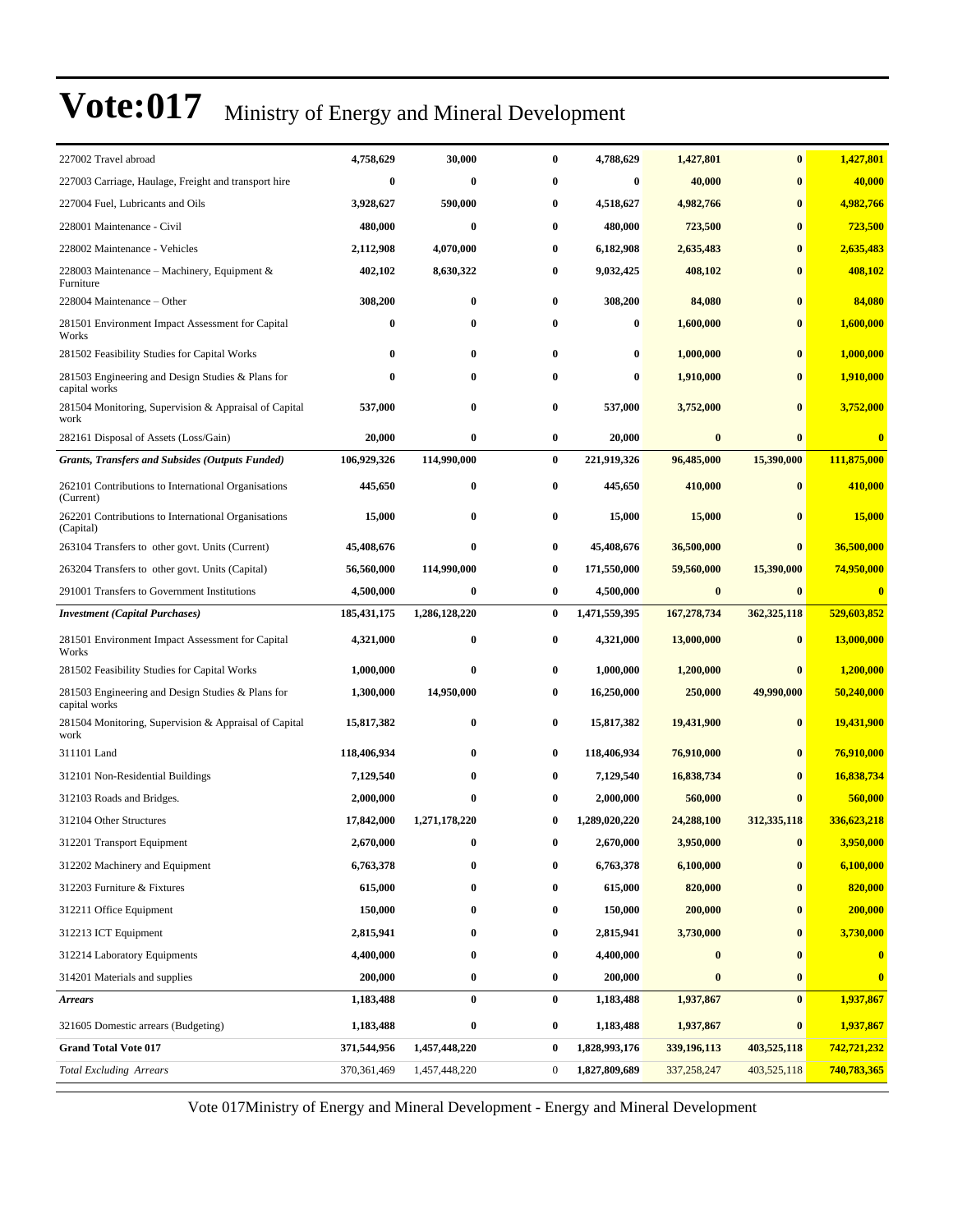# Vote:017 Ministry of Energy and Mineral Development

| | | | | | | | |
|---|---|---|---|---|---|---|---|
| 227002 Travel abroad | 4,758,629 | 30,000 | 0 | 4,788,629 | 1,427,801 | 0 | 1,427,801 |
| 227003 Carriage, Haulage, Freight and transport hire | 0 | 0 | 0 | 0 | 40,000 | 0 | 40,000 |
| 227004 Fuel, Lubricants and Oils | 3,928,627 | 590,000 | 0 | 4,518,627 | 4,982,766 | 0 | 4,982,766 |
| 228001 Maintenance - Civil | 480,000 | 0 | 0 | 480,000 | 723,500 | 0 | 723,500 |
| 228002 Maintenance - Vehicles | 2,112,908 | 4,070,000 | 0 | 6,182,908 | 2,635,483 | 0 | 2,635,483 |
| 228003 Maintenance – Machinery, Equipment & Furniture | 402,102 | 8,630,322 | 0 | 9,032,425 | 408,102 | 0 | 408,102 |
| 228004 Maintenance – Other | 308,200 | 0 | 0 | 308,200 | 84,080 | 0 | 84,080 |
| 281501 Environment Impact Assessment for Capital Works | 0 | 0 | 0 | 0 | 1,600,000 | 0 | 1,600,000 |
| 281502 Feasibility Studies for Capital Works | 0 | 0 | 0 | 0 | 1,000,000 | 0 | 1,000,000 |
| 281503 Engineering and Design Studies & Plans for capital works | 0 | 0 | 0 | 0 | 1,910,000 | 0 | 1,910,000 |
| 281504 Monitoring, Supervision & Appraisal of Capital work | 537,000 | 0 | 0 | 537,000 | 3,752,000 | 0 | 3,752,000 |
| 282161 Disposal of Assets (Loss/Gain) | 20,000 | 0 | 0 | 20,000 | 0 | 0 | 0 |
| ***Grants, Transfers and Subsides (Outputs Funded)*** | **106,929,326** | **114,990,000** | **0** | **221,919,326** | **96,485,000** | **15,390,000** | **111,875,000** |
| 262101 Contributions to International Organisations (Current) | 445,650 | 0 | 0 | 445,650 | 410,000 | 0 | 410,000 |
| 262201 Contributions to International Organisations (Capital) | 15,000 | 0 | 0 | 15,000 | 15,000 | 0 | 15,000 |
| 263104 Transfers to other govt. Units (Current) | 45,408,676 | 0 | 0 | 45,408,676 | 36,500,000 | 0 | 36,500,000 |
| 263204 Transfers to other govt. Units (Capital) | 56,560,000 | 114,990,000 | 0 | 171,550,000 | 59,560,000 | 15,390,000 | 74,950,000 |
| 291001 Transfers to Government Institutions | 4,500,000 | 0 | 0 | 4,500,000 | 0 | 0 | 0 |
| ***Investment (Capital Purchases)*** | **185,431,175** | **1,286,128,220** | **0** | **1,471,559,395** | **167,278,734** | **362,325,118** | **529,603,852** |
| 281501 Environment Impact Assessment for Capital Works | 4,321,000 | 0 | 0 | 4,321,000 | 13,000,000 | 0 | 13,000,000 |
| 281502 Feasibility Studies for Capital Works | 1,000,000 | 0 | 0 | 1,000,000 | 1,200,000 | 0 | 1,200,000 |
| 281503 Engineering and Design Studies & Plans for capital works | 1,300,000 | 14,950,000 | 0 | 16,250,000 | 250,000 | 49,990,000 | 50,240,000 |
| 281504 Monitoring, Supervision & Appraisal of Capital work | 15,817,382 | 0 | 0 | 15,817,382 | 19,431,900 | 0 | 19,431,900 |
| 311101 Land | 118,406,934 | 0 | 0 | 118,406,934 | 76,910,000 | 0 | 76,910,000 |
| 312101 Non-Residential Buildings | 7,129,540 | 0 | 0 | 7,129,540 | 16,838,734 | 0 | 16,838,734 |
| 312103 Roads and Bridges. | 2,000,000 | 0 | 0 | 2,000,000 | 560,000 | 0 | 560,000 |
| 312104 Other Structures | 17,842,000 | 1,271,178,220 | 0 | 1,289,020,220 | 24,288,100 | 312,335,118 | 336,623,218 |
| 312201 Transport Equipment | 2,670,000 | 0 | 0 | 2,670,000 | 3,950,000 | 0 | 3,950,000 |
| 312202 Machinery and Equipment | 6,763,378 | 0 | 0 | 6,763,378 | 6,100,000 | 0 | 6,100,000 |
| 312203 Furniture & Fixtures | 615,000 | 0 | 0 | 615,000 | 820,000 | 0 | 820,000 |
| 312211 Office Equipment | 150,000 | 0 | 0 | 150,000 | 200,000 | 0 | 200,000 |
| 312213 ICT Equipment | 2,815,941 | 0 | 0 | 2,815,941 | 3,730,000 | 0 | 3,730,000 |
| 312214 Laboratory Equipments | 4,400,000 | 0 | 0 | 4,400,000 | 0 | 0 | 0 |
| 314201 Materials and supplies | 200,000 | 0 | 0 | 200,000 | 0 | 0 | 0 |
| ***Arrears*** | **1,183,488** | **0** | **0** | **1,183,488** | **1,937,867** | **0** | **1,937,867** |
| 321605 Domestic arrears (Budgeting) | 1,183,488 | 0 | 0 | 1,183,488 | 1,937,867 | 0 | 1,937,867 |
| **Grand Total Vote 017** | **371,544,956** | **1,457,448,220** | **0** | **1,828,993,176** | **339,196,113** | **403,525,118** | **742,721,232** |
| *Total Excluding Arrears* | 370,361,469 | 1,457,448,220 | 0 | 1,827,809,689 | 337,258,247 | 403,525,118 | 740,783,365 |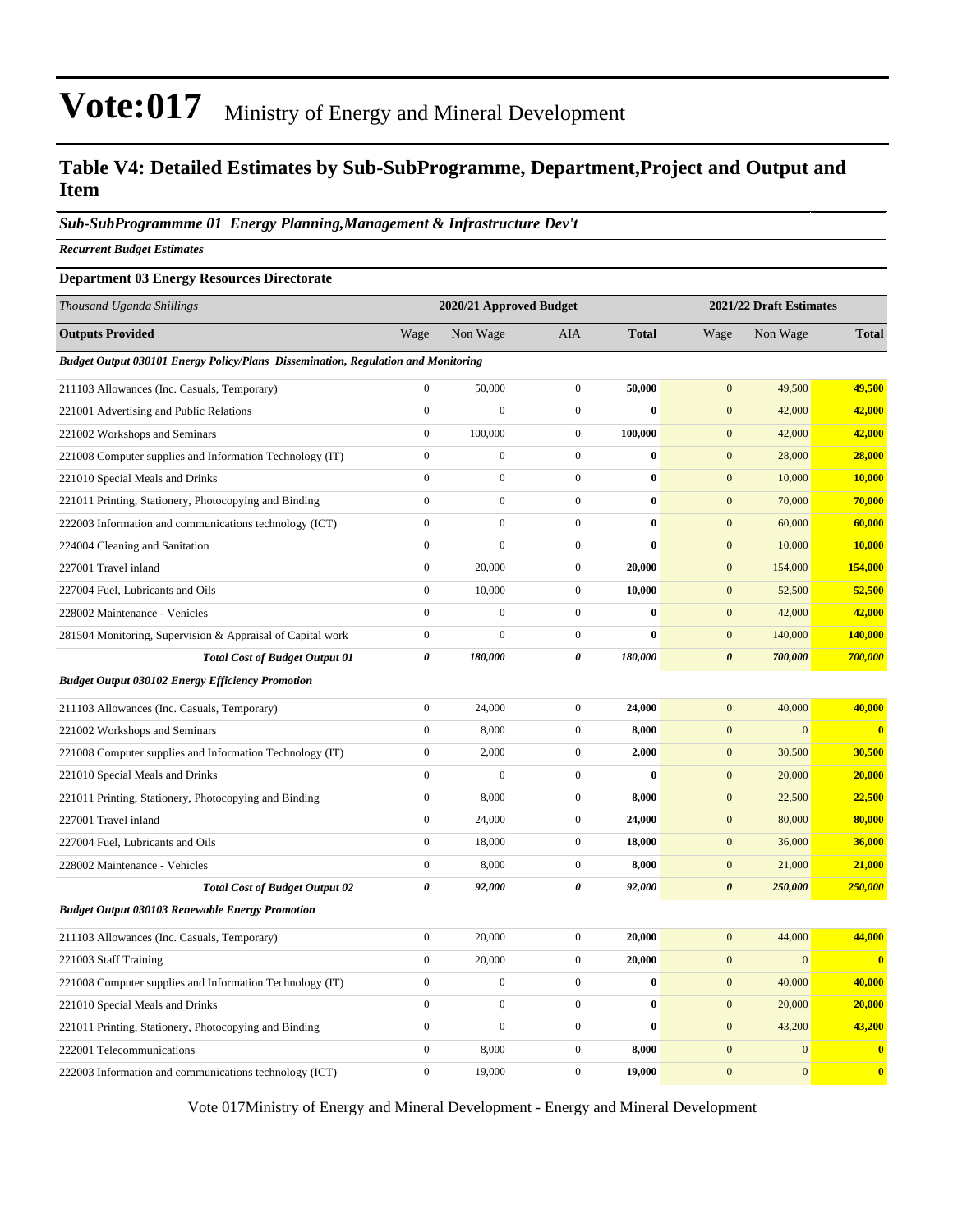# Vote:017 Ministry of Energy and Mineral Development

## Table V4: Detailed Estimates by Sub-SubProgramme, Department,Project and Output and Item

### *Sub-SubProgrammme 01 Energy Planning,Management & Infrastructure Dev't*

***Recurrent Budget Estimates***

**Department 03 Energy Resources Directorate**

| *Thousand Uganda Shillings* | 2020/21 Approved Budget | | | | 2021/22 Draft Estimates | | |
|---|---|---|---|---|---|---|---|
| **Outputs Provided** | Wage | Non Wage | AIA | **Total** | Wage | Non Wage | **Total** |
| ***Budget Output 030101 Energy Policy/Plans Dissemination, Regulation and Monitoring*** | | | | | | | |
| 211103 Allowances (Inc. Casuals, Temporary) | 0 | 50,000 | 0 | **50,000** | 0 | 49,500 | **49,500** |
| 221001 Advertising and Public Relations | 0 | 0 | 0 | **0** | 0 | 42,000 | **42,000** |
| 221002 Workshops and Seminars | 0 | 100,000 | 0 | **100,000** | 0 | 42,000 | **42,000** |
| 221008 Computer supplies and Information Technology (IT) | 0 | 0 | 0 | **0** | 0 | 28,000 | **28,000** |
| 221010 Special Meals and Drinks | 0 | 0 | 0 | **0** | 0 | 10,000 | **10,000** |
| 221011 Printing, Stationery, Photocopying and Binding | 0 | 0 | 0 | **0** | 0 | 70,000 | **70,000** |
| 222003 Information and communications technology (ICT) | 0 | 0 | 0 | **0** | 0 | 60,000 | **60,000** |
| 224004 Cleaning and Sanitation | 0 | 0 | 0 | **0** | 0 | 10,000 | **10,000** |
| 227001 Travel inland | 0 | 20,000 | 0 | **20,000** | 0 | 154,000 | **154,000** |
| 227004 Fuel, Lubricants and Oils | 0 | 10,000 | 0 | **10,000** | 0 | 52,500 | **52,500** |
| 228002 Maintenance - Vehicles | 0 | 0 | 0 | **0** | 0 | 42,000 | **42,000** |
| 281504 Monitoring, Supervision & Appraisal of Capital work | 0 | 0 | 0 | **0** | 0 | 140,000 | **140,000** |
| ***Total Cost of Budget Output 01*** | ***0*** | ***180,000*** | ***0*** | ***180,000*** | ***0*** | ***700,000*** | ***700,000*** |
| ***Budget Output 030102 Energy Efficiency Promotion*** | | | | | | | |
| 211103 Allowances (Inc. Casuals, Temporary) | 0 | 24,000 | 0 | **24,000** | 0 | 40,000 | **40,000** |
| 221002 Workshops and Seminars | 0 | 8,000 | 0 | **8,000** | 0 | 0 | **0** |
| 221008 Computer supplies and Information Technology (IT) | 0 | 2,000 | 0 | **2,000** | 0 | 30,500 | **30,500** |
| 221010 Special Meals and Drinks | 0 | 0 | 0 | **0** | 0 | 20,000 | **20,000** |
| 221011 Printing, Stationery, Photocopying and Binding | 0 | 8,000 | 0 | **8,000** | 0 | 22,500 | **22,500** |
| 227001 Travel inland | 0 | 24,000 | 0 | **24,000** | 0 | 80,000 | **80,000** |
| 227004 Fuel, Lubricants and Oils | 0 | 18,000 | 0 | **18,000** | 0 | 36,000 | **36,000** |
| 228002 Maintenance - Vehicles | 0 | 8,000 | 0 | **8,000** | 0 | 21,000 | **21,000** |
| ***Total Cost of Budget Output 02*** | ***0*** | ***92,000*** | ***0*** | ***92,000*** | ***0*** | ***250,000*** | ***250,000*** |
| ***Budget Output 030103 Renewable Energy Promotion*** | | | | | | | |
| 211103 Allowances (Inc. Casuals, Temporary) | 0 | 20,000 | 0 | **20,000** | 0 | 44,000 | **44,000** |
| 221003 Staff Training | 0 | 20,000 | 0 | **20,000** | 0 | 0 | **0** |
| 221008 Computer supplies and Information Technology (IT) | 0 | 0 | 0 | **0** | 0 | 40,000 | **40,000** |
| 221010 Special Meals and Drinks | 0 | 0 | 0 | **0** | 0 | 20,000 | **20,000** |
| 221011 Printing, Stationery, Photocopying and Binding | 0 | 0 | 0 | **0** | 0 | 43,200 | **43,200** |
| 222001 Telecommunications | 0 | 8,000 | 0 | **8,000** | 0 | 0 | **0** |
| 222003 Information and communications technology (ICT) | 0 | 19,000 | 0 | **19,000** | 0 | 0 | **0** |

Vote 017Ministry of Energy and Mineral Development - Energy and Mineral Development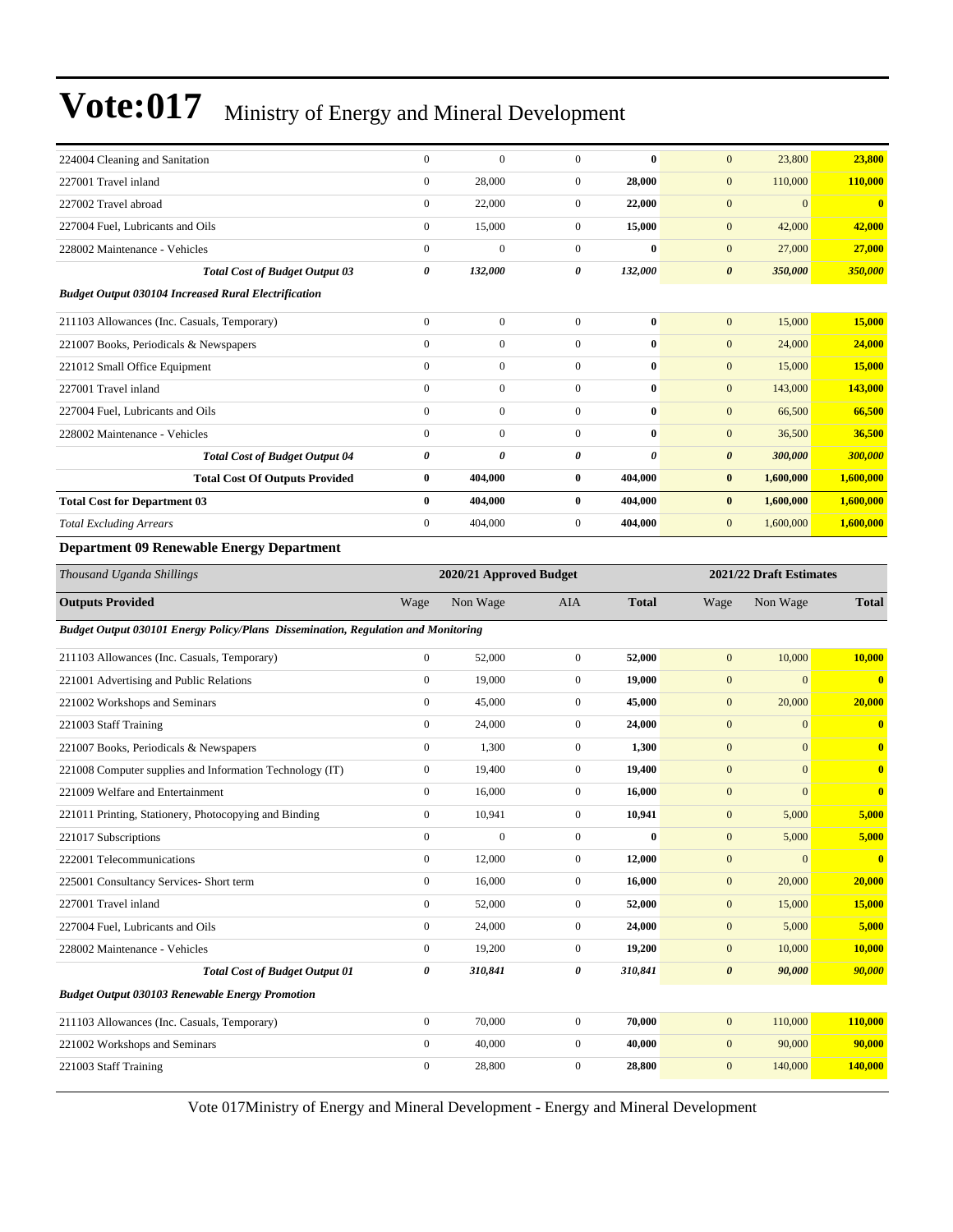| | | | | | | | |
|---|---|---|---|---|---|---|---|
| 224004 Cleaning and Sanitation | 0 | 0 | 0 | **0** | 0 | 23,800 | **23,800** |
| 227001 Travel inland | 0 | 28,000 | 0 | **28,000** | 0 | 110,000 | **110,000** |
| 227002 Travel abroad | 0 | 22,000 | 0 | **22,000** | 0 | 0 | **0** |
| 227004 Fuel, Lubricants and Oils | 0 | 15,000 | 0 | **15,000** | 0 | 42,000 | **42,000** |
| 228002 Maintenance - Vehicles | 0 | 0 | 0 | **0** | 0 | 27,000 | **27,000** |
| ***Total Cost of Budget Output 03*** | ***0*** | ***132,000*** | ***0*** | ***132,000*** | ***0*** | ***350,000*** | ***350,000*** |
| ***Budget Output 030104 Increased Rural Electrification*** | | | | | | | |
| 211103 Allowances (Inc. Casuals, Temporary) | 0 | 0 | 0 | **0** | 0 | 15,000 | **15,000** |
| 221007 Books, Periodicals & Newspapers | 0 | 0 | 0 | **0** | 0 | 24,000 | **24,000** |
| 221012 Small Office Equipment | 0 | 0 | 0 | **0** | 0 | 15,000 | **15,000** |
| 227001 Travel inland | 0 | 0 | 0 | **0** | 0 | 143,000 | **143,000** |
| 227004 Fuel, Lubricants and Oils | 0 | 0 | 0 | **0** | 0 | 66,500 | **66,500** |
| 228002 Maintenance - Vehicles | 0 | 0 | 0 | **0** | 0 | 36,500 | **36,500** |
| ***Total Cost of Budget Output 04*** | ***0*** | ***0*** | ***0*** | ***0*** | ***0*** | ***300,000*** | ***300,000*** |
| **Total Cost Of Outputs Provided** | **0** | **404,000** | **0** | **404,000** | **0** | **1,600,000** | **1,600,000** |
| **Total Cost for Department 03** | **0** | **404,000** | **0** | **404,000** | **0** | **1,600,000** | **1,600,000** |
| *Total Excluding Arrears* | 0 | 404,000 | 0 | **404,000** | 0 | 1,600,000 | **1,600,000** |

**Department 09 Renewable Energy Department**

| *Thousand Uganda Shillings* | 2020/21 Approved Budget | | | | 2021/22 Draft Estimates | | |
|---|---|---|---|---|---|---|---|
| **Outputs Provided** | Wage | Non Wage | AIA | **Total** | Wage | Non Wage | **Total** |
| ***Budget Output 030101 Energy Policy/Plans Dissemination, Regulation and Monitoring*** | | | | | | | |
| 211103 Allowances (Inc. Casuals, Temporary) | 0 | 52,000 | 0 | **52,000** | 0 | 10,000 | **10,000** |
| 221001 Advertising and Public Relations | 0 | 19,000 | 0 | **19,000** | 0 | 0 | **0** |
| 221002 Workshops and Seminars | 0 | 45,000 | 0 | **45,000** | 0 | 20,000 | **20,000** |
| 221003 Staff Training | 0 | 24,000 | 0 | **24,000** | 0 | 0 | **0** |
| 221007 Books, Periodicals & Newspapers | 0 | 1,300 | 0 | **1,300** | 0 | 0 | **0** |
| 221008 Computer supplies and Information Technology (IT) | 0 | 19,400 | 0 | **19,400** | 0 | 0 | **0** |
| 221009 Welfare and Entertainment | 0 | 16,000 | 0 | **16,000** | 0 | 0 | **0** |
| 221011 Printing, Stationery, Photocopying and Binding | 0 | 10,941 | 0 | **10,941** | 0 | 5,000 | **5,000** |
| 221017 Subscriptions | 0 | 0 | 0 | **0** | 0 | 5,000 | **5,000** |
| 222001 Telecommunications | 0 | 12,000 | 0 | **12,000** | 0 | 0 | **0** |
| 225001 Consultancy Services- Short term | 0 | 16,000 | 0 | **16,000** | 0 | 20,000 | **20,000** |
| 227001 Travel inland | 0 | 52,000 | 0 | **52,000** | 0 | 15,000 | **15,000** |
| 227004 Fuel, Lubricants and Oils | 0 | 24,000 | 0 | **24,000** | 0 | 5,000 | **5,000** |
| 228002 Maintenance - Vehicles | 0 | 19,200 | 0 | **19,200** | 0 | 10,000 | **10,000** |
| ***Total Cost of Budget Output 01*** | ***0*** | ***310,841*** | ***0*** | ***310,841*** | ***0*** | ***90,000*** | ***90,000*** |
| ***Budget Output 030103 Renewable Energy Promotion*** | | | | | | | |
| 211103 Allowances (Inc. Casuals, Temporary) | 0 | 70,000 | 0 | **70,000** | 0 | 110,000 | **110,000** |
| 221002 Workshops and Seminars | 0 | 40,000 | 0 | **40,000** | 0 | 90,000 | **90,000** |
| 221003 Staff Training | 0 | 28,800 | 0 | **28,800** | 0 | 140,000 | **140,000** |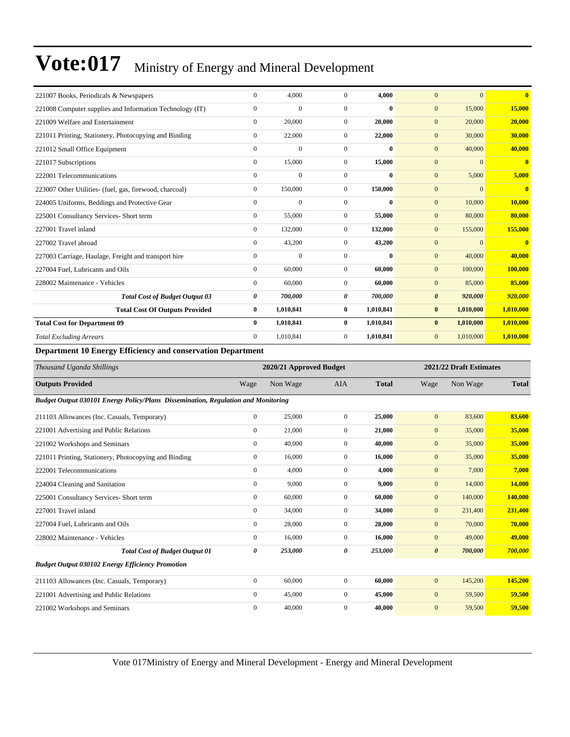| | | | | | | | |
|---|---|---|---|---|---|---|---|
| 221007 Books, Periodicals & Newspapers | 0 | 4,000 | 0 | **4,000** | 0 | 0 | **0** |
| 221008 Computer supplies and Information Technology (IT) | 0 | 0 | 0 | **0** | 0 | 15,000 | **15,000** |
| 221009 Welfare and Entertainment | 0 | 20,000 | 0 | **20,000** | 0 | 20,000 | **20,000** |
| 221011 Printing, Stationery, Photocopying and Binding | 0 | 22,000 | 0 | **22,000** | 0 | 30,000 | **30,000** |
| 221012 Small Office Equipment | 0 | 0 | 0 | **0** | 0 | 40,000 | **40,000** |
| 221017 Subscriptions | 0 | 15,000 | 0 | **15,000** | 0 | 0 | **0** |
| 222001 Telecommunications | 0 | 0 | 0 | **0** | 0 | 5,000 | **5,000** |
| 223007 Other Utilities- (fuel, gas, firewood, charcoal) | 0 | 150,000 | 0 | **150,000** | 0 | 0 | **0** |
| 224005 Uniforms, Beddings and Protective Gear | 0 | 0 | 0 | **0** | 0 | 10,000 | **10,000** |
| 225001 Consultancy Services- Short term | 0 | 55,000 | 0 | **55,000** | 0 | 80,000 | **80,000** |
| 227001 Travel inland | 0 | 132,000 | 0 | **132,000** | 0 | 155,000 | **155,000** |
| 227002 Travel abroad | 0 | 43,200 | 0 | **43,200** | 0 | 0 | **0** |
| 227003 Carriage, Haulage, Freight and transport hire | 0 | 0 | 0 | **0** | 0 | 40,000 | **40,000** |
| 227004 Fuel, Lubricants and Oils | 0 | 60,000 | 0 | **60,000** | 0 | 100,000 | **100,000** |
| 228002 Maintenance - Vehicles | 0 | 60,000 | 0 | **60,000** | 0 | 85,000 | **85,000** |
| ***Total Cost of Budget Output 03*** | ***0*** | ***700,000*** | ***0*** | ***700,000*** | ***0*** | ***920,000*** | ***920,000*** |
| **Total Cost Of Outputs Provided** | **0** | **1,010,841** | **0** | **1,010,841** | **0** | **1,010,000** | **1,010,000** |
| **Total Cost for Department 09** | **0** | **1,010,841** | **0** | **1,010,841** | **0** | **1,010,000** | **1,010,000** |
| *Total Excluding Arrears* | 0 | 1,010,841 | 0 | **1,010,841** | 0 | 1,010,000 | **1,010,000** |

**Department 10 Energy Efficiency and conservation Department**

| *Thousand Uganda Shillings* | 2020/21 Approved Budget | | | | 2021/22 Draft Estimates | | |
|---|---|---|---|---|---|---|---|
| **Outputs Provided** | Wage | Non Wage | AIA | **Total** | Wage | Non Wage | **Total** |
| ***Budget Output 030101 Energy Policy/Plans Dissemination, Regulation and Monitoring*** | | | | | | | |
| 211103 Allowances (Inc. Casuals, Temporary) | 0 | 25,000 | 0 | **25,000** | 0 | 83,600 | **83,600** |
| 221001 Advertising and Public Relations | 0 | 21,000 | 0 | **21,000** | 0 | 35,000 | **35,000** |
| 221002 Workshops and Seminars | 0 | 40,000 | 0 | **40,000** | 0 | 35,000 | **35,000** |
| 221011 Printing, Stationery, Photocopying and Binding | 0 | 16,000 | 0 | **16,000** | 0 | 35,000 | **35,000** |
| 222001 Telecommunications | 0 | 4,000 | 0 | **4,000** | 0 | 7,000 | **7,000** |
| 224004 Cleaning and Sanitation | 0 | 9,000 | 0 | **9,000** | 0 | 14,000 | **14,000** |
| 225001 Consultancy Services- Short term | 0 | 60,000 | 0 | **60,000** | 0 | 140,000 | **140,000** |
| 227001 Travel inland | 0 | 34,000 | 0 | **34,000** | 0 | 231,400 | **231,400** |
| 227004 Fuel, Lubricants and Oils | 0 | 28,000 | 0 | **28,000** | 0 | 70,000 | **70,000** |
| 228002 Maintenance - Vehicles | 0 | 16,000 | 0 | **16,000** | 0 | 49,000 | **49,000** |
| ***Total Cost of Budget Output 01*** | ***0*** | ***253,000*** | ***0*** | ***253,000*** | ***0*** | ***700,000*** | ***700,000*** |
| ***Budget Output 030102 Energy Efficiency Promotion*** | | | | | | | |
| 211103 Allowances (Inc. Casuals, Temporary) | 0 | 60,000 | 0 | **60,000** | 0 | 145,200 | **145,200** |
| 221001 Advertising and Public Relations | 0 | 45,000 | 0 | **45,000** | 0 | 59,500 | **59,500** |
| 221002 Workshops and Seminars | 0 | 40,000 | 0 | **40,000** | 0 | 59,500 | **59,500** |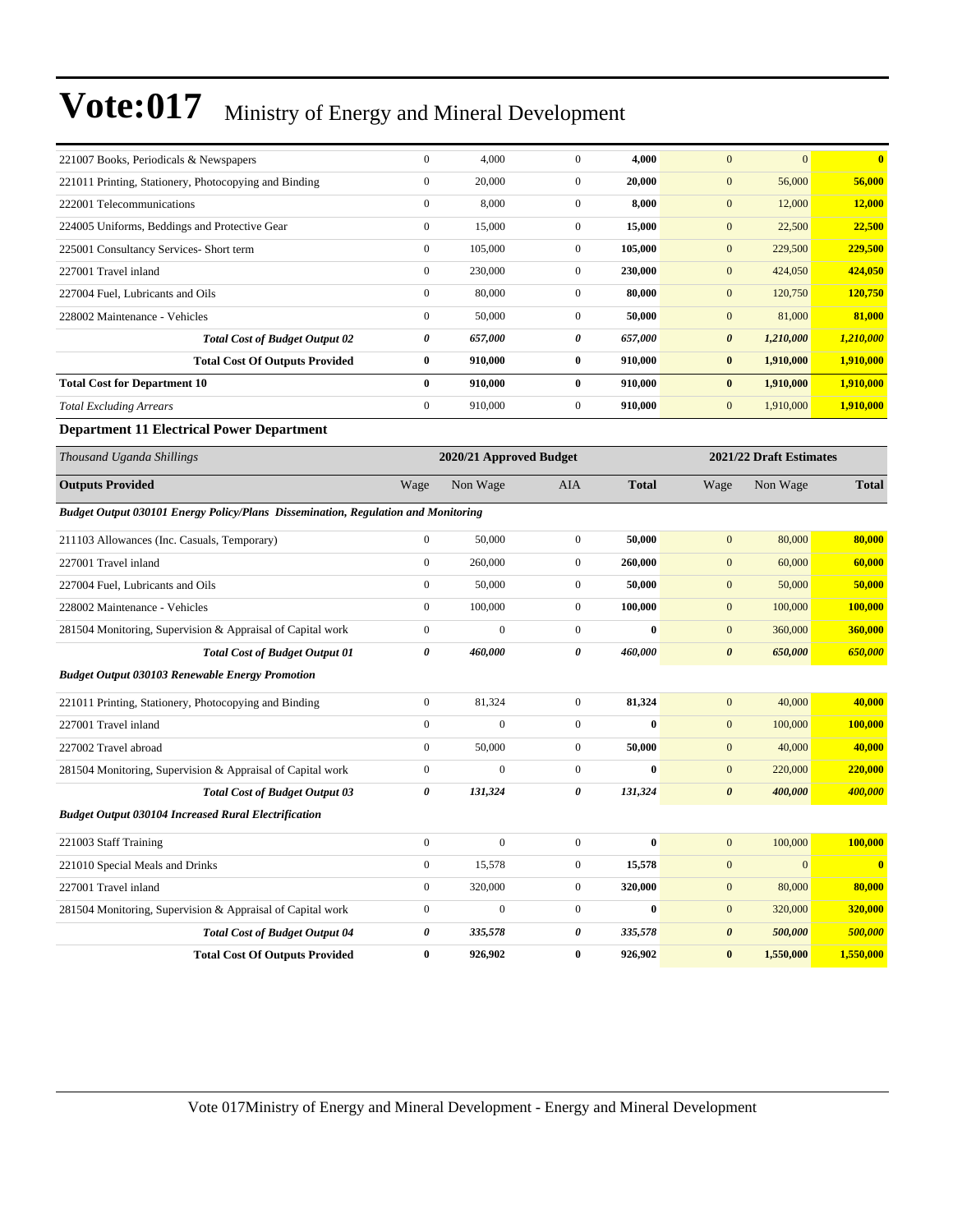| | | | | | | | |
|---|---|---|---|---|---|---|---|
| 221007 Books, Periodicals & Newspapers | 0 | 4,000 | 0 | **4,000** | 0 | 0 | **0** |
| 221011 Printing, Stationery, Photocopying and Binding | 0 | 20,000 | 0 | **20,000** | 0 | 56,000 | **56,000** |
| 222001 Telecommunications | 0 | 8,000 | 0 | **8,000** | 0 | 12,000 | **12,000** |
| 224005 Uniforms, Beddings and Protective Gear | 0 | 15,000 | 0 | **15,000** | 0 | 22,500 | **22,500** |
| 225001 Consultancy Services- Short term | 0 | 105,000 | 0 | **105,000** | 0 | 229,500 | **229,500** |
| 227001 Travel inland | 0 | 230,000 | 0 | **230,000** | 0 | 424,050 | **424,050** |
| 227004 Fuel, Lubricants and Oils | 0 | 80,000 | 0 | **80,000** | 0 | 120,750 | **120,750** |
| 228002 Maintenance - Vehicles | 0 | 50,000 | 0 | **50,000** | 0 | 81,000 | **81,000** |
| ***Total Cost of Budget Output 02*** | ***0*** | ***657,000*** | ***0*** | ***657,000*** | ***0*** | ***1,210,000*** | ***1,210,000*** |
| **Total Cost Of Outputs Provided** | **0** | **910,000** | **0** | **910,000** | **0** | **1,910,000** | **1,910,000** |
| **Total Cost for Department 10** | **0** | **910,000** | **0** | **910,000** | **0** | **1,910,000** | **1,910,000** |
| *Total Excluding Arrears* | 0 | 910,000 | 0 | **910,000** | 0 | 1,910,000 | **1,910,000** |

**Department 11 Electrical Power Department**

| *Thousand Uganda Shillings* | 2020/21 Approved Budget | | | | 2021/22 Draft Estimates | | |
|---|---|---|---|---|---|---|---|
| **Outputs Provided** | Wage | Non Wage | AIA | **Total** | Wage | Non Wage | **Total** |
| ***Budget Output 030101 Energy Policy/Plans Dissemination, Regulation and Monitoring*** | | | | | | | |
| 211103 Allowances (Inc. Casuals, Temporary) | 0 | 50,000 | 0 | **50,000** | 0 | 80,000 | **80,000** |
| 227001 Travel inland | 0 | 260,000 | 0 | **260,000** | 0 | 60,000 | **60,000** |
| 227004 Fuel, Lubricants and Oils | 0 | 50,000 | 0 | **50,000** | 0 | 50,000 | **50,000** |
| 228002 Maintenance - Vehicles | 0 | 100,000 | 0 | **100,000** | 0 | 100,000 | **100,000** |
| 281504 Monitoring, Supervision & Appraisal of Capital work | 0 | 0 | 0 | **0** | 0 | 360,000 | **360,000** |
| ***Total Cost of Budget Output 01*** | ***0*** | ***460,000*** | ***0*** | ***460,000*** | ***0*** | ***650,000*** | ***650,000*** |
| ***Budget Output 030103 Renewable Energy Promotion*** | | | | | | | |
| 221011 Printing, Stationery, Photocopying and Binding | 0 | 81,324 | 0 | **81,324** | 0 | 40,000 | **40,000** |
| 227001 Travel inland | 0 | 0 | 0 | **0** | 0 | 100,000 | **100,000** |
| 227002 Travel abroad | 0 | 50,000 | 0 | **50,000** | 0 | 40,000 | **40,000** |
| 281504 Monitoring, Supervision & Appraisal of Capital work | 0 | 0 | 0 | **0** | 0 | 220,000 | **220,000** |
| ***Total Cost of Budget Output 03*** | ***0*** | ***131,324*** | ***0*** | ***131,324*** | ***0*** | ***400,000*** | ***400,000*** |
| ***Budget Output 030104 Increased Rural Electrification*** | | | | | | | |
| 221003 Staff Training | 0 | 0 | 0 | **0** | 0 | 100,000 | **100,000** |
| 221010 Special Meals and Drinks | 0 | 15,578 | 0 | **15,578** | 0 | 0 | **0** |
| 227001 Travel inland | 0 | 320,000 | 0 | **320,000** | 0 | 80,000 | **80,000** |
| 281504 Monitoring, Supervision & Appraisal of Capital work | 0 | 0 | 0 | **0** | 0 | 320,000 | **320,000** |
| ***Total Cost of Budget Output 04*** | ***0*** | ***335,578*** | ***0*** | ***335,578*** | ***0*** | ***500,000*** | ***500,000*** |
| **Total Cost Of Outputs Provided** | **0** | **926,902** | **0** | **926,902** | **0** | **1,550,000** | **1,550,000** |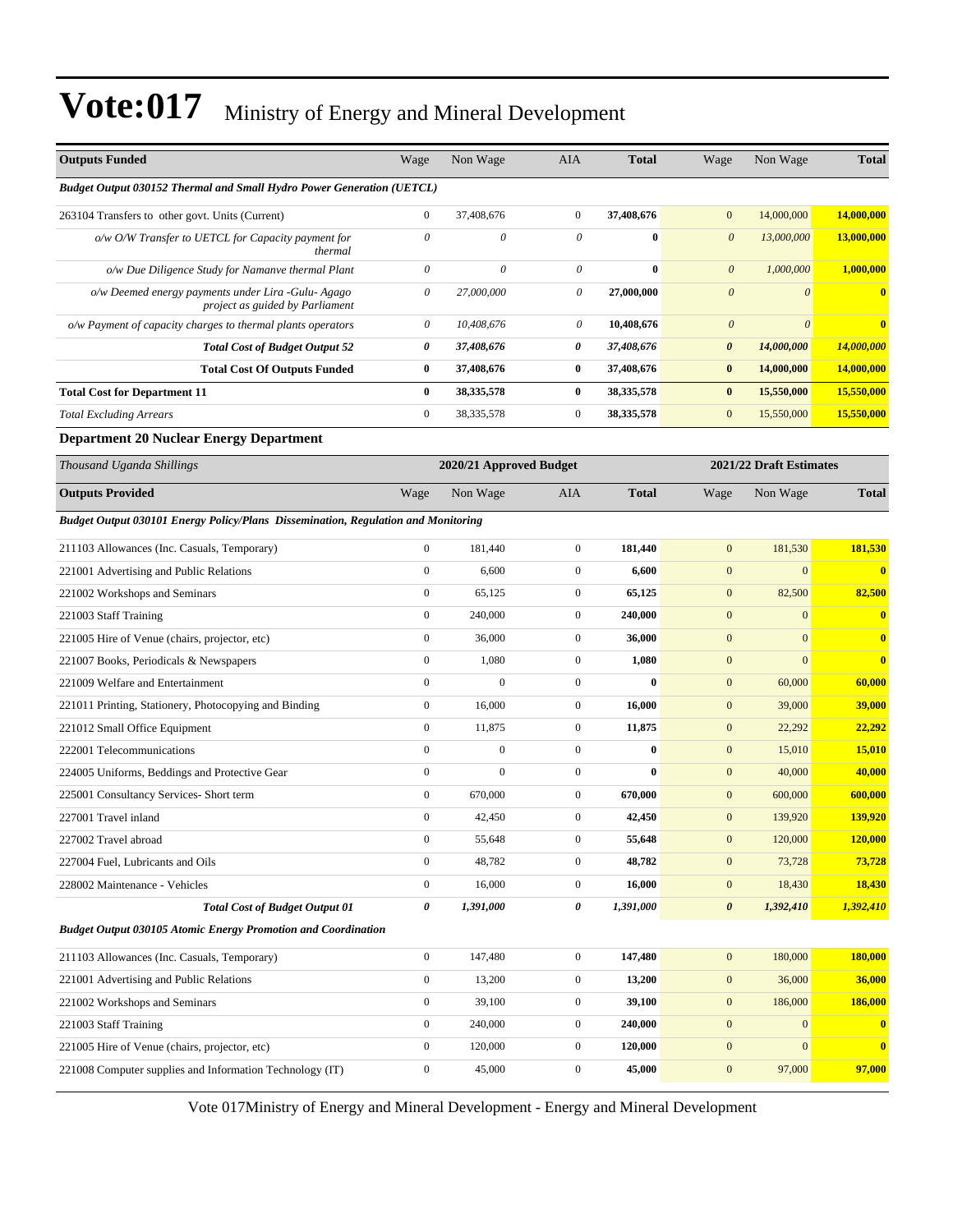# Vote:017 Ministry of Energy and Mineral Development

| Outputs Funded | Wage | Non Wage | AIA | Total | Wage | Non Wage | Total |
|---|---|---|---|---|---|---|---|
| *Budget Output 030152 Thermal and Small Hydro Power Generation (UETCL)* | | | | | | | |
| 263104 Transfers to other govt. Units (Current) | 0 | 37,408,676 | 0 | **37,408,676** | 0 | 14,000,000 | **14,000,000** |
| *o/w O/W Transfer to UETCL for Capacity payment for thermal* | *0* | *0* | *0* | **0** | *0* | *13,000,000* | **13,000,000** |
| *o/w Due Diligence Study for Namanve thermal Plant* | *0* | *0* | *0* | **0** | *0* | *1,000,000* | **1,000,000** |
| *o/w Deemed energy payments under Lira -Gulu- Agago project as guided by Parliament* | *0* | *27,000,000* | *0* | **27,000,000** | *0* | *0* | **0** |
| *o/w Payment of capacity charges to thermal plants operators* | *0* | *10,408,676* | *0* | **10,408,676** | *0* | *0* | **0** |
| ***Total Cost of Budget Output 52*** | ***0*** | ***37,408,676*** | ***0*** | ***37,408,676*** | ***0*** | ***14,000,000*** | ***14,000,000*** |
| **Total Cost Of Outputs Funded** | **0** | **37,408,676** | **0** | **37,408,676** | **0** | **14,000,000** | **14,000,000** |
| **Total Cost for Department 11** | **0** | **38,335,578** | **0** | **38,335,578** | **0** | **15,550,000** | **15,550,000** |
| *Total Excluding Arrears* | 0 | 38,335,578 | 0 | **38,335,578** | 0 | 15,550,000 | **15,550,000** |

**Department 20 Nuclear Energy Department**

| *Thousand Uganda Shillings* | 2020/21 Approved Budget | | | | 2021/22 Draft Estimates | | |
|---|---|---|---|---|---|---|---|
| **Outputs Provided** | Wage | Non Wage | AIA | Total | Wage | Non Wage | Total |
| *Budget Output 030101 Energy Policy/Plans Dissemination, Regulation and Monitoring* | | | | | | | |
| 211103 Allowances (Inc. Casuals, Temporary) | 0 | 181,440 | 0 | **181,440** | 0 | 181,530 | **181,530** |
| 221001 Advertising and Public Relations | 0 | 6,600 | 0 | **6,600** | 0 | 0 | **0** |
| 221002 Workshops and Seminars | 0 | 65,125 | 0 | **65,125** | 0 | 82,500 | **82,500** |
| 221003 Staff Training | 0 | 240,000 | 0 | **240,000** | 0 | 0 | **0** |
| 221005 Hire of Venue (chairs, projector, etc) | 0 | 36,000 | 0 | **36,000** | 0 | 0 | **0** |
| 221007 Books, Periodicals & Newspapers | 0 | 1,080 | 0 | **1,080** | 0 | 0 | **0** |
| 221009 Welfare and Entertainment | 0 | 0 | 0 | **0** | 0 | 60,000 | **60,000** |
| 221011 Printing, Stationery, Photocopying and Binding | 0 | 16,000 | 0 | **16,000** | 0 | 39,000 | **39,000** |
| 221012 Small Office Equipment | 0 | 11,875 | 0 | **11,875** | 0 | 22,292 | **22,292** |
| 222001 Telecommunications | 0 | 0 | 0 | **0** | 0 | 15,010 | **15,010** |
| 224005 Uniforms, Beddings and Protective Gear | 0 | 0 | 0 | **0** | 0 | 40,000 | **40,000** |
| 225001 Consultancy Services- Short term | 0 | 670,000 | 0 | **670,000** | 0 | 600,000 | **600,000** |
| 227001 Travel inland | 0 | 42,450 | 0 | **42,450** | 0 | 139,920 | **139,920** |
| 227002 Travel abroad | 0 | 55,648 | 0 | **55,648** | 0 | 120,000 | **120,000** |
| 227004 Fuel, Lubricants and Oils | 0 | 48,782 | 0 | **48,782** | 0 | 73,728 | **73,728** |
| 228002 Maintenance - Vehicles | 0 | 16,000 | 0 | **16,000** | 0 | 18,430 | **18,430** |
| ***Total Cost of Budget Output 01*** | ***0*** | ***1,391,000*** | ***0*** | ***1,391,000*** | ***0*** | ***1,392,410*** | ***1,392,410*** |
| *Budget Output 030105 Atomic Energy Promotion and Coordination* | | | | | | | |
| 211103 Allowances (Inc. Casuals, Temporary) | 0 | 147,480 | 0 | **147,480** | 0 | 180,000 | **180,000** |
| 221001 Advertising and Public Relations | 0 | 13,200 | 0 | **13,200** | 0 | 36,000 | **36,000** |
| 221002 Workshops and Seminars | 0 | 39,100 | 0 | **39,100** | 0 | 186,000 | **186,000** |
| 221003 Staff Training | 0 | 240,000 | 0 | **240,000** | 0 | 0 | **0** |
| 221005 Hire of Venue (chairs, projector, etc) | 0 | 120,000 | 0 | **120,000** | 0 | 0 | **0** |
| 221008 Computer supplies and Information Technology (IT) | 0 | 45,000 | 0 | **45,000** | 0 | 97,000 | **97,000** |

Vote 017Ministry of Energy and Mineral Development - Energy and Mineral Development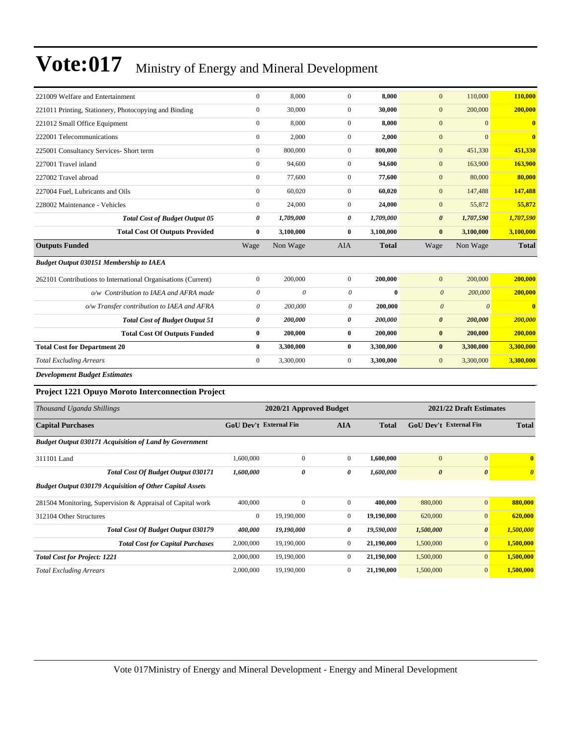| | | | | | | | |
|---|---|---|---|---|---|---|---|
| 221009 Welfare and Entertainment | 0 | 8,000 | 0 | **8,000** | 0 | 110,000 | **110,000** |
| 221011 Printing, Stationery, Photocopying and Binding | 0 | 30,000 | 0 | **30,000** | 0 | 200,000 | **200,000** |
| 221012 Small Office Equipment | 0 | 8,000 | 0 | **8,000** | 0 | 0 | **0** |
| 222001 Telecommunications | 0 | 2,000 | 0 | **2,000** | 0 | 0 | **0** |
| 225001 Consultancy Services- Short term | 0 | 800,000 | 0 | **800,000** | 0 | 451,330 | **451,330** |
| 227001 Travel inland | 0 | 94,600 | 0 | **94,600** | 0 | 163,900 | **163,900** |
| 227002 Travel abroad | 0 | 77,600 | 0 | **77,600** | 0 | 80,000 | **80,000** |
| 227004 Fuel, Lubricants and Oils | 0 | 60,020 | 0 | **60,020** | 0 | 147,488 | **147,488** |
| 228002 Maintenance - Vehicles | 0 | 24,000 | 0 | **24,000** | 0 | 55,872 | **55,872** |
| ***Total Cost of Budget Output 05*** | ***0*** | ***1,709,000*** | ***0*** | ***1,709,000*** | ***0*** | ***1,707,590*** | ***1,707,590*** |
| **Total Cost Of Outputs Provided** | **0** | **3,100,000** | **0** | **3,100,000** | **0** | **3,100,000** | **3,100,000** |
| **Outputs Funded** | Wage | Non Wage | AIA | **Total** | Wage | Non Wage | **Total** |
| ***Budget Output 030151 Membership to IAEA*** | | | | | | | |
| 262101 Contributions to International Organisations (Current) | 0 | 200,000 | 0 | **200,000** | 0 | 200,000 | **200,000** |
| *o/w Contribution to IAEA and AFRA made* | *0* | *0* | *0* | **0** | *0* | *200,000* | **200,000** |
| *o/w Transfer contribution to IAEA and AFRA* | *0* | *200,000* | *0* | **200,000** | *0* | *0* | **0** |
| ***Total Cost of Budget Output 51*** | ***0*** | ***200,000*** | ***0*** | ***200,000*** | ***0*** | ***200,000*** | ***200,000*** |
| **Total Cost Of Outputs Funded** | **0** | **200,000** | **0** | **200,000** | **0** | **200,000** | **200,000** |
| **Total Cost for Department 20** | **0** | **3,300,000** | **0** | **3,300,000** | **0** | **3,300,000** | **3,300,000** |
| *Total Excluding Arrears* | 0 | 3,300,000 | 0 | **3,300,000** | 0 | 3,300,000 | **3,300,000** |

***Development Budget Estimates***

### Project 1221 Opuyo Moroto Interconnection Project

| *Thousand Uganda Shillings* | 2020/21 Approved Budget | | | | 2021/22 Draft Estimates | | |
|---|---|---|---|---|---|---|---|
| **Capital Purchases** | **GoU Dev't** | **External Fin** | **AIA** | **Total** | **GoU Dev't** | **External Fin** | **Total** |
| ***Budget Output 030171 Acquisition of Land by Government*** | | | | | | | |
| 311101 Land | 1,600,000 | 0 | 0 | **1,600,000** | 0 | 0 | **0** |
| ***Total Cost Of Budget Output 030171*** | ***1,600,000*** | ***0*** | ***0*** | ***1,600,000*** | ***0*** | ***0*** | ***0*** |
| ***Budget Output 030179 Acquisition of Other Capital Assets*** | | | | | | | |
| 281504 Monitoring, Supervision & Appraisal of Capital work | 400,000 | 0 | 0 | **400,000** | 880,000 | 0 | **880,000** |
| 312104 Other Structures | 0 | 19,190,000 | 0 | **19,190,000** | 620,000 | 0 | **620,000** |
| ***Total Cost Of Budget Output 030179*** | ***400,000*** | ***19,190,000*** | ***0*** | ***19,590,000*** | ***1,500,000*** | ***0*** | ***1,500,000*** |
| ***Total Cost for Capital Purchases*** | 2,000,000 | 19,190,000 | 0 | **21,190,000** | 1,500,000 | 0 | **1,500,000** |
| ***Total Cost for Project: 1221*** | 2,000,000 | 19,190,000 | 0 | **21,190,000** | 1,500,000 | 0 | **1,500,000** |
| *Total Excluding Arrears* | 2,000,000 | 19,190,000 | 0 | **21,190,000** | 1,500,000 | 0 | **1,500,000** |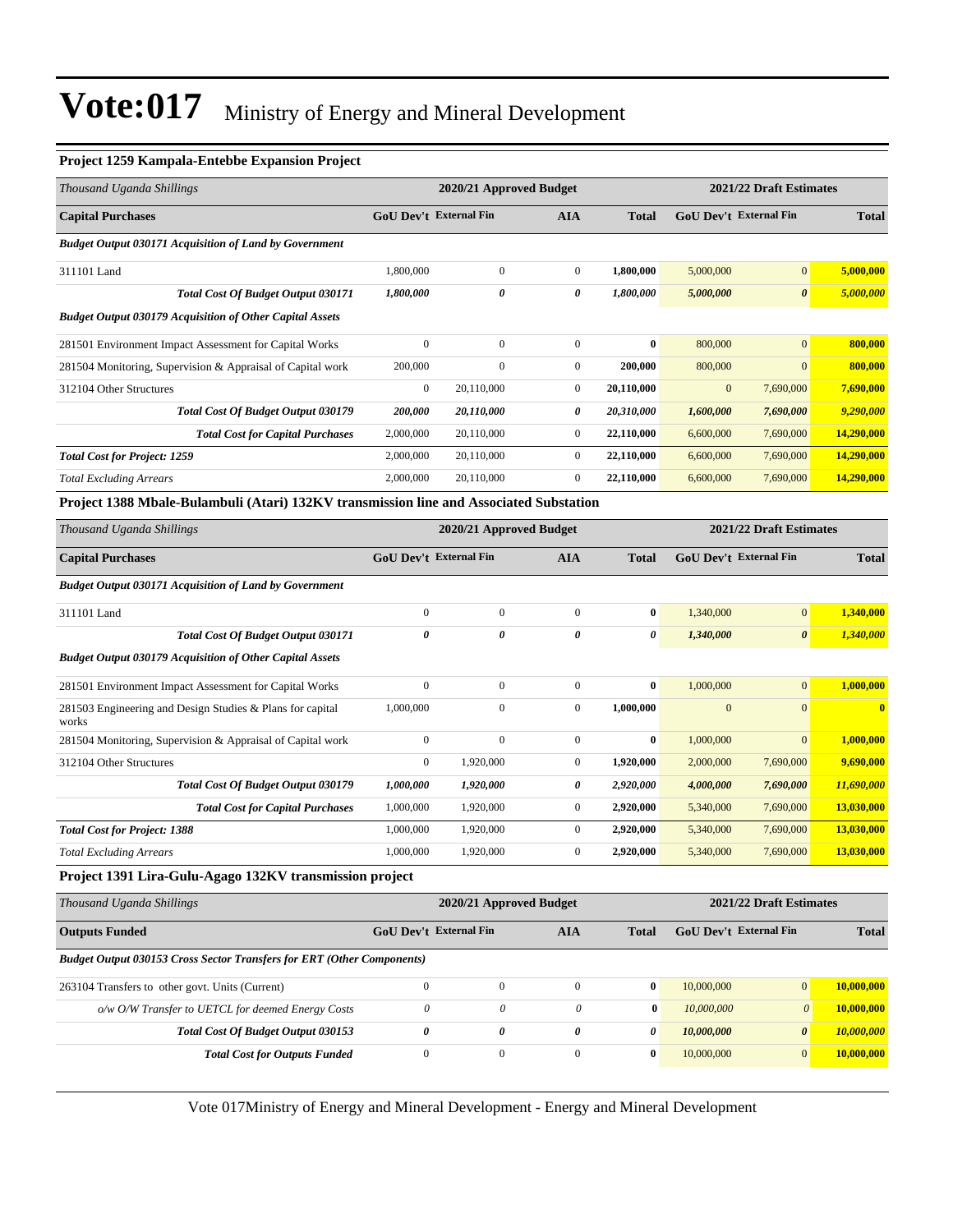# Vote:017 Ministry of Energy and Mineral Development

### Project 1259 Kampala-Entebbe Expansion Project

| *Thousand Uganda Shillings* | 2020/21 Approved Budget | | | | 2021/22 Draft Estimates | | |
|---|---|---|---|---|---|---|---|
| **Capital Purchases** | **GoU Dev't** | **External Fin** | **AIA** | **Total** | **GoU Dev't** | **External Fin** | **Total** |
| ***Budget Output 030171 Acquisition of Land by Government*** | | | | | | | |
| 311101 Land | 1,800,000 | 0 | 0 | **1,800,000** | 5,000,000 | 0 | **5,000,000** |
| ***Total Cost Of Budget Output 030171*** | ***1,800,000*** | ***0*** | ***0*** | ***1,800,000*** | ***5,000,000*** | ***0*** | ***5,000,000*** |
| ***Budget Output 030179 Acquisition of Other Capital Assets*** | | | | | | | |
| 281501 Environment Impact Assessment for Capital Works | 0 | 0 | 0 | **0** | 800,000 | 0 | **800,000** |
| 281504 Monitoring, Supervision & Appraisal of Capital work | 200,000 | 0 | 0 | **200,000** | 800,000 | 0 | **800,000** |
| 312104 Other Structures | 0 | 20,110,000 | 0 | **20,110,000** | 0 | 7,690,000 | **7,690,000** |
| ***Total Cost Of Budget Output 030179*** | ***200,000*** | ***20,110,000*** | ***0*** | ***20,310,000*** | ***1,600,000*** | ***7,690,000*** | ***9,290,000*** |
| ***Total Cost for Capital Purchases*** | 2,000,000 | 20,110,000 | 0 | **22,110,000** | 6,600,000 | 7,690,000 | **14,290,000** |
| ***Total Cost for Project: 1259*** | 2,000,000 | 20,110,000 | 0 | **22,110,000** | 6,600,000 | 7,690,000 | **14,290,000** |
| *Total Excluding Arrears* | 2,000,000 | 20,110,000 | 0 | **22,110,000** | 6,600,000 | 7,690,000 | **14,290,000** |

### Project 1388 Mbale-Bulambuli (Atari) 132KV transmission line and Associated Substation

| *Thousand Uganda Shillings* | 2020/21 Approved Budget | | | | 2021/22 Draft Estimates | | |
|---|---|---|---|---|---|---|---|
| **Capital Purchases** | **GoU Dev't** | **External Fin** | **AIA** | **Total** | **GoU Dev't** | **External Fin** | **Total** |
| ***Budget Output 030171 Acquisition of Land by Government*** | | | | | | | |
| 311101 Land | 0 | 0 | 0 | **0** | 1,340,000 | 0 | **1,340,000** |
| ***Total Cost Of Budget Output 030171*** | ***0*** | ***0*** | ***0*** | ***0*** | ***1,340,000*** | ***0*** | ***1,340,000*** |
| ***Budget Output 030179 Acquisition of Other Capital Assets*** | | | | | | | |
| 281501 Environment Impact Assessment for Capital Works | 0 | 0 | 0 | **0** | 1,000,000 | 0 | **1,000,000** |
| 281503 Engineering and Design Studies & Plans for capital works | 1,000,000 | 0 | 0 | **1,000,000** | 0 | 0 | **0** |
| 281504 Monitoring, Supervision & Appraisal of Capital work | 0 | 0 | 0 | **0** | 1,000,000 | 0 | **1,000,000** |
| 312104 Other Structures | 0 | 1,920,000 | 0 | **1,920,000** | 2,000,000 | 7,690,000 | **9,690,000** |
| ***Total Cost Of Budget Output 030179*** | ***1,000,000*** | ***1,920,000*** | ***0*** | ***2,920,000*** | ***4,000,000*** | ***7,690,000*** | ***11,690,000*** |
| ***Total Cost for Capital Purchases*** | 1,000,000 | 1,920,000 | 0 | **2,920,000** | 5,340,000 | 7,690,000 | **13,030,000** |
| ***Total Cost for Project: 1388*** | 1,000,000 | 1,920,000 | 0 | **2,920,000** | 5,340,000 | 7,690,000 | **13,030,000** |
| *Total Excluding Arrears* | 1,000,000 | 1,920,000 | 0 | **2,920,000** | 5,340,000 | 7,690,000 | **13,030,000** |

### Project 1391 Lira-Gulu-Agago 132KV transmission project

| *Thousand Uganda Shillings* | 2020/21 Approved Budget | | | | 2021/22 Draft Estimates | | |
|---|---|---|---|---|---|---|---|
| **Outputs Funded** | **GoU Dev't** | **External Fin** | **AIA** | **Total** | **GoU Dev't** | **External Fin** | **Total** |
| ***Budget Output 030153 Cross Sector Transfers for ERT (Other Components)*** | | | | | | | |
| 263104 Transfers to other govt. Units (Current) | 0 | 0 | 0 | **0** | 10,000,000 | 0 | **10,000,000** |
| *o/w O/W Transfer to UETCL for deemed Energy Costs* | *0* | *0* | *0* | **0** | *10,000,000* | *0* | **10,000,000** |
| ***Total Cost Of Budget Output 030153*** | ***0*** | ***0*** | ***0*** | ***0*** | ***10,000,000*** | ***0*** | ***10,000,000*** |
| ***Total Cost for Outputs Funded*** | 0 | 0 | 0 | **0** | 10,000,000 | 0 | **10,000,000** |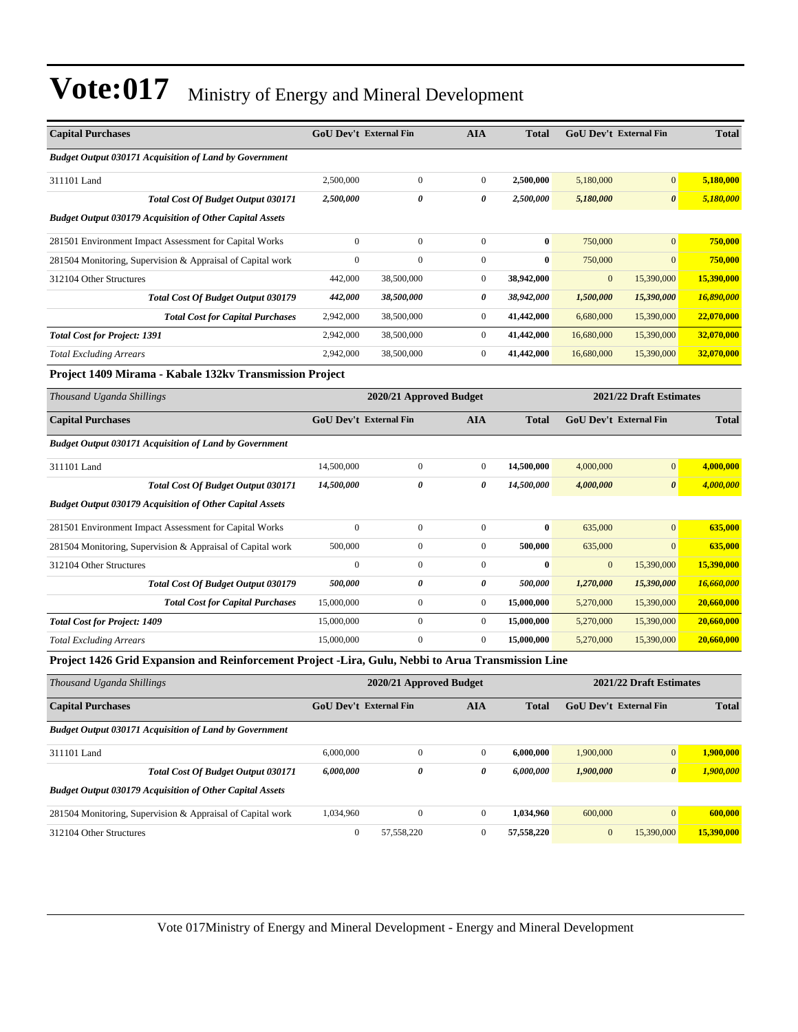# Vote:017 Ministry of Energy and Mineral Development

| Capital Purchases | GoU Dev't | External Fin | AIA | Total | GoU Dev't | External Fin | Total |
|---|---|---|---|---|---|---|---|
| *Budget Output 030171 Acquisition of Land by Government* | | | | | | | |
| 311101 Land | 2,500,000 | 0 | 0 | **2,500,000** | 5,180,000 | 0 | **5,180,000** |
| ***Total Cost Of Budget Output 030171*** | ***2,500,000*** | ***0*** | ***0*** | ***2,500,000*** | ***5,180,000*** | ***0*** | ***5,180,000*** |
| *Budget Output 030179 Acquisition of Other Capital Assets* | | | | | | | |
| 281501 Environment Impact Assessment for Capital Works | 0 | 0 | 0 | **0** | 750,000 | 0 | **750,000** |
| 281504 Monitoring, Supervision & Appraisal of Capital work | 0 | 0 | 0 | **0** | 750,000 | 0 | **750,000** |
| 312104 Other Structures | 442,000 | 38,500,000 | 0 | **38,942,000** | 0 | 15,390,000 | **15,390,000** |
| ***Total Cost Of Budget Output 030179*** | ***442,000*** | ***38,500,000*** | ***0*** | ***38,942,000*** | ***1,500,000*** | ***15,390,000*** | ***16,890,000*** |
| ***Total Cost for Capital Purchases*** | 2,942,000 | 38,500,000 | 0 | **41,442,000** | 6,680,000 | 15,390,000 | **22,070,000** |
| ***Total Cost for Project: 1391*** | 2,942,000 | 38,500,000 | 0 | **41,442,000** | 16,680,000 | 15,390,000 | **32,070,000** |
| *Total Excluding Arrears* | 2,942,000 | 38,500,000 | 0 | **41,442,000** | 16,680,000 | 15,390,000 | **32,070,000** |

**Project 1409 Mirama - Kabale 132kv Transmission Project**

| *Thousand Uganda Shillings* | 2020/21 Approved Budget | | | | 2021/22 Draft Estimates | | |
|---|---|---|---|---|---|---|---|
| **Capital Purchases** | **GoU Dev't** | **External Fin** | **AIA** | **Total** | **GoU Dev't** | **External Fin** | **Total** |
| *Budget Output 030171 Acquisition of Land by Government* | | | | | | | |
| 311101 Land | 14,500,000 | 0 | 0 | **14,500,000** | 4,000,000 | 0 | **4,000,000** |
| ***Total Cost Of Budget Output 030171*** | ***14,500,000*** | ***0*** | ***0*** | ***14,500,000*** | ***4,000,000*** | ***0*** | ***4,000,000*** |
| *Budget Output 030179 Acquisition of Other Capital Assets* | | | | | | | |
| 281501 Environment Impact Assessment for Capital Works | 0 | 0 | 0 | **0** | 635,000 | 0 | **635,000** |
| 281504 Monitoring, Supervision & Appraisal of Capital work | 500,000 | 0 | 0 | **500,000** | 635,000 | 0 | **635,000** |
| 312104 Other Structures | 0 | 0 | 0 | **0** | 0 | 15,390,000 | **15,390,000** |
| ***Total Cost Of Budget Output 030179*** | ***500,000*** | ***0*** | ***0*** | ***500,000*** | ***1,270,000*** | ***15,390,000*** | ***16,660,000*** |
| ***Total Cost for Capital Purchases*** | 15,000,000 | 0 | 0 | **15,000,000** | 5,270,000 | 15,390,000 | **20,660,000** |
| ***Total Cost for Project: 1409*** | 15,000,000 | 0 | 0 | **15,000,000** | 5,270,000 | 15,390,000 | **20,660,000** |
| *Total Excluding Arrears* | 15,000,000 | 0 | 0 | **15,000,000** | 5,270,000 | 15,390,000 | **20,660,000** |

**Project 1426 Grid Expansion and Reinforcement Project -Lira, Gulu, Nebbi to Arua Transmission Line**

| *Thousand Uganda Shillings* | 2020/21 Approved Budget | | | | 2021/22 Draft Estimates | | |
|---|---|---|---|---|---|---|---|
| **Capital Purchases** | **GoU Dev't** | **External Fin** | **AIA** | **Total** | **GoU Dev't** | **External Fin** | **Total** |
| *Budget Output 030171 Acquisition of Land by Government* | | | | | | | |
| 311101 Land | 6,000,000 | 0 | 0 | **6,000,000** | 1,900,000 | 0 | **1,900,000** |
| ***Total Cost Of Budget Output 030171*** | ***6,000,000*** | ***0*** | ***0*** | ***6,000,000*** | ***1,900,000*** | ***0*** | ***1,900,000*** |
| *Budget Output 030179 Acquisition of Other Capital Assets* | | | | | | | |
| 281504 Monitoring, Supervision & Appraisal of Capital work | 1,034,960 | 0 | 0 | **1,034,960** | 600,000 | 0 | **600,000** |
| 312104 Other Structures | 0 | 57,558,220 | 0 | **57,558,220** | 0 | 15,390,000 | **15,390,000** |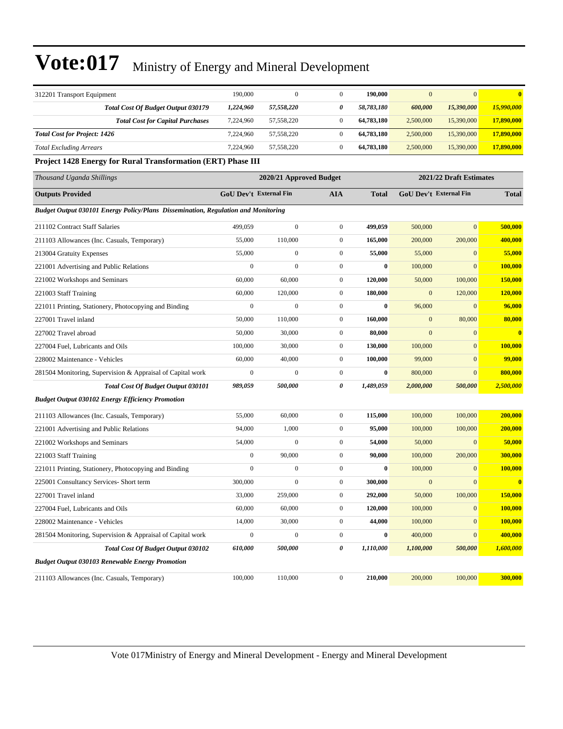| | | | | | | | |
|---|---|---|---|---|---|---|---|
| 312201 Transport Equipment | 190,000 | 0 | 0 | **190,000** | 0 | 0 | **0** |
| ***Total Cost Of Budget Output 030179*** | ***1,224,960*** | ***57,558,220*** | ***0*** | ***58,783,180*** | ***600,000*** | ***15,390,000*** | ***15,990,000*** |
| ***Total Cost for Capital Purchases*** | 7,224,960 | 57,558,220 | 0 | **64,783,180** | 2,500,000 | 15,390,000 | **17,890,000** |
| ***Total Cost for Project: 1426*** | 7,224,960 | 57,558,220 | 0 | **64,783,180** | 2,500,000 | 15,390,000 | **17,890,000** |
| *Total Excluding Arrears* | 7,224,960 | 57,558,220 | 0 | **64,783,180** | 2,500,000 | 15,390,000 | **17,890,000** |

**Project 1428 Energy for Rural Transformation (ERT) Phase III**

| *Thousand Uganda Shillings* | 2020/21 Approved Budget | | | | 2021/22 Draft Estimates | | |
|---|---|---|---|---|---|---|---|
| **Outputs Provided** | **GoU Dev't** | **External Fin** | **AIA** | **Total** | **GoU Dev't** | **External Fin** | **Total** |
| ***Budget Output 030101 Energy Policy/Plans Dissemination, Regulation and Monitoring*** | | | | | | | |
| 211102 Contract Staff Salaries | 499,059 | 0 | 0 | **499,059** | 500,000 | 0 | **500,000** |
| 211103 Allowances (Inc. Casuals, Temporary) | 55,000 | 110,000 | 0 | **165,000** | 200,000 | 200,000 | **400,000** |
| 213004 Gratuity Expenses | 55,000 | 0 | 0 | **55,000** | 55,000 | 0 | **55,000** |
| 221001 Advertising and Public Relations | 0 | 0 | 0 | **0** | 100,000 | 0 | **100,000** |
| 221002 Workshops and Seminars | 60,000 | 60,000 | 0 | **120,000** | 50,000 | 100,000 | **150,000** |
| 221003 Staff Training | 60,000 | 120,000 | 0 | **180,000** | 0 | 120,000 | **120,000** |
| 221011 Printing, Stationery, Photocopying and Binding | 0 | 0 | 0 | **0** | 96,000 | 0 | **96,000** |
| 227001 Travel inland | 50,000 | 110,000 | 0 | **160,000** | 0 | 80,000 | **80,000** |
| 227002 Travel abroad | 50,000 | 30,000 | 0 | **80,000** | 0 | 0 | **0** |
| 227004 Fuel, Lubricants and Oils | 100,000 | 30,000 | 0 | **130,000** | 100,000 | 0 | **100,000** |
| 228002 Maintenance - Vehicles | 60,000 | 40,000 | 0 | **100,000** | 99,000 | 0 | **99,000** |
| 281504 Monitoring, Supervision & Appraisal of Capital work | 0 | 0 | 0 | **0** | 800,000 | 0 | **800,000** |
| ***Total Cost Of Budget Output 030101*** | ***989,059*** | ***500,000*** | ***0*** | ***1,489,059*** | ***2,000,000*** | ***500,000*** | ***2,500,000*** |
| ***Budget Output 030102 Energy Efficiency Promotion*** | | | | | | | |
| 211103 Allowances (Inc. Casuals, Temporary) | 55,000 | 60,000 | 0 | **115,000** | 100,000 | 100,000 | **200,000** |
| 221001 Advertising and Public Relations | 94,000 | 1,000 | 0 | **95,000** | 100,000 | 100,000 | **200,000** |
| 221002 Workshops and Seminars | 54,000 | 0 | 0 | **54,000** | 50,000 | 0 | **50,000** |
| 221003 Staff Training | 0 | 90,000 | 0 | **90,000** | 100,000 | 200,000 | **300,000** |
| 221011 Printing, Stationery, Photocopying and Binding | 0 | 0 | 0 | **0** | 100,000 | 0 | **100,000** |
| 225001 Consultancy Services- Short term | 300,000 | 0 | 0 | **300,000** | 0 | 0 | **0** |
| 227001 Travel inland | 33,000 | 259,000 | 0 | **292,000** | 50,000 | 100,000 | **150,000** |
| 227004 Fuel, Lubricants and Oils | 60,000 | 60,000 | 0 | **120,000** | 100,000 | 0 | **100,000** |
| 228002 Maintenance - Vehicles | 14,000 | 30,000 | 0 | **44,000** | 100,000 | 0 | **100,000** |
| 281504 Monitoring, Supervision & Appraisal of Capital work | 0 | 0 | 0 | **0** | 400,000 | 0 | **400,000** |
| ***Total Cost Of Budget Output 030102*** | ***610,000*** | ***500,000*** | ***0*** | ***1,110,000*** | ***1,100,000*** | ***500,000*** | ***1,600,000*** |
| ***Budget Output 030103 Renewable Energy Promotion*** | | | | | | | |
| 211103 Allowances (Inc. Casuals, Temporary) | 100,000 | 110,000 | 0 | **210,000** | 200,000 | 100,000 | **300,000** |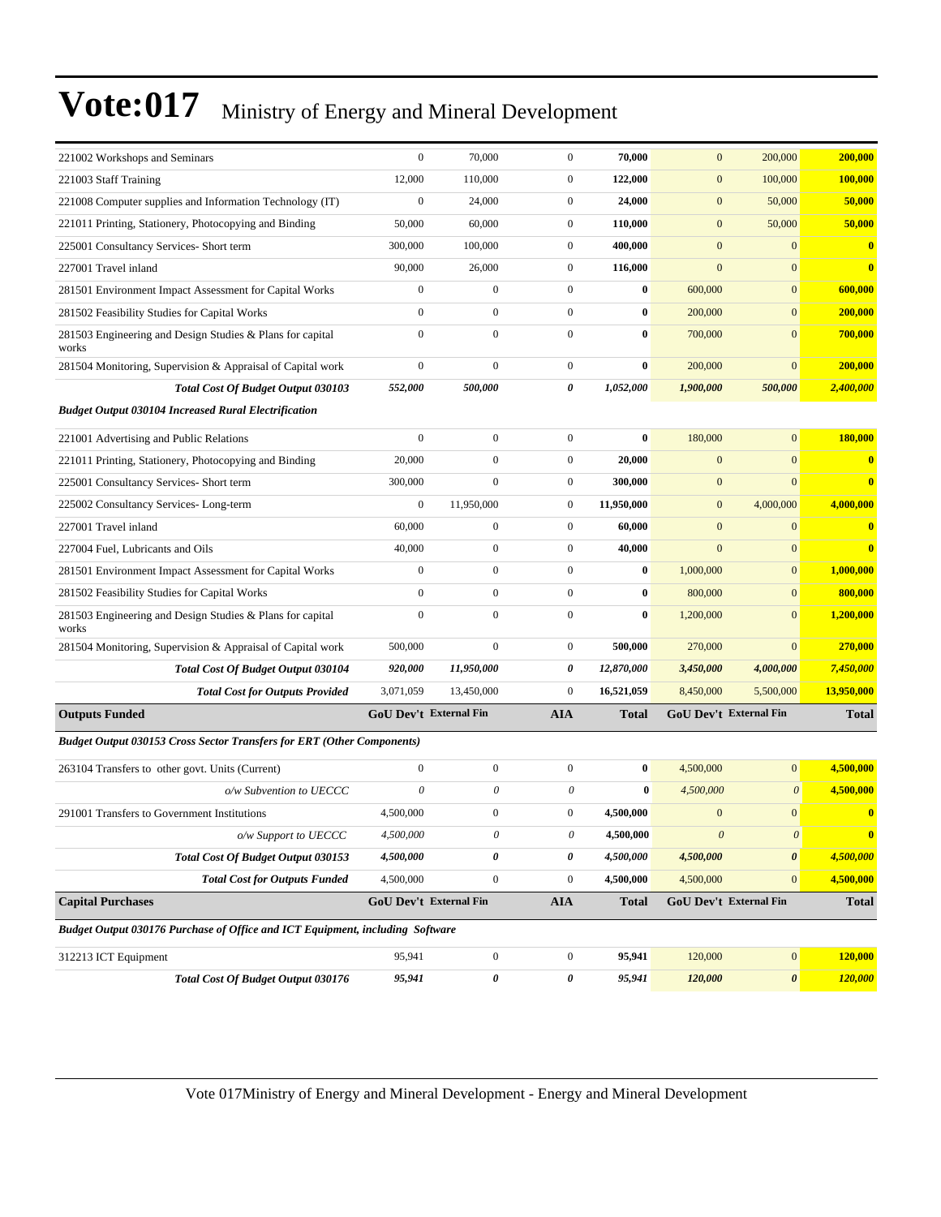# Vote:017 Ministry of Energy and Mineral Development

| | | | | | | | |
|---|---|---|---|---|---|---|---|
| 221002 Workshops and Seminars | 0 | 70,000 | 0 | **70,000** | 0 | 200,000 | **200,000** |
| 221003 Staff Training | 12,000 | 110,000 | 0 | **122,000** | 0 | 100,000 | **100,000** |
| 221008 Computer supplies and Information Technology (IT) | 0 | 24,000 | 0 | **24,000** | 0 | 50,000 | **50,000** |
| 221011 Printing, Stationery, Photocopying and Binding | 50,000 | 60,000 | 0 | **110,000** | 0 | 50,000 | **50,000** |
| 225001 Consultancy Services- Short term | 300,000 | 100,000 | 0 | **400,000** | 0 | 0 | **0** |
| 227001 Travel inland | 90,000 | 26,000 | 0 | **116,000** | 0 | 0 | **0** |
| 281501 Environment Impact Assessment for Capital Works | 0 | 0 | 0 | **0** | 600,000 | 0 | **600,000** |
| 281502 Feasibility Studies for Capital Works | 0 | 0 | 0 | **0** | 200,000 | 0 | **200,000** |
| 281503 Engineering and Design Studies & Plans for capital works | 0 | 0 | 0 | **0** | 700,000 | 0 | **700,000** |
| 281504 Monitoring, Supervision & Appraisal of Capital work | 0 | 0 | 0 | **0** | 200,000 | 0 | **200,000** |
| ***Total Cost Of Budget Output 030103*** | ***552,000*** | ***500,000*** | ***0*** | ***1,052,000*** | ***1,900,000*** | ***500,000*** | ***2,400,000*** |
| ***Budget Output 030104 Increased Rural Electrification*** | | | | | | | |
| 221001 Advertising and Public Relations | 0 | 0 | 0 | **0** | 180,000 | 0 | **180,000** |
| 221011 Printing, Stationery, Photocopying and Binding | 20,000 | 0 | 0 | **20,000** | 0 | 0 | **0** |
| 225001 Consultancy Services- Short term | 300,000 | 0 | 0 | **300,000** | 0 | 0 | **0** |
| 225002 Consultancy Services- Long-term | 0 | 11,950,000 | 0 | **11,950,000** | 0 | 4,000,000 | **4,000,000** |
| 227001 Travel inland | 60,000 | 0 | 0 | **60,000** | 0 | 0 | **0** |
| 227004 Fuel, Lubricants and Oils | 40,000 | 0 | 0 | **40,000** | 0 | 0 | **0** |
| 281501 Environment Impact Assessment for Capital Works | 0 | 0 | 0 | **0** | 1,000,000 | 0 | **1,000,000** |
| 281502 Feasibility Studies for Capital Works | 0 | 0 | 0 | **0** | 800,000 | 0 | **800,000** |
| 281503 Engineering and Design Studies & Plans for capital works | 0 | 0 | 0 | **0** | 1,200,000 | 0 | **1,200,000** |
| 281504 Monitoring, Supervision & Appraisal of Capital work | 500,000 | 0 | 0 | **500,000** | 270,000 | 0 | **270,000** |
| ***Total Cost Of Budget Output 030104*** | ***920,000*** | ***11,950,000*** | ***0*** | ***12,870,000*** | ***3,450,000*** | ***4,000,000*** | ***7,450,000*** |
| ***Total Cost for Outputs Provided*** | 3,071,059 | 13,450,000 | 0 | **16,521,059** | 8,450,000 | 5,500,000 | **13,950,000** |
| **Outputs Funded** | **GoU Dev't** | **External Fin** | **AIA** | **Total** | **GoU Dev't** | **External Fin** | **Total** |
| ***Budget Output 030153 Cross Sector Transfers for ERT (Other Components)*** | | | | | | | |
| 263104 Transfers to other govt. Units (Current) | 0 | 0 | 0 | **0** | 4,500,000 | 0 | **4,500,000** |
| *o/w Subvention to UECCC* | *0* | *0* | *0* | **0** | *4,500,000* | *0* | **4,500,000** |
| 291001 Transfers to Government Institutions | 4,500,000 | 0 | 0 | **4,500,000** | 0 | 0 | **0** |
| *o/w Support to UECCC* | *4,500,000* | *0* | *0* | **4,500,000** | *0* | *0* | **0** |
| ***Total Cost Of Budget Output 030153*** | ***4,500,000*** | ***0*** | ***0*** | ***4,500,000*** | ***4,500,000*** | ***0*** | ***4,500,000*** |
| ***Total Cost for Outputs Funded*** | 4,500,000 | 0 | 0 | **4,500,000** | 4,500,000 | 0 | **4,500,000** |
| **Capital Purchases** | **GoU Dev't** | **External Fin** | **AIA** | **Total** | **GoU Dev't** | **External Fin** | **Total** |
| ***Budget Output 030176 Purchase of Office and ICT Equipment, including Software*** | | | | | | | |
| 312213 ICT Equipment | 95,941 | 0 | 0 | **95,941** | 120,000 | 0 | **120,000** |
| ***Total Cost Of Budget Output 030176*** | ***95,941*** | ***0*** | ***0*** | ***95,941*** | ***120,000*** | ***0*** | ***120,000*** |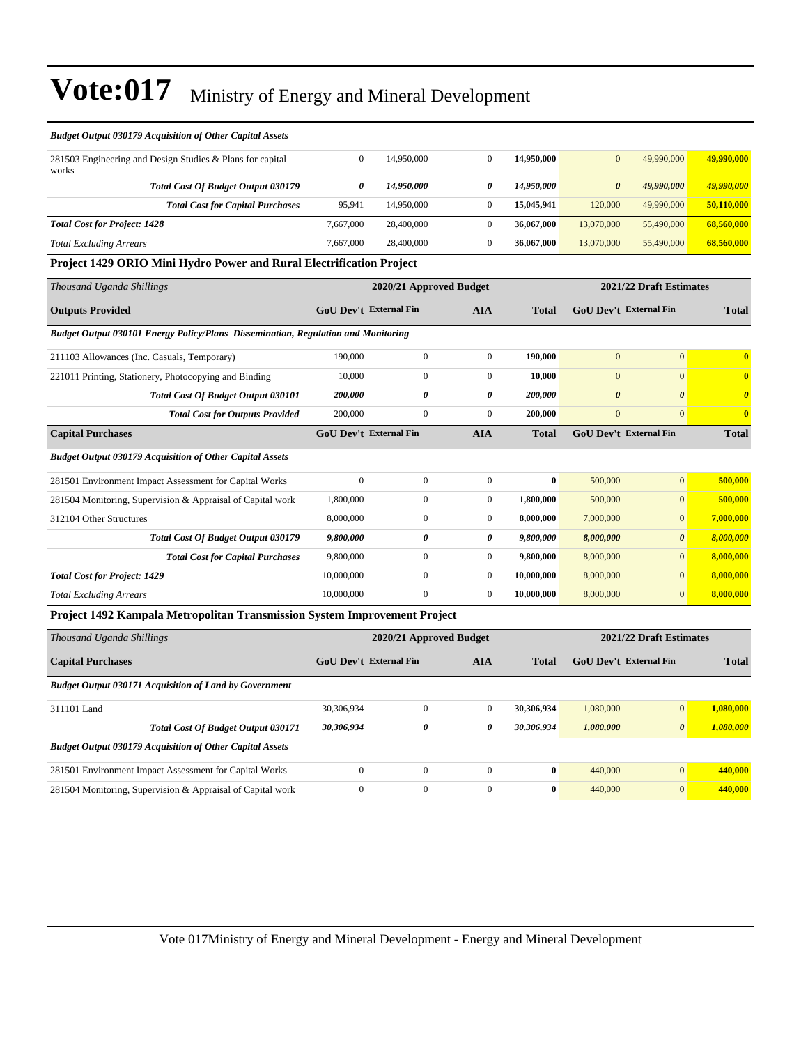| *Budget Output 030179 Acquisition of Other Capital Assets* | | | | | | | |
|---|---|---|---|---|---|---|---|
| 281503 Engineering and Design Studies & Plans for capital works | 0 | 14,950,000 | 0 | **14,950,000** | 0 | 49,990,000 | **49,990,000** |
| ***Total Cost Of Budget Output 030179*** | ***0*** | ***14,950,000*** | ***0*** | ***14,950,000*** | ***0*** | ***49,990,000*** | ***49,990,000*** |
| ***Total Cost for Capital Purchases*** | 95,941 | 14,950,000 | 0 | **15,045,941** | 120,000 | 49,990,000 | **50,110,000** |
| ***Total Cost for Project: 1428*** | 7,667,000 | 28,400,000 | 0 | **36,067,000** | 13,070,000 | 55,490,000 | **68,560,000** |
| *Total Excluding Arrears* | 7,667,000 | 28,400,000 | 0 | **36,067,000** | 13,070,000 | 55,490,000 | **68,560,000** |

**Project 1429 ORIO Mini Hydro Power and Rural Electrification Project**

| *Thousand Uganda Shillings* | 2020/21 Approved Budget | | | | 2021/22 Draft Estimates | | |
|---|---|---|---|---|---|---|---|
| **Outputs Provided** | **GoU Dev't** | **External Fin** | **AIA** | **Total** | **GoU Dev't** | **External Fin** | **Total** |
| *Budget Output 030101 Energy Policy/Plans Dissemination, Regulation and Monitoring* | | | | | | | |
| 211103 Allowances (Inc. Casuals, Temporary) | 190,000 | 0 | 0 | **190,000** | 0 | 0 | **0** |
| 221011 Printing, Stationery, Photocopying and Binding | 10,000 | 0 | 0 | **10,000** | 0 | 0 | **0** |
| ***Total Cost Of Budget Output 030101*** | ***200,000*** | ***0*** | ***0*** | ***200,000*** | ***0*** | ***0*** | ***0*** |
| ***Total Cost for Outputs Provided*** | 200,000 | 0 | 0 | **200,000** | 0 | 0 | **0** |
| **Capital Purchases** | **GoU Dev't** | **External Fin** | **AIA** | **Total** | **GoU Dev't** | **External Fin** | **Total** |
| *Budget Output 030179 Acquisition of Other Capital Assets* | | | | | | | |
| 281501 Environment Impact Assessment for Capital Works | 0 | 0 | 0 | **0** | 500,000 | 0 | **500,000** |
| 281504 Monitoring, Supervision & Appraisal of Capital work | 1,800,000 | 0 | 0 | **1,800,000** | 500,000 | 0 | **500,000** |
| 312104 Other Structures | 8,000,000 | 0 | 0 | **8,000,000** | 7,000,000 | 0 | **7,000,000** |
| ***Total Cost Of Budget Output 030179*** | ***9,800,000*** | ***0*** | ***0*** | ***9,800,000*** | ***8,000,000*** | ***0*** | ***8,000,000*** |
| ***Total Cost for Capital Purchases*** | 9,800,000 | 0 | 0 | **9,800,000** | 8,000,000 | 0 | **8,000,000** |
| ***Total Cost for Project: 1429*** | 10,000,000 | 0 | 0 | **10,000,000** | 8,000,000 | 0 | **8,000,000** |
| *Total Excluding Arrears* | 10,000,000 | 0 | 0 | **10,000,000** | 8,000,000 | 0 | **8,000,000** |

**Project 1492 Kampala Metropolitan Transmission System Improvement Project**

| *Thousand Uganda Shillings* | 2020/21 Approved Budget | | | | 2021/22 Draft Estimates | | |
|---|---|---|---|---|---|---|---|
| **Capital Purchases** | **GoU Dev't** | **External Fin** | **AIA** | **Total** | **GoU Dev't** | **External Fin** | **Total** |
| *Budget Output 030171 Acquisition of Land by Government* | | | | | | | |
| 311101 Land | 30,306,934 | 0 | 0 | **30,306,934** | 1,080,000 | 0 | **1,080,000** |
| ***Total Cost Of Budget Output 030171*** | ***30,306,934*** | ***0*** | ***0*** | ***30,306,934*** | ***1,080,000*** | ***0*** | ***1,080,000*** |
| *Budget Output 030179 Acquisition of Other Capital Assets* | | | | | | | |
| 281501 Environment Impact Assessment for Capital Works | 0 | 0 | 0 | **0** | 440,000 | 0 | **440,000** |
| 281504 Monitoring, Supervision & Appraisal of Capital work | 0 | 0 | 0 | **0** | 440,000 | 0 | **440,000** |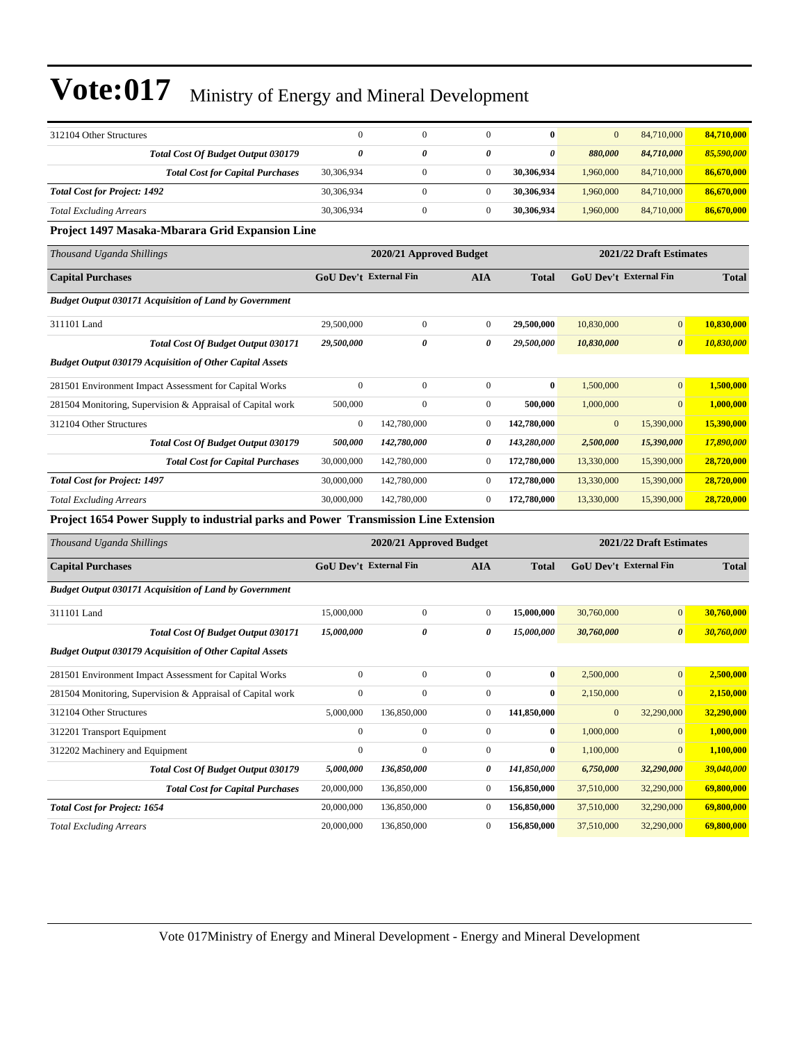| | | | | | | | |
|---|---|---|---|---|---|---|---|
| 312104 Other Structures | 0 | 0 | 0 | **0** | 0 | 84,710,000 | **84,710,000** |
| ***Total Cost Of Budget Output 030179*** | ***0*** | ***0*** | ***0*** | ***0*** | ***880,000*** | ***84,710,000*** | ***85,590,000*** |
| ***Total Cost for Capital Purchases*** | 30,306,934 | 0 | 0 | **30,306,934** | 1,960,000 | 84,710,000 | **86,670,000** |
| ***Total Cost for Project: 1492*** | 30,306,934 | 0 | 0 | **30,306,934** | 1,960,000 | 84,710,000 | **86,670,000** |
| *Total Excluding Arrears* | 30,306,934 | 0 | 0 | **30,306,934** | 1,960,000 | 84,710,000 | **86,670,000** |

**Project 1497 Masaka-Mbarara Grid Expansion Line**

| *Thousand Uganda Shillings* | 2020/21 Approved Budget | | | | 2021/22 Draft Estimates | | |
|---|---|---|---|---|---|---|---|
| **Capital Purchases** | **GoU Dev't** | **External Fin** | **AIA** | **Total** | **GoU Dev't** | **External Fin** | **Total** |
| ***Budget Output 030171 Acquisition of Land by Government*** | | | | | | | |
| 311101 Land | 29,500,000 | 0 | 0 | **29,500,000** | 10,830,000 | 0 | **10,830,000** |
| ***Total Cost Of Budget Output 030171*** | ***29,500,000*** | ***0*** | ***0*** | ***29,500,000*** | ***10,830,000*** | ***0*** | ***10,830,000*** |
| ***Budget Output 030179 Acquisition of Other Capital Assets*** | | | | | | | |
| 281501 Environment Impact Assessment for Capital Works | 0 | 0 | 0 | **0** | 1,500,000 | 0 | **1,500,000** |
| 281504 Monitoring, Supervision & Appraisal of Capital work | 500,000 | 0 | 0 | **500,000** | 1,000,000 | 0 | **1,000,000** |
| 312104 Other Structures | 0 | 142,780,000 | 0 | **142,780,000** | 0 | 15,390,000 | **15,390,000** |
| ***Total Cost Of Budget Output 030179*** | ***500,000*** | ***142,780,000*** | ***0*** | ***143,280,000*** | ***2,500,000*** | ***15,390,000*** | ***17,890,000*** |
| ***Total Cost for Capital Purchases*** | 30,000,000 | 142,780,000 | 0 | **172,780,000** | 13,330,000 | 15,390,000 | **28,720,000** |
| ***Total Cost for Project: 1497*** | 30,000,000 | 142,780,000 | 0 | **172,780,000** | 13,330,000 | 15,390,000 | **28,720,000** |
| *Total Excluding Arrears* | 30,000,000 | 142,780,000 | 0 | **172,780,000** | 13,330,000 | 15,390,000 | **28,720,000** |

**Project 1654 Power Supply to industrial parks and Power Transmission Line Extension**

| *Thousand Uganda Shillings* | 2020/21 Approved Budget | | | | 2021/22 Draft Estimates | | |
|---|---|---|---|---|---|---|---|
| **Capital Purchases** | **GoU Dev't** | **External Fin** | **AIA** | **Total** | **GoU Dev't** | **External Fin** | **Total** |
| ***Budget Output 030171 Acquisition of Land by Government*** | | | | | | | |
| 311101 Land | 15,000,000 | 0 | 0 | **15,000,000** | 30,760,000 | 0 | **30,760,000** |
| ***Total Cost Of Budget Output 030171*** | ***15,000,000*** | ***0*** | ***0*** | ***15,000,000*** | ***30,760,000*** | ***0*** | ***30,760,000*** |
| ***Budget Output 030179 Acquisition of Other Capital Assets*** | | | | | | | |
| 281501 Environment Impact Assessment for Capital Works | 0 | 0 | 0 | **0** | 2,500,000 | 0 | **2,500,000** |
| 281504 Monitoring, Supervision & Appraisal of Capital work | 0 | 0 | 0 | **0** | 2,150,000 | 0 | **2,150,000** |
| 312104 Other Structures | 5,000,000 | 136,850,000 | 0 | **141,850,000** | 0 | 32,290,000 | **32,290,000** |
| 312201 Transport Equipment | 0 | 0 | 0 | **0** | 1,000,000 | 0 | **1,000,000** |
| 312202 Machinery and Equipment | 0 | 0 | 0 | **0** | 1,100,000 | 0 | **1,100,000** |
| ***Total Cost Of Budget Output 030179*** | ***5,000,000*** | ***136,850,000*** | ***0*** | ***141,850,000*** | ***6,750,000*** | ***32,290,000*** | ***39,040,000*** |
| ***Total Cost for Capital Purchases*** | 20,000,000 | 136,850,000 | 0 | **156,850,000** | 37,510,000 | 32,290,000 | **69,800,000** |
| ***Total Cost for Project: 1654*** | 20,000,000 | 136,850,000 | 0 | **156,850,000** | 37,510,000 | 32,290,000 | **69,800,000** |
| *Total Excluding Arrears* | 20,000,000 | 136,850,000 | 0 | **156,850,000** | 37,510,000 | 32,290,000 | **69,800,000** |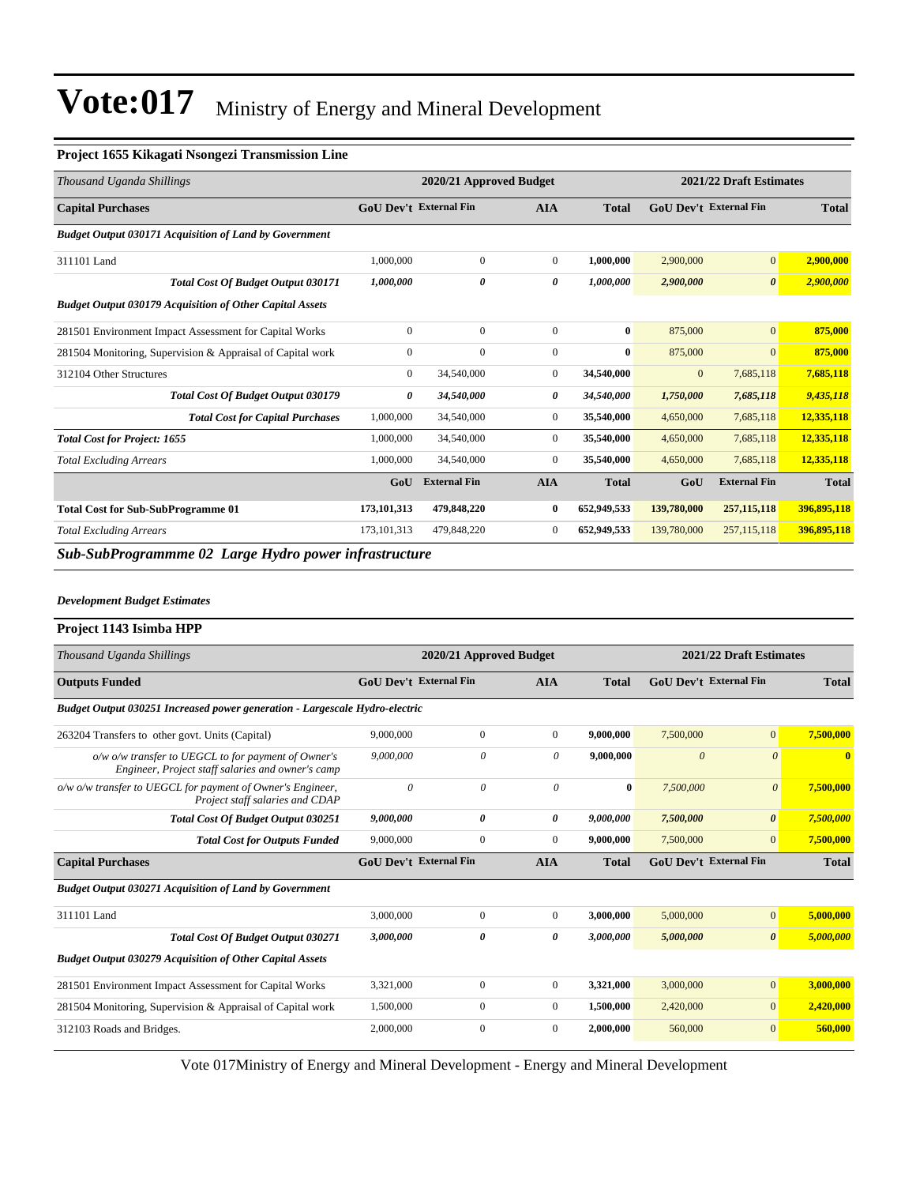# Vote:017 Ministry of Energy and Mineral Development

### Project 1655 Kikagati Nsongezi Transmission Line

| *Thousand Uganda Shillings* | 2020/21 Approved Budget | | | | 2021/22 Draft Estimates | | |
|---|---|---|---|---|---|---|---|
| **Capital Purchases** | **GoU Dev't** | **External Fin** | **AIA** | **Total** | **GoU Dev't** | **External Fin** | **Total** |
| ***Budget Output 030171 Acquisition of Land by Government*** | | | | | | | |
| 311101 Land | 1,000,000 | 0 | 0 | **1,000,000** | 2,900,000 | 0 | **2,900,000** |
| ***Total Cost Of Budget Output 030171*** | ***1,000,000*** | ***0*** | ***0*** | ***1,000,000*** | ***2,900,000*** | ***0*** | ***2,900,000*** |
| ***Budget Output 030179 Acquisition of Other Capital Assets*** | | | | | | | |
| 281501 Environment Impact Assessment for Capital Works | 0 | 0 | 0 | **0** | 875,000 | 0 | **875,000** |
| 281504 Monitoring, Supervision & Appraisal of Capital work | 0 | 0 | 0 | **0** | 875,000 | 0 | **875,000** |
| 312104 Other Structures | 0 | 34,540,000 | 0 | **34,540,000** | 0 | 7,685,118 | **7,685,118** |
| ***Total Cost Of Budget Output 030179*** | ***0*** | ***34,540,000*** | ***0*** | ***34,540,000*** | ***1,750,000*** | ***7,685,118*** | ***9,435,118*** |
| ***Total Cost for Capital Purchases*** | 1,000,000 | 34,540,000 | 0 | **35,540,000** | 4,650,000 | 7,685,118 | **12,335,118** |
| ***Total Cost for Project: 1655*** | 1,000,000 | 34,540,000 | 0 | **35,540,000** | 4,650,000 | 7,685,118 | **12,335,118** |
| *Total Excluding Arrears* | 1,000,000 | 34,540,000 | 0 | **35,540,000** | 4,650,000 | 7,685,118 | **12,335,118** |
| | **GoU** | **External Fin** | **AIA** | **Total** | **GoU** | **External Fin** | **Total** |
| **Total Cost for Sub-SubProgramme 01** | **173,101,313** | **479,848,220** | **0** | **652,949,533** | **139,780,000** | **257,115,118** | **396,895,118** |
| *Total Excluding Arrears* | 173,101,313 | 479,848,220 | 0 | 652,949,533 | 139,780,000 | 257,115,118 | **396,895,118** |

## *Sub-SubProgrammme 02 Large Hydro power infrastructure*

***Development Budget Estimates***

### Project 1143 Isimba HPP

| *Thousand Uganda Shillings* | 2020/21 Approved Budget | | | | 2021/22 Draft Estimates | | |
|---|---|---|---|---|---|---|---|
| **Outputs Funded** | **GoU Dev't** | **External Fin** | **AIA** | **Total** | **GoU Dev't** | **External Fin** | **Total** |
| ***Budget Output 030251 Increased power generation - Largescale Hydro-electric*** | | | | | | | |
| 263204 Transfers to other govt. Units (Capital) | 9,000,000 | 0 | 0 | **9,000,000** | 7,500,000 | 0 | **7,500,000** |
| *o/w o/w transfer to UEGCL to for payment of Owner's Engineer, Project staff salaries and owner's camp* | *9,000,000* | *0* | *0* | **9,000,000** | *0* | *0* | **0** |
| *o/w o/w transfer to UEGCL for payment of Owner's Engineer, Project staff salaries and CDAP* | *0* | *0* | *0* | **0** | *7,500,000* | *0* | **7,500,000** |
| ***Total Cost Of Budget Output 030251*** | ***9,000,000*** | ***0*** | ***0*** | ***9,000,000*** | ***7,500,000*** | ***0*** | ***7,500,000*** |
| ***Total Cost for Outputs Funded*** | 9,000,000 | 0 | 0 | **9,000,000** | 7,500,000 | 0 | **7,500,000** |
| **Capital Purchases** | **GoU Dev't** | **External Fin** | **AIA** | **Total** | **GoU Dev't** | **External Fin** | **Total** |
| ***Budget Output 030271 Acquisition of Land by Government*** | | | | | | | |
| 311101 Land | 3,000,000 | 0 | 0 | **3,000,000** | 5,000,000 | 0 | **5,000,000** |
| ***Total Cost Of Budget Output 030271*** | ***3,000,000*** | ***0*** | ***0*** | ***3,000,000*** | ***5,000,000*** | ***0*** | ***5,000,000*** |
| ***Budget Output 030279 Acquisition of Other Capital Assets*** | | | | | | | |
| 281501 Environment Impact Assessment for Capital Works | 3,321,000 | 0 | 0 | **3,321,000** | 3,000,000 | 0 | **3,000,000** |
| 281504 Monitoring, Supervision & Appraisal of Capital work | 1,500,000 | 0 | 0 | **1,500,000** | 2,420,000 | 0 | **2,420,000** |
| 312103 Roads and Bridges. | 2,000,000 | 0 | 0 | **2,000,000** | 560,000 | 0 | **560,000** |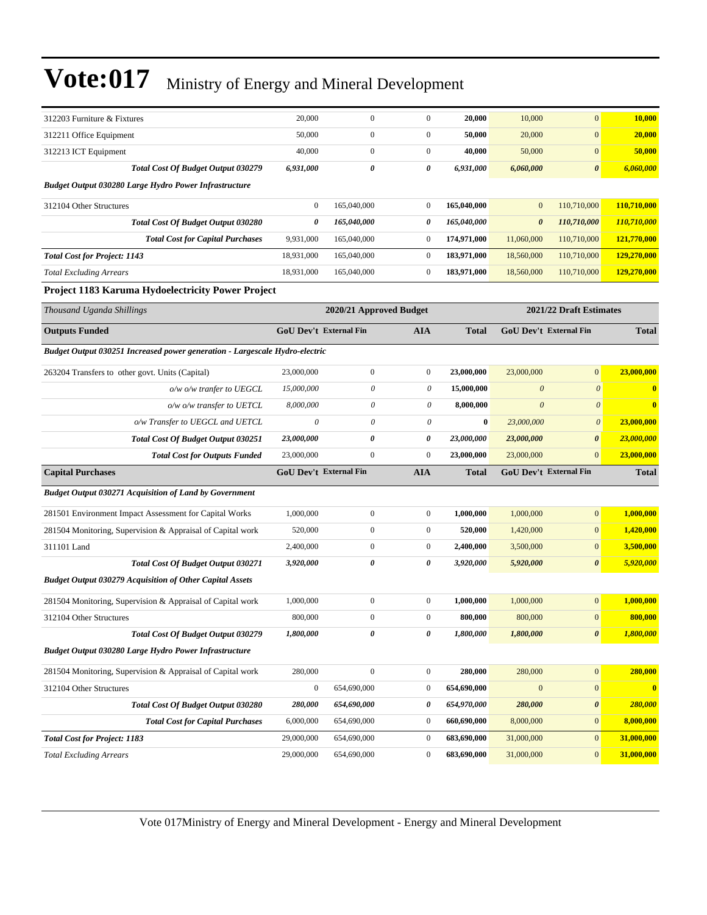# Vote:017 Ministry of Energy and Mineral Development

| | | | | | | | |
|---|---|---|---|---|---|---|---|
| 312203 Furniture & Fixtures | 20,000 | 0 | 0 | **20,000** | 10,000 | 0 | **10,000** |
| 312211 Office Equipment | 50,000 | 0 | 0 | **50,000** | 20,000 | 0 | **20,000** |
| 312213 ICT Equipment | 40,000 | 0 | 0 | **40,000** | 50,000 | 0 | **50,000** |
| ***Total Cost Of Budget Output 030279*** | ***6,931,000*** | ***0*** | ***0*** | ***6,931,000*** | ***6,060,000*** | ***0*** | ***6,060,000*** |
| ***Budget Output 030280 Large Hydro Power Infrastructure*** | | | | | | | |
| 312104 Other Structures | 0 | 165,040,000 | 0 | **165,040,000** | 0 | 110,710,000 | **110,710,000** |
| ***Total Cost Of Budget Output 030280*** | ***0*** | ***165,040,000*** | ***0*** | ***165,040,000*** | ***0*** | ***110,710,000*** | ***110,710,000*** |
| ***Total Cost for Capital Purchases*** | 9,931,000 | 165,040,000 | 0 | **174,971,000** | 11,060,000 | 110,710,000 | **121,770,000** |
| ***Total Cost for Project: 1143*** | 18,931,000 | 165,040,000 | 0 | **183,971,000** | 18,560,000 | 110,710,000 | **129,270,000** |
| *Total Excluding Arrears* | 18,931,000 | 165,040,000 | 0 | **183,971,000** | 18,560,000 | 110,710,000 | **129,270,000** |

**Project 1183 Karuma Hydoelectricity Power Project**

| *Thousand Uganda Shillings* | 2020/21 Approved Budget | | | | 2021/22 Draft Estimates | | |
|---|---|---|---|---|---|---|---|
| **Outputs Funded** | **GoU Dev't** | **External Fin** | **AIA** | **Total** | **GoU Dev't** | **External Fin** | **Total** |
| ***Budget Output 030251 Increased power generation - Largescale Hydro-electric*** | | | | | | | |
| 263204 Transfers to other govt. Units (Capital) | 23,000,000 | 0 | 0 | **23,000,000** | 23,000,000 | 0 | **23,000,000** |
| *o/w o/w tranfer to UEGCL* | *15,000,000* | *0* | *0* | **15,000,000** | *0* | *0* | **0** |
| *o/w o/w transfer to UETCL* | *8,000,000* | *0* | *0* | **8,000,000** | *0* | *0* | **0** |
| *o/w Transfer to UEGCL and UETCL* | *0* | *0* | *0* | **0** | *23,000,000* | *0* | **23,000,000** |
| ***Total Cost Of Budget Output 030251*** | ***23,000,000*** | ***0*** | ***0*** | ***23,000,000*** | ***23,000,000*** | ***0*** | ***23,000,000*** |
| ***Total Cost for Outputs Funded*** | 23,000,000 | 0 | 0 | **23,000,000** | 23,000,000 | 0 | **23,000,000** |
| **Capital Purchases** | **GoU Dev't** | **External Fin** | **AIA** | **Total** | **GoU Dev't** | **External Fin** | **Total** |
| ***Budget Output 030271 Acquisition of Land by Government*** | | | | | | | |
| 281501 Environment Impact Assessment for Capital Works | 1,000,000 | 0 | 0 | **1,000,000** | 1,000,000 | 0 | **1,000,000** |
| 281504 Monitoring, Supervision & Appraisal of Capital work | 520,000 | 0 | 0 | **520,000** | 1,420,000 | 0 | **1,420,000** |
| 311101 Land | 2,400,000 | 0 | 0 | **2,400,000** | 3,500,000 | 0 | **3,500,000** |
| ***Total Cost Of Budget Output 030271*** | ***3,920,000*** | ***0*** | ***0*** | ***3,920,000*** | ***5,920,000*** | ***0*** | ***5,920,000*** |
| ***Budget Output 030279 Acquisition of Other Capital Assets*** | | | | | | | |
| 281504 Monitoring, Supervision & Appraisal of Capital work | 1,000,000 | 0 | 0 | **1,000,000** | 1,000,000 | 0 | **1,000,000** |
| 312104 Other Structures | 800,000 | 0 | 0 | **800,000** | 800,000 | 0 | **800,000** |
| ***Total Cost Of Budget Output 030279*** | ***1,800,000*** | ***0*** | ***0*** | ***1,800,000*** | ***1,800,000*** | ***0*** | ***1,800,000*** |
| ***Budget Output 030280 Large Hydro Power Infrastructure*** | | | | | | | |
| 281504 Monitoring, Supervision & Appraisal of Capital work | 280,000 | 0 | 0 | **280,000** | 280,000 | 0 | **280,000** |
| 312104 Other Structures | 0 | 654,690,000 | 0 | **654,690,000** | 0 | 0 | **0** |
| ***Total Cost Of Budget Output 030280*** | ***280,000*** | ***654,690,000*** | ***0*** | ***654,970,000*** | ***280,000*** | ***0*** | ***280,000*** |
| ***Total Cost for Capital Purchases*** | 6,000,000 | 654,690,000 | 0 | **660,690,000** | 8,000,000 | 0 | **8,000,000** |
| ***Total Cost for Project: 1183*** | 29,000,000 | 654,690,000 | 0 | **683,690,000** | 31,000,000 | 0 | **31,000,000** |
| *Total Excluding Arrears* | 29,000,000 | 654,690,000 | 0 | **683,690,000** | 31,000,000 | 0 | **31,000,000** |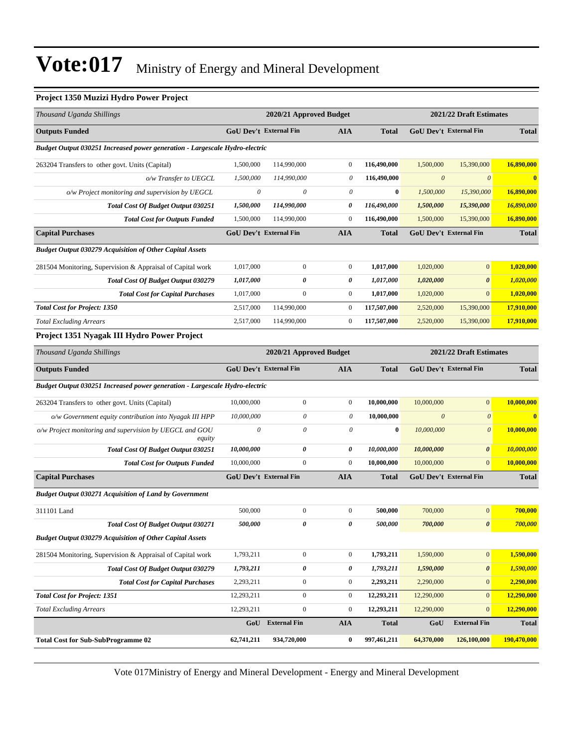# Vote:017 Ministry of Energy and Mineral Development

### Project 1350 Muzizi Hydro Power Project

| *Thousand Uganda Shillings* | 2020/21 Approved Budget | | | | 2021/22 Draft Estimates | | |
|---|---|---|---|---|---|---|---|
| **Outputs Funded** | **GoU Dev't** | **External Fin** | **AIA** | **Total** | **GoU Dev't** | **External Fin** | **Total** |
| ***Budget Output 030251 Increased power generation - Largescale Hydro-electric*** | | | | | | | |
| 263204 Transfers to other govt. Units (Capital) | 1,500,000 | 114,990,000 | 0 | **116,490,000** | 1,500,000 | 15,390,000 | **16,890,000** |
| *o/w Transfer to UEGCL* | *1,500,000* | *114,990,000* | *0* | **116,490,000** | *0* | *0* | **0** |
| *o/w Project monitoring and supervision by UEGCL* | *0* | *0* | *0* | **0** | *1,500,000* | *15,390,000* | **16,890,000** |
| ***Total Cost Of Budget Output 030251*** | ***1,500,000*** | ***114,990,000*** | ***0*** | ***116,490,000*** | ***1,500,000*** | ***15,390,000*** | ***16,890,000*** |
| ***Total Cost for Outputs Funded*** | 1,500,000 | 114,990,000 | 0 | **116,490,000** | 1,500,000 | 15,390,000 | **16,890,000** |
| **Capital Purchases** | **GoU Dev't** | **External Fin** | **AIA** | **Total** | **GoU Dev't** | **External Fin** | **Total** |
| ***Budget Output 030279 Acquisition of Other Capital Assets*** | | | | | | | |
| 281504 Monitoring, Supervision & Appraisal of Capital work | 1,017,000 | 0 | 0 | **1,017,000** | 1,020,000 | 0 | **1,020,000** |
| ***Total Cost Of Budget Output 030279*** | ***1,017,000*** | ***0*** | ***0*** | ***1,017,000*** | ***1,020,000*** | ***0*** | ***1,020,000*** |
| ***Total Cost for Capital Purchases*** | 1,017,000 | 0 | 0 | **1,017,000** | 1,020,000 | 0 | **1,020,000** |
| ***Total Cost for Project: 1350*** | 2,517,000 | 114,990,000 | 0 | **117,507,000** | 2,520,000 | 15,390,000 | **17,910,000** |
| *Total Excluding Arrears* | 2,517,000 | 114,990,000 | 0 | **117,507,000** | 2,520,000 | 15,390,000 | **17,910,000** |

### Project 1351 Nyagak III Hydro Power Project

| *Thousand Uganda Shillings* | 2020/21 Approved Budget | | | | 2021/22 Draft Estimates | | |
|---|---|---|---|---|---|---|---|
| **Outputs Funded** | **GoU Dev't** | **External Fin** | **AIA** | **Total** | **GoU Dev't** | **External Fin** | **Total** |
| ***Budget Output 030251 Increased power generation - Largescale Hydro-electric*** | | | | | | | |
| 263204 Transfers to other govt. Units (Capital) | 10,000,000 | 0 | 0 | **10,000,000** | 10,000,000 | 0 | **10,000,000** |
| *o/w Government equity contribution into Nyagak III HPP* | *10,000,000* | *0* | *0* | **10,000,000** | *0* | *0* | **0** |
| *o/w Project monitoring and supervision by UEGCL and GOU equity* | *0* | *0* | *0* | **0** | *10,000,000* | *0* | **10,000,000** |
| ***Total Cost Of Budget Output 030251*** | ***10,000,000*** | ***0*** | ***0*** | ***10,000,000*** | ***10,000,000*** | ***0*** | ***10,000,000*** |
| ***Total Cost for Outputs Funded*** | 10,000,000 | 0 | 0 | **10,000,000** | 10,000,000 | 0 | **10,000,000** |
| **Capital Purchases** | **GoU Dev't** | **External Fin** | **AIA** | **Total** | **GoU Dev't** | **External Fin** | **Total** |
| ***Budget Output 030271 Acquisition of Land by Government*** | | | | | | | |
| 311101 Land | 500,000 | 0 | 0 | **500,000** | 700,000 | 0 | **700,000** |
| ***Total Cost Of Budget Output 030271*** | ***500,000*** | ***0*** | ***0*** | ***500,000*** | ***700,000*** | ***0*** | ***700,000*** |
| ***Budget Output 030279 Acquisition of Other Capital Assets*** | | | | | | | |
| 281504 Monitoring, Supervision & Appraisal of Capital work | 1,793,211 | 0 | 0 | **1,793,211** | 1,590,000 | 0 | **1,590,000** |
| ***Total Cost Of Budget Output 030279*** | ***1,793,211*** | ***0*** | ***0*** | ***1,793,211*** | ***1,590,000*** | ***0*** | ***1,590,000*** |
| ***Total Cost for Capital Purchases*** | 2,293,211 | 0 | 0 | **2,293,211** | 2,290,000 | 0 | **2,290,000** |
| ***Total Cost for Project: 1351*** | 12,293,211 | 0 | 0 | **12,293,211** | 12,290,000 | 0 | **12,290,000** |
| *Total Excluding Arrears* | 12,293,211 | 0 | 0 | **12,293,211** | 12,290,000 | 0 | **12,290,000** |
| | **GoU** | **External Fin** | **AIA** | **Total** | **GoU** | **External Fin** | **Total** |
| **Total Cost for Sub-SubProgramme 02** | **62,741,211** | **934,720,000** | **0** | **997,461,211** | **64,370,000** | **126,100,000** | **190,470,000** |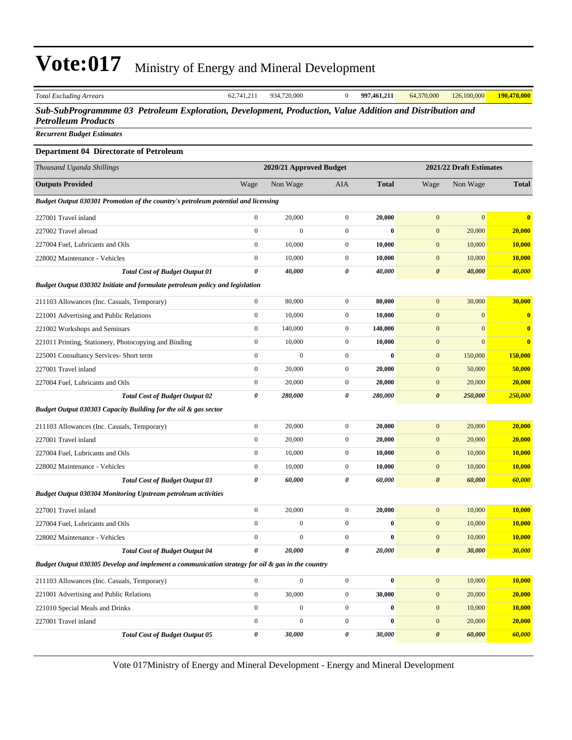# Vote:017 Ministry of Energy and Mineral Development

| *Total Excluding Arrears* | 62,741,211 | 934,720,000 | 0 | **997,461,211** | 64,370,000 | 126,100,000 | **190,470,000** |
|---|---|---|---|---|---|---|---|

## *Sub-SubProgrammme 03 Petroleum Exploration, Development, Production, Value Addition and Distribution and Petrolleum Products*

***Recurrent Budget Estimates***

### Department 04 Directorate of Petroleum

| *Thousand Uganda Shillings* | 2020/21 Approved Budget | | | | 2021/22 Draft Estimates | | |
|---|---|---|---|---|---|---|---|
| **Outputs Provided** | Wage | Non Wage | AIA | **Total** | Wage | Non Wage | **Total** |
| ***Budget Output 030301 Promotion of the country's petroleum potential and licensing*** | | | | | | | |
| 227001 Travel inland | 0 | 20,000 | 0 | **20,000** | 0 | 0 | **0** |
| 227002 Travel abroad | 0 | 0 | 0 | **0** | 0 | 20,000 | **20,000** |
| 227004 Fuel, Lubricants and Oils | 0 | 10,000 | 0 | **10,000** | 0 | 10,000 | **10,000** |
| 228002 Maintenance - Vehicles | 0 | 10,000 | 0 | **10,000** | 0 | 10,000 | **10,000** |
| ***Total Cost of Budget Output 01*** | ***0*** | ***40,000*** | ***0*** | ***40,000*** | ***0*** | ***40,000*** | ***40,000*** |
| ***Budget Output 030302 Initiate and formulate petroleum policy and legislation*** | | | | | | | |
| 211103 Allowances (Inc. Casuals, Temporary) | 0 | 80,000 | 0 | **80,000** | 0 | 30,000 | **30,000** |
| 221001 Advertising and Public Relations | 0 | 10,000 | 0 | **10,000** | 0 | 0 | **0** |
| 221002 Workshops and Seminars | 0 | 140,000 | 0 | **140,000** | 0 | 0 | **0** |
| 221011 Printing, Stationery, Photocopying and Binding | 0 | 10,000 | 0 | **10,000** | 0 | 0 | **0** |
| 225001 Consultancy Services- Short term | 0 | 0 | 0 | **0** | 0 | 150,000 | **150,000** |
| 227001 Travel inland | 0 | 20,000 | 0 | **20,000** | 0 | 50,000 | **50,000** |
| 227004 Fuel, Lubricants and Oils | 0 | 20,000 | 0 | **20,000** | 0 | 20,000 | **20,000** |
| ***Total Cost of Budget Output 02*** | ***0*** | ***280,000*** | ***0*** | ***280,000*** | ***0*** | ***250,000*** | ***250,000*** |
| ***Budget Output 030303 Capacity Building for the oil & gas sector*** | | | | | | | |
| 211103 Allowances (Inc. Casuals, Temporary) | 0 | 20,000 | 0 | **20,000** | 0 | 20,000 | **20,000** |
| 227001 Travel inland | 0 | 20,000 | 0 | **20,000** | 0 | 20,000 | **20,000** |
| 227004 Fuel, Lubricants and Oils | 0 | 10,000 | 0 | **10,000** | 0 | 10,000 | **10,000** |
| 228002 Maintenance - Vehicles | 0 | 10,000 | 0 | **10,000** | 0 | 10,000 | **10,000** |
| ***Total Cost of Budget Output 03*** | ***0*** | ***60,000*** | ***0*** | ***60,000*** | ***0*** | ***60,000*** | ***60,000*** |
| ***Budget Output 030304 Monitoring Upstream petroleum activities*** | | | | | | | |
| 227001 Travel inland | 0 | 20,000 | 0 | **20,000** | 0 | 10,000 | **10,000** |
| 227004 Fuel, Lubricants and Oils | 0 | 0 | 0 | **0** | 0 | 10,000 | **10,000** |
| 228002 Maintenance - Vehicles | 0 | 0 | 0 | **0** | 0 | 10,000 | **10,000** |
| ***Total Cost of Budget Output 04*** | ***0*** | ***20,000*** | ***0*** | ***20,000*** | ***0*** | ***30,000*** | ***30,000*** |
| ***Budget Output 030305 Develop and implement a communication strategy for oil & gas in the country*** | | | | | | | |
| 211103 Allowances (Inc. Casuals, Temporary) | 0 | 0 | 0 | **0** | 0 | 10,000 | **10,000** |
| 221001 Advertising and Public Relations | 0 | 30,000 | 0 | **30,000** | 0 | 20,000 | **20,000** |
| 221010 Special Meals and Drinks | 0 | 0 | 0 | **0** | 0 | 10,000 | **10,000** |
| 227001 Travel inland | 0 | 0 | 0 | **0** | 0 | 20,000 | **20,000** |
| ***Total Cost of Budget Output 05*** | ***0*** | ***30,000*** | ***0*** | ***30,000*** | ***0*** | ***60,000*** | ***60,000*** |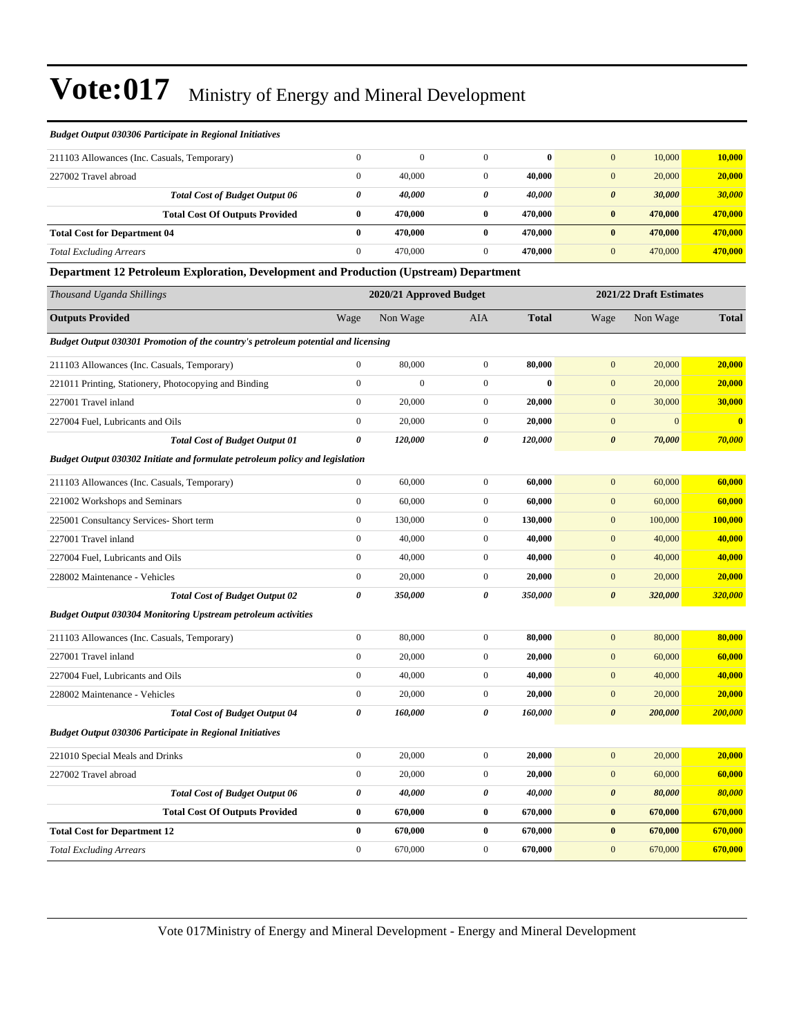# Vote:017 Ministry of Energy and Mineral Development

| *Budget Output 030306 Participate in Regional Initiatives* | | | | | | | |
|---|---|---|---|---|---|---|---|
| 211103 Allowances (Inc. Casuals, Temporary) | 0 | 0 | 0 | **0** | 0 | 10,000 | **10,000** |
| 227002 Travel abroad | 0 | 40,000 | 0 | **40,000** | 0 | 20,000 | **20,000** |
| ***Total Cost of Budget Output 06*** | ***0*** | ***40,000*** | ***0*** | ***40,000*** | ***0*** | ***30,000*** | ***30,000*** |
| **Total Cost Of Outputs Provided** | **0** | **470,000** | **0** | **470,000** | **0** | **470,000** | **470,000** |
| **Total Cost for Department 04** | **0** | **470,000** | **0** | **470,000** | **0** | **470,000** | **470,000** |
| *Total Excluding Arrears* | 0 | 470,000 | 0 | **470,000** | 0 | 470,000 | **470,000** |

**Department 12 Petroleum Exploration, Development and Production (Upstream) Department**

| *Thousand Uganda Shillings* | 2020/21 Approved Budget | | | | 2021/22 Draft Estimates | | |
|---|---|---|---|---|---|---|---|
| **Outputs Provided** | Wage | Non Wage | AIA | **Total** | Wage | Non Wage | **Total** |
| ***Budget Output 030301 Promotion of the country's petroleum potential and licensing*** | | | | | | | |
| 211103 Allowances (Inc. Casuals, Temporary) | 0 | 80,000 | 0 | **80,000** | 0 | 20,000 | **20,000** |
| 221011 Printing, Stationery, Photocopying and Binding | 0 | 0 | 0 | **0** | 0 | 20,000 | **20,000** |
| 227001 Travel inland | 0 | 20,000 | 0 | **20,000** | 0 | 30,000 | **30,000** |
| 227004 Fuel, Lubricants and Oils | 0 | 20,000 | 0 | **20,000** | 0 | 0 | **0** |
| ***Total Cost of Budget Output 01*** | ***0*** | ***120,000*** | ***0*** | ***120,000*** | ***0*** | ***70,000*** | ***70,000*** |
| ***Budget Output 030302 Initiate and formulate petroleum policy and legislation*** | | | | | | | |
| 211103 Allowances (Inc. Casuals, Temporary) | 0 | 60,000 | 0 | **60,000** | 0 | 60,000 | **60,000** |
| 221002 Workshops and Seminars | 0 | 60,000 | 0 | **60,000** | 0 | 60,000 | **60,000** |
| 225001 Consultancy Services- Short term | 0 | 130,000 | 0 | **130,000** | 0 | 100,000 | **100,000** |
| 227001 Travel inland | 0 | 40,000 | 0 | **40,000** | 0 | 40,000 | **40,000** |
| 227004 Fuel, Lubricants and Oils | 0 | 40,000 | 0 | **40,000** | 0 | 40,000 | **40,000** |
| 228002 Maintenance - Vehicles | 0 | 20,000 | 0 | **20,000** | 0 | 20,000 | **20,000** |
| ***Total Cost of Budget Output 02*** | ***0*** | ***350,000*** | ***0*** | ***350,000*** | ***0*** | ***320,000*** | ***320,000*** |
| ***Budget Output 030304 Monitoring Upstream petroleum activities*** | | | | | | | |
| 211103 Allowances (Inc. Casuals, Temporary) | 0 | 80,000 | 0 | **80,000** | 0 | 80,000 | **80,000** |
| 227001 Travel inland | 0 | 20,000 | 0 | **20,000** | 0 | 60,000 | **60,000** |
| 227004 Fuel, Lubricants and Oils | 0 | 40,000 | 0 | **40,000** | 0 | 40,000 | **40,000** |
| 228002 Maintenance - Vehicles | 0 | 20,000 | 0 | **20,000** | 0 | 20,000 | **20,000** |
| ***Total Cost of Budget Output 04*** | ***0*** | ***160,000*** | ***0*** | ***160,000*** | ***0*** | ***200,000*** | ***200,000*** |
| ***Budget Output 030306 Participate in Regional Initiatives*** | | | | | | | |
| 221010 Special Meals and Drinks | 0 | 20,000 | 0 | **20,000** | 0 | 20,000 | **20,000** |
| 227002 Travel abroad | 0 | 20,000 | 0 | **20,000** | 0 | 60,000 | **60,000** |
| ***Total Cost of Budget Output 06*** | ***0*** | ***40,000*** | ***0*** | ***40,000*** | ***0*** | ***80,000*** | ***80,000*** |
| **Total Cost Of Outputs Provided** | **0** | **670,000** | **0** | **670,000** | **0** | **670,000** | **670,000** |
| **Total Cost for Department 12** | **0** | **670,000** | **0** | **670,000** | **0** | **670,000** | **670,000** |
| *Total Excluding Arrears* | 0 | 670,000 | 0 | **670,000** | 0 | 670,000 | **670,000** |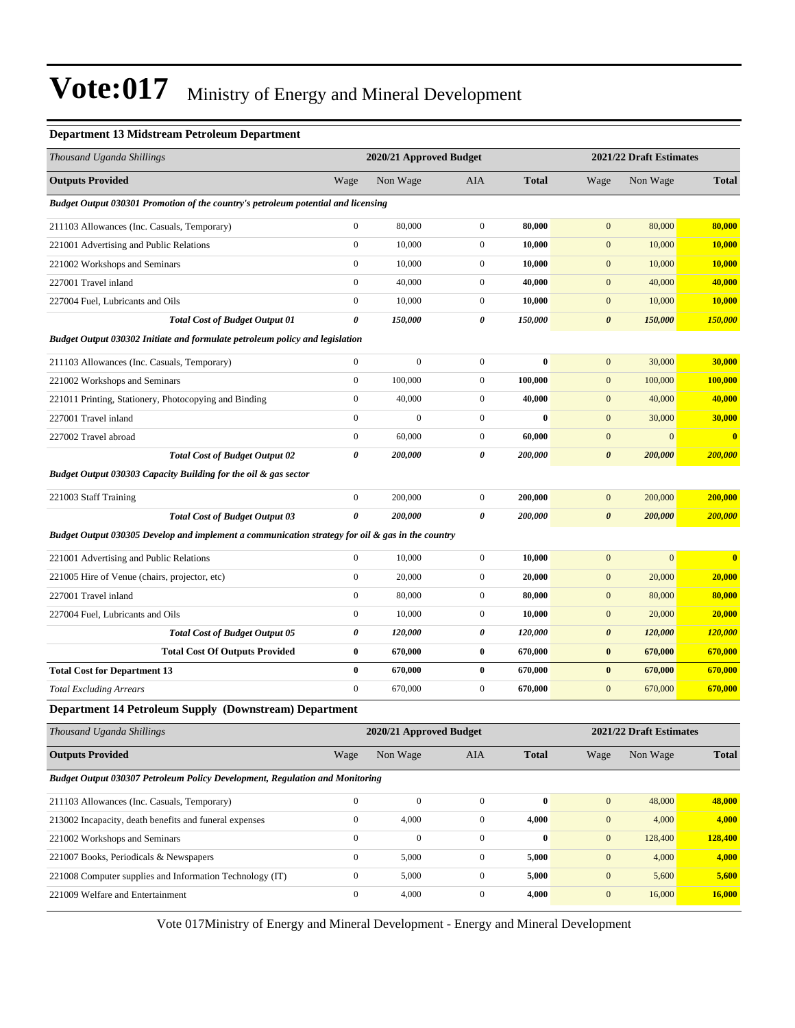# Vote:017 Ministry of Energy and Mineral Development

### Department 13 Midstream Petroleum Department

| Thousand Uganda Shillings | 2020/21 Approved Budget | | | | 2021/22 Draft Estimates | | |
|---|---|---|---|---|---|---|---|
| **Outputs Provided** | Wage | Non Wage | AIA | **Total** | Wage | Non Wage | **Total** |
| ***Budget Output 030301 Promotion of the country's petroleum potential and licensing*** | | | | | | | |
| 211103 Allowances (Inc. Casuals, Temporary) | 0 | 80,000 | 0 | **80,000** | 0 | 80,000 | **80,000** |
| 221001 Advertising and Public Relations | 0 | 10,000 | 0 | **10,000** | 0 | 10,000 | **10,000** |
| 221002 Workshops and Seminars | 0 | 10,000 | 0 | **10,000** | 0 | 10,000 | **10,000** |
| 227001 Travel inland | 0 | 40,000 | 0 | **40,000** | 0 | 40,000 | **40,000** |
| 227004 Fuel, Lubricants and Oils | 0 | 10,000 | 0 | **10,000** | 0 | 10,000 | **10,000** |
| ***Total Cost of Budget Output 01*** | ***0*** | ***150,000*** | ***0*** | ***150,000*** | ***0*** | ***150,000*** | ***150,000*** |
| ***Budget Output 030302 Initiate and formulate petroleum policy and legislation*** | | | | | | | |
| 211103 Allowances (Inc. Casuals, Temporary) | 0 | 0 | 0 | **0** | 0 | 30,000 | **30,000** |
| 221002 Workshops and Seminars | 0 | 100,000 | 0 | **100,000** | 0 | 100,000 | **100,000** |
| 221011 Printing, Stationery, Photocopying and Binding | 0 | 40,000 | 0 | **40,000** | 0 | 40,000 | **40,000** |
| 227001 Travel inland | 0 | 0 | 0 | **0** | 0 | 30,000 | **30,000** |
| 227002 Travel abroad | 0 | 60,000 | 0 | **60,000** | 0 | 0 | **0** |
| ***Total Cost of Budget Output 02*** | ***0*** | ***200,000*** | ***0*** | ***200,000*** | ***0*** | ***200,000*** | ***200,000*** |
| ***Budget Output 030303 Capacity Building for the oil & gas sector*** | | | | | | | |
| 221003 Staff Training | 0 | 200,000 | 0 | **200,000** | 0 | 200,000 | **200,000** |
| ***Total Cost of Budget Output 03*** | ***0*** | ***200,000*** | ***0*** | ***200,000*** | ***0*** | ***200,000*** | ***200,000*** |
| ***Budget Output 030305 Develop and implement a communication strategy for oil & gas in the country*** | | | | | | | |
| 221001 Advertising and Public Relations | 0 | 10,000 | 0 | **10,000** | 0 | 0 | **0** |
| 221005 Hire of Venue (chairs, projector, etc) | 0 | 20,000 | 0 | **20,000** | 0 | 20,000 | **20,000** |
| 227001 Travel inland | 0 | 80,000 | 0 | **80,000** | 0 | 80,000 | **80,000** |
| 227004 Fuel, Lubricants and Oils | 0 | 10,000 | 0 | **10,000** | 0 | 20,000 | **20,000** |
| ***Total Cost of Budget Output 05*** | ***0*** | ***120,000*** | ***0*** | ***120,000*** | ***0*** | ***120,000*** | ***120,000*** |
| **Total Cost Of Outputs Provided** | **0** | **670,000** | **0** | **670,000** | **0** | **670,000** | **670,000** |
| **Total Cost for Department 13** | **0** | **670,000** | **0** | **670,000** | **0** | **670,000** | **670,000** |
| *Total Excluding Arrears* | 0 | 670,000 | 0 | 670,000 | 0 | 670,000 | 670,000 |

### Department 14 Petroleum Supply (Downstream) Department

| Thousand Uganda Shillings | 2020/21 Approved Budget | | | | 2021/22 Draft Estimates | | |
|---|---|---|---|---|---|---|---|
| **Outputs Provided** | Wage | Non Wage | AIA | **Total** | Wage | Non Wage | **Total** |
| ***Budget Output 030307 Petroleum Policy Development, Regulation and Monitoring*** | | | | | | | |
| 211103 Allowances (Inc. Casuals, Temporary) | 0 | 0 | 0 | **0** | 0 | 48,000 | **48,000** |
| 213002 Incapacity, death benefits and funeral expenses | 0 | 4,000 | 0 | **4,000** | 0 | 4,000 | **4,000** |
| 221002 Workshops and Seminars | 0 | 0 | 0 | **0** | 0 | 128,400 | **128,400** |
| 221007 Books, Periodicals & Newspapers | 0 | 5,000 | 0 | **5,000** | 0 | 4,000 | **4,000** |
| 221008 Computer supplies and Information Technology (IT) | 0 | 5,000 | 0 | **5,000** | 0 | 5,600 | **5,600** |
| 221009 Welfare and Entertainment | 0 | 4,000 | 0 | **4,000** | 0 | 16,000 | **16,000** |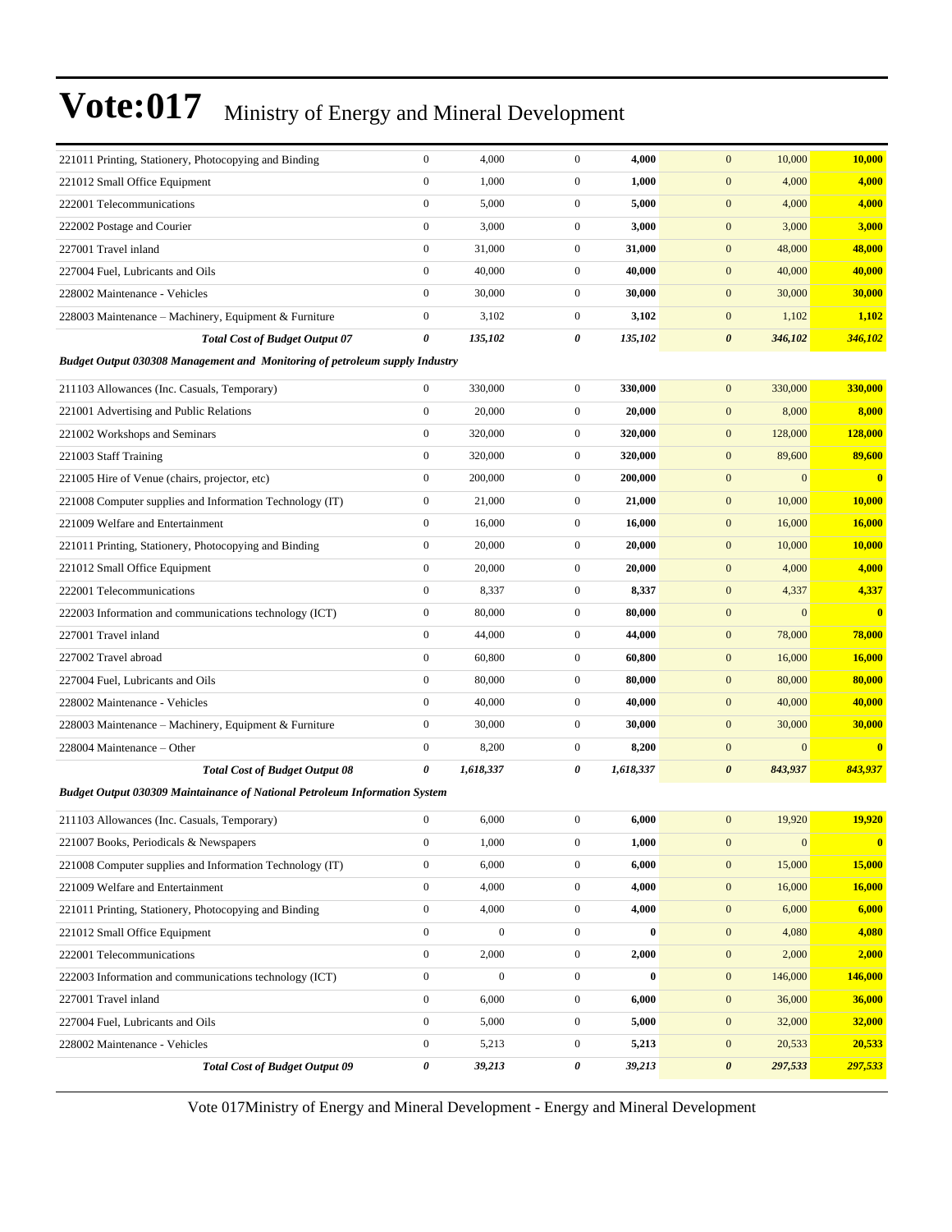# Vote:017 Ministry of Energy and Mineral Development

| | | | | | | | |
|---|---|---|---|---|---|---|---|
| 221011 Printing, Stationery, Photocopying and Binding | 0 | 4,000 | 0 | **4,000** | 0 | 10,000 | **10,000** |
| 221012 Small Office Equipment | 0 | 1,000 | 0 | **1,000** | 0 | 4,000 | **4,000** |
| 222001 Telecommunications | 0 | 5,000 | 0 | **5,000** | 0 | 4,000 | **4,000** |
| 222002 Postage and Courier | 0 | 3,000 | 0 | **3,000** | 0 | 3,000 | **3,000** |
| 227001 Travel inland | 0 | 31,000 | 0 | **31,000** | 0 | 48,000 | **48,000** |
| 227004 Fuel, Lubricants and Oils | 0 | 40,000 | 0 | **40,000** | 0 | 40,000 | **40,000** |
| 228002 Maintenance - Vehicles | 0 | 30,000 | 0 | **30,000** | 0 | 30,000 | **30,000** |
| 228003 Maintenance – Machinery, Equipment & Furniture | 0 | 3,102 | 0 | **3,102** | 0 | 1,102 | **1,102** |
| ***Total Cost of Budget Output 07*** | ***0*** | ***135,102*** | ***0*** | ***135,102*** | ***0*** | ***346,102*** | ***346,102*** |
| ***Budget Output 030308 Management and Monitoring of petroleum supply Industry*** | | | | | | | |
| 211103 Allowances (Inc. Casuals, Temporary) | 0 | 330,000 | 0 | **330,000** | 0 | 330,000 | **330,000** |
| 221001 Advertising and Public Relations | 0 | 20,000 | 0 | **20,000** | 0 | 8,000 | **8,000** |
| 221002 Workshops and Seminars | 0 | 320,000 | 0 | **320,000** | 0 | 128,000 | **128,000** |
| 221003 Staff Training | 0 | 320,000 | 0 | **320,000** | 0 | 89,600 | **89,600** |
| 221005 Hire of Venue (chairs, projector, etc) | 0 | 200,000 | 0 | **200,000** | 0 | 0 | **0** |
| 221008 Computer supplies and Information Technology (IT) | 0 | 21,000 | 0 | **21,000** | 0 | 10,000 | **10,000** |
| 221009 Welfare and Entertainment | 0 | 16,000 | 0 | **16,000** | 0 | 16,000 | **16,000** |
| 221011 Printing, Stationery, Photocopying and Binding | 0 | 20,000 | 0 | **20,000** | 0 | 10,000 | **10,000** |
| 221012 Small Office Equipment | 0 | 20,000 | 0 | **20,000** | 0 | 4,000 | **4,000** |
| 222001 Telecommunications | 0 | 8,337 | 0 | **8,337** | 0 | 4,337 | **4,337** |
| 222003 Information and communications technology (ICT) | 0 | 80,000 | 0 | **80,000** | 0 | 0 | **0** |
| 227001 Travel inland | 0 | 44,000 | 0 | **44,000** | 0 | 78,000 | **78,000** |
| 227002 Travel abroad | 0 | 60,800 | 0 | **60,800** | 0 | 16,000 | **16,000** |
| 227004 Fuel, Lubricants and Oils | 0 | 80,000 | 0 | **80,000** | 0 | 80,000 | **80,000** |
| 228002 Maintenance - Vehicles | 0 | 40,000 | 0 | **40,000** | 0 | 40,000 | **40,000** |
| 228003 Maintenance – Machinery, Equipment & Furniture | 0 | 30,000 | 0 | **30,000** | 0 | 30,000 | **30,000** |
| 228004 Maintenance – Other | 0 | 8,200 | 0 | **8,200** | 0 | 0 | **0** |
| ***Total Cost of Budget Output 08*** | ***0*** | ***1,618,337*** | ***0*** | ***1,618,337*** | ***0*** | ***843,937*** | ***843,937*** |
| ***Budget Output 030309 Maintainance of National Petroleum Information System*** | | | | | | | |
| 211103 Allowances (Inc. Casuals, Temporary) | 0 | 6,000 | 0 | **6,000** | 0 | 19,920 | **19,920** |
| 221007 Books, Periodicals & Newspapers | 0 | 1,000 | 0 | **1,000** | 0 | 0 | **0** |
| 221008 Computer supplies and Information Technology (IT) | 0 | 6,000 | 0 | **6,000** | 0 | 15,000 | **15,000** |
| 221009 Welfare and Entertainment | 0 | 4,000 | 0 | **4,000** | 0 | 16,000 | **16,000** |
| 221011 Printing, Stationery, Photocopying and Binding | 0 | 4,000 | 0 | **4,000** | 0 | 6,000 | **6,000** |
| 221012 Small Office Equipment | 0 | 0 | 0 | **0** | 0 | 4,080 | **4,080** |
| 222001 Telecommunications | 0 | 2,000 | 0 | **2,000** | 0 | 2,000 | **2,000** |
| 222003 Information and communications technology (ICT) | 0 | 0 | 0 | **0** | 0 | 146,000 | **146,000** |
| 227001 Travel inland | 0 | 6,000 | 0 | **6,000** | 0 | 36,000 | **36,000** |
| 227004 Fuel, Lubricants and Oils | 0 | 5,000 | 0 | **5,000** | 0 | 32,000 | **32,000** |
| 228002 Maintenance - Vehicles | 0 | 5,213 | 0 | **5,213** | 0 | 20,533 | **20,533** |
| ***Total Cost of Budget Output 09*** | ***0*** | ***39,213*** | ***0*** | ***39,213*** | ***0*** | ***297,533*** | ***297,533*** |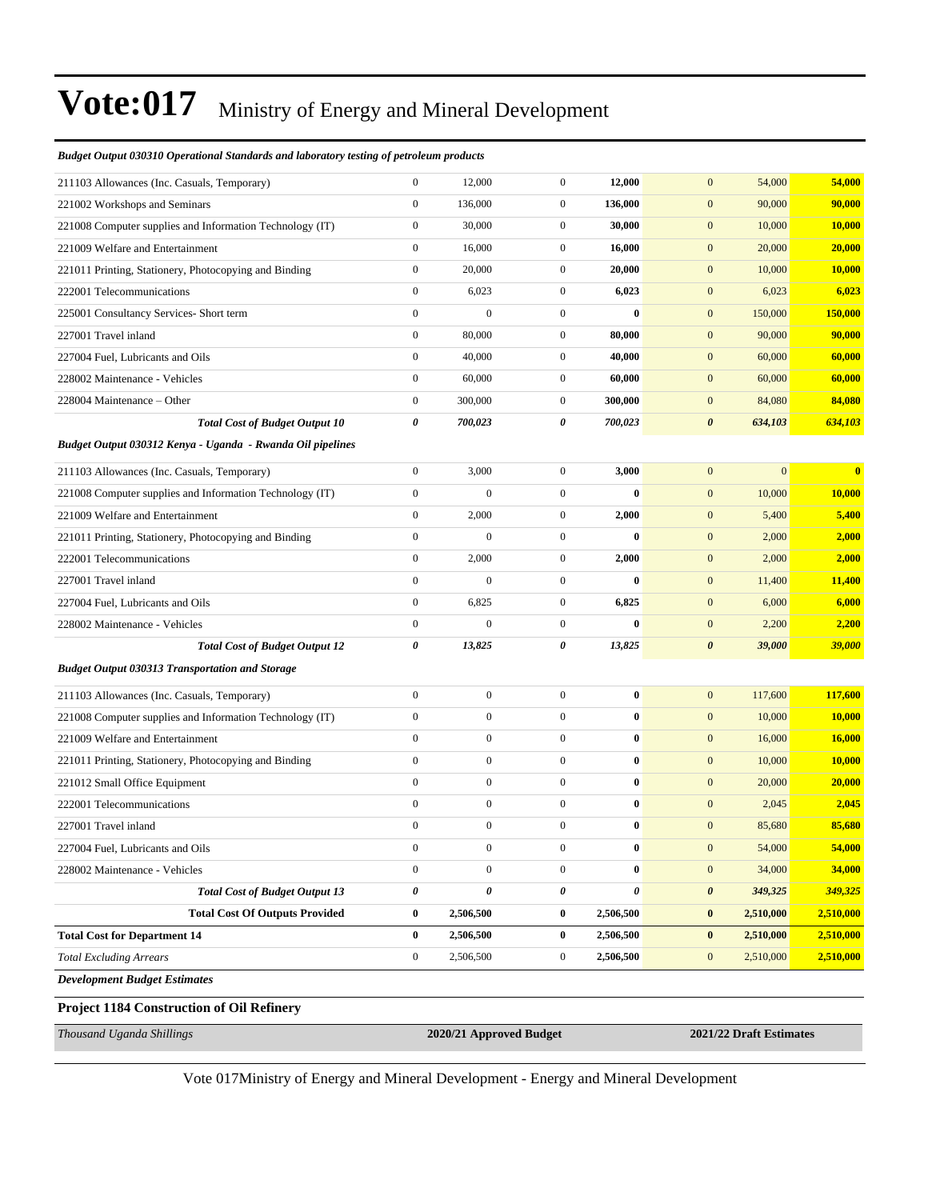# Vote:017 Ministry of Energy and Mineral Development

*Budget Output 030310 Operational Standards and laboratory testing of petroleum products*

| | | | | | | | |
|---|---|---|---|---|---|---|---|
| 211103 Allowances (Inc. Casuals, Temporary) | 0 | 12,000 | 0 | **12,000** | 0 | 54,000 | **54,000** |
| 221002 Workshops and Seminars | 0 | 136,000 | 0 | **136,000** | 0 | 90,000 | **90,000** |
| 221008 Computer supplies and Information Technology (IT) | 0 | 30,000 | 0 | **30,000** | 0 | 10,000 | **10,000** |
| 221009 Welfare and Entertainment | 0 | 16,000 | 0 | **16,000** | 0 | 20,000 | **20,000** |
| 221011 Printing, Stationery, Photocopying and Binding | 0 | 20,000 | 0 | **20,000** | 0 | 10,000 | **10,000** |
| 222001 Telecommunications | 0 | 6,023 | 0 | **6,023** | 0 | 6,023 | **6,023** |
| 225001 Consultancy Services- Short term | 0 | 0 | 0 | **0** | 0 | 150,000 | **150,000** |
| 227001 Travel inland | 0 | 80,000 | 0 | **80,000** | 0 | 90,000 | **90,000** |
| 227004 Fuel, Lubricants and Oils | 0 | 40,000 | 0 | **40,000** | 0 | 60,000 | **60,000** |
| 228002 Maintenance - Vehicles | 0 | 60,000 | 0 | **60,000** | 0 | 60,000 | **60,000** |
| 228004 Maintenance – Other | 0 | 300,000 | 0 | **300,000** | 0 | 84,080 | **84,080** |
| ***Total Cost of Budget Output 10*** | ***0*** | ***700,023*** | ***0*** | ***700,023*** | ***0*** | ***634,103*** | ***634,103*** |
| ***Budget Output 030312 Kenya - Uganda - Rwanda Oil pipelines*** | | | | | | | |
| 211103 Allowances (Inc. Casuals, Temporary) | 0 | 3,000 | 0 | **3,000** | 0 | 0 | **0** |
| 221008 Computer supplies and Information Technology (IT) | 0 | 0 | 0 | **0** | 0 | 10,000 | **10,000** |
| 221009 Welfare and Entertainment | 0 | 2,000 | 0 | **2,000** | 0 | 5,400 | **5,400** |
| 221011 Printing, Stationery, Photocopying and Binding | 0 | 0 | 0 | **0** | 0 | 2,000 | **2,000** |
| 222001 Telecommunications | 0 | 2,000 | 0 | **2,000** | 0 | 2,000 | **2,000** |
| 227001 Travel inland | 0 | 0 | 0 | **0** | 0 | 11,400 | **11,400** |
| 227004 Fuel, Lubricants and Oils | 0 | 6,825 | 0 | **6,825** | 0 | 6,000 | **6,000** |
| 228002 Maintenance - Vehicles | 0 | 0 | 0 | **0** | 0 | 2,200 | **2,200** |
| ***Total Cost of Budget Output 12*** | ***0*** | ***13,825*** | ***0*** | ***13,825*** | ***0*** | ***39,000*** | ***39,000*** |
| ***Budget Output 030313 Transportation and Storage*** | | | | | | | |
| 211103 Allowances (Inc. Casuals, Temporary) | 0 | 0 | 0 | **0** | 0 | 117,600 | **117,600** |
| 221008 Computer supplies and Information Technology (IT) | 0 | 0 | 0 | **0** | 0 | 10,000 | **10,000** |
| 221009 Welfare and Entertainment | 0 | 0 | 0 | **0** | 0 | 16,000 | **16,000** |
| 221011 Printing, Stationery, Photocopying and Binding | 0 | 0 | 0 | **0** | 0 | 10,000 | **10,000** |
| 221012 Small Office Equipment | 0 | 0 | 0 | **0** | 0 | 20,000 | **20,000** |
| 222001 Telecommunications | 0 | 0 | 0 | **0** | 0 | 2,045 | **2,045** |
| 227001 Travel inland | 0 | 0 | 0 | **0** | 0 | 85,680 | **85,680** |
| 227004 Fuel, Lubricants and Oils | 0 | 0 | 0 | **0** | 0 | 54,000 | **54,000** |
| 228002 Maintenance - Vehicles | 0 | 0 | 0 | **0** | 0 | 34,000 | **34,000** |
| ***Total Cost of Budget Output 13*** | ***0*** | ***0*** | ***0*** | ***0*** | ***0*** | ***349,325*** | ***349,325*** |
| **Total Cost Of Outputs Provided** | **0** | **2,506,500** | **0** | **2,506,500** | **0** | **2,510,000** | **2,510,000** |
| **Total Cost for Department 14** | **0** | **2,506,500** | **0** | **2,506,500** | **0** | **2,510,000** | **2,510,000** |
| *Total Excluding Arrears* | 0 | 2,506,500 | 0 | **2,506,500** | 0 | 2,510,000 | **2,510,000** |

***Development Budget Estimates***

**Project 1184 Construction of Oil Refinery**

| *Thousand Uganda Shillings* | **2020/21 Approved Budget** | **2021/22 Draft Estimates** |
|---|---|---|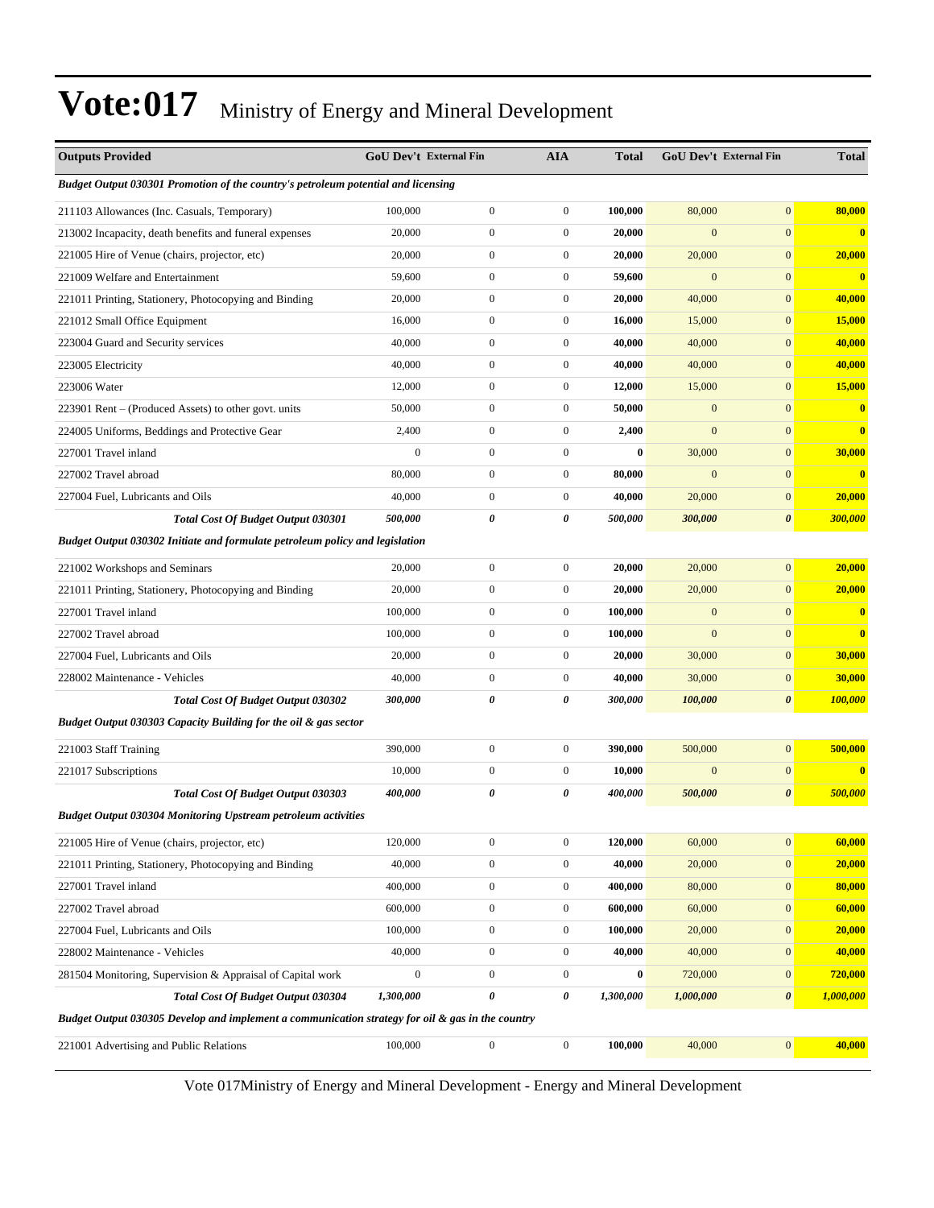# Vote:017 Ministry of Energy and Mineral Development

| Outputs Provided | GoU Dev't | External Fin | AIA | Total | GoU Dev't | External Fin | Total |
|---|---|---|---|---|---|---|---|
| ***Budget Output 030301 Promotion of the country's petroleum potential and licensing*** | | | | | | | |
| 211103 Allowances (Inc. Casuals, Temporary) | 100,000 | 0 | 0 | **100,000** | 80,000 | 0 | **80,000** |
| 213002 Incapacity, death benefits and funeral expenses | 20,000 | 0 | 0 | **20,000** | 0 | 0 | **0** |
| 221005 Hire of Venue (chairs, projector, etc) | 20,000 | 0 | 0 | **20,000** | 20,000 | 0 | **20,000** |
| 221009 Welfare and Entertainment | 59,600 | 0 | 0 | **59,600** | 0 | 0 | **0** |
| 221011 Printing, Stationery, Photocopying and Binding | 20,000 | 0 | 0 | **20,000** | 40,000 | 0 | **40,000** |
| 221012 Small Office Equipment | 16,000 | 0 | 0 | **16,000** | 15,000 | 0 | **15,000** |
| 223004 Guard and Security services | 40,000 | 0 | 0 | **40,000** | 40,000 | 0 | **40,000** |
| 223005 Electricity | 40,000 | 0 | 0 | **40,000** | 40,000 | 0 | **40,000** |
| 223006 Water | 12,000 | 0 | 0 | **12,000** | 15,000 | 0 | **15,000** |
| 223901 Rent – (Produced Assets) to other govt. units | 50,000 | 0 | 0 | **50,000** | 0 | 0 | **0** |
| 224005 Uniforms, Beddings and Protective Gear | 2,400 | 0 | 0 | **2,400** | 0 | 0 | **0** |
| 227001 Travel inland | 0 | 0 | 0 | **0** | 30,000 | 0 | **30,000** |
| 227002 Travel abroad | 80,000 | 0 | 0 | **80,000** | 0 | 0 | **0** |
| 227004 Fuel, Lubricants and Oils | 40,000 | 0 | 0 | **40,000** | 20,000 | 0 | **20,000** |
| ***Total Cost Of Budget Output 030301*** | ***500,000*** | ***0*** | ***0*** | ***500,000*** | ***300,000*** | ***0*** | ***300,000*** |
| ***Budget Output 030302 Initiate and formulate petroleum policy and legislation*** | | | | | | | |
| 221002 Workshops and Seminars | 20,000 | 0 | 0 | **20,000** | 20,000 | 0 | **20,000** |
| 221011 Printing, Stationery, Photocopying and Binding | 20,000 | 0 | 0 | **20,000** | 20,000 | 0 | **20,000** |
| 227001 Travel inland | 100,000 | 0 | 0 | **100,000** | 0 | 0 | **0** |
| 227002 Travel abroad | 100,000 | 0 | 0 | **100,000** | 0 | 0 | **0** |
| 227004 Fuel, Lubricants and Oils | 20,000 | 0 | 0 | **20,000** | 30,000 | 0 | **30,000** |
| 228002 Maintenance - Vehicles | 40,000 | 0 | 0 | **40,000** | 30,000 | 0 | **30,000** |
| ***Total Cost Of Budget Output 030302*** | ***300,000*** | ***0*** | ***0*** | ***300,000*** | ***100,000*** | ***0*** | ***100,000*** |
| ***Budget Output 030303 Capacity Building for the oil & gas sector*** | | | | | | | |
| 221003 Staff Training | 390,000 | 0 | 0 | **390,000** | 500,000 | 0 | **500,000** |
| 221017 Subscriptions | 10,000 | 0 | 0 | **10,000** | 0 | 0 | **0** |
| ***Total Cost Of Budget Output 030303*** | ***400,000*** | ***0*** | ***0*** | ***400,000*** | ***500,000*** | ***0*** | ***500,000*** |
| ***Budget Output 030304 Monitoring Upstream petroleum activities*** | | | | | | | |
| 221005 Hire of Venue (chairs, projector, etc) | 120,000 | 0 | 0 | **120,000** | 60,000 | 0 | **60,000** |
| 221011 Printing, Stationery, Photocopying and Binding | 40,000 | 0 | 0 | **40,000** | 20,000 | 0 | **20,000** |
| 227001 Travel inland | 400,000 | 0 | 0 | **400,000** | 80,000 | 0 | **80,000** |
| 227002 Travel abroad | 600,000 | 0 | 0 | **600,000** | 60,000 | 0 | **60,000** |
| 227004 Fuel, Lubricants and Oils | 100,000 | 0 | 0 | **100,000** | 20,000 | 0 | **20,000** |
| 228002 Maintenance - Vehicles | 40,000 | 0 | 0 | **40,000** | 40,000 | 0 | **40,000** |
| 281504 Monitoring, Supervision & Appraisal of Capital work | 0 | 0 | 0 | **0** | 720,000 | 0 | **720,000** |
| ***Total Cost Of Budget Output 030304*** | ***1,300,000*** | ***0*** | ***0*** | ***1,300,000*** | ***1,000,000*** | ***0*** | ***1,000,000*** |
| ***Budget Output 030305 Develop and implement a communication strategy for oil & gas in the country*** | | | | | | | |
| 221001 Advertising and Public Relations | 100,000 | 0 | 0 | **100,000** | 40,000 | 0 | **40,000** |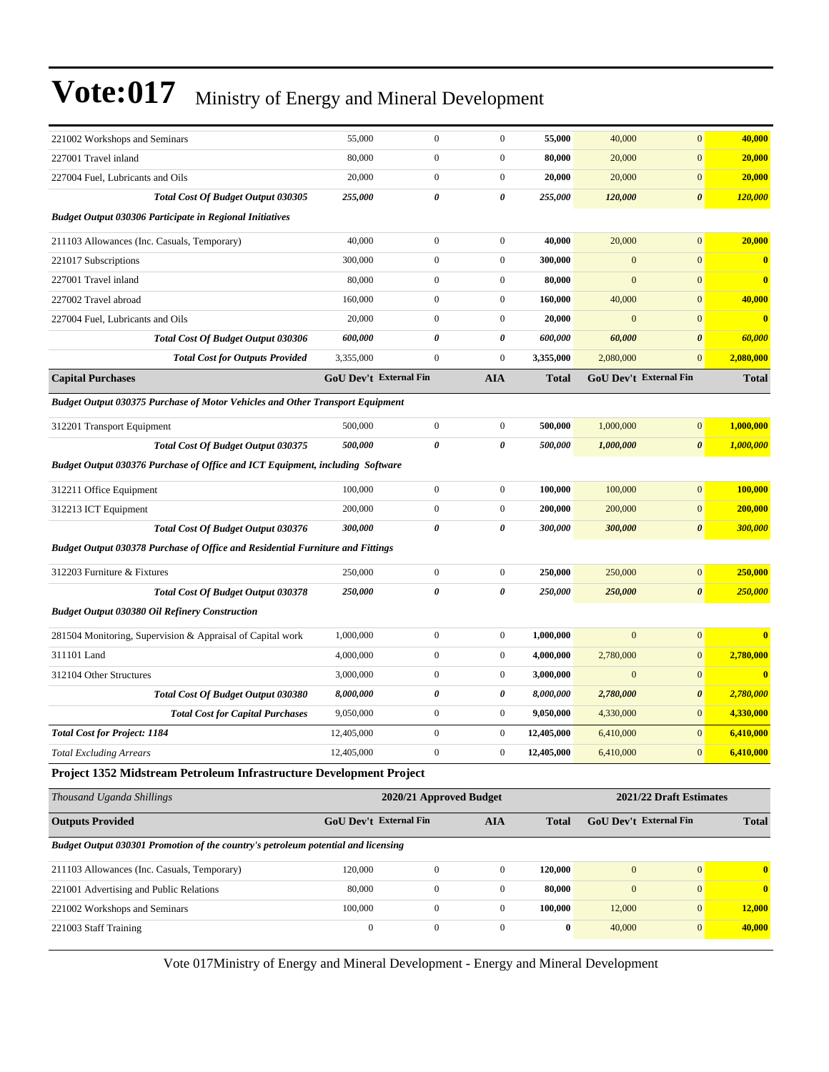| | | | | | | | |
|---|---|---|---|---|---|---|---|
| 221002 Workshops and Seminars | 55,000 | 0 | 0 | **55,000** | 40,000 | 0 | **40,000** |
| 227001 Travel inland | 80,000 | 0 | 0 | **80,000** | 20,000 | 0 | **20,000** |
| 227004 Fuel, Lubricants and Oils | 20,000 | 0 | 0 | **20,000** | 20,000 | 0 | **20,000** |
| ***Total Cost Of Budget Output 030305*** | ***255,000*** | ***0*** | ***0*** | ***255,000*** | ***120,000*** | ***0*** | ***120,000*** |
| ***Budget Output 030306 Participate in Regional Initiatives*** | | | | | | | |
| 211103 Allowances (Inc. Casuals, Temporary) | 40,000 | 0 | 0 | **40,000** | 20,000 | 0 | **20,000** |
| 221017 Subscriptions | 300,000 | 0 | 0 | **300,000** | 0 | 0 | **0** |
| 227001 Travel inland | 80,000 | 0 | 0 | **80,000** | 0 | 0 | **0** |
| 227002 Travel abroad | 160,000 | 0 | 0 | **160,000** | 40,000 | 0 | **40,000** |
| 227004 Fuel, Lubricants and Oils | 20,000 | 0 | 0 | **20,000** | 0 | 0 | **0** |
| ***Total Cost Of Budget Output 030306*** | ***600,000*** | ***0*** | ***0*** | ***600,000*** | ***60,000*** | ***0*** | ***60,000*** |
| ***Total Cost for Outputs Provided*** | 3,355,000 | 0 | 0 | **3,355,000** | 2,080,000 | 0 | **2,080,000** |
| **Capital Purchases** | **GoU Dev't** | **External Fin** | **AIA** | **Total** | **GoU Dev't** | **External Fin** | **Total** |
| ***Budget Output 030375 Purchase of Motor Vehicles and Other Transport Equipment*** | | | | | | | |
| 312201 Transport Equipment | 500,000 | 0 | 0 | **500,000** | 1,000,000 | 0 | **1,000,000** |
| ***Total Cost Of Budget Output 030375*** | ***500,000*** | ***0*** | ***0*** | ***500,000*** | ***1,000,000*** | ***0*** | ***1,000,000*** |
| ***Budget Output 030376 Purchase of Office and ICT Equipment, including Software*** | | | | | | | |
| 312211 Office Equipment | 100,000 | 0 | 0 | **100,000** | 100,000 | 0 | **100,000** |
| 312213 ICT Equipment | 200,000 | 0 | 0 | **200,000** | 200,000 | 0 | **200,000** |
| ***Total Cost Of Budget Output 030376*** | ***300,000*** | ***0*** | ***0*** | ***300,000*** | ***300,000*** | ***0*** | ***300,000*** |
| ***Budget Output 030378 Purchase of Office and Residential Furniture and Fittings*** | | | | | | | |
| 312203 Furniture & Fixtures | 250,000 | 0 | 0 | **250,000** | 250,000 | 0 | **250,000** |
| ***Total Cost Of Budget Output 030378*** | ***250,000*** | ***0*** | ***0*** | ***250,000*** | ***250,000*** | ***0*** | ***250,000*** |
| ***Budget Output 030380 Oil Refinery Construction*** | | | | | | | |
| 281504 Monitoring, Supervision & Appraisal of Capital work | 1,000,000 | 0 | 0 | **1,000,000** | 0 | 0 | **0** |
| 311101 Land | 4,000,000 | 0 | 0 | **4,000,000** | 2,780,000 | 0 | **2,780,000** |
| 312104 Other Structures | 3,000,000 | 0 | 0 | **3,000,000** | 0 | 0 | **0** |
| ***Total Cost Of Budget Output 030380*** | ***8,000,000*** | ***0*** | ***0*** | ***8,000,000*** | ***2,780,000*** | ***0*** | ***2,780,000*** |
| ***Total Cost for Capital Purchases*** | 9,050,000 | 0 | 0 | **9,050,000** | 4,330,000 | 0 | **4,330,000** |
| ***Total Cost for Project: 1184*** | 12,405,000 | 0 | 0 | **12,405,000** | 6,410,000 | 0 | **6,410,000** |
| *Total Excluding Arrears* | 12,405,000 | 0 | 0 | **12,405,000** | 6,410,000 | 0 | **6,410,000** |

**Project 1352 Midstream Petroleum Infrastructure Development Project**

| *Thousand Uganda Shillings* | 2020/21 Approved Budget | | | | 2021/22 Draft Estimates | | |
|---|---|---|---|---|---|---|---|
| **Outputs Provided** | **GoU Dev't** | **External Fin** | **AIA** | **Total** | **GoU Dev't** | **External Fin** | **Total** |
| ***Budget Output 030301 Promotion of the country's petroleum potential and licensing*** | | | | | | | |
| 211103 Allowances (Inc. Casuals, Temporary) | 120,000 | 0 | 0 | **120,000** | 0 | 0 | **0** |
| 221001 Advertising and Public Relations | 80,000 | 0 | 0 | **80,000** | 0 | 0 | **0** |
| 221002 Workshops and Seminars | 100,000 | 0 | 0 | **100,000** | 12,000 | 0 | **12,000** |
| 221003 Staff Training | 0 | 0 | 0 | **0** | 40,000 | 0 | **40,000** |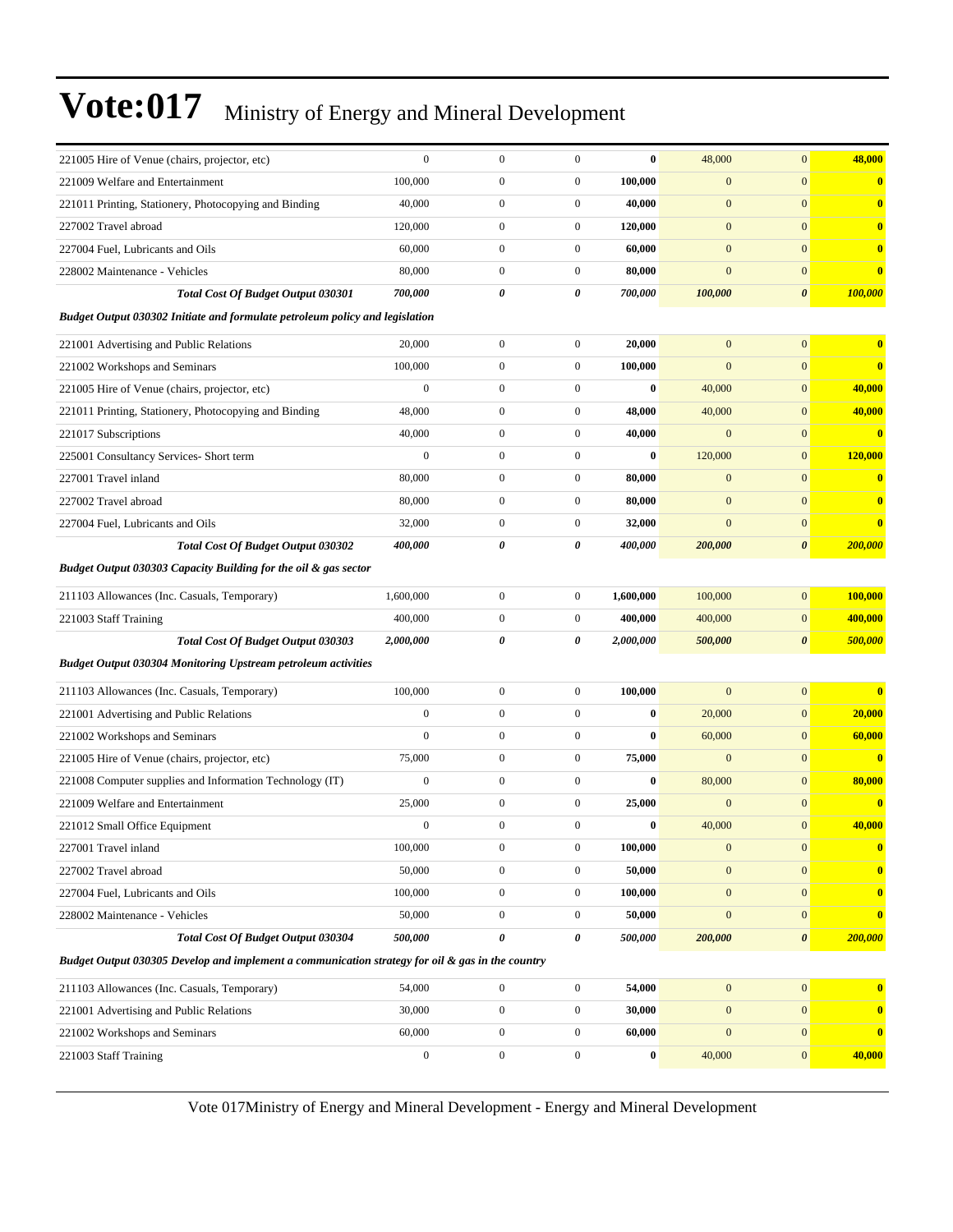| | | | | | | | |
|---|---|---|---|---|---|---|---|
| 221005 Hire of Venue (chairs, projector, etc) | 0 | 0 | 0 | **0** | 48,000 | 0 | **48,000** |
| 221009 Welfare and Entertainment | 100,000 | 0 | 0 | **100,000** | 0 | 0 | **0** |
| 221011 Printing, Stationery, Photocopying and Binding | 40,000 | 0 | 0 | **40,000** | 0 | 0 | **0** |
| 227002 Travel abroad | 120,000 | 0 | 0 | **120,000** | 0 | 0 | **0** |
| 227004 Fuel, Lubricants and Oils | 60,000 | 0 | 0 | **60,000** | 0 | 0 | **0** |
| 228002 Maintenance - Vehicles | 80,000 | 0 | 0 | **80,000** | 0 | 0 | **0** |
| ***Total Cost Of Budget Output 030301*** | ***700,000*** | ***0*** | ***0*** | ***700,000*** | ***100,000*** | ***0*** | ***100,000*** |
| ***Budget Output 030302 Initiate and formulate petroleum policy and legislation*** | | | | | | | |
| 221001 Advertising and Public Relations | 20,000 | 0 | 0 | **20,000** | 0 | 0 | **0** |
| 221002 Workshops and Seminars | 100,000 | 0 | 0 | **100,000** | 0 | 0 | **0** |
| 221005 Hire of Venue (chairs, projector, etc) | 0 | 0 | 0 | **0** | 40,000 | 0 | **40,000** |
| 221011 Printing, Stationery, Photocopying and Binding | 48,000 | 0 | 0 | **48,000** | 40,000 | 0 | **40,000** |
| 221017 Subscriptions | 40,000 | 0 | 0 | **40,000** | 0 | 0 | **0** |
| 225001 Consultancy Services- Short term | 0 | 0 | 0 | **0** | 120,000 | 0 | **120,000** |
| 227001 Travel inland | 80,000 | 0 | 0 | **80,000** | 0 | 0 | **0** |
| 227002 Travel abroad | 80,000 | 0 | 0 | **80,000** | 0 | 0 | **0** |
| 227004 Fuel, Lubricants and Oils | 32,000 | 0 | 0 | **32,000** | 0 | 0 | **0** |
| ***Total Cost Of Budget Output 030302*** | ***400,000*** | ***0*** | ***0*** | ***400,000*** | ***200,000*** | ***0*** | ***200,000*** |
| ***Budget Output 030303 Capacity Building for the oil & gas sector*** | | | | | | | |
| 211103 Allowances (Inc. Casuals, Temporary) | 1,600,000 | 0 | 0 | **1,600,000** | 100,000 | 0 | **100,000** |
| 221003 Staff Training | 400,000 | 0 | 0 | **400,000** | 400,000 | 0 | **400,000** |
| ***Total Cost Of Budget Output 030303*** | ***2,000,000*** | ***0*** | ***0*** | ***2,000,000*** | ***500,000*** | ***0*** | ***500,000*** |
| ***Budget Output 030304 Monitoring Upstream petroleum activities*** | | | | | | | |
| 211103 Allowances (Inc. Casuals, Temporary) | 100,000 | 0 | 0 | **100,000** | 0 | 0 | **0** |
| 221001 Advertising and Public Relations | 0 | 0 | 0 | **0** | 20,000 | 0 | **20,000** |
| 221002 Workshops and Seminars | 0 | 0 | 0 | **0** | 60,000 | 0 | **60,000** |
| 221005 Hire of Venue (chairs, projector, etc) | 75,000 | 0 | 0 | **75,000** | 0 | 0 | **0** |
| 221008 Computer supplies and Information Technology (IT) | 0 | 0 | 0 | **0** | 80,000 | 0 | **80,000** |
| 221009 Welfare and Entertainment | 25,000 | 0 | 0 | **25,000** | 0 | 0 | **0** |
| 221012 Small Office Equipment | 0 | 0 | 0 | **0** | 40,000 | 0 | **40,000** |
| 227001 Travel inland | 100,000 | 0 | 0 | **100,000** | 0 | 0 | **0** |
| 227002 Travel abroad | 50,000 | 0 | 0 | **50,000** | 0 | 0 | **0** |
| 227004 Fuel, Lubricants and Oils | 100,000 | 0 | 0 | **100,000** | 0 | 0 | **0** |
| 228002 Maintenance - Vehicles | 50,000 | 0 | 0 | **50,000** | 0 | 0 | **0** |
| ***Total Cost Of Budget Output 030304*** | ***500,000*** | ***0*** | ***0*** | ***500,000*** | ***200,000*** | ***0*** | ***200,000*** |
| ***Budget Output 030305 Develop and implement a communication strategy for oil & gas in the country*** | | | | | | | |
| 211103 Allowances (Inc. Casuals, Temporary) | 54,000 | 0 | 0 | **54,000** | 0 | 0 | **0** |
| 221001 Advertising and Public Relations | 30,000 | 0 | 0 | **30,000** | 0 | 0 | **0** |
| 221002 Workshops and Seminars | 60,000 | 0 | 0 | **60,000** | 0 | 0 | **0** |
| 221003 Staff Training | 0 | 0 | 0 | **0** | 40,000 | 0 | **40,000** |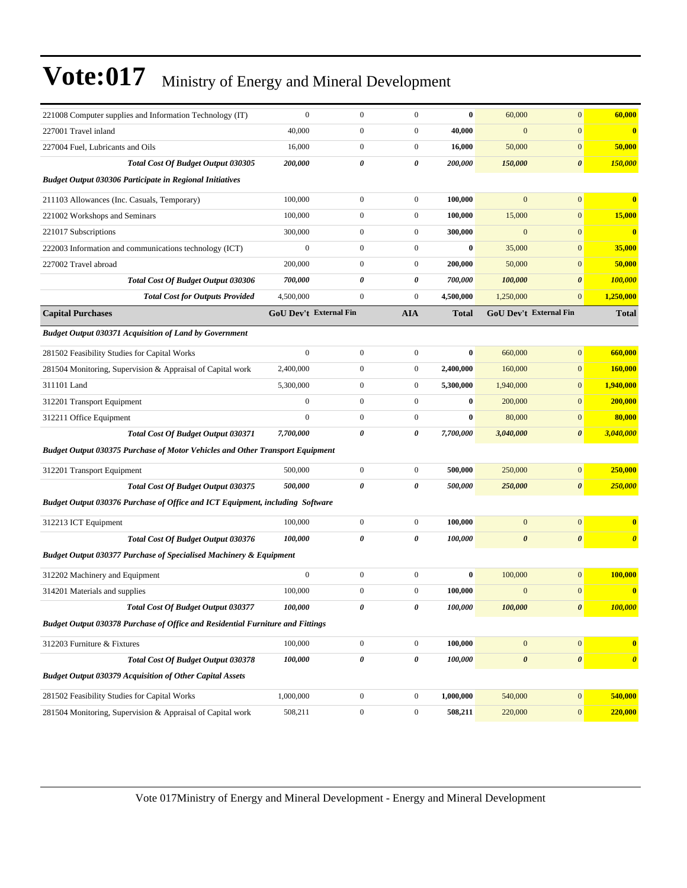# Vote:017 Ministry of Energy and Mineral Development

| | | | | | | | |
|---|---|---|---|---|---|---|---|
| 221008 Computer supplies and Information Technology (IT) | 0 | 0 | 0 | **0** | 60,000 | 0 | **60,000** |
| 227001 Travel inland | 40,000 | 0 | 0 | **40,000** | 0 | 0 | **0** |
| 227004 Fuel, Lubricants and Oils | 16,000 | 0 | 0 | **16,000** | 50,000 | 0 | **50,000** |
| ***Total Cost Of Budget Output 030305*** | ***200,000*** | ***0*** | ***0*** | ***200,000*** | ***150,000*** | ***0*** | ***150,000*** |
| ***Budget Output 030306 Participate in Regional Initiatives*** | | | | | | | |
| 211103 Allowances (Inc. Casuals, Temporary) | 100,000 | 0 | 0 | **100,000** | 0 | 0 | **0** |
| 221002 Workshops and Seminars | 100,000 | 0 | 0 | **100,000** | 15,000 | 0 | **15,000** |
| 221017 Subscriptions | 300,000 | 0 | 0 | **300,000** | 0 | 0 | **0** |
| 222003 Information and communications technology (ICT) | 0 | 0 | 0 | **0** | 35,000 | 0 | **35,000** |
| 227002 Travel abroad | 200,000 | 0 | 0 | **200,000** | 50,000 | 0 | **50,000** |
| ***Total Cost Of Budget Output 030306*** | ***700,000*** | ***0*** | ***0*** | ***700,000*** | ***100,000*** | ***0*** | ***100,000*** |
| ***Total Cost for Outputs Provided*** | 4,500,000 | 0 | 0 | **4,500,000** | 1,250,000 | 0 | **1,250,000** |
| **Capital Purchases** | **GoU Dev't** | **External Fin** | **AIA** | **Total** | **GoU Dev't** | **External Fin** | **Total** |
| ***Budget Output 030371 Acquisition of Land by Government*** | | | | | | | |
| 281502 Feasibility Studies for Capital Works | 0 | 0 | 0 | **0** | 660,000 | 0 | **660,000** |
| 281504 Monitoring, Supervision & Appraisal of Capital work | 2,400,000 | 0 | 0 | **2,400,000** | 160,000 | 0 | **160,000** |
| 311101 Land | 5,300,000 | 0 | 0 | **5,300,000** | 1,940,000 | 0 | **1,940,000** |
| 312201 Transport Equipment | 0 | 0 | 0 | **0** | 200,000 | 0 | **200,000** |
| 312211 Office Equipment | 0 | 0 | 0 | **0** | 80,000 | 0 | **80,000** |
| ***Total Cost Of Budget Output 030371*** | ***7,700,000*** | ***0*** | ***0*** | ***7,700,000*** | ***3,040,000*** | ***0*** | ***3,040,000*** |
| ***Budget Output 030375 Purchase of Motor Vehicles and Other Transport Equipment*** | | | | | | | |
| 312201 Transport Equipment | 500,000 | 0 | 0 | **500,000** | 250,000 | 0 | **250,000** |
| ***Total Cost Of Budget Output 030375*** | ***500,000*** | ***0*** | ***0*** | ***500,000*** | ***250,000*** | ***0*** | ***250,000*** |
| ***Budget Output 030376 Purchase of Office and ICT Equipment, including Software*** | | | | | | | |
| 312213 ICT Equipment | 100,000 | 0 | 0 | **100,000** | 0 | 0 | **0** |
| ***Total Cost Of Budget Output 030376*** | ***100,000*** | ***0*** | ***0*** | ***100,000*** | ***0*** | ***0*** | ***0*** |
| ***Budget Output 030377 Purchase of Specialised Machinery & Equipment*** | | | | | | | |
| 312202 Machinery and Equipment | 0 | 0 | 0 | **0** | 100,000 | 0 | **100,000** |
| 314201 Materials and supplies | 100,000 | 0 | 0 | **100,000** | 0 | 0 | **0** |
| ***Total Cost Of Budget Output 030377*** | ***100,000*** | ***0*** | ***0*** | ***100,000*** | ***100,000*** | ***0*** | ***100,000*** |
| ***Budget Output 030378 Purchase of Office and Residential Furniture and Fittings*** | | | | | | | |
| 312203 Furniture & Fixtures | 100,000 | 0 | 0 | **100,000** | 0 | 0 | **0** |
| ***Total Cost Of Budget Output 030378*** | ***100,000*** | ***0*** | ***0*** | ***100,000*** | ***0*** | ***0*** | ***0*** |
| ***Budget Output 030379 Acquisition of Other Capital Assets*** | | | | | | | |
| 281502 Feasibility Studies for Capital Works | 1,000,000 | 0 | 0 | **1,000,000** | 540,000 | 0 | **540,000** |
| 281504 Monitoring, Supervision & Appraisal of Capital work | 508,211 | 0 | 0 | **508,211** | 220,000 | 0 | **220,000** |

Vote 017Ministry of Energy and Mineral Development - Energy and Mineral Development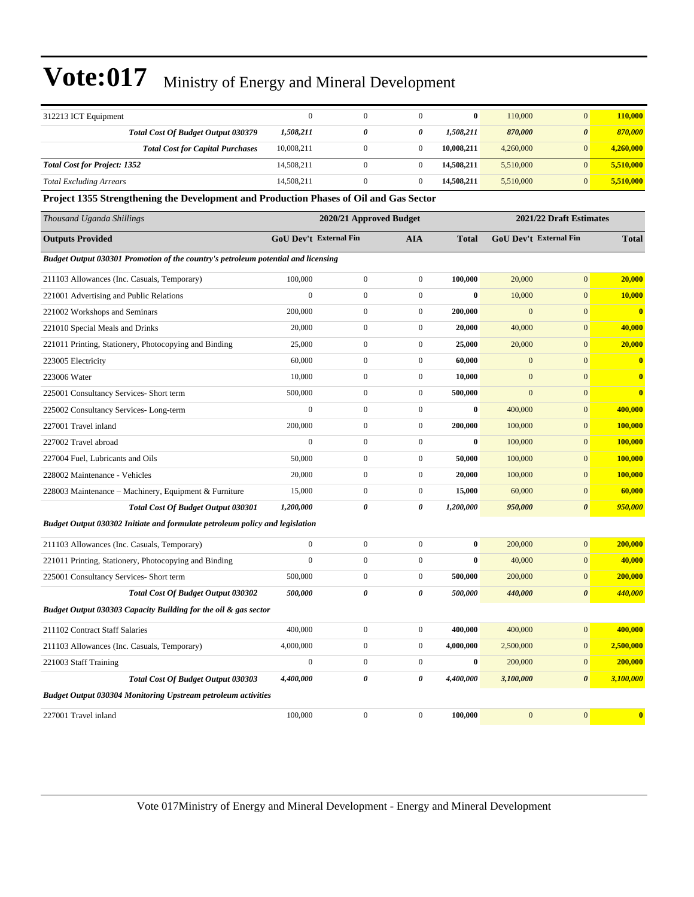| | | | | | | | |
|---|---|---|---|---|---|---|---|
| 312213 ICT Equipment | 0 | 0 | 0 | **0** | 110,000 | 0 | **110,000** |
| ***Total Cost Of Budget Output 030379*** | ***1,508,211*** | ***0*** | ***0*** | ***1,508,211*** | ***870,000*** | ***0*** | ***870,000*** |
| ***Total Cost for Capital Purchases*** | 10,008,211 | 0 | 0 | **10,008,211** | 4,260,000 | 0 | **4,260,000** |
| ***Total Cost for Project: 1352*** | 14,508,211 | 0 | 0 | **14,508,211** | 5,510,000 | 0 | **5,510,000** |
| *Total Excluding Arrears* | 14,508,211 | 0 | 0 | **14,508,211** | 5,510,000 | 0 | **5,510,000** |

**Project 1355 Strengthening the Development and Production Phases of Oil and Gas Sector**

| *Thousand Uganda Shillings* | 2020/21 Approved Budget | | | | 2021/22 Draft Estimates | | |
|---|---|---|---|---|---|---|---|
| **Outputs Provided** | **GoU Dev't** | **External Fin** | **AIA** | **Total** | **GoU Dev't** | **External Fin** | **Total** |
| ***Budget Output 030301 Promotion of the country's petroleum potential and licensing*** | | | | | | | |
| 211103 Allowances (Inc. Casuals, Temporary) | 100,000 | 0 | 0 | **100,000** | 20,000 | 0 | **20,000** |
| 221001 Advertising and Public Relations | 0 | 0 | 0 | **0** | 10,000 | 0 | **10,000** |
| 221002 Workshops and Seminars | 200,000 | 0 | 0 | **200,000** | 0 | 0 | **0** |
| 221010 Special Meals and Drinks | 20,000 | 0 | 0 | **20,000** | 40,000 | 0 | **40,000** |
| 221011 Printing, Stationery, Photocopying and Binding | 25,000 | 0 | 0 | **25,000** | 20,000 | 0 | **20,000** |
| 223005 Electricity | 60,000 | 0 | 0 | **60,000** | 0 | 0 | **0** |
| 223006 Water | 10,000 | 0 | 0 | **10,000** | 0 | 0 | **0** |
| 225001 Consultancy Services- Short term | 500,000 | 0 | 0 | **500,000** | 0 | 0 | **0** |
| 225002 Consultancy Services- Long-term | 0 | 0 | 0 | **0** | 400,000 | 0 | **400,000** |
| 227001 Travel inland | 200,000 | 0 | 0 | **200,000** | 100,000 | 0 | **100,000** |
| 227002 Travel abroad | 0 | 0 | 0 | **0** | 100,000 | 0 | **100,000** |
| 227004 Fuel, Lubricants and Oils | 50,000 | 0 | 0 | **50,000** | 100,000 | 0 | **100,000** |
| 228002 Maintenance - Vehicles | 20,000 | 0 | 0 | **20,000** | 100,000 | 0 | **100,000** |
| 228003 Maintenance – Machinery, Equipment & Furniture | 15,000 | 0 | 0 | **15,000** | 60,000 | 0 | **60,000** |
| ***Total Cost Of Budget Output 030301*** | ***1,200,000*** | ***0*** | ***0*** | ***1,200,000*** | ***950,000*** | ***0*** | ***950,000*** |
| ***Budget Output 030302 Initiate and formulate petroleum policy and legislation*** | | | | | | | |
| 211103 Allowances (Inc. Casuals, Temporary) | 0 | 0 | 0 | **0** | 200,000 | 0 | **200,000** |
| 221011 Printing, Stationery, Photocopying and Binding | 0 | 0 | 0 | **0** | 40,000 | 0 | **40,000** |
| 225001 Consultancy Services- Short term | 500,000 | 0 | 0 | **500,000** | 200,000 | 0 | **200,000** |
| ***Total Cost Of Budget Output 030302*** | ***500,000*** | ***0*** | ***0*** | ***500,000*** | ***440,000*** | ***0*** | ***440,000*** |
| ***Budget Output 030303 Capacity Building for the oil & gas sector*** | | | | | | | |
| 211102 Contract Staff Salaries | 400,000 | 0 | 0 | **400,000** | 400,000 | 0 | **400,000** |
| 211103 Allowances (Inc. Casuals, Temporary) | 4,000,000 | 0 | 0 | **4,000,000** | 2,500,000 | 0 | **2,500,000** |
| 221003 Staff Training | 0 | 0 | 0 | **0** | 200,000 | 0 | **200,000** |
| ***Total Cost Of Budget Output 030303*** | ***4,400,000*** | ***0*** | ***0*** | ***4,400,000*** | ***3,100,000*** | ***0*** | ***3,100,000*** |
| ***Budget Output 030304 Monitoring Upstream petroleum activities*** | | | | | | | |
| 227001 Travel inland | 100,000 | 0 | 0 | **100,000** | 0 | 0 | **0** |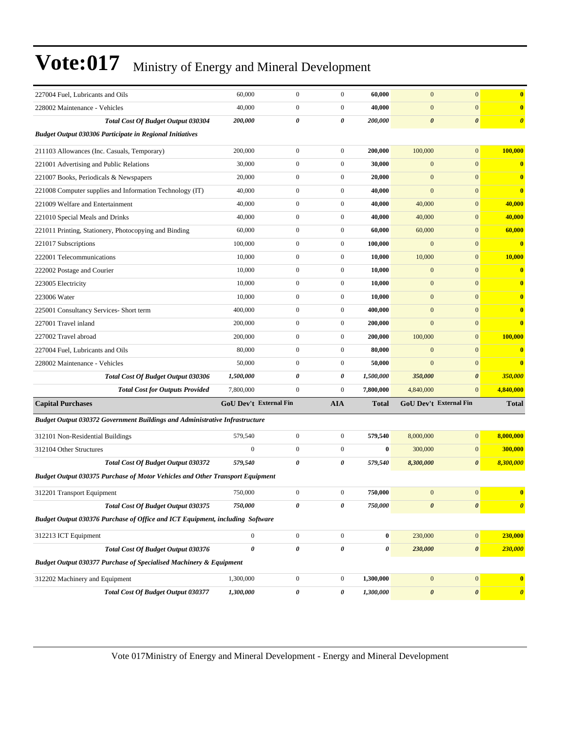| | | | | | | | |
|---|---|---|---|---|---|---|---|
| 227004 Fuel, Lubricants and Oils | 60,000 | 0 | 0 | **60,000** | 0 | 0 | **0** |
| 228002 Maintenance - Vehicles | 40,000 | 0 | 0 | **40,000** | 0 | 0 | **0** |
| ***Total Cost Of Budget Output 030304*** | ***200,000*** | ***0*** | ***0*** | ***200,000*** | ***0*** | ***0*** | ***0*** |
| ***Budget Output 030306 Participate in Regional Initiatives*** | | | | | | | |
| 211103 Allowances (Inc. Casuals, Temporary) | 200,000 | 0 | 0 | **200,000** | 100,000 | 0 | **100,000** |
| 221001 Advertising and Public Relations | 30,000 | 0 | 0 | **30,000** | 0 | 0 | **0** |
| 221007 Books, Periodicals & Newspapers | 20,000 | 0 | 0 | **20,000** | 0 | 0 | **0** |
| 221008 Computer supplies and Information Technology (IT) | 40,000 | 0 | 0 | **40,000** | 0 | 0 | **0** |
| 221009 Welfare and Entertainment | 40,000 | 0 | 0 | **40,000** | 40,000 | 0 | **40,000** |
| 221010 Special Meals and Drinks | 40,000 | 0 | 0 | **40,000** | 40,000 | 0 | **40,000** |
| 221011 Printing, Stationery, Photocopying and Binding | 60,000 | 0 | 0 | **60,000** | 60,000 | 0 | **60,000** |
| 221017 Subscriptions | 100,000 | 0 | 0 | **100,000** | 0 | 0 | **0** |
| 222001 Telecommunications | 10,000 | 0 | 0 | **10,000** | 10,000 | 0 | **10,000** |
| 222002 Postage and Courier | 10,000 | 0 | 0 | **10,000** | 0 | 0 | **0** |
| 223005 Electricity | 10,000 | 0 | 0 | **10,000** | 0 | 0 | **0** |
| 223006 Water | 10,000 | 0 | 0 | **10,000** | 0 | 0 | **0** |
| 225001 Consultancy Services- Short term | 400,000 | 0 | 0 | **400,000** | 0 | 0 | **0** |
| 227001 Travel inland | 200,000 | 0 | 0 | **200,000** | 0 | 0 | **0** |
| 227002 Travel abroad | 200,000 | 0 | 0 | **200,000** | 100,000 | 0 | **100,000** |
| 227004 Fuel, Lubricants and Oils | 80,000 | 0 | 0 | **80,000** | 0 | 0 | **0** |
| 228002 Maintenance - Vehicles | 50,000 | 0 | 0 | **50,000** | 0 | 0 | **0** |
| ***Total Cost Of Budget Output 030306*** | ***1,500,000*** | ***0*** | ***0*** | ***1,500,000*** | ***350,000*** | ***0*** | ***350,000*** |
| ***Total Cost for Outputs Provided*** | 7,800,000 | 0 | 0 | **7,800,000** | 4,840,000 | 0 | **4,840,000** |
| **Capital Purchases** | **GoU Dev't** | **External Fin** | **AIA** | **Total** | **GoU Dev't** | **External Fin** | **Total** |
| ***Budget Output 030372 Government Buildings and Administrative Infrastructure*** | | | | | | | |
| 312101 Non-Residential Buildings | 579,540 | 0 | 0 | **579,540** | 8,000,000 | 0 | **8,000,000** |
| 312104 Other Structures | 0 | 0 | 0 | **0** | 300,000 | 0 | **300,000** |
| ***Total Cost Of Budget Output 030372*** | ***579,540*** | ***0*** | ***0*** | ***579,540*** | ***8,300,000*** | ***0*** | ***8,300,000*** |
| ***Budget Output 030375 Purchase of Motor Vehicles and Other Transport Equipment*** | | | | | | | |
| 312201 Transport Equipment | 750,000 | 0 | 0 | **750,000** | 0 | 0 | **0** |
| ***Total Cost Of Budget Output 030375*** | ***750,000*** | ***0*** | ***0*** | ***750,000*** | ***0*** | ***0*** | ***0*** |
| ***Budget Output 030376 Purchase of Office and ICT Equipment, including Software*** | | | | | | | |
| 312213 ICT Equipment | 0 | 0 | 0 | **0** | 230,000 | 0 | **230,000** |
| ***Total Cost Of Budget Output 030376*** | ***0*** | ***0*** | ***0*** | ***0*** | ***230,000*** | ***0*** | ***230,000*** |
| ***Budget Output 030377 Purchase of Specialised Machinery & Equipment*** | | | | | | | |
| 312202 Machinery and Equipment | 1,300,000 | 0 | 0 | **1,300,000** | 0 | 0 | **0** |
| ***Total Cost Of Budget Output 030377*** | ***1,300,000*** | ***0*** | ***0*** | ***1,300,000*** | ***0*** | ***0*** | ***0*** |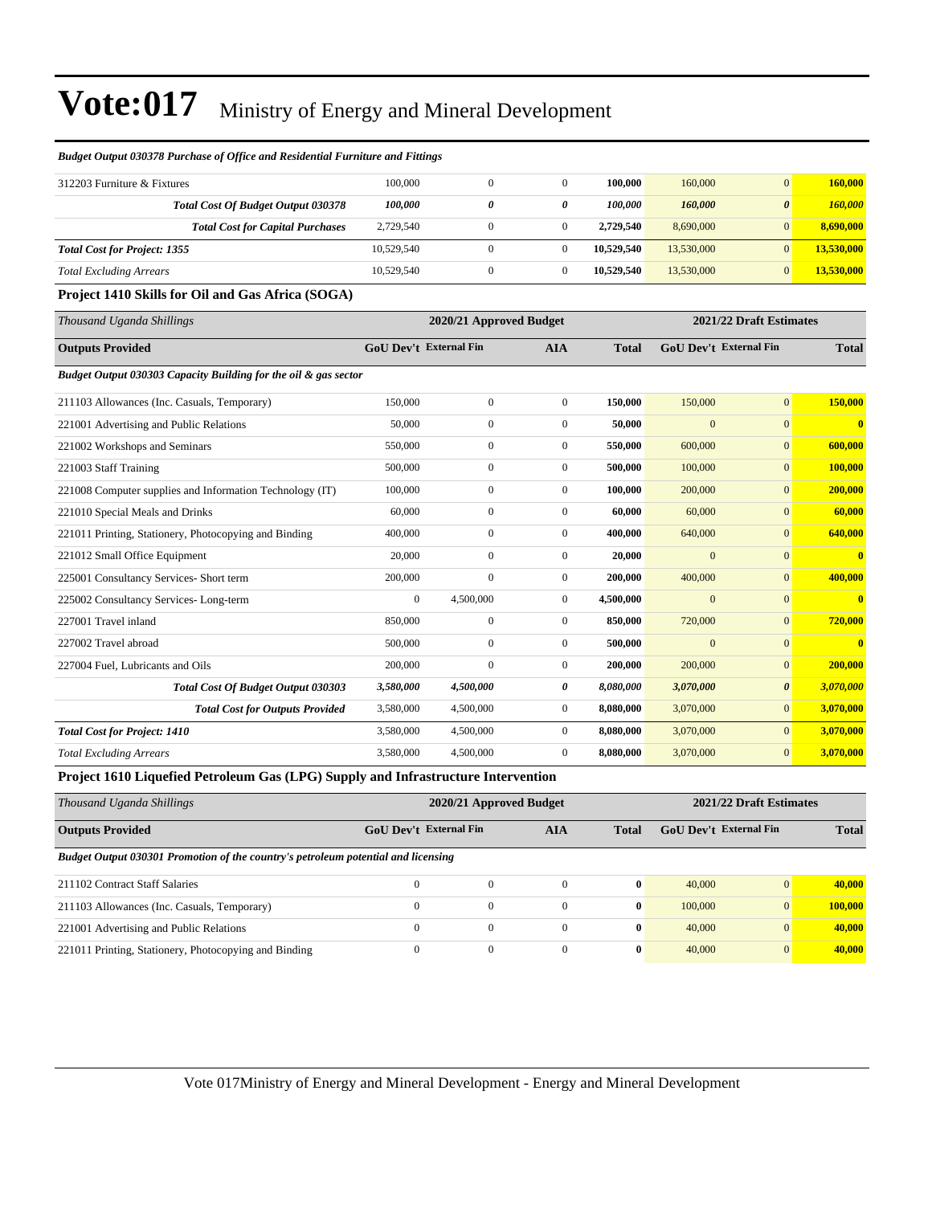*Budget Output 030378 Purchase of Office and Residential Furniture and Fittings*

| | | | | | | | |
|---|---|---|---|---|---|---|---|
| 312203 Furniture & Fixtures | 100,000 | 0 | 0 | **100,000** | 160,000 | 0 | **160,000** |
| ***Total Cost Of Budget Output 030378*** | ***100,000*** | ***0*** | ***0*** | ***100,000*** | ***160,000*** | ***0*** | ***160,000*** |
| ***Total Cost for Capital Purchases*** | 2,729,540 | 0 | 0 | **2,729,540** | 8,690,000 | 0 | **8,690,000** |
| ***Total Cost for Project: 1355*** | 10,529,540 | 0 | 0 | **10,529,540** | 13,530,000 | 0 | **13,530,000** |
| *Total Excluding Arrears* | 10,529,540 | 0 | 0 | **10,529,540** | 13,530,000 | 0 | **13,530,000** |

**Project 1410 Skills for Oil and Gas Africa (SOGA)**

| *Thousand Uganda Shillings* | 2020/21 Approved Budget | | | | 2021/22 Draft Estimates | | |
|---|---|---|---|---|---|---|---|
| **Outputs Provided** | **GoU Dev't** | **External Fin** | **AIA** | **Total** | **GoU Dev't** | **External Fin** | **Total** |
| ***Budget Output 030303 Capacity Building for the oil & gas sector*** | | | | | | | |
| 211103 Allowances (Inc. Casuals, Temporary) | 150,000 | 0 | 0 | **150,000** | 150,000 | 0 | **150,000** |
| 221001 Advertising and Public Relations | 50,000 | 0 | 0 | **50,000** | 0 | 0 | **0** |
| 221002 Workshops and Seminars | 550,000 | 0 | 0 | **550,000** | 600,000 | 0 | **600,000** |
| 221003 Staff Training | 500,000 | 0 | 0 | **500,000** | 100,000 | 0 | **100,000** |
| 221008 Computer supplies and Information Technology (IT) | 100,000 | 0 | 0 | **100,000** | 200,000 | 0 | **200,000** |
| 221010 Special Meals and Drinks | 60,000 | 0 | 0 | **60,000** | 60,000 | 0 | **60,000** |
| 221011 Printing, Stationery, Photocopying and Binding | 400,000 | 0 | 0 | **400,000** | 640,000 | 0 | **640,000** |
| 221012 Small Office Equipment | 20,000 | 0 | 0 | **20,000** | 0 | 0 | **0** |
| 225001 Consultancy Services- Short term | 200,000 | 0 | 0 | **200,000** | 400,000 | 0 | **400,000** |
| 225002 Consultancy Services- Long-term | 0 | 4,500,000 | 0 | **4,500,000** | 0 | 0 | **0** |
| 227001 Travel inland | 850,000 | 0 | 0 | **850,000** | 720,000 | 0 | **720,000** |
| 227002 Travel abroad | 500,000 | 0 | 0 | **500,000** | 0 | 0 | **0** |
| 227004 Fuel, Lubricants and Oils | 200,000 | 0 | 0 | **200,000** | 200,000 | 0 | **200,000** |
| ***Total Cost Of Budget Output 030303*** | ***3,580,000*** | ***4,500,000*** | ***0*** | ***8,080,000*** | ***3,070,000*** | ***0*** | ***3,070,000*** |
| ***Total Cost for Outputs Provided*** | 3,580,000 | 4,500,000 | 0 | **8,080,000** | 3,070,000 | 0 | **3,070,000** |
| ***Total Cost for Project: 1410*** | 3,580,000 | 4,500,000 | 0 | **8,080,000** | 3,070,000 | 0 | **3,070,000** |
| *Total Excluding Arrears* | 3,580,000 | 4,500,000 | 0 | **8,080,000** | 3,070,000 | 0 | **3,070,000** |

**Project 1610 Liquefied Petroleum Gas (LPG) Supply and Infrastructure Intervention**

| *Thousand Uganda Shillings* | 2020/21 Approved Budget | | | | 2021/22 Draft Estimates | | |
|---|---|---|---|---|---|---|---|
| **Outputs Provided** | **GoU Dev't** | **External Fin** | **AIA** | **Total** | **GoU Dev't** | **External Fin** | **Total** |
| ***Budget Output 030301 Promotion of the country's petroleum potential and licensing*** | | | | | | | |
| 211102 Contract Staff Salaries | 0 | 0 | 0 | **0** | 40,000 | 0 | **40,000** |
| 211103 Allowances (Inc. Casuals, Temporary) | 0 | 0 | 0 | **0** | 100,000 | 0 | **100,000** |
| 221001 Advertising and Public Relations | 0 | 0 | 0 | **0** | 40,000 | 0 | **40,000** |
| 221011 Printing, Stationery, Photocopying and Binding | 0 | 0 | 0 | **0** | 40,000 | 0 | **40,000** |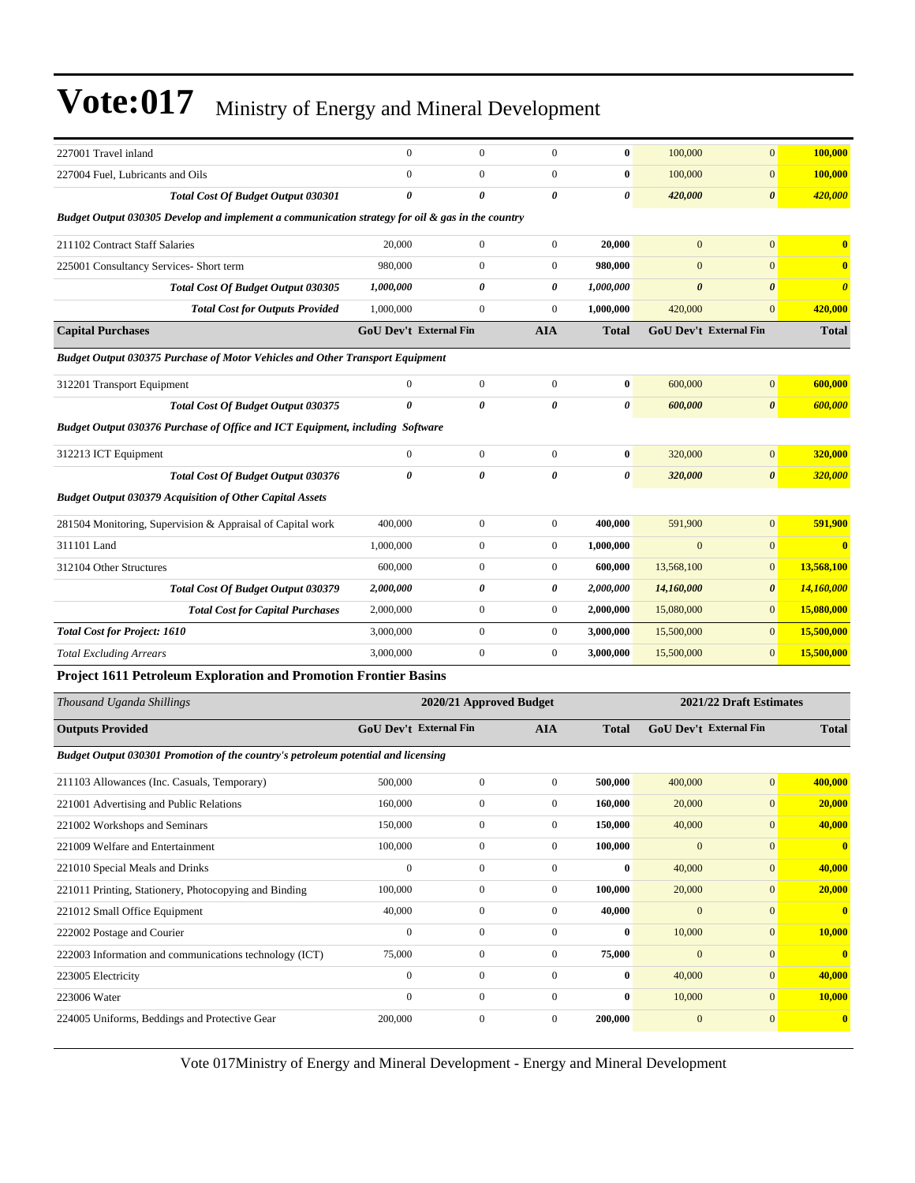# Vote:017 Ministry of Energy and Mineral Development

| | | | | | | | |
|---|---|---|---|---|---|---|---|
| 227001 Travel inland | 0 | 0 | 0 | **0** | 100,000 | 0 | **100,000** |
| 227004 Fuel, Lubricants and Oils | 0 | 0 | 0 | **0** | 100,000 | 0 | **100,000** |
| ***Total Cost Of Budget Output 030301*** | ***0*** | ***0*** | ***0*** | ***0*** | ***420,000*** | ***0*** | ***420,000*** |
| ***Budget Output 030305 Develop and implement a communication strategy for oil & gas in the country*** | | | | | | | |
| 211102 Contract Staff Salaries | 20,000 | 0 | 0 | **20,000** | 0 | 0 | **0** |
| 225001 Consultancy Services- Short term | 980,000 | 0 | 0 | **980,000** | 0 | 0 | **0** |
| ***Total Cost Of Budget Output 030305*** | ***1,000,000*** | ***0*** | ***0*** | ***1,000,000*** | ***0*** | ***0*** | ***0*** |
| ***Total Cost for Outputs Provided*** | 1,000,000 | 0 | 0 | 1,000,000 | 420,000 | 0 | 420,000 |
| **Capital Purchases** | **GoU Dev't** | **External Fin** | **AIA** | **Total** | **GoU Dev't** | **External Fin** | **Total** |
| ***Budget Output 030375 Purchase of Motor Vehicles and Other Transport Equipment*** | | | | | | | |
| 312201 Transport Equipment | 0 | 0 | 0 | **0** | 600,000 | 0 | **600,000** |
| ***Total Cost Of Budget Output 030375*** | ***0*** | ***0*** | ***0*** | ***0*** | ***600,000*** | ***0*** | ***600,000*** |
| ***Budget Output 030376 Purchase of Office and ICT Equipment, including Software*** | | | | | | | |
| 312213 ICT Equipment | 0 | 0 | 0 | **0** | 320,000 | 0 | **320,000** |
| ***Total Cost Of Budget Output 030376*** | ***0*** | ***0*** | ***0*** | ***0*** | ***320,000*** | ***0*** | ***320,000*** |
| ***Budget Output 030379 Acquisition of Other Capital Assets*** | | | | | | | |
| 281504 Monitoring, Supervision & Appraisal of Capital work | 400,000 | 0 | 0 | **400,000** | 591,900 | 0 | **591,900** |
| 311101 Land | 1,000,000 | 0 | 0 | **1,000,000** | 0 | 0 | **0** |
| 312104 Other Structures | 600,000 | 0 | 0 | **600,000** | 13,568,100 | 0 | **13,568,100** |
| ***Total Cost Of Budget Output 030379*** | ***2,000,000*** | ***0*** | ***0*** | ***2,000,000*** | ***14,160,000*** | ***0*** | ***14,160,000*** |
| ***Total Cost for Capital Purchases*** | 2,000,000 | 0 | 0 | 2,000,000 | 15,080,000 | 0 | 15,080,000 |
| ***Total Cost for Project: 1610*** | 3,000,000 | 0 | 0 | 3,000,000 | 15,500,000 | 0 | 15,500,000 |
| *Total Excluding Arrears* | 3,000,000 | 0 | 0 | 3,000,000 | 15,500,000 | 0 | 15,500,000 |

**Project 1611 Petroleum Exploration and Promotion Frontier Basins**

| *Thousand Uganda Shillings* | 2020/21 Approved Budget | | | | 2021/22 Draft Estimates | | |
|---|---|---|---|---|---|---|---|
| **Outputs Provided** | **GoU Dev't** | **External Fin** | **AIA** | **Total** | **GoU Dev't** | **External Fin** | **Total** |
| ***Budget Output 030301 Promotion of the country's petroleum potential and licensing*** | | | | | | | |
| 211103 Allowances (Inc. Casuals, Temporary) | 500,000 | 0 | 0 | **500,000** | 400,000 | 0 | **400,000** |
| 221001 Advertising and Public Relations | 160,000 | 0 | 0 | **160,000** | 20,000 | 0 | **20,000** |
| 221002 Workshops and Seminars | 150,000 | 0 | 0 | **150,000** | 40,000 | 0 | **40,000** |
| 221009 Welfare and Entertainment | 100,000 | 0 | 0 | **100,000** | 0 | 0 | **0** |
| 221010 Special Meals and Drinks | 0 | 0 | 0 | **0** | 40,000 | 0 | **40,000** |
| 221011 Printing, Stationery, Photocopying and Binding | 100,000 | 0 | 0 | **100,000** | 20,000 | 0 | **20,000** |
| 221012 Small Office Equipment | 40,000 | 0 | 0 | **40,000** | 0 | 0 | **0** |
| 222002 Postage and Courier | 0 | 0 | 0 | **0** | 10,000 | 0 | **10,000** |
| 222003 Information and communications technology (ICT) | 75,000 | 0 | 0 | **75,000** | 0 | 0 | **0** |
| 223005 Electricity | 0 | 0 | 0 | **0** | 40,000 | 0 | **40,000** |
| 223006 Water | 0 | 0 | 0 | **0** | 10,000 | 0 | **10,000** |
| 224005 Uniforms, Beddings and Protective Gear | 200,000 | 0 | 0 | **200,000** | 0 | 0 | **0** |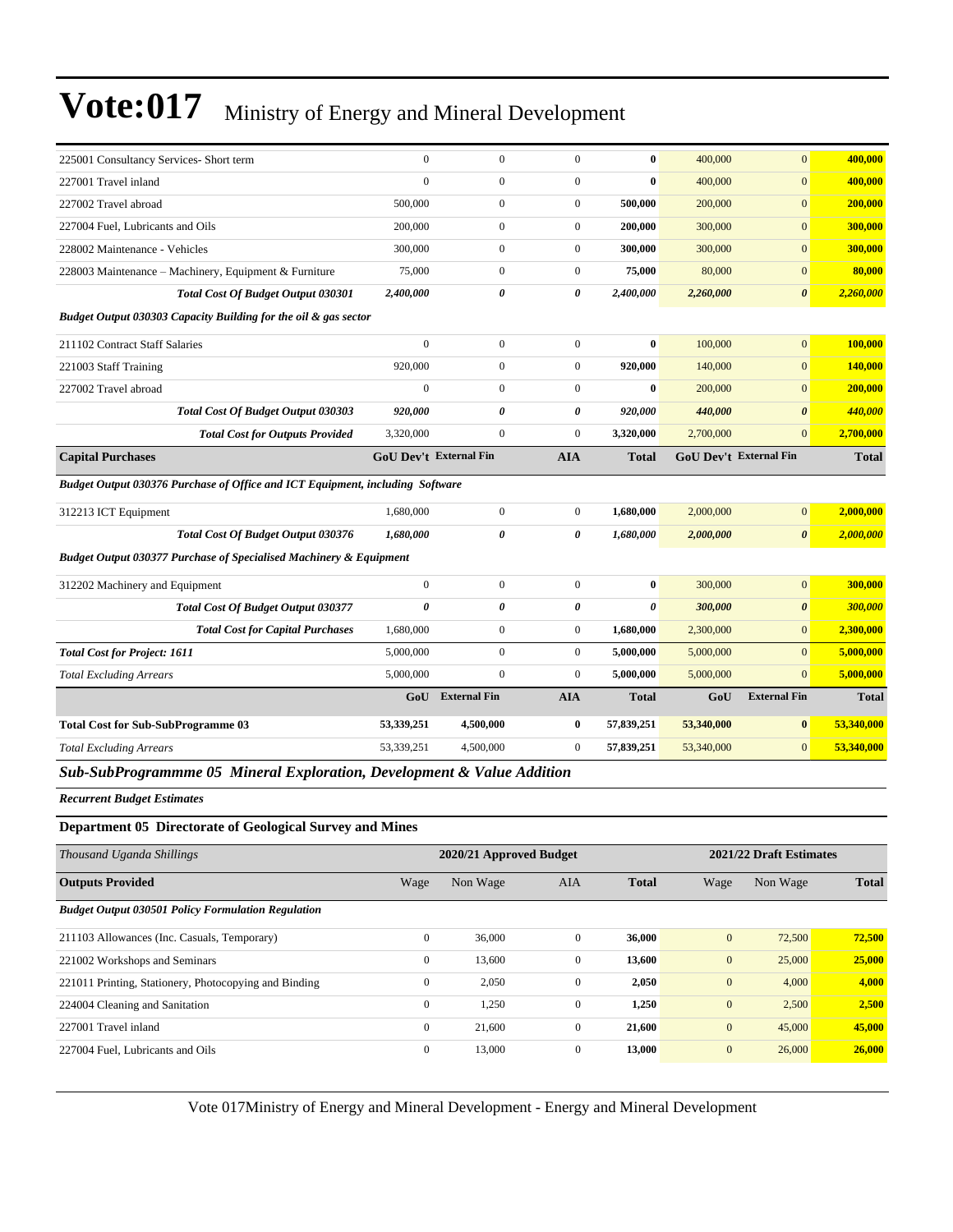| | | | | | | | |
|---|---|---|---|---|---|---|---|
| 225001 Consultancy Services- Short term | 0 | 0 | 0 | **0** | 400,000 | 0 | **400,000** |
| 227001 Travel inland | 0 | 0 | 0 | **0** | 400,000 | 0 | **400,000** |
| 227002 Travel abroad | 500,000 | 0 | 0 | **500,000** | 200,000 | 0 | **200,000** |
| 227004 Fuel, Lubricants and Oils | 200,000 | 0 | 0 | **200,000** | 300,000 | 0 | **300,000** |
| 228002 Maintenance - Vehicles | 300,000 | 0 | 0 | **300,000** | 300,000 | 0 | **300,000** |
| 228003 Maintenance – Machinery, Equipment & Furniture | 75,000 | 0 | 0 | **75,000** | 80,000 | 0 | **80,000** |
| ***Total Cost Of Budget Output 030301*** | ***2,400,000*** | ***0*** | ***0*** | ***2,400,000*** | ***2,260,000*** | ***0*** | ***2,260,000*** |
| ***Budget Output 030303 Capacity Building for the oil & gas sector*** | | | | | | | |
| 211102 Contract Staff Salaries | 0 | 0 | 0 | **0** | 100,000 | 0 | **100,000** |
| 221003 Staff Training | 920,000 | 0 | 0 | **920,000** | 140,000 | 0 | **140,000** |
| 227002 Travel abroad | 0 | 0 | 0 | **0** | 200,000 | 0 | **200,000** |
| ***Total Cost Of Budget Output 030303*** | ***920,000*** | ***0*** | ***0*** | ***920,000*** | ***440,000*** | ***0*** | ***440,000*** |
| ***Total Cost for Outputs Provided*** | 3,320,000 | 0 | 0 | **3,320,000** | 2,700,000 | 0 | **2,700,000** |
| **Capital Purchases** | **GoU Dev't** | **External Fin** | **AIA** | **Total** | **GoU Dev't** | **External Fin** | **Total** |
| ***Budget Output 030376 Purchase of Office and ICT Equipment, including Software*** | | | | | | | |
| 312213 ICT Equipment | 1,680,000 | 0 | 0 | **1,680,000** | 2,000,000 | 0 | **2,000,000** |
| ***Total Cost Of Budget Output 030376*** | ***1,680,000*** | ***0*** | ***0*** | ***1,680,000*** | ***2,000,000*** | ***0*** | ***2,000,000*** |
| ***Budget Output 030377 Purchase of Specialised Machinery & Equipment*** | | | | | | | |
| 312202 Machinery and Equipment | 0 | 0 | 0 | **0** | 300,000 | 0 | **300,000** |
| ***Total Cost Of Budget Output 030377*** | ***0*** | ***0*** | ***0*** | ***0*** | ***300,000*** | ***0*** | ***300,000*** |
| ***Total Cost for Capital Purchases*** | 1,680,000 | 0 | 0 | **1,680,000** | 2,300,000 | 0 | **2,300,000** |
| ***Total Cost for Project: 1611*** | 5,000,000 | 0 | 0 | **5,000,000** | 5,000,000 | 0 | **5,000,000** |
| *Total Excluding Arrears* | 5,000,000 | 0 | 0 | **5,000,000** | 5,000,000 | 0 | **5,000,000** |
| | **GoU** | **External Fin** | **AIA** | **Total** | **GoU** | **External Fin** | **Total** |
| **Total Cost for Sub-SubProgramme 03** | **53,339,251** | **4,500,000** | **0** | **57,839,251** | **53,340,000** | **0** | **53,340,000** |
| *Total Excluding Arrears* | 53,339,251 | 4,500,000 | 0 | **57,839,251** | 53,340,000 | 0 | **53,340,000** |

## *Sub-SubProgrammme 05 Mineral Exploration, Development & Value Addition*

***Recurrent Budget Estimates***

### Department 05 Directorate of Geological Survey and Mines

| *Thousand Uganda Shillings* | 2020/21 Approved Budget | | | | 2021/22 Draft Estimates | | |
|---|---|---|---|---|---|---|---|
| **Outputs Provided** | Wage | Non Wage | AIA | **Total** | Wage | Non Wage | **Total** |
| ***Budget Output 030501 Policy Formulation Regulation*** | | | | | | | |
| 211103 Allowances (Inc. Casuals, Temporary) | 0 | 36,000 | 0 | **36,000** | 0 | 72,500 | **72,500** |
| 221002 Workshops and Seminars | 0 | 13,600 | 0 | **13,600** | 0 | 25,000 | **25,000** |
| 221011 Printing, Stationery, Photocopying and Binding | 0 | 2,050 | 0 | **2,050** | 0 | 4,000 | **4,000** |
| 224004 Cleaning and Sanitation | 0 | 1,250 | 0 | **1,250** | 0 | 2,500 | **2,500** |
| 227001 Travel inland | 0 | 21,600 | 0 | **21,600** | 0 | 45,000 | **45,000** |
| 227004 Fuel, Lubricants and Oils | 0 | 13,000 | 0 | **13,000** | 0 | 26,000 | **26,000** |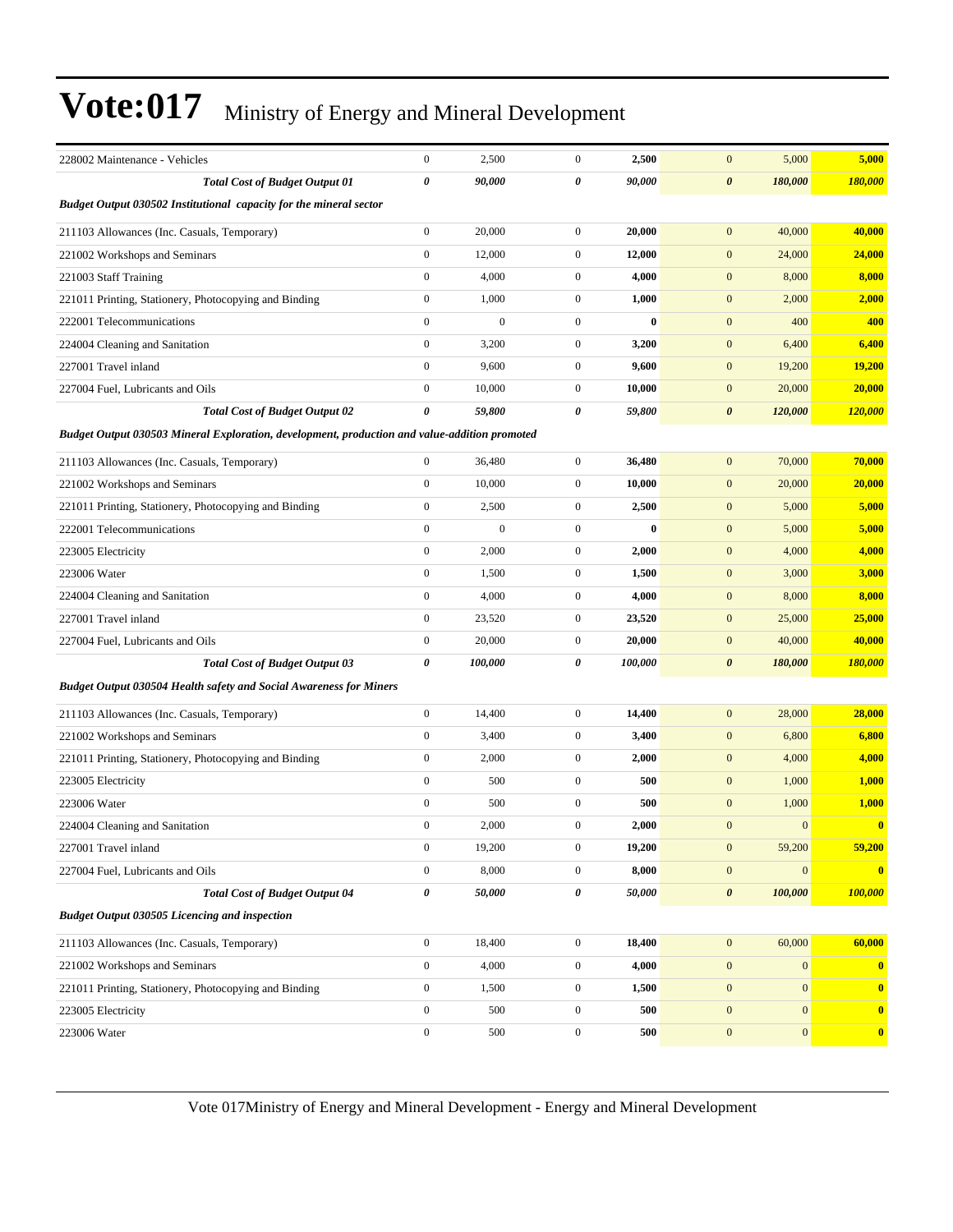# Vote:017 Ministry of Energy and Mineral Development

| | | | | | | | |
|---|---|---|---|---|---|---|---|
| 228002 Maintenance - Vehicles | 0 | 2,500 | 0 | **2,500** | 0 | 5,000 | **5,000** |
| ***Total Cost of Budget Output 01*** | ***0*** | ***90,000*** | ***0*** | ***90,000*** | ***0*** | ***180,000*** | ***180,000*** |
| ***Budget Output 030502 Institutional capacity for the mineral sector*** | | | | | | | |
| 211103 Allowances (Inc. Casuals, Temporary) | 0 | 20,000 | 0 | **20,000** | 0 | 40,000 | **40,000** |
| 221002 Workshops and Seminars | 0 | 12,000 | 0 | **12,000** | 0 | 24,000 | **24,000** |
| 221003 Staff Training | 0 | 4,000 | 0 | **4,000** | 0 | 8,000 | **8,000** |
| 221011 Printing, Stationery, Photocopying and Binding | 0 | 1,000 | 0 | **1,000** | 0 | 2,000 | **2,000** |
| 222001 Telecommunications | 0 | 0 | 0 | **0** | 0 | 400 | **400** |
| 224004 Cleaning and Sanitation | 0 | 3,200 | 0 | **3,200** | 0 | 6,400 | **6,400** |
| 227001 Travel inland | 0 | 9,600 | 0 | **9,600** | 0 | 19,200 | **19,200** |
| 227004 Fuel, Lubricants and Oils | 0 | 10,000 | 0 | **10,000** | 0 | 20,000 | **20,000** |
| ***Total Cost of Budget Output 02*** | ***0*** | ***59,800*** | ***0*** | ***59,800*** | ***0*** | ***120,000*** | ***120,000*** |
| ***Budget Output 030503 Mineral Exploration, development, production and value-addition promoted*** | | | | | | | |
| 211103 Allowances (Inc. Casuals, Temporary) | 0 | 36,480 | 0 | **36,480** | 0 | 70,000 | **70,000** |
| 221002 Workshops and Seminars | 0 | 10,000 | 0 | **10,000** | 0 | 20,000 | **20,000** |
| 221011 Printing, Stationery, Photocopying and Binding | 0 | 2,500 | 0 | **2,500** | 0 | 5,000 | **5,000** |
| 222001 Telecommunications | 0 | 0 | 0 | **0** | 0 | 5,000 | **5,000** |
| 223005 Electricity | 0 | 2,000 | 0 | **2,000** | 0 | 4,000 | **4,000** |
| 223006 Water | 0 | 1,500 | 0 | **1,500** | 0 | 3,000 | **3,000** |
| 224004 Cleaning and Sanitation | 0 | 4,000 | 0 | **4,000** | 0 | 8,000 | **8,000** |
| 227001 Travel inland | 0 | 23,520 | 0 | **23,520** | 0 | 25,000 | **25,000** |
| 227004 Fuel, Lubricants and Oils | 0 | 20,000 | 0 | **20,000** | 0 | 40,000 | **40,000** |
| ***Total Cost of Budget Output 03*** | ***0*** | ***100,000*** | ***0*** | ***100,000*** | ***0*** | ***180,000*** | ***180,000*** |
| ***Budget Output 030504 Health safety and Social Awareness for Miners*** | | | | | | | |
| 211103 Allowances (Inc. Casuals, Temporary) | 0 | 14,400 | 0 | **14,400** | 0 | 28,000 | **28,000** |
| 221002 Workshops and Seminars | 0 | 3,400 | 0 | **3,400** | 0 | 6,800 | **6,800** |
| 221011 Printing, Stationery, Photocopying and Binding | 0 | 2,000 | 0 | **2,000** | 0 | 4,000 | **4,000** |
| 223005 Electricity | 0 | 500 | 0 | **500** | 0 | 1,000 | **1,000** |
| 223006 Water | 0 | 500 | 0 | **500** | 0 | 1,000 | **1,000** |
| 224004 Cleaning and Sanitation | 0 | 2,000 | 0 | **2,000** | 0 | 0 | **0** |
| 227001 Travel inland | 0 | 19,200 | 0 | **19,200** | 0 | 59,200 | **59,200** |
| 227004 Fuel, Lubricants and Oils | 0 | 8,000 | 0 | **8,000** | 0 | 0 | **0** |
| ***Total Cost of Budget Output 04*** | ***0*** | ***50,000*** | ***0*** | ***50,000*** | ***0*** | ***100,000*** | ***100,000*** |
| ***Budget Output 030505 Licencing and inspection*** | | | | | | | |
| 211103 Allowances (Inc. Casuals, Temporary) | 0 | 18,400 | 0 | **18,400** | 0 | 60,000 | **60,000** |
| 221002 Workshops and Seminars | 0 | 4,000 | 0 | **4,000** | 0 | 0 | **0** |
| 221011 Printing, Stationery, Photocopying and Binding | 0 | 1,500 | 0 | **1,500** | 0 | 0 | **0** |
| 223005 Electricity | 0 | 500 | 0 | **500** | 0 | 0 | **0** |
| 223006 Water | 0 | 500 | 0 | **500** | 0 | 0 | **0** |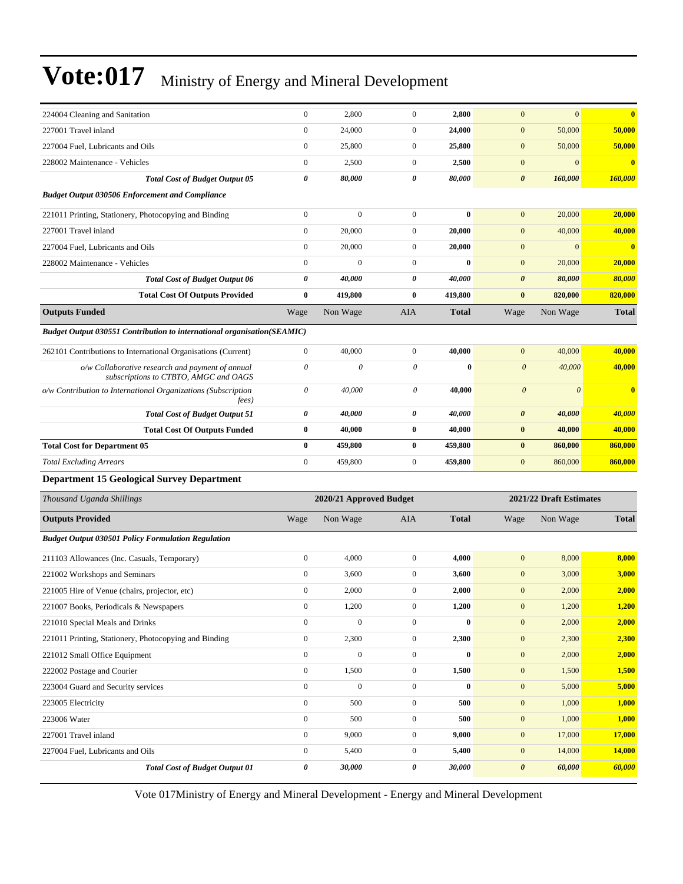| | | | | | | | |
|---|---|---|---|---|---|---|---|
| 224004 Cleaning and Sanitation | 0 | 2,800 | 0 | **2,800** | 0 | 0 | **0** |
| 227001 Travel inland | 0 | 24,000 | 0 | **24,000** | 0 | 50,000 | **50,000** |
| 227004 Fuel, Lubricants and Oils | 0 | 25,800 | 0 | **25,800** | 0 | 50,000 | **50,000** |
| 228002 Maintenance - Vehicles | 0 | 2,500 | 0 | **2,500** | 0 | 0 | **0** |
| ***Total Cost of Budget Output 05*** | ***0*** | ***80,000*** | ***0*** | ***80,000*** | ***0*** | ***160,000*** | ***160,000*** |
| ***Budget Output 030506 Enforcement and Compliance*** | | | | | | | |
| 221011 Printing, Stationery, Photocopying and Binding | 0 | 0 | 0 | **0** | 0 | 20,000 | **20,000** |
| 227001 Travel inland | 0 | 20,000 | 0 | **20,000** | 0 | 40,000 | **40,000** |
| 227004 Fuel, Lubricants and Oils | 0 | 20,000 | 0 | **20,000** | 0 | 0 | **0** |
| 228002 Maintenance - Vehicles | 0 | 0 | 0 | **0** | 0 | 20,000 | **20,000** |
| ***Total Cost of Budget Output 06*** | ***0*** | ***40,000*** | ***0*** | ***40,000*** | ***0*** | ***80,000*** | ***80,000*** |
| **Total Cost Of Outputs Provided** | **0** | **419,800** | **0** | **419,800** | **0** | **820,000** | **820,000** |
| **Outputs Funded** | Wage | Non Wage | AIA | **Total** | Wage | Non Wage | **Total** |
| ***Budget Output 030551 Contribution to international organisation(SEAMIC)*** | | | | | | | |
| 262101 Contributions to International Organisations (Current) | 0 | 40,000 | 0 | **40,000** | 0 | 40,000 | **40,000** |
| *o/w Collaborative research and payment of annual subscriptions to CTBTO, AMGC and OAGS* | *0* | *0* | *0* | **0** | *0* | *40,000* | **40,000** |
| *o/w Contribution to International Organizations (Subscription fees)* | *0* | *40,000* | *0* | **40,000** | *0* | *0* | **0** |
| ***Total Cost of Budget Output 51*** | ***0*** | ***40,000*** | ***0*** | ***40,000*** | ***0*** | ***40,000*** | ***40,000*** |
| **Total Cost Of Outputs Funded** | **0** | **40,000** | **0** | **40,000** | **0** | **40,000** | **40,000** |
| **Total Cost for Department 05** | **0** | **459,800** | **0** | **459,800** | **0** | **860,000** | **860,000** |
| *Total Excluding Arrears* | 0 | 459,800 | 0 | **459,800** | 0 | 860,000 | **860,000** |

### Department 15 Geological Survey Department

| *Thousand Uganda Shillings* | 2020/21 Approved Budget | | | | 2021/22 Draft Estimates | | |
|---|---|---|---|---|---|---|---|
| **Outputs Provided** | Wage | Non Wage | AIA | **Total** | Wage | Non Wage | **Total** |
| ***Budget Output 030501 Policy Formulation Regulation*** | | | | | | | |
| 211103 Allowances (Inc. Casuals, Temporary) | 0 | 4,000 | 0 | **4,000** | 0 | 8,000 | **8,000** |
| 221002 Workshops and Seminars | 0 | 3,600 | 0 | **3,600** | 0 | 3,000 | **3,000** |
| 221005 Hire of Venue (chairs, projector, etc) | 0 | 2,000 | 0 | **2,000** | 0 | 2,000 | **2,000** |
| 221007 Books, Periodicals & Newspapers | 0 | 1,200 | 0 | **1,200** | 0 | 1,200 | **1,200** |
| 221010 Special Meals and Drinks | 0 | 0 | 0 | **0** | 0 | 2,000 | **2,000** |
| 221011 Printing, Stationery, Photocopying and Binding | 0 | 2,300 | 0 | **2,300** | 0 | 2,300 | **2,300** |
| 221012 Small Office Equipment | 0 | 0 | 0 | **0** | 0 | 2,000 | **2,000** |
| 222002 Postage and Courier | 0 | 1,500 | 0 | **1,500** | 0 | 1,500 | **1,500** |
| 223004 Guard and Security services | 0 | 0 | 0 | **0** | 0 | 5,000 | **5,000** |
| 223005 Electricity | 0 | 500 | 0 | **500** | 0 | 1,000 | **1,000** |
| 223006 Water | 0 | 500 | 0 | **500** | 0 | 1,000 | **1,000** |
| 227001 Travel inland | 0 | 9,000 | 0 | **9,000** | 0 | 17,000 | **17,000** |
| 227004 Fuel, Lubricants and Oils | 0 | 5,400 | 0 | **5,400** | 0 | 14,000 | **14,000** |
| ***Total Cost of Budget Output 01*** | ***0*** | ***30,000*** | ***0*** | ***30,000*** | ***0*** | ***60,000*** | ***60,000*** |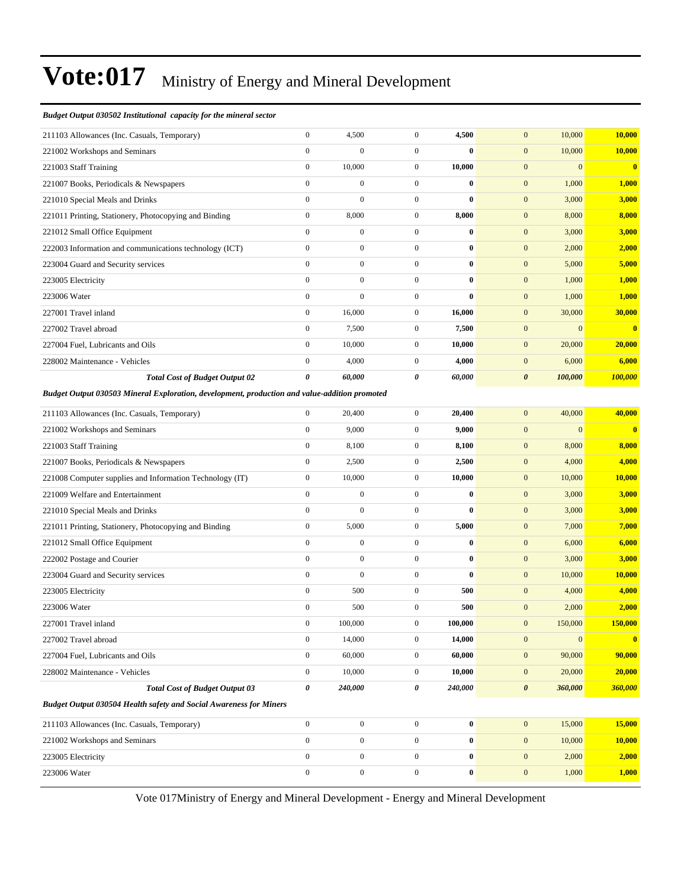# Vote:017 Ministry of Energy and Mineral Development

***Budget Output 030502 Institutional capacity for the mineral sector***

| | | | | | | | |
|---|---|---|---|---|---|---|---|
| 211103 Allowances (Inc. Casuals, Temporary) | 0 | 4,500 | 0 | **4,500** | 0 | 10,000 | **10,000** |
| 221002 Workshops and Seminars | 0 | 0 | 0 | **0** | 0 | 10,000 | **10,000** |
| 221003 Staff Training | 0 | 10,000 | 0 | **10,000** | 0 | 0 | **0** |
| 221007 Books, Periodicals & Newspapers | 0 | 0 | 0 | **0** | 0 | 1,000 | **1,000** |
| 221010 Special Meals and Drinks | 0 | 0 | 0 | **0** | 0 | 3,000 | **3,000** |
| 221011 Printing, Stationery, Photocopying and Binding | 0 | 8,000 | 0 | **8,000** | 0 | 8,000 | **8,000** |
| 221012 Small Office Equipment | 0 | 0 | 0 | **0** | 0 | 3,000 | **3,000** |
| 222003 Information and communications technology (ICT) | 0 | 0 | 0 | **0** | 0 | 2,000 | **2,000** |
| 223004 Guard and Security services | 0 | 0 | 0 | **0** | 0 | 5,000 | **5,000** |
| 223005 Electricity | 0 | 0 | 0 | **0** | 0 | 1,000 | **1,000** |
| 223006 Water | 0 | 0 | 0 | **0** | 0 | 1,000 | **1,000** |
| 227001 Travel inland | 0 | 16,000 | 0 | **16,000** | 0 | 30,000 | **30,000** |
| 227002 Travel abroad | 0 | 7,500 | 0 | **7,500** | 0 | 0 | **0** |
| 227004 Fuel, Lubricants and Oils | 0 | 10,000 | 0 | **10,000** | 0 | 20,000 | **20,000** |
| 228002 Maintenance - Vehicles | 0 | 4,000 | 0 | **4,000** | 0 | 6,000 | **6,000** |
| ***Total Cost of Budget Output 02*** | ***0*** | ***60,000*** | ***0*** | ***60,000*** | ***0*** | ***100,000*** | ***100,000*** |

***Budget Output 030503 Mineral Exploration, development, production and value-addition promoted***

| | | | | | | | |
|---|---|---|---|---|---|---|---|
| 211103 Allowances (Inc. Casuals, Temporary) | 0 | 20,400 | 0 | **20,400** | 0 | 40,000 | **40,000** |
| 221002 Workshops and Seminars | 0 | 9,000 | 0 | **9,000** | 0 | 0 | **0** |
| 221003 Staff Training | 0 | 8,100 | 0 | **8,100** | 0 | 8,000 | **8,000** |
| 221007 Books, Periodicals & Newspapers | 0 | 2,500 | 0 | **2,500** | 0 | 4,000 | **4,000** |
| 221008 Computer supplies and Information Technology (IT) | 0 | 10,000 | 0 | **10,000** | 0 | 10,000 | **10,000** |
| 221009 Welfare and Entertainment | 0 | 0 | 0 | **0** | 0 | 3,000 | **3,000** |
| 221010 Special Meals and Drinks | 0 | 0 | 0 | **0** | 0 | 3,000 | **3,000** |
| 221011 Printing, Stationery, Photocopying and Binding | 0 | 5,000 | 0 | **5,000** | 0 | 7,000 | **7,000** |
| 221012 Small Office Equipment | 0 | 0 | 0 | **0** | 0 | 6,000 | **6,000** |
| 222002 Postage and Courier | 0 | 0 | 0 | **0** | 0 | 3,000 | **3,000** |
| 223004 Guard and Security services | 0 | 0 | 0 | **0** | 0 | 10,000 | **10,000** |
| 223005 Electricity | 0 | 500 | 0 | **500** | 0 | 4,000 | **4,000** |
| 223006 Water | 0 | 500 | 0 | **500** | 0 | 2,000 | **2,000** |
| 227001 Travel inland | 0 | 100,000 | 0 | **100,000** | 0 | 150,000 | **150,000** |
| 227002 Travel abroad | 0 | 14,000 | 0 | **14,000** | 0 | 0 | **0** |
| 227004 Fuel, Lubricants and Oils | 0 | 60,000 | 0 | **60,000** | 0 | 90,000 | **90,000** |
| 228002 Maintenance - Vehicles | 0 | 10,000 | 0 | **10,000** | 0 | 20,000 | **20,000** |
| ***Total Cost of Budget Output 03*** | ***0*** | ***240,000*** | ***0*** | ***240,000*** | ***0*** | ***360,000*** | ***360,000*** |

***Budget Output 030504 Health safety and Social Awareness for Miners***

| | | | | | | | |
|---|---|---|---|---|---|---|---|
| 211103 Allowances (Inc. Casuals, Temporary) | 0 | 0 | 0 | **0** | 0 | 15,000 | **15,000** |
| 221002 Workshops and Seminars | 0 | 0 | 0 | **0** | 0 | 10,000 | **10,000** |
| 223005 Electricity | 0 | 0 | 0 | **0** | 0 | 2,000 | **2,000** |
| 223006 Water | 0 | 0 | 0 | **0** | 0 | 1,000 | **1,000** |

Vote 017Ministry of Energy and Mineral Development - Energy and Mineral Development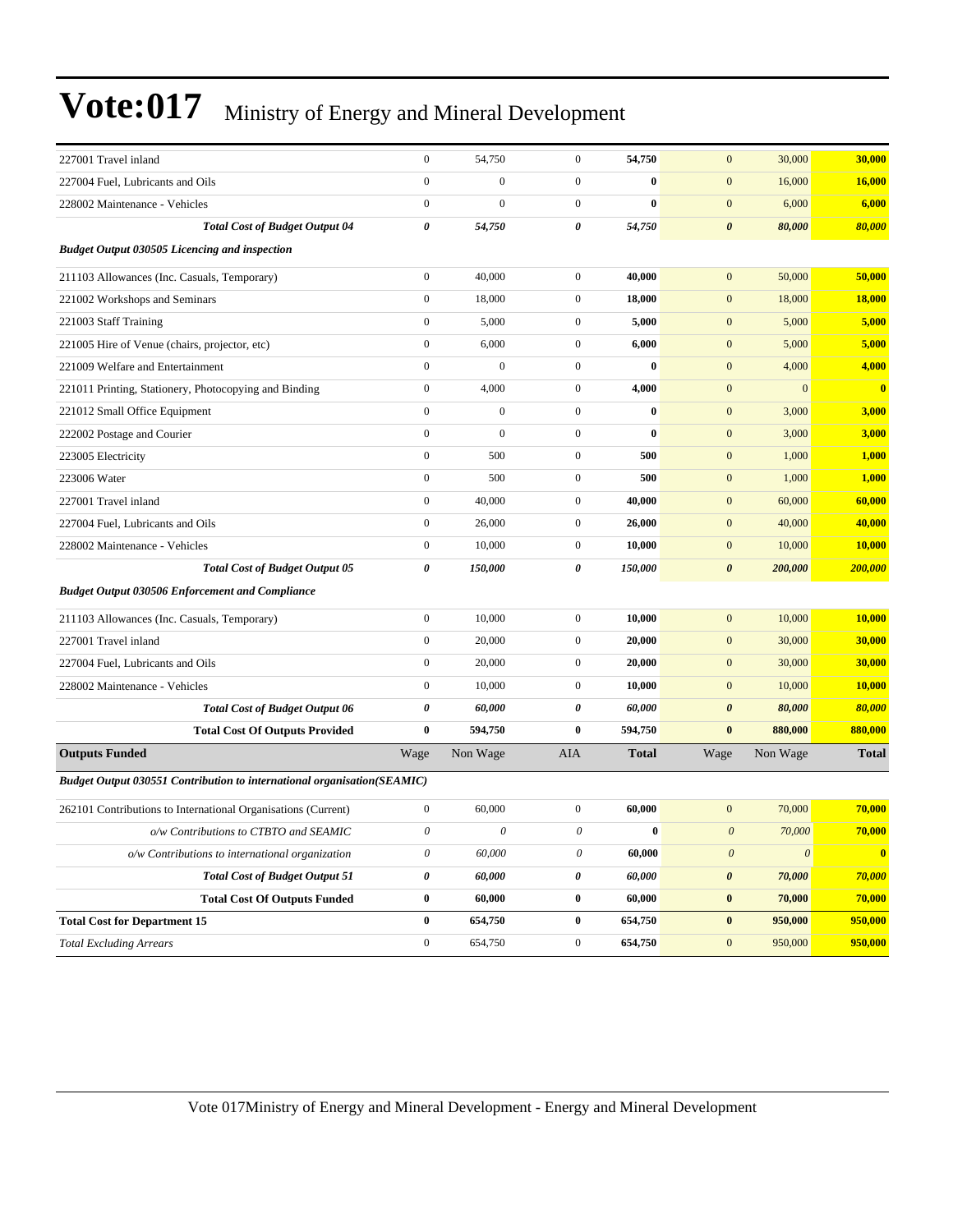# Vote:017 Ministry of Energy and Mineral Development

| | Wage | Non Wage | AIA | Total | Wage | Non Wage | Total |
|---|---|---|---|---|---|---|---|
| 227001 Travel inland | 0 | 54,750 | 0 | **54,750** | 0 | 30,000 | **30,000** |
| 227004 Fuel, Lubricants and Oils | 0 | 0 | 0 | **0** | 0 | 16,000 | **16,000** |
| 228002 Maintenance - Vehicles | 0 | 0 | 0 | **0** | 0 | 6,000 | **6,000** |
| ***Total Cost of Budget Output 04*** | ***0*** | ***54,750*** | ***0*** | ***54,750*** | ***0*** | ***80,000*** | ***80,000*** |
| ***Budget Output 030505 Licencing and inspection*** | | | | | | | |
| 211103 Allowances (Inc. Casuals, Temporary) | 0 | 40,000 | 0 | **40,000** | 0 | 50,000 | **50,000** |
| 221002 Workshops and Seminars | 0 | 18,000 | 0 | **18,000** | 0 | 18,000 | **18,000** |
| 221003 Staff Training | 0 | 5,000 | 0 | **5,000** | 0 | 5,000 | **5,000** |
| 221005 Hire of Venue (chairs, projector, etc) | 0 | 6,000 | 0 | **6,000** | 0 | 5,000 | **5,000** |
| 221009 Welfare and Entertainment | 0 | 0 | 0 | **0** | 0 | 4,000 | **4,000** |
| 221011 Printing, Stationery, Photocopying and Binding | 0 | 4,000 | 0 | **4,000** | 0 | 0 | **0** |
| 221012 Small Office Equipment | 0 | 0 | 0 | **0** | 0 | 3,000 | **3,000** |
| 222002 Postage and Courier | 0 | 0 | 0 | **0** | 0 | 3,000 | **3,000** |
| 223005 Electricity | 0 | 500 | 0 | **500** | 0 | 1,000 | **1,000** |
| 223006 Water | 0 | 500 | 0 | **500** | 0 | 1,000 | **1,000** |
| 227001 Travel inland | 0 | 40,000 | 0 | **40,000** | 0 | 60,000 | **60,000** |
| 227004 Fuel, Lubricants and Oils | 0 | 26,000 | 0 | **26,000** | 0 | 40,000 | **40,000** |
| 228002 Maintenance - Vehicles | 0 | 10,000 | 0 | **10,000** | 0 | 10,000 | **10,000** |
| ***Total Cost of Budget Output 05*** | ***0*** | ***150,000*** | ***0*** | ***150,000*** | ***0*** | ***200,000*** | ***200,000*** |
| ***Budget Output 030506 Enforcement and Compliance*** | | | | | | | |
| 211103 Allowances (Inc. Casuals, Temporary) | 0 | 10,000 | 0 | **10,000** | 0 | 10,000 | **10,000** |
| 227001 Travel inland | 0 | 20,000 | 0 | **20,000** | 0 | 30,000 | **30,000** |
| 227004 Fuel, Lubricants and Oils | 0 | 20,000 | 0 | **20,000** | 0 | 30,000 | **30,000** |
| 228002 Maintenance - Vehicles | 0 | 10,000 | 0 | **10,000** | 0 | 10,000 | **10,000** |
| ***Total Cost of Budget Output 06*** | ***0*** | ***60,000*** | ***0*** | ***60,000*** | ***0*** | ***80,000*** | ***80,000*** |
| **Total Cost Of Outputs Provided** | **0** | **594,750** | **0** | **594,750** | **0** | **880,000** | **880,000** |
| **Outputs Funded** | Wage | Non Wage | AIA | **Total** | Wage | Non Wage | **Total** |
| ***Budget Output 030551 Contribution to international organisation(SEAMIC)*** | | | | | | | |
| 262101 Contributions to International Organisations (Current) | 0 | 60,000 | 0 | **60,000** | 0 | 70,000 | **70,000** |
| *o/w Contributions to CTBTO and SEAMIC* | *0* | *0* | *0* | **0** | *0* | *70,000* | **70,000** |
| *o/w Contributions to international organization* | *0* | *60,000* | *0* | **60,000** | *0* | *0* | **0** |
| ***Total Cost of Budget Output 51*** | ***0*** | ***60,000*** | ***0*** | ***60,000*** | ***0*** | ***70,000*** | ***70,000*** |
| **Total Cost Of Outputs Funded** | **0** | **60,000** | **0** | **60,000** | **0** | **70,000** | **70,000** |
| **Total Cost for Department 15** | **0** | **654,750** | **0** | **654,750** | **0** | **950,000** | **950,000** |
| *Total Excluding Arrears* | 0 | 654,750 | 0 | **654,750** | 0 | 950,000 | **950,000** |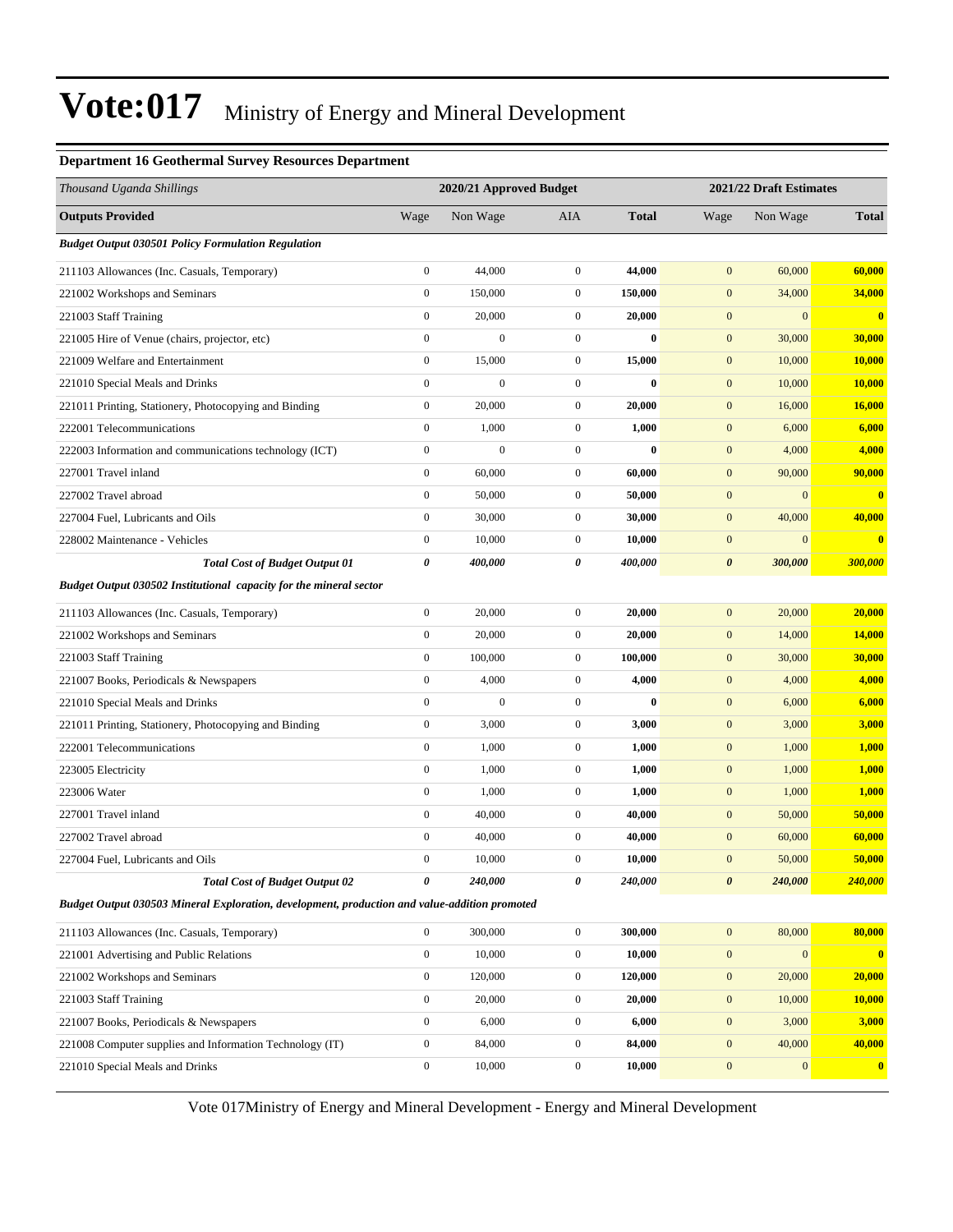# Vote:017 Ministry of Energy and Mineral Development

**Department 16 Geothermal Survey Resources Department**

| *Thousand Uganda Shillings* | 2020/21 Approved Budget | | | | 2021/22 Draft Estimates | | |
|---|---|---|---|---|---|---|---|
| **Outputs Provided** | Wage | Non Wage | AIA | **Total** | Wage | Non Wage | **Total** |
| ***Budget Output 030501 Policy Formulation Regulation*** | | | | | | | |
| 211103 Allowances (Inc. Casuals, Temporary) | 0 | 44,000 | 0 | **44,000** | 0 | 60,000 | **60,000** |
| 221002 Workshops and Seminars | 0 | 150,000 | 0 | **150,000** | 0 | 34,000 | **34,000** |
| 221003 Staff Training | 0 | 20,000 | 0 | **20,000** | 0 | 0 | **0** |
| 221005 Hire of Venue (chairs, projector, etc) | 0 | 0 | 0 | **0** | 0 | 30,000 | **30,000** |
| 221009 Welfare and Entertainment | 0 | 15,000 | 0 | **15,000** | 0 | 10,000 | **10,000** |
| 221010 Special Meals and Drinks | 0 | 0 | 0 | **0** | 0 | 10,000 | **10,000** |
| 221011 Printing, Stationery, Photocopying and Binding | 0 | 20,000 | 0 | **20,000** | 0 | 16,000 | **16,000** |
| 222001 Telecommunications | 0 | 1,000 | 0 | **1,000** | 0 | 6,000 | **6,000** |
| 222003 Information and communications technology (ICT) | 0 | 0 | 0 | **0** | 0 | 4,000 | **4,000** |
| 227001 Travel inland | 0 | 60,000 | 0 | **60,000** | 0 | 90,000 | **90,000** |
| 227002 Travel abroad | 0 | 50,000 | 0 | **50,000** | 0 | 0 | **0** |
| 227004 Fuel, Lubricants and Oils | 0 | 30,000 | 0 | **30,000** | 0 | 40,000 | **40,000** |
| 228002 Maintenance - Vehicles | 0 | 10,000 | 0 | **10,000** | 0 | 0 | **0** |
| ***Total Cost of Budget Output 01*** | ***0*** | ***400,000*** | ***0*** | ***400,000*** | ***0*** | ***300,000*** | ***300,000*** |
| ***Budget Output 030502 Institutional capacity for the mineral sector*** | | | | | | | |
| 211103 Allowances (Inc. Casuals, Temporary) | 0 | 20,000 | 0 | **20,000** | 0 | 20,000 | **20,000** |
| 221002 Workshops and Seminars | 0 | 20,000 | 0 | **20,000** | 0 | 14,000 | **14,000** |
| 221003 Staff Training | 0 | 100,000 | 0 | **100,000** | 0 | 30,000 | **30,000** |
| 221007 Books, Periodicals & Newspapers | 0 | 4,000 | 0 | **4,000** | 0 | 4,000 | **4,000** |
| 221010 Special Meals and Drinks | 0 | 0 | 0 | **0** | 0 | 6,000 | **6,000** |
| 221011 Printing, Stationery, Photocopying and Binding | 0 | 3,000 | 0 | **3,000** | 0 | 3,000 | **3,000** |
| 222001 Telecommunications | 0 | 1,000 | 0 | **1,000** | 0 | 1,000 | **1,000** |
| 223005 Electricity | 0 | 1,000 | 0 | **1,000** | 0 | 1,000 | **1,000** |
| 223006 Water | 0 | 1,000 | 0 | **1,000** | 0 | 1,000 | **1,000** |
| 227001 Travel inland | 0 | 40,000 | 0 | **40,000** | 0 | 50,000 | **50,000** |
| 227002 Travel abroad | 0 | 40,000 | 0 | **40,000** | 0 | 60,000 | **60,000** |
| 227004 Fuel, Lubricants and Oils | 0 | 10,000 | 0 | **10,000** | 0 | 50,000 | **50,000** |
| ***Total Cost of Budget Output 02*** | ***0*** | ***240,000*** | ***0*** | ***240,000*** | ***0*** | ***240,000*** | ***240,000*** |
| ***Budget Output 030503 Mineral Exploration, development, production and value-addition promoted*** | | | | | | | |
| 211103 Allowances (Inc. Casuals, Temporary) | 0 | 300,000 | 0 | **300,000** | 0 | 80,000 | **80,000** |
| 221001 Advertising and Public Relations | 0 | 10,000 | 0 | **10,000** | 0 | 0 | **0** |
| 221002 Workshops and Seminars | 0 | 120,000 | 0 | **120,000** | 0 | 20,000 | **20,000** |
| 221003 Staff Training | 0 | 20,000 | 0 | **20,000** | 0 | 10,000 | **10,000** |
| 221007 Books, Periodicals & Newspapers | 0 | 6,000 | 0 | **6,000** | 0 | 3,000 | **3,000** |
| 221008 Computer supplies and Information Technology (IT) | 0 | 84,000 | 0 | **84,000** | 0 | 40,000 | **40,000** |
| 221010 Special Meals and Drinks | 0 | 10,000 | 0 | **10,000** | 0 | 0 | **0** |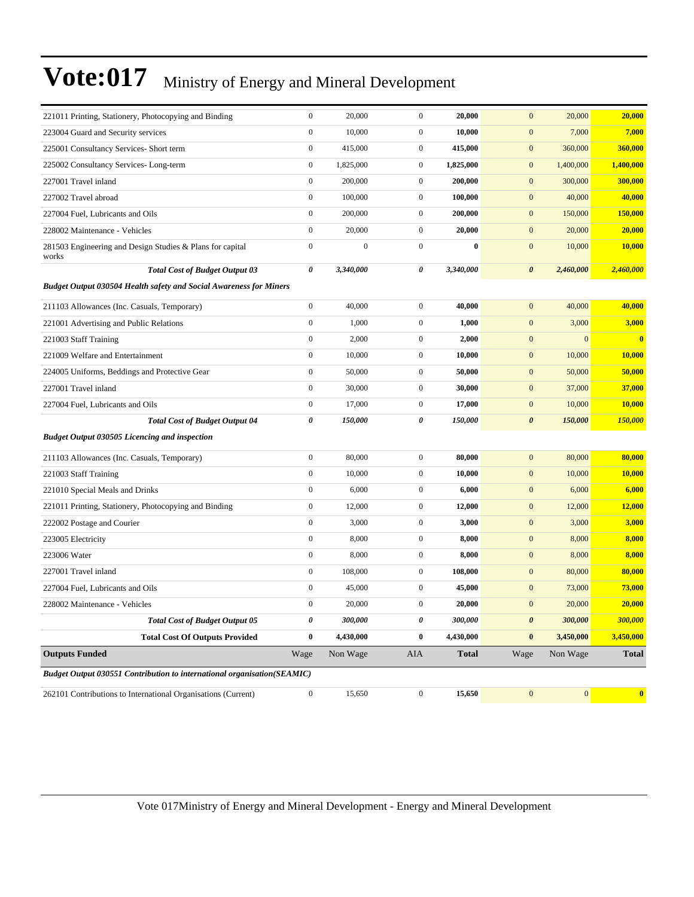# Vote:017 Ministry of Energy and Mineral Development

| | | | | | | | |
|---|---|---|---|---|---|---|---|
| 221011 Printing, Stationery, Photocopying and Binding | 0 | 20,000 | 0 | **20,000** | 0 | 20,000 | **20,000** |
| 223004 Guard and Security services | 0 | 10,000 | 0 | **10,000** | 0 | 7,000 | **7,000** |
| 225001 Consultancy Services- Short term | 0 | 415,000 | 0 | **415,000** | 0 | 360,000 | **360,000** |
| 225002 Consultancy Services- Long-term | 0 | 1,825,000 | 0 | **1,825,000** | 0 | 1,400,000 | **1,400,000** |
| 227001 Travel inland | 0 | 200,000 | 0 | **200,000** | 0 | 300,000 | **300,000** |
| 227002 Travel abroad | 0 | 100,000 | 0 | **100,000** | 0 | 40,000 | **40,000** |
| 227004 Fuel, Lubricants and Oils | 0 | 200,000 | 0 | **200,000** | 0 | 150,000 | **150,000** |
| 228002 Maintenance - Vehicles | 0 | 20,000 | 0 | **20,000** | 0 | 20,000 | **20,000** |
| 281503 Engineering and Design Studies & Plans for capital works | 0 | 0 | 0 | **0** | 0 | 10,000 | **10,000** |
| ***Total Cost of Budget Output 03*** | ***0*** | ***3,340,000*** | ***0*** | ***3,340,000*** | ***0*** | ***2,460,000*** | ***2,460,000*** |
| ***Budget Output 030504 Health safety and Social Awareness for Miners*** | | | | | | | |
| 211103 Allowances (Inc. Casuals, Temporary) | 0 | 40,000 | 0 | **40,000** | 0 | 40,000 | **40,000** |
| 221001 Advertising and Public Relations | 0 | 1,000 | 0 | **1,000** | 0 | 3,000 | **3,000** |
| 221003 Staff Training | 0 | 2,000 | 0 | **2,000** | 0 | 0 | **0** |
| 221009 Welfare and Entertainment | 0 | 10,000 | 0 | **10,000** | 0 | 10,000 | **10,000** |
| 224005 Uniforms, Beddings and Protective Gear | 0 | 50,000 | 0 | **50,000** | 0 | 50,000 | **50,000** |
| 227001 Travel inland | 0 | 30,000 | 0 | **30,000** | 0 | 37,000 | **37,000** |
| 227004 Fuel, Lubricants and Oils | 0 | 17,000 | 0 | **17,000** | 0 | 10,000 | **10,000** |
| ***Total Cost of Budget Output 04*** | ***0*** | ***150,000*** | ***0*** | ***150,000*** | ***0*** | ***150,000*** | ***150,000*** |
| ***Budget Output 030505 Licencing and inspection*** | | | | | | | |
| 211103 Allowances (Inc. Casuals, Temporary) | 0 | 80,000 | 0 | **80,000** | 0 | 80,000 | **80,000** |
| 221003 Staff Training | 0 | 10,000 | 0 | **10,000** | 0 | 10,000 | **10,000** |
| 221010 Special Meals and Drinks | 0 | 6,000 | 0 | **6,000** | 0 | 6,000 | **6,000** |
| 221011 Printing, Stationery, Photocopying and Binding | 0 | 12,000 | 0 | **12,000** | 0 | 12,000 | **12,000** |
| 222002 Postage and Courier | 0 | 3,000 | 0 | **3,000** | 0 | 3,000 | **3,000** |
| 223005 Electricity | 0 | 8,000 | 0 | **8,000** | 0 | 8,000 | **8,000** |
| 223006 Water | 0 | 8,000 | 0 | **8,000** | 0 | 8,000 | **8,000** |
| 227001 Travel inland | 0 | 108,000 | 0 | **108,000** | 0 | 80,000 | **80,000** |
| 227004 Fuel, Lubricants and Oils | 0 | 45,000 | 0 | **45,000** | 0 | 73,000 | **73,000** |
| 228002 Maintenance - Vehicles | 0 | 20,000 | 0 | **20,000** | 0 | 20,000 | **20,000** |
| ***Total Cost of Budget Output 05*** | ***0*** | ***300,000*** | ***0*** | ***300,000*** | ***0*** | ***300,000*** | ***300,000*** |
| **Total Cost Of Outputs Provided** | **0** | **4,430,000** | **0** | **4,430,000** | **0** | **3,450,000** | **3,450,000** |
| **Outputs Funded** | Wage | Non Wage | AIA | **Total** | Wage | Non Wage | **Total** |
| ***Budget Output 030551 Contribution to international organisation(SEAMIC)*** | | | | | | | |
| 262101 Contributions to International Organisations (Current) | 0 | 15,650 | 0 | **15,650** | 0 | 0 | **0** |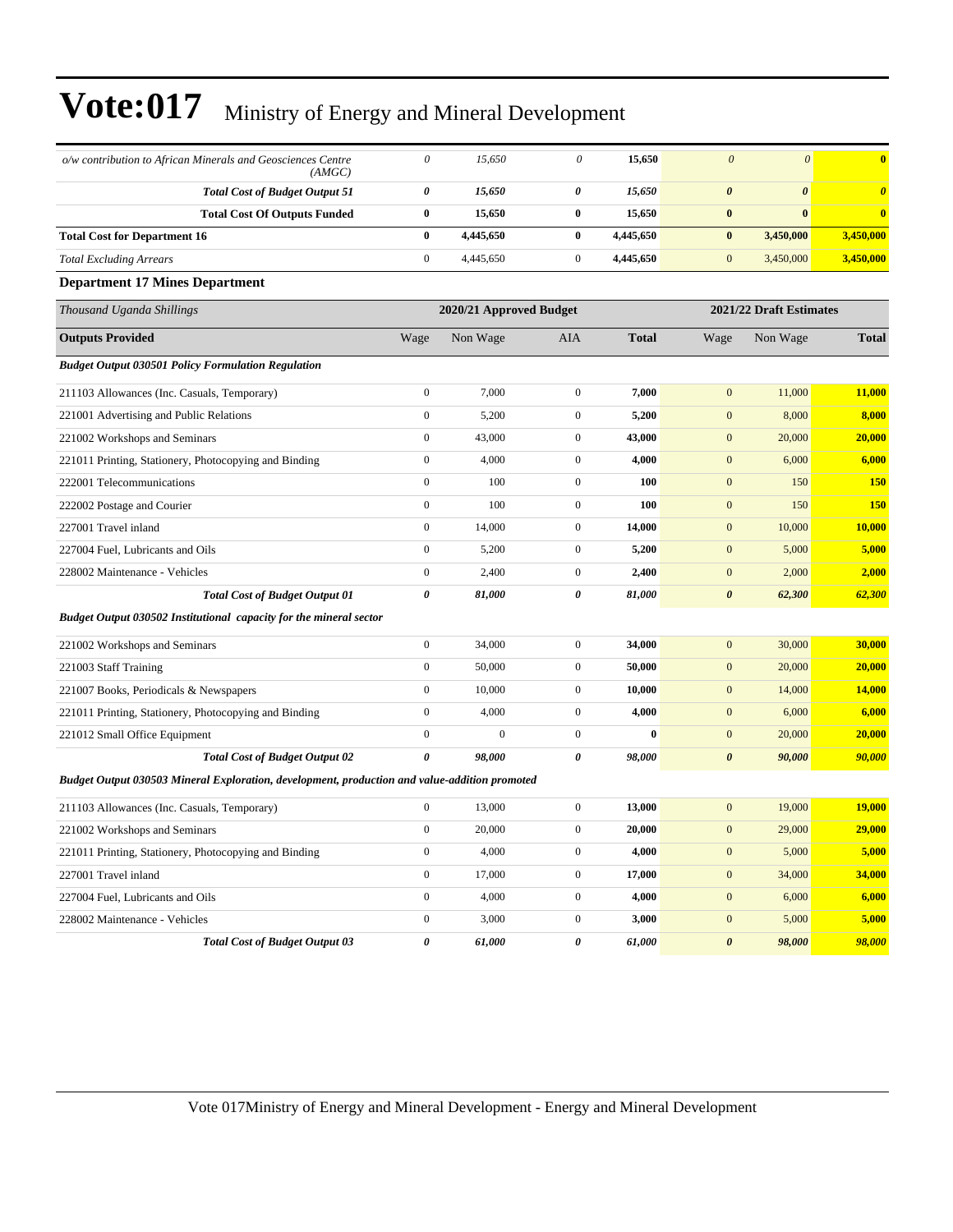| | | | | | | | |
|---|---|---|---|---|---|---|---|
| *o/w contribution to African Minerals and Geosciences Centre (AMGC)* | *0* | *15,650* | *0* | **15,650** | *0* | *0* | **0** |
| ***Total Cost of Budget Output 51*** | ***0*** | ***15,650*** | ***0*** | ***15,650*** | ***0*** | ***0*** | ***0*** |
| **Total Cost Of Outputs Funded** | **0** | **15,650** | **0** | **15,650** | **0** | **0** | **0** |
| **Total Cost for Department 16** | **0** | **4,445,650** | **0** | **4,445,650** | **0** | **3,450,000** | **3,450,000** |
| *Total Excluding Arrears* | 0 | 4,445,650 | 0 | **4,445,650** | 0 | 3,450,000 | **3,450,000** |

### Department 17 Mines Department

| *Thousand Uganda Shillings* | 2020/21 Approved Budget | | | | 2021/22 Draft Estimates | | |
|---|---|---|---|---|---|---|---|
| **Outputs Provided** | Wage | Non Wage | AIA | **Total** | Wage | Non Wage | **Total** |
| ***Budget Output 030501 Policy Formulation Regulation*** | | | | | | | |
| 211103 Allowances (Inc. Casuals, Temporary) | 0 | 7,000 | 0 | **7,000** | 0 | 11,000 | **11,000** |
| 221001 Advertising and Public Relations | 0 | 5,200 | 0 | **5,200** | 0 | 8,000 | **8,000** |
| 221002 Workshops and Seminars | 0 | 43,000 | 0 | **43,000** | 0 | 20,000 | **20,000** |
| 221011 Printing, Stationery, Photocopying and Binding | 0 | 4,000 | 0 | **4,000** | 0 | 6,000 | **6,000** |
| 222001 Telecommunications | 0 | 100 | 0 | **100** | 0 | 150 | **150** |
| 222002 Postage and Courier | 0 | 100 | 0 | **100** | 0 | 150 | **150** |
| 227001 Travel inland | 0 | 14,000 | 0 | **14,000** | 0 | 10,000 | **10,000** |
| 227004 Fuel, Lubricants and Oils | 0 | 5,200 | 0 | **5,200** | 0 | 5,000 | **5,000** |
| 228002 Maintenance - Vehicles | 0 | 2,400 | 0 | **2,400** | 0 | 2,000 | **2,000** |
| ***Total Cost of Budget Output 01*** | ***0*** | ***81,000*** | ***0*** | ***81,000*** | ***0*** | ***62,300*** | ***62,300*** |
| ***Budget Output 030502 Institutional capacity for the mineral sector*** | | | | | | | |
| 221002 Workshops and Seminars | 0 | 34,000 | 0 | **34,000** | 0 | 30,000 | **30,000** |
| 221003 Staff Training | 0 | 50,000 | 0 | **50,000** | 0 | 20,000 | **20,000** |
| 221007 Books, Periodicals & Newspapers | 0 | 10,000 | 0 | **10,000** | 0 | 14,000 | **14,000** |
| 221011 Printing, Stationery, Photocopying and Binding | 0 | 4,000 | 0 | **4,000** | 0 | 6,000 | **6,000** |
| 221012 Small Office Equipment | 0 | 0 | 0 | **0** | 0 | 20,000 | **20,000** |
| ***Total Cost of Budget Output 02*** | ***0*** | ***98,000*** | ***0*** | ***98,000*** | ***0*** | ***90,000*** | ***90,000*** |
| ***Budget Output 030503 Mineral Exploration, development, production and value-addition promoted*** | | | | | | | |
| 211103 Allowances (Inc. Casuals, Temporary) | 0 | 13,000 | 0 | **13,000** | 0 | 19,000 | **19,000** |
| 221002 Workshops and Seminars | 0 | 20,000 | 0 | **20,000** | 0 | 29,000 | **29,000** |
| 221011 Printing, Stationery, Photocopying and Binding | 0 | 4,000 | 0 | **4,000** | 0 | 5,000 | **5,000** |
| 227001 Travel inland | 0 | 17,000 | 0 | **17,000** | 0 | 34,000 | **34,000** |
| 227004 Fuel, Lubricants and Oils | 0 | 4,000 | 0 | **4,000** | 0 | 6,000 | **6,000** |
| 228002 Maintenance - Vehicles | 0 | 3,000 | 0 | **3,000** | 0 | 5,000 | **5,000** |
| ***Total Cost of Budget Output 03*** | ***0*** | ***61,000*** | ***0*** | ***61,000*** | ***0*** | ***98,000*** | ***98,000*** |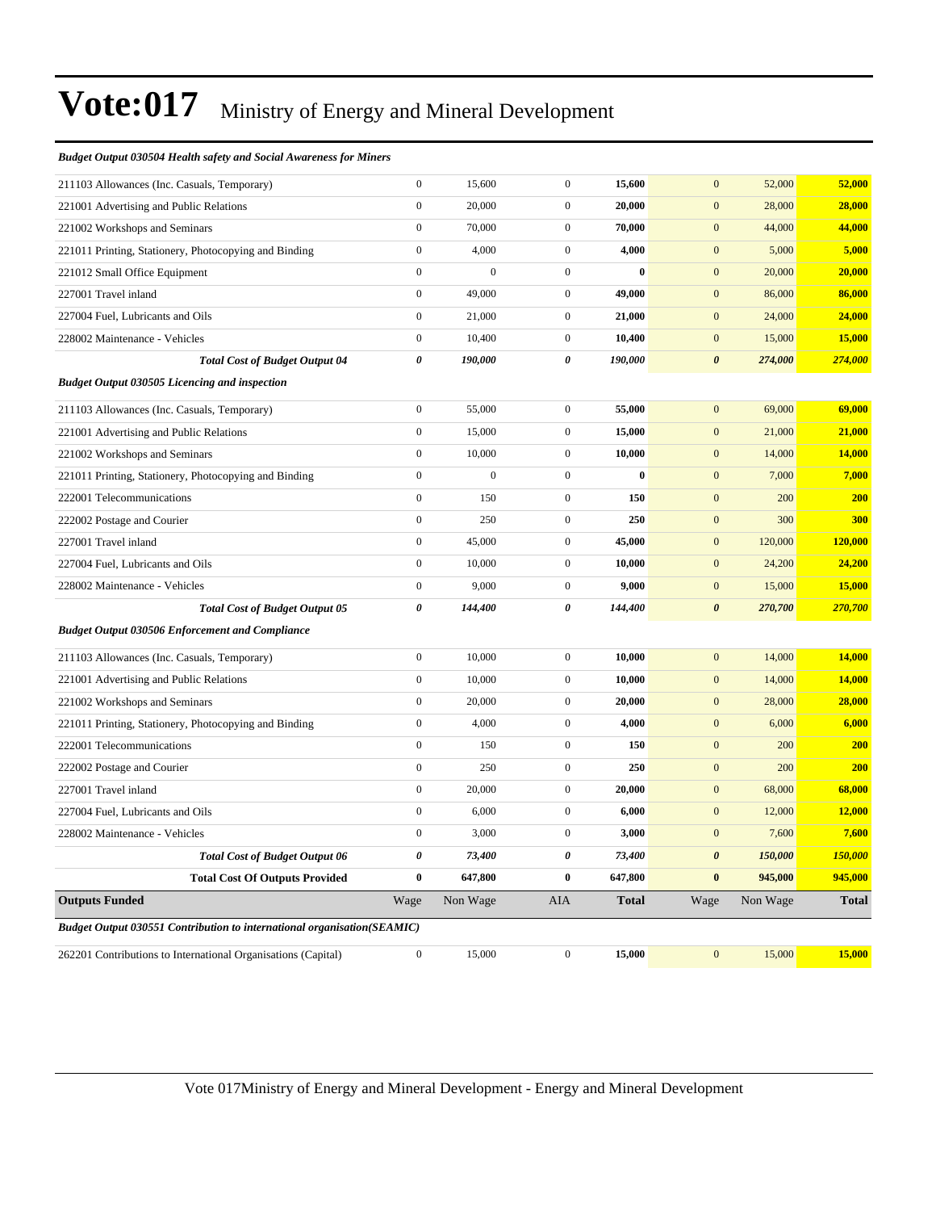# Vote:017 Ministry of Energy and Mineral Development

| *Budget Output 030504 Health safety and Social Awareness for Miners* | | | | | | | |
|---|---|---|---|---|---|---|---|
| 211103 Allowances (Inc. Casuals, Temporary) | 0 | 15,600 | 0 | **15,600** | 0 | 52,000 | **52,000** |
| 221001 Advertising and Public Relations | 0 | 20,000 | 0 | **20,000** | 0 | 28,000 | **28,000** |
| 221002 Workshops and Seminars | 0 | 70,000 | 0 | **70,000** | 0 | 44,000 | **44,000** |
| 221011 Printing, Stationery, Photocopying and Binding | 0 | 4,000 | 0 | **4,000** | 0 | 5,000 | **5,000** |
| 221012 Small Office Equipment | 0 | 0 | 0 | **0** | 0 | 20,000 | **20,000** |
| 227001 Travel inland | 0 | 49,000 | 0 | **49,000** | 0 | 86,000 | **86,000** |
| 227004 Fuel, Lubricants and Oils | 0 | 21,000 | 0 | **21,000** | 0 | 24,000 | **24,000** |
| 228002 Maintenance - Vehicles | 0 | 10,400 | 0 | **10,400** | 0 | 15,000 | **15,000** |
| ***Total Cost of Budget Output 04*** | ***0*** | ***190,000*** | ***0*** | ***190,000*** | ***0*** | ***274,000*** | ***274,000*** |
| *Budget Output 030505 Licencing and inspection* | | | | | | | |
| 211103 Allowances (Inc. Casuals, Temporary) | 0 | 55,000 | 0 | **55,000** | 0 | 69,000 | **69,000** |
| 221001 Advertising and Public Relations | 0 | 15,000 | 0 | **15,000** | 0 | 21,000 | **21,000** |
| 221002 Workshops and Seminars | 0 | 10,000 | 0 | **10,000** | 0 | 14,000 | **14,000** |
| 221011 Printing, Stationery, Photocopying and Binding | 0 | 0 | 0 | **0** | 0 | 7,000 | **7,000** |
| 222001 Telecommunications | 0 | 150 | 0 | **150** | 0 | 200 | **200** |
| 222002 Postage and Courier | 0 | 250 | 0 | **250** | 0 | 300 | **300** |
| 227001 Travel inland | 0 | 45,000 | 0 | **45,000** | 0 | 120,000 | **120,000** |
| 227004 Fuel, Lubricants and Oils | 0 | 10,000 | 0 | **10,000** | 0 | 24,200 | **24,200** |
| 228002 Maintenance - Vehicles | 0 | 9,000 | 0 | **9,000** | 0 | 15,000 | **15,000** |
| ***Total Cost of Budget Output 05*** | ***0*** | ***144,400*** | ***0*** | ***144,400*** | ***0*** | ***270,700*** | ***270,700*** |
| *Budget Output 030506 Enforcement and Compliance* | | | | | | | |
| 211103 Allowances (Inc. Casuals, Temporary) | 0 | 10,000 | 0 | **10,000** | 0 | 14,000 | **14,000** |
| 221001 Advertising and Public Relations | 0 | 10,000 | 0 | **10,000** | 0 | 14,000 | **14,000** |
| 221002 Workshops and Seminars | 0 | 20,000 | 0 | **20,000** | 0 | 28,000 | **28,000** |
| 221011 Printing, Stationery, Photocopying and Binding | 0 | 4,000 | 0 | **4,000** | 0 | 6,000 | **6,000** |
| 222001 Telecommunications | 0 | 150 | 0 | **150** | 0 | 200 | **200** |
| 222002 Postage and Courier | 0 | 250 | 0 | **250** | 0 | 200 | **200** |
| 227001 Travel inland | 0 | 20,000 | 0 | **20,000** | 0 | 68,000 | **68,000** |
| 227004 Fuel, Lubricants and Oils | 0 | 6,000 | 0 | **6,000** | 0 | 12,000 | **12,000** |
| 228002 Maintenance - Vehicles | 0 | 3,000 | 0 | **3,000** | 0 | 7,600 | **7,600** |
| ***Total Cost of Budget Output 06*** | ***0*** | ***73,400*** | ***0*** | ***73,400*** | ***0*** | ***150,000*** | ***150,000*** |
| **Total Cost Of Outputs Provided** | **0** | **647,800** | **0** | **647,800** | **0** | **945,000** | **945,000** |
| **Outputs Funded** | Wage | Non Wage | AIA | **Total** | Wage | Non Wage | **Total** |
| *Budget Output 030551 Contribution to international organisation(SEAMIC)* | | | | | | | |
| 262201 Contributions to International Organisations (Capital) | 0 | 15,000 | 0 | **15,000** | 0 | 15,000 | **15,000** |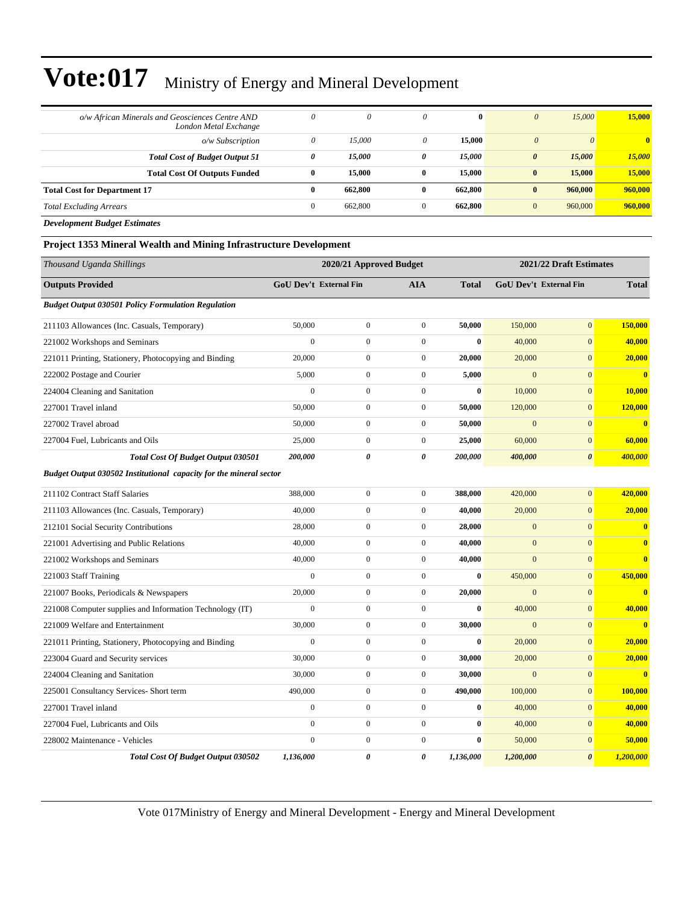# Vote:017 Ministry of Energy and Mineral Development

| | | | | | | | |
|---|---|---|---|---|---|---|---|
| *o/w African Minerals and Geosciences Centre AND London Metal Exchange* | *0* | *0* | *0* | **0** | *0* | *15,000* | **15,000** |
| *o/w Subscription* | *0* | *15,000* | *0* | **15,000** | *0* | *0* | **0** |
| ***Total Cost of Budget Output 51*** | ***0*** | ***15,000*** | ***0*** | ***15,000*** | ***0*** | ***15,000*** | ***15,000*** |
| **Total Cost Of Outputs Funded** | **0** | **15,000** | **0** | **15,000** | **0** | **15,000** | **15,000** |
| **Total Cost for Department 17** | **0** | **662,800** | **0** | **662,800** | **0** | **960,000** | **960,000** |
| *Total Excluding Arrears* | 0 | 662,800 | 0 | **662,800** | 0 | 960,000 | **960,000** |

***Development Budget Estimates***

### Project 1353 Mineral Wealth and Mining Infrastructure Development

| *Thousand Uganda Shillings* | 2020/21 Approved Budget | | | | 2021/22 Draft Estimates | | |
|---|---|---|---|---|---|---|---|
| **Outputs Provided** | **GoU Dev't** | **External Fin** | **AIA** | **Total** | **GoU Dev't** | **External Fin** | **Total** |
| ***Budget Output 030501 Policy Formulation Regulation*** | | | | | | | |
| 211103 Allowances (Inc. Casuals, Temporary) | 50,000 | 0 | 0 | **50,000** | 150,000 | 0 | **150,000** |
| 221002 Workshops and Seminars | 0 | 0 | 0 | **0** | 40,000 | 0 | **40,000** |
| 221011 Printing, Stationery, Photocopying and Binding | 20,000 | 0 | 0 | **20,000** | 20,000 | 0 | **20,000** |
| 222002 Postage and Courier | 5,000 | 0 | 0 | **5,000** | 0 | 0 | **0** |
| 224004 Cleaning and Sanitation | 0 | 0 | 0 | **0** | 10,000 | 0 | **10,000** |
| 227001 Travel inland | 50,000 | 0 | 0 | **50,000** | 120,000 | 0 | **120,000** |
| 227002 Travel abroad | 50,000 | 0 | 0 | **50,000** | 0 | 0 | **0** |
| 227004 Fuel, Lubricants and Oils | 25,000 | 0 | 0 | **25,000** | 60,000 | 0 | **60,000** |
| ***Total Cost Of Budget Output 030501*** | ***200,000*** | ***0*** | ***0*** | ***200,000*** | ***400,000*** | ***0*** | ***400,000*** |
| ***Budget Output 030502 Institutional capacity for the mineral sector*** | | | | | | | |
| 211102 Contract Staff Salaries | 388,000 | 0 | 0 | **388,000** | 420,000 | 0 | **420,000** |
| 211103 Allowances (Inc. Casuals, Temporary) | 40,000 | 0 | 0 | **40,000** | 20,000 | 0 | **20,000** |
| 212101 Social Security Contributions | 28,000 | 0 | 0 | **28,000** | 0 | 0 | **0** |
| 221001 Advertising and Public Relations | 40,000 | 0 | 0 | **40,000** | 0 | 0 | **0** |
| 221002 Workshops and Seminars | 40,000 | 0 | 0 | **40,000** | 0 | 0 | **0** |
| 221003 Staff Training | 0 | 0 | 0 | **0** | 450,000 | 0 | **450,000** |
| 221007 Books, Periodicals & Newspapers | 20,000 | 0 | 0 | **20,000** | 0 | 0 | **0** |
| 221008 Computer supplies and Information Technology (IT) | 0 | 0 | 0 | **0** | 40,000 | 0 | **40,000** |
| 221009 Welfare and Entertainment | 30,000 | 0 | 0 | **30,000** | 0 | 0 | **0** |
| 221011 Printing, Stationery, Photocopying and Binding | 0 | 0 | 0 | **0** | 20,000 | 0 | **20,000** |
| 223004 Guard and Security services | 30,000 | 0 | 0 | **30,000** | 20,000 | 0 | **20,000** |
| 224004 Cleaning and Sanitation | 30,000 | 0 | 0 | **30,000** | 0 | 0 | **0** |
| 225001 Consultancy Services- Short term | 490,000 | 0 | 0 | **490,000** | 100,000 | 0 | **100,000** |
| 227001 Travel inland | 0 | 0 | 0 | **0** | 40,000 | 0 | **40,000** |
| 227004 Fuel, Lubricants and Oils | 0 | 0 | 0 | **0** | 40,000 | 0 | **40,000** |
| 228002 Maintenance - Vehicles | 0 | 0 | 0 | **0** | 50,000 | 0 | **50,000** |
| ***Total Cost Of Budget Output 030502*** | ***1,136,000*** | ***0*** | ***0*** | ***1,136,000*** | ***1,200,000*** | ***0*** | ***1,200,000*** |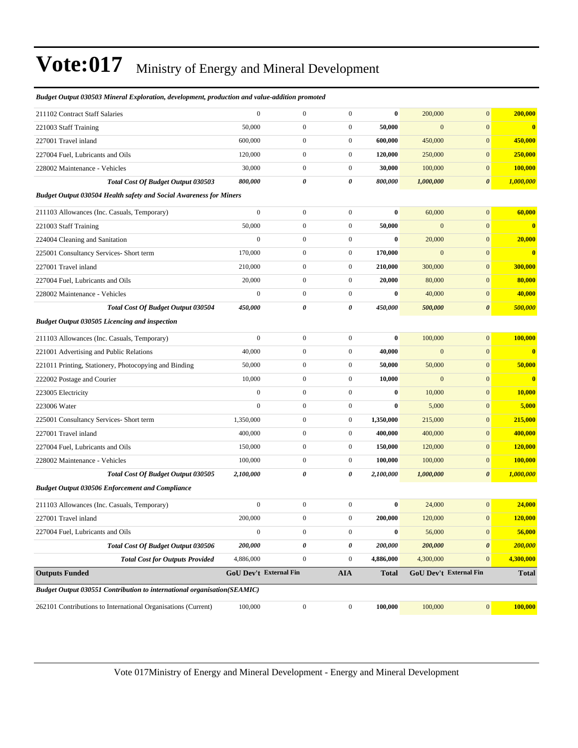# Vote:017 Ministry of Energy and Mineral Development

| | | | | | | | |
|---|---|---|---|---|---|---|---|
| ***Budget Output 030503 Mineral Exploration, development, production and value-addition promoted*** | | | | | | | |
| 211102 Contract Staff Salaries | 0 | 0 | 0 | **0** | 200,000 | 0 | **200,000** |
| 221003 Staff Training | 50,000 | 0 | 0 | **50,000** | 0 | 0 | **0** |
| 227001 Travel inland | 600,000 | 0 | 0 | **600,000** | 450,000 | 0 | **450,000** |
| 227004 Fuel, Lubricants and Oils | 120,000 | 0 | 0 | **120,000** | 250,000 | 0 | **250,000** |
| 228002 Maintenance - Vehicles | 30,000 | 0 | 0 | **30,000** | 100,000 | 0 | **100,000** |
| ***Total Cost Of Budget Output 030503*** | ***800,000*** | ***0*** | ***0*** | ***800,000*** | ***1,000,000*** | ***0*** | ***1,000,000*** |
| ***Budget Output 030504 Health safety and Social Awareness for Miners*** | | | | | | | |
| 211103 Allowances (Inc. Casuals, Temporary) | 0 | 0 | 0 | **0** | 60,000 | 0 | **60,000** |
| 221003 Staff Training | 50,000 | 0 | 0 | **50,000** | 0 | 0 | **0** |
| 224004 Cleaning and Sanitation | 0 | 0 | 0 | **0** | 20,000 | 0 | **20,000** |
| 225001 Consultancy Services- Short term | 170,000 | 0 | 0 | **170,000** | 0 | 0 | **0** |
| 227001 Travel inland | 210,000 | 0 | 0 | **210,000** | 300,000 | 0 | **300,000** |
| 227004 Fuel, Lubricants and Oils | 20,000 | 0 | 0 | **20,000** | 80,000 | 0 | **80,000** |
| 228002 Maintenance - Vehicles | 0 | 0 | 0 | **0** | 40,000 | 0 | **40,000** |
| ***Total Cost Of Budget Output 030504*** | ***450,000*** | ***0*** | ***0*** | ***450,000*** | ***500,000*** | ***0*** | ***500,000*** |
| ***Budget Output 030505 Licencing and inspection*** | | | | | | | |
| 211103 Allowances (Inc. Casuals, Temporary) | 0 | 0 | 0 | **0** | 100,000 | 0 | **100,000** |
| 221001 Advertising and Public Relations | 40,000 | 0 | 0 | **40,000** | 0 | 0 | **0** |
| 221011 Printing, Stationery, Photocopying and Binding | 50,000 | 0 | 0 | **50,000** | 50,000 | 0 | **50,000** |
| 222002 Postage and Courier | 10,000 | 0 | 0 | **10,000** | 0 | 0 | **0** |
| 223005 Electricity | 0 | 0 | 0 | **0** | 10,000 | 0 | **10,000** |
| 223006 Water | 0 | 0 | 0 | **0** | 5,000 | 0 | **5,000** |
| 225001 Consultancy Services- Short term | 1,350,000 | 0 | 0 | **1,350,000** | 215,000 | 0 | **215,000** |
| 227001 Travel inland | 400,000 | 0 | 0 | **400,000** | 400,000 | 0 | **400,000** |
| 227004 Fuel, Lubricants and Oils | 150,000 | 0 | 0 | **150,000** | 120,000 | 0 | **120,000** |
| 228002 Maintenance - Vehicles | 100,000 | 0 | 0 | **100,000** | 100,000 | 0 | **100,000** |
| ***Total Cost Of Budget Output 030505*** | ***2,100,000*** | ***0*** | ***0*** | ***2,100,000*** | ***1,000,000*** | ***0*** | ***1,000,000*** |
| ***Budget Output 030506 Enforcement and Compliance*** | | | | | | | |
| 211103 Allowances (Inc. Casuals, Temporary) | 0 | 0 | 0 | **0** | 24,000 | 0 | **24,000** |
| 227001 Travel inland | 200,000 | 0 | 0 | **200,000** | 120,000 | 0 | **120,000** |
| 227004 Fuel, Lubricants and Oils | 0 | 0 | 0 | **0** | 56,000 | 0 | **56,000** |
| ***Total Cost Of Budget Output 030506*** | ***200,000*** | ***0*** | ***0*** | ***200,000*** | ***200,000*** | ***0*** | ***200,000*** |
| ***Total Cost for Outputs Provided*** | 4,886,000 | 0 | 0 | **4,886,000** | 4,300,000 | 0 | **4,300,000** |
| **Outputs Funded** | **GoU Dev't** | **External Fin** | **AIA** | **Total** | **GoU Dev't** | **External Fin** | **Total** |
| ***Budget Output 030551 Contribution to international organisation(SEAMIC)*** | | | | | | | |
| 262101 Contributions to International Organisations (Current) | 100,000 | 0 | 0 | **100,000** | 100,000 | 0 | **100,000** |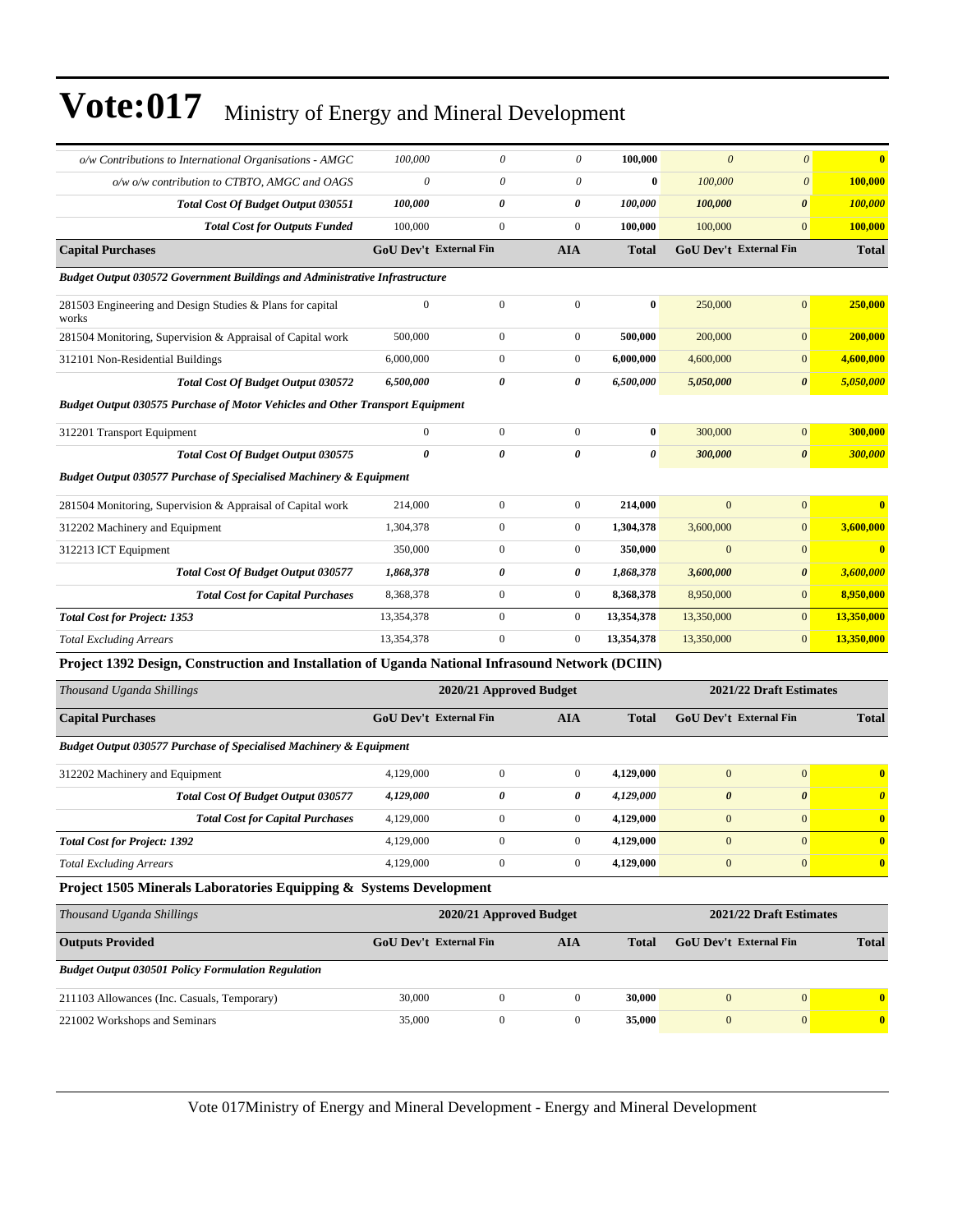# Vote:017 Ministry of Energy and Mineral Development

| | | | | | | | |
|---|---|---|---|---|---|---|---|
| *o/w Contributions to International Organisations - AMGC* | *100,000* | *0* | *0* | **100,000** | *0* | *0* | **0** |
| *o/w o/w contribution to CTBTO, AMGC and OAGS* | *0* | *0* | *0* | **0** | *100,000* | *0* | **100,000** |
| ***Total Cost Of Budget Output 030551*** | ***100,000*** | ***0*** | ***0*** | ***100,000*** | ***100,000*** | ***0*** | ***100,000*** |
| ***Total Cost for Outputs Funded*** | 100,000 | 0 | 0 | **100,000** | 100,000 | 0 | **100,000** |
| **Capital Purchases** | **GoU Dev't** | **External Fin** | **AIA** | **Total** | **GoU Dev't** | **External Fin** | **Total** |
| ***Budget Output 030572 Government Buildings and Administrative Infrastructure*** | | | | | | | |
| 281503 Engineering and Design Studies & Plans for capital works | 0 | 0 | 0 | **0** | 250,000 | 0 | **250,000** |
| 281504 Monitoring, Supervision & Appraisal of Capital work | 500,000 | 0 | 0 | **500,000** | 200,000 | 0 | **200,000** |
| 312101 Non-Residential Buildings | 6,000,000 | 0 | 0 | **6,000,000** | 4,600,000 | 0 | **4,600,000** |
| ***Total Cost Of Budget Output 030572*** | ***6,500,000*** | ***0*** | ***0*** | ***6,500,000*** | ***5,050,000*** | ***0*** | ***5,050,000*** |
| ***Budget Output 030575 Purchase of Motor Vehicles and Other Transport Equipment*** | | | | | | | |
| 312201 Transport Equipment | 0 | 0 | 0 | **0** | 300,000 | 0 | **300,000** |
| ***Total Cost Of Budget Output 030575*** | ***0*** | ***0*** | ***0*** | ***0*** | ***300,000*** | ***0*** | ***300,000*** |
| ***Budget Output 030577 Purchase of Specialised Machinery & Equipment*** | | | | | | | |
| 281504 Monitoring, Supervision & Appraisal of Capital work | 214,000 | 0 | 0 | **214,000** | 0 | 0 | **0** |
| 312202 Machinery and Equipment | 1,304,378 | 0 | 0 | **1,304,378** | 3,600,000 | 0 | **3,600,000** |
| 312213 ICT Equipment | 350,000 | 0 | 0 | **350,000** | 0 | 0 | **0** |
| ***Total Cost Of Budget Output 030577*** | ***1,868,378*** | ***0*** | ***0*** | ***1,868,378*** | ***3,600,000*** | ***0*** | ***3,600,000*** |
| ***Total Cost for Capital Purchases*** | 8,368,378 | 0 | 0 | **8,368,378** | 8,950,000 | 0 | **8,950,000** |
| ***Total Cost for Project: 1353*** | 13,354,378 | 0 | 0 | **13,354,378** | 13,350,000 | 0 | **13,350,000** |
| *Total Excluding Arrears* | 13,354,378 | 0 | 0 | **13,354,378** | 13,350,000 | 0 | **13,350,000** |

**Project 1392 Design, Construction and Installation of Uganda National Infrasound Network (DCIIN)**

| *Thousand Uganda Shillings* | 2020/21 Approved Budget | | | | 2021/22 Draft Estimates | | |
|---|---|---|---|---|---|---|---|
| **Capital Purchases** | **GoU Dev't** | **External Fin** | **AIA** | **Total** | **GoU Dev't** | **External Fin** | **Total** |
| ***Budget Output 030577 Purchase of Specialised Machinery & Equipment*** | | | | | | | |
| 312202 Machinery and Equipment | 4,129,000 | 0 | 0 | **4,129,000** | 0 | 0 | **0** |
| ***Total Cost Of Budget Output 030577*** | ***4,129,000*** | ***0*** | ***0*** | ***4,129,000*** | ***0*** | ***0*** | ***0*** |
| ***Total Cost for Capital Purchases*** | 4,129,000 | 0 | 0 | **4,129,000** | 0 | 0 | **0** |
| ***Total Cost for Project: 1392*** | 4,129,000 | 0 | 0 | **4,129,000** | 0 | 0 | **0** |
| *Total Excluding Arrears* | 4,129,000 | 0 | 0 | **4,129,000** | 0 | 0 | **0** |

**Project 1505 Minerals Laboratories Equipping & Systems Development**

| *Thousand Uganda Shillings* | 2020/21 Approved Budget | | | | 2021/22 Draft Estimates | | |
|---|---|---|---|---|---|---|---|
| **Outputs Provided** | **GoU Dev't** | **External Fin** | **AIA** | **Total** | **GoU Dev't** | **External Fin** | **Total** |
| ***Budget Output 030501 Policy Formulation Regulation*** | | | | | | | |
| 211103 Allowances (Inc. Casuals, Temporary) | 30,000 | 0 | 0 | **30,000** | 0 | 0 | **0** |
| 221002 Workshops and Seminars | 35,000 | 0 | 0 | **35,000** | 0 | 0 | **0** |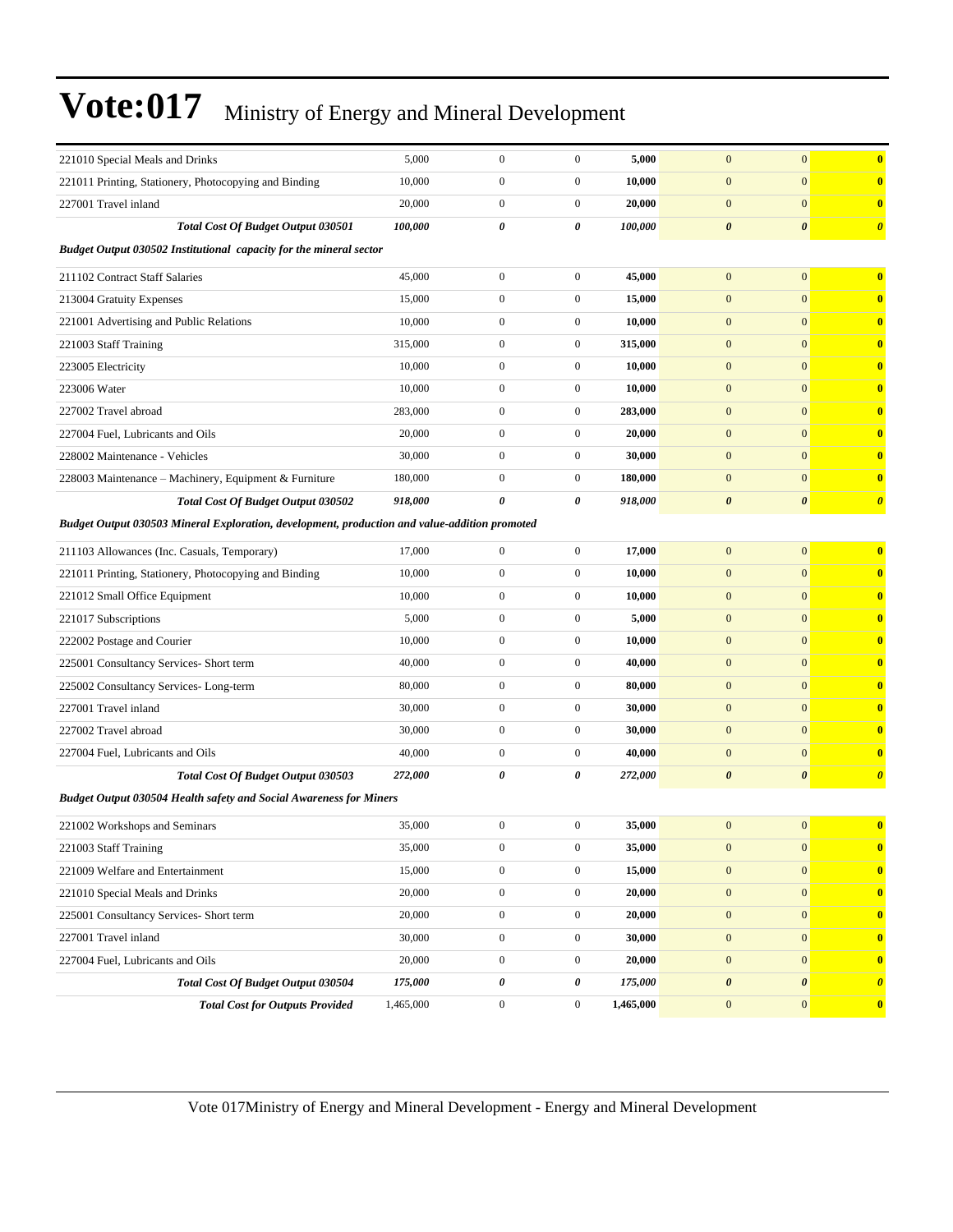# Vote:017 Ministry of Energy and Mineral Development

| | | | | | | | |
|---|---|---|---|---|---|---|---|
| 221010 Special Meals and Drinks | 5,000 | 0 | 0 | **5,000** | 0 | 0 | **0** |
| 221011 Printing, Stationery, Photocopying and Binding | 10,000 | 0 | 0 | **10,000** | 0 | 0 | **0** |
| 227001 Travel inland | 20,000 | 0 | 0 | **20,000** | 0 | 0 | **0** |
| ***Total Cost Of Budget Output 030501*** | ***100,000*** | ***0*** | ***0*** | ***100,000*** | ***0*** | ***0*** | ***0*** |
| ***Budget Output 030502 Institutional capacity for the mineral sector*** | | | | | | | |
| 211102 Contract Staff Salaries | 45,000 | 0 | 0 | **45,000** | 0 | 0 | **0** |
| 213004 Gratuity Expenses | 15,000 | 0 | 0 | **15,000** | 0 | 0 | **0** |
| 221001 Advertising and Public Relations | 10,000 | 0 | 0 | **10,000** | 0 | 0 | **0** |
| 221003 Staff Training | 315,000 | 0 | 0 | **315,000** | 0 | 0 | **0** |
| 223005 Electricity | 10,000 | 0 | 0 | **10,000** | 0 | 0 | **0** |
| 223006 Water | 10,000 | 0 | 0 | **10,000** | 0 | 0 | **0** |
| 227002 Travel abroad | 283,000 | 0 | 0 | **283,000** | 0 | 0 | **0** |
| 227004 Fuel, Lubricants and Oils | 20,000 | 0 | 0 | **20,000** | 0 | 0 | **0** |
| 228002 Maintenance - Vehicles | 30,000 | 0 | 0 | **30,000** | 0 | 0 | **0** |
| 228003 Maintenance – Machinery, Equipment & Furniture | 180,000 | 0 | 0 | **180,000** | 0 | 0 | **0** |
| ***Total Cost Of Budget Output 030502*** | ***918,000*** | ***0*** | ***0*** | ***918,000*** | ***0*** | ***0*** | ***0*** |
| ***Budget Output 030503 Mineral Exploration, development, production and value-addition promoted*** | | | | | | | |
| 211103 Allowances (Inc. Casuals, Temporary) | 17,000 | 0 | 0 | **17,000** | 0 | 0 | **0** |
| 221011 Printing, Stationery, Photocopying and Binding | 10,000 | 0 | 0 | **10,000** | 0 | 0 | **0** |
| 221012 Small Office Equipment | 10,000 | 0 | 0 | **10,000** | 0 | 0 | **0** |
| 221017 Subscriptions | 5,000 | 0 | 0 | **5,000** | 0 | 0 | **0** |
| 222002 Postage and Courier | 10,000 | 0 | 0 | **10,000** | 0 | 0 | **0** |
| 225001 Consultancy Services- Short term | 40,000 | 0 | 0 | **40,000** | 0 | 0 | **0** |
| 225002 Consultancy Services- Long-term | 80,000 | 0 | 0 | **80,000** | 0 | 0 | **0** |
| 227001 Travel inland | 30,000 | 0 | 0 | **30,000** | 0 | 0 | **0** |
| 227002 Travel abroad | 30,000 | 0 | 0 | **30,000** | 0 | 0 | **0** |
| 227004 Fuel, Lubricants and Oils | 40,000 | 0 | 0 | **40,000** | 0 | 0 | **0** |
| ***Total Cost Of Budget Output 030503*** | ***272,000*** | ***0*** | ***0*** | ***272,000*** | ***0*** | ***0*** | ***0*** |
| ***Budget Output 030504 Health safety and Social Awareness for Miners*** | | | | | | | |
| 221002 Workshops and Seminars | 35,000 | 0 | 0 | **35,000** | 0 | 0 | **0** |
| 221003 Staff Training | 35,000 | 0 | 0 | **35,000** | 0 | 0 | **0** |
| 221009 Welfare and Entertainment | 15,000 | 0 | 0 | **15,000** | 0 | 0 | **0** |
| 221010 Special Meals and Drinks | 20,000 | 0 | 0 | **20,000** | 0 | 0 | **0** |
| 225001 Consultancy Services- Short term | 20,000 | 0 | 0 | **20,000** | 0 | 0 | **0** |
| 227001 Travel inland | 30,000 | 0 | 0 | **30,000** | 0 | 0 | **0** |
| 227004 Fuel, Lubricants and Oils | 20,000 | 0 | 0 | **20,000** | 0 | 0 | **0** |
| ***Total Cost Of Budget Output 030504*** | ***175,000*** | ***0*** | ***0*** | ***175,000*** | ***0*** | ***0*** | ***0*** |
| ***Total Cost for Outputs Provided*** | 1,465,000 | 0 | 0 | **1,465,000** | 0 | 0 | **0** |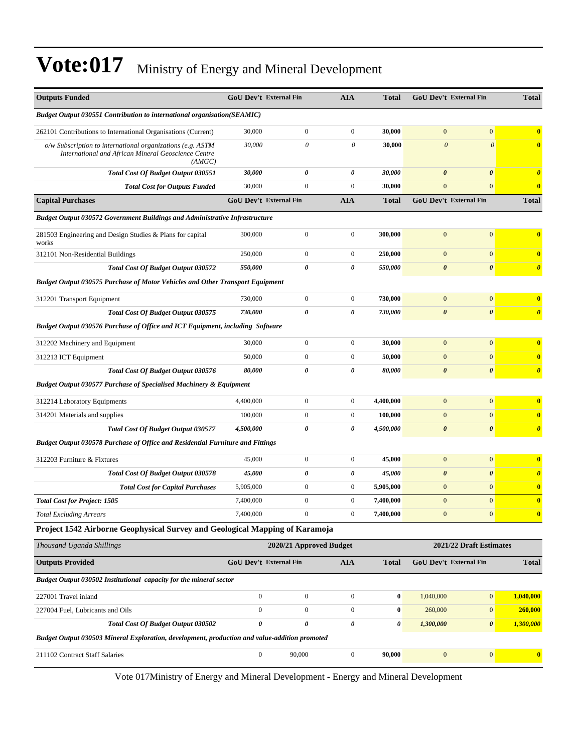# Vote:017 Ministry of Energy and Mineral Development

| Outputs Funded | GoU Dev't | External Fin | AIA | Total | GoU Dev't | External Fin | Total |
|---|---|---|---|---|---|---|---|
| ***Budget Output 030551 Contribution to international organisation(SEAMIC)*** | | | | | | | |
| 262101 Contributions to International Organisations (Current) | 30,000 | 0 | 0 | **30,000** | 0 | 0 | **0** |
| *o/w Subscription to international organizations (e.g. ASTM International and African Mineral Geoscience Centre (AMGC)* | *30,000* | *0* | *0* | **30,000** | *0* | *0* | **0** |
| ***Total Cost Of Budget Output 030551*** | ***30,000*** | ***0*** | ***0*** | ***30,000*** | ***0*** | ***0*** | ***0*** |
| ***Total Cost for Outputs Funded*** | 30,000 | 0 | 0 | 30,000 | 0 | 0 | **0** |
| **Capital Purchases** | **GoU Dev't** | **External Fin** | **AIA** | **Total** | **GoU Dev't** | **External Fin** | **Total** |
| ***Budget Output 030572 Government Buildings and Administrative Infrastructure*** | | | | | | | |
| 281503 Engineering and Design Studies & Plans for capital works | 300,000 | 0 | 0 | **300,000** | 0 | 0 | **0** |
| 312101 Non-Residential Buildings | 250,000 | 0 | 0 | **250,000** | 0 | 0 | **0** |
| ***Total Cost Of Budget Output 030572*** | ***550,000*** | ***0*** | ***0*** | ***550,000*** | ***0*** | ***0*** | ***0*** |
| ***Budget Output 030575 Purchase of Motor Vehicles and Other Transport Equipment*** | | | | | | | |
| 312201 Transport Equipment | 730,000 | 0 | 0 | **730,000** | 0 | 0 | **0** |
| ***Total Cost Of Budget Output 030575*** | ***730,000*** | ***0*** | ***0*** | ***730,000*** | ***0*** | ***0*** | ***0*** |
| ***Budget Output 030576 Purchase of Office and ICT Equipment, including Software*** | | | | | | | |
| 312202 Machinery and Equipment | 30,000 | 0 | 0 | **30,000** | 0 | 0 | **0** |
| 312213 ICT Equipment | 50,000 | 0 | 0 | **50,000** | 0 | 0 | **0** |
| ***Total Cost Of Budget Output 030576*** | ***80,000*** | ***0*** | ***0*** | ***80,000*** | ***0*** | ***0*** | ***0*** |
| ***Budget Output 030577 Purchase of Specialised Machinery & Equipment*** | | | | | | | |
| 312214 Laboratory Equipments | 4,400,000 | 0 | 0 | **4,400,000** | 0 | 0 | **0** |
| 314201 Materials and supplies | 100,000 | 0 | 0 | **100,000** | 0 | 0 | **0** |
| ***Total Cost Of Budget Output 030577*** | ***4,500,000*** | ***0*** | ***0*** | ***4,500,000*** | ***0*** | ***0*** | ***0*** |
| ***Budget Output 030578 Purchase of Office and Residential Furniture and Fittings*** | | | | | | | |
| 312203 Furniture & Fixtures | 45,000 | 0 | 0 | **45,000** | 0 | 0 | **0** |
| ***Total Cost Of Budget Output 030578*** | ***45,000*** | ***0*** | ***0*** | ***45,000*** | ***0*** | ***0*** | ***0*** |
| ***Total Cost for Capital Purchases*** | 5,905,000 | 0 | 0 | 5,905,000 | 0 | 0 | **0** |
| ***Total Cost for Project: 1505*** | 7,400,000 | 0 | 0 | 7,400,000 | 0 | 0 | **0** |
| *Total Excluding Arrears* | 7,400,000 | 0 | 0 | 7,400,000 | 0 | 0 | **0** |

### Project 1542 Airborne Geophysical Survey and Geological Mapping of Karamoja

| *Thousand Uganda Shillings* | 2020/21 Approved Budget | | | | 2021/22 Draft Estimates | | |
|---|---|---|---|---|---|---|---|
| **Outputs Provided** | **GoU Dev't** | **External Fin** | **AIA** | **Total** | **GoU Dev't** | **External Fin** | **Total** |
| ***Budget Output 030502 Institutional capacity for the mineral sector*** | | | | | | | |
| 227001 Travel inland | 0 | 0 | 0 | **0** | 1,040,000 | 0 | **1,040,000** |
| 227004 Fuel, Lubricants and Oils | 0 | 0 | 0 | **0** | 260,000 | 0 | **260,000** |
| ***Total Cost Of Budget Output 030502*** | ***0*** | ***0*** | ***0*** | ***0*** | ***1,300,000*** | ***0*** | ***1,300,000*** |
| ***Budget Output 030503 Mineral Exploration, development, production and value-addition promoted*** | | | | | | | |
| 211102 Contract Staff Salaries | 0 | 90,000 | 0 | **90,000** | 0 | 0 | **0** |

Vote 017Ministry of Energy and Mineral Development - Energy and Mineral Development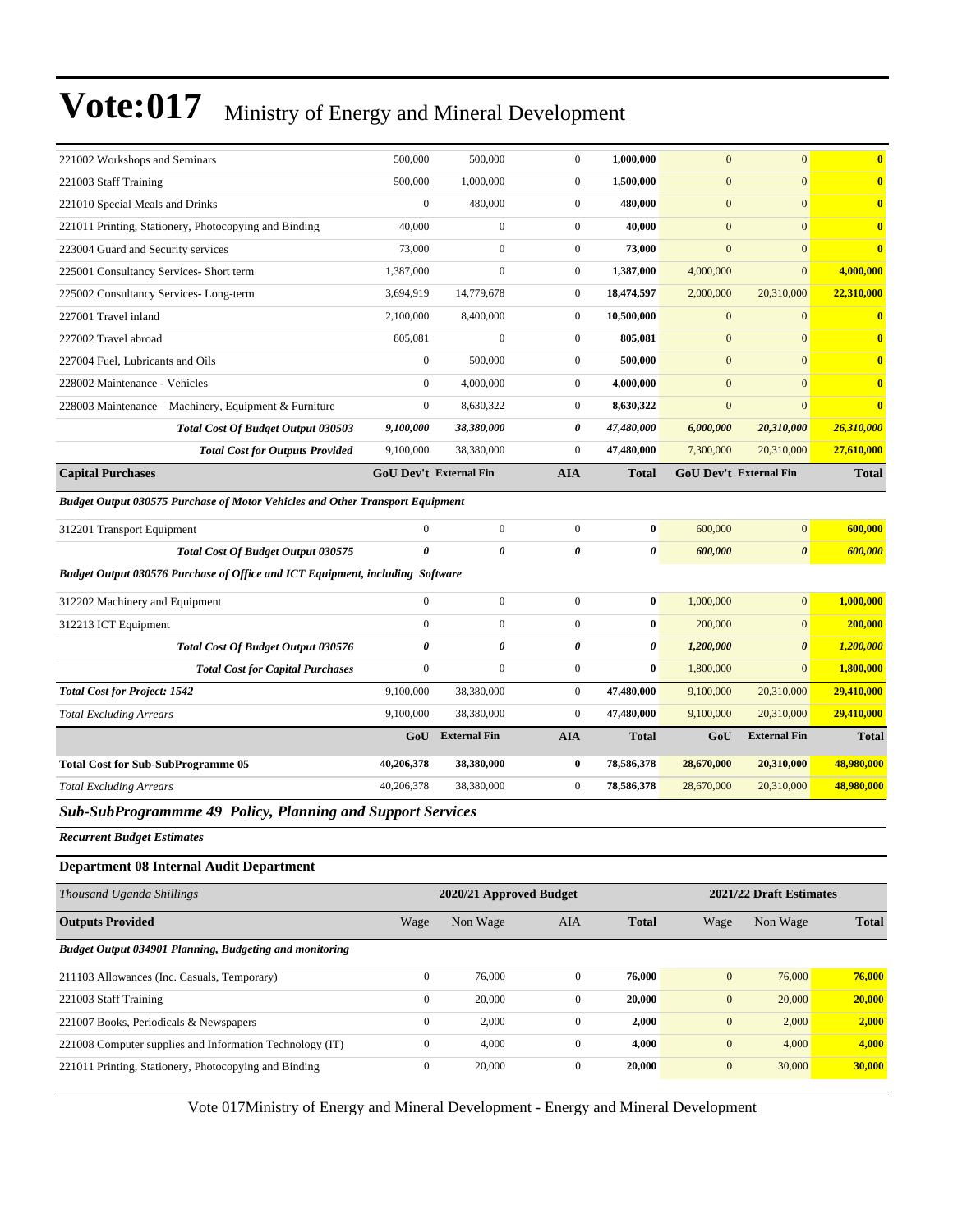| | | | | | | | |
|---|---|---|---|---|---|---|---|
| 221002 Workshops and Seminars | 500,000 | 500,000 | 0 | **1,000,000** | 0 | 0 | **0** |
| 221003 Staff Training | 500,000 | 1,000,000 | 0 | **1,500,000** | 0 | 0 | **0** |
| 221010 Special Meals and Drinks | 0 | 480,000 | 0 | **480,000** | 0 | 0 | **0** |
| 221011 Printing, Stationery, Photocopying and Binding | 40,000 | 0 | 0 | **40,000** | 0 | 0 | **0** |
| 223004 Guard and Security services | 73,000 | 0 | 0 | **73,000** | 0 | 0 | **0** |
| 225001 Consultancy Services- Short term | 1,387,000 | 0 | 0 | **1,387,000** | 4,000,000 | 0 | **4,000,000** |
| 225002 Consultancy Services- Long-term | 3,694,919 | 14,779,678 | 0 | **18,474,597** | 2,000,000 | 20,310,000 | **22,310,000** |
| 227001 Travel inland | 2,100,000 | 8,400,000 | 0 | **10,500,000** | 0 | 0 | **0** |
| 227002 Travel abroad | 805,081 | 0 | 0 | **805,081** | 0 | 0 | **0** |
| 227004 Fuel, Lubricants and Oils | 0 | 500,000 | 0 | **500,000** | 0 | 0 | **0** |
| 228002 Maintenance - Vehicles | 0 | 4,000,000 | 0 | **4,000,000** | 0 | 0 | **0** |
| 228003 Maintenance – Machinery, Equipment & Furniture | 0 | 8,630,322 | 0 | **8,630,322** | 0 | 0 | **0** |
| ***Total Cost Of Budget Output 030503*** | ***9,100,000*** | ***38,380,000*** | ***0*** | ***47,480,000*** | ***6,000,000*** | ***20,310,000*** | ***26,310,000*** |
| ***Total Cost for Outputs Provided*** | 9,100,000 | 38,380,000 | 0 | **47,480,000** | 7,300,000 | 20,310,000 | **27,610,000** |
| **Capital Purchases** | **GoU Dev't** | **External Fin** | **AIA** | **Total** | **GoU Dev't** | **External Fin** | **Total** |
| ***Budget Output 030575 Purchase of Motor Vehicles and Other Transport Equipment*** | | | | | | | |
| 312201 Transport Equipment | 0 | 0 | 0 | **0** | 600,000 | 0 | **600,000** |
| ***Total Cost Of Budget Output 030575*** | ***0*** | ***0*** | ***0*** | ***0*** | ***600,000*** | ***0*** | ***600,000*** |
| ***Budget Output 030576 Purchase of Office and ICT Equipment, including Software*** | | | | | | | |
| 312202 Machinery and Equipment | 0 | 0 | 0 | **0** | 1,000,000 | 0 | **1,000,000** |
| 312213 ICT Equipment | 0 | 0 | 0 | **0** | 200,000 | 0 | **200,000** |
| ***Total Cost Of Budget Output 030576*** | ***0*** | ***0*** | ***0*** | ***0*** | ***1,200,000*** | ***0*** | ***1,200,000*** |
| ***Total Cost for Capital Purchases*** | 0 | 0 | 0 | **0** | 1,800,000 | 0 | **1,800,000** |
| ***Total Cost for Project: 1542*** | 9,100,000 | 38,380,000 | 0 | **47,480,000** | 9,100,000 | 20,310,000 | **29,410,000** |
| *Total Excluding Arrears* | 9,100,000 | 38,380,000 | 0 | **47,480,000** | 9,100,000 | 20,310,000 | **29,410,000** |
| | **GoU** | **External Fin** | **AIA** | **Total** | **GoU** | **External Fin** | **Total** |
| **Total Cost for Sub-SubProgramme 05** | **40,206,378** | **38,380,000** | **0** | **78,586,378** | **28,670,000** | **20,310,000** | **48,980,000** |
| *Total Excluding Arrears* | 40,206,378 | 38,380,000 | 0 | **78,586,378** | 28,670,000 | 20,310,000 | **48,980,000** |

## *Sub-SubProgrammme 49 Policy, Planning and Support Services*

***Recurrent Budget Estimates***

### Department 08 Internal Audit Department

| *Thousand Uganda Shillings* | 2020/21 Approved Budget | | | | 2021/22 Draft Estimates | | |
|---|---|---|---|---|---|---|---|
| **Outputs Provided** | Wage | Non Wage | AIA | **Total** | Wage | Non Wage | **Total** |
| ***Budget Output 034901 Planning, Budgeting and monitoring*** | | | | | | | |
| 211103 Allowances (Inc. Casuals, Temporary) | 0 | 76,000 | 0 | **76,000** | 0 | 76,000 | **76,000** |
| 221003 Staff Training | 0 | 20,000 | 0 | **20,000** | 0 | 20,000 | **20,000** |
| 221007 Books, Periodicals & Newspapers | 0 | 2,000 | 0 | **2,000** | 0 | 2,000 | **2,000** |
| 221008 Computer supplies and Information Technology (IT) | 0 | 4,000 | 0 | **4,000** | 0 | 4,000 | **4,000** |
| 221011 Printing, Stationery, Photocopying and Binding | 0 | 20,000 | 0 | **20,000** | 0 | 30,000 | **30,000** |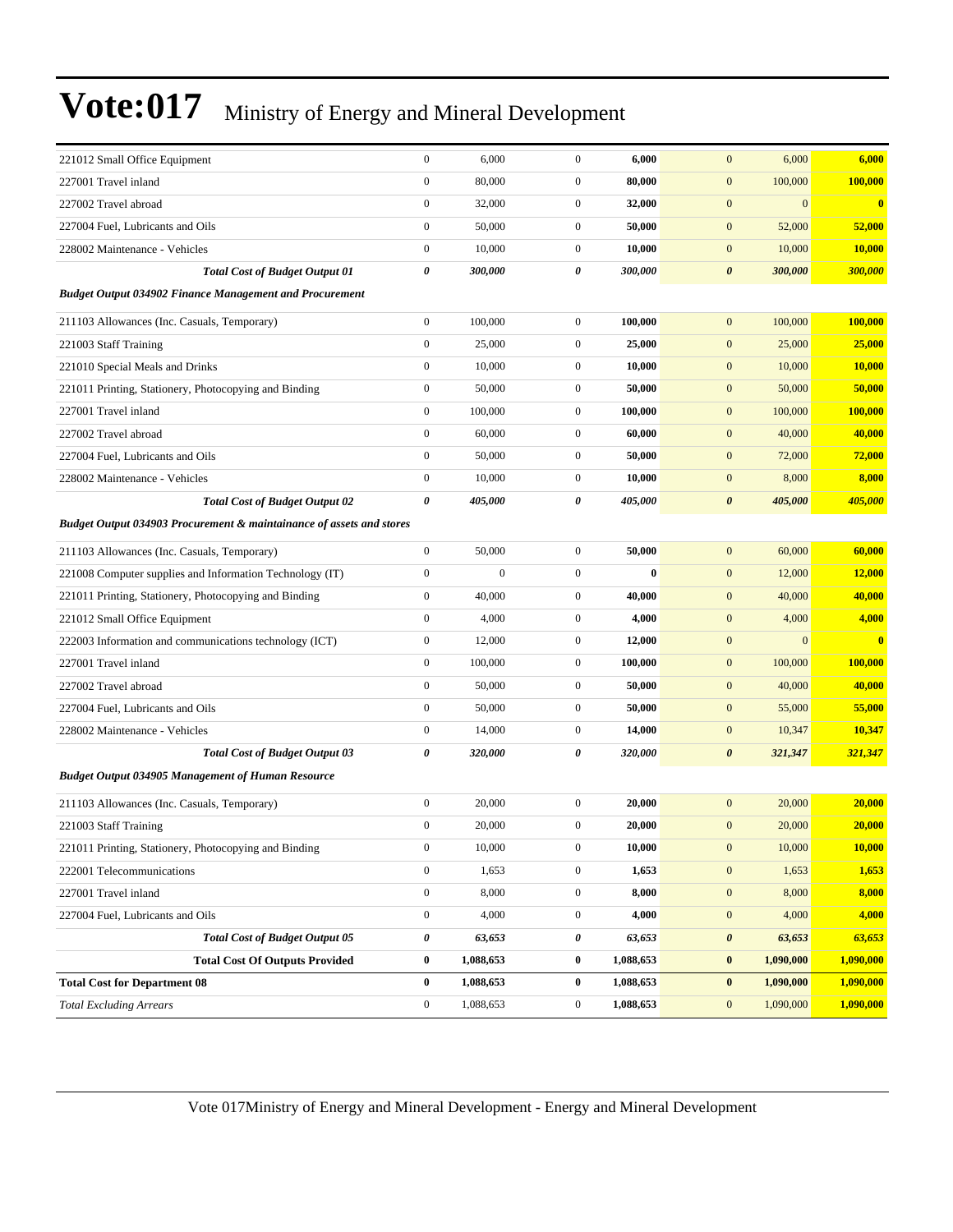| | | | | | | |
|---|---|---|---|---|---|---|
| 221012 Small Office Equipment | 0 | 6,000 | 0 | **6,000** | 0 | 6,000 | **6,000** |
| 227001 Travel inland | 0 | 80,000 | 0 | **80,000** | 0 | 100,000 | **100,000** |
| 227002 Travel abroad | 0 | 32,000 | 0 | **32,000** | 0 | 0 | **0** |
| 227004 Fuel, Lubricants and Oils | 0 | 50,000 | 0 | **50,000** | 0 | 52,000 | **52,000** |
| 228002 Maintenance - Vehicles | 0 | 10,000 | 0 | **10,000** | 0 | 10,000 | **10,000** |
| ***Total Cost of Budget Output 01*** | ***0*** | ***300,000*** | ***0*** | ***300,000*** | ***0*** | ***300,000*** | ***300,000*** |
| ***Budget Output 034902 Finance Management and Procurement*** | | | | | | | |
| 211103 Allowances (Inc. Casuals, Temporary) | 0 | 100,000 | 0 | **100,000** | 0 | 100,000 | **100,000** |
| 221003 Staff Training | 0 | 25,000 | 0 | **25,000** | 0 | 25,000 | **25,000** |
| 221010 Special Meals and Drinks | 0 | 10,000 | 0 | **10,000** | 0 | 10,000 | **10,000** |
| 221011 Printing, Stationery, Photocopying and Binding | 0 | 50,000 | 0 | **50,000** | 0 | 50,000 | **50,000** |
| 227001 Travel inland | 0 | 100,000 | 0 | **100,000** | 0 | 100,000 | **100,000** |
| 227002 Travel abroad | 0 | 60,000 | 0 | **60,000** | 0 | 40,000 | **40,000** |
| 227004 Fuel, Lubricants and Oils | 0 | 50,000 | 0 | **50,000** | 0 | 72,000 | **72,000** |
| 228002 Maintenance - Vehicles | 0 | 10,000 | 0 | **10,000** | 0 | 8,000 | **8,000** |
| ***Total Cost of Budget Output 02*** | ***0*** | ***405,000*** | ***0*** | ***405,000*** | ***0*** | ***405,000*** | ***405,000*** |
| ***Budget Output 034903 Procurement & maintainance of assets and stores*** | | | | | | | |
| 211103 Allowances (Inc. Casuals, Temporary) | 0 | 50,000 | 0 | **50,000** | 0 | 60,000 | **60,000** |
| 221008 Computer supplies and Information Technology (IT) | 0 | 0 | 0 | **0** | 0 | 12,000 | **12,000** |
| 221011 Printing, Stationery, Photocopying and Binding | 0 | 40,000 | 0 | **40,000** | 0 | 40,000 | **40,000** |
| 221012 Small Office Equipment | 0 | 4,000 | 0 | **4,000** | 0 | 4,000 | **4,000** |
| 222003 Information and communications technology (ICT) | 0 | 12,000 | 0 | **12,000** | 0 | 0 | **0** |
| 227001 Travel inland | 0 | 100,000 | 0 | **100,000** | 0 | 100,000 | **100,000** |
| 227002 Travel abroad | 0 | 50,000 | 0 | **50,000** | 0 | 40,000 | **40,000** |
| 227004 Fuel, Lubricants and Oils | 0 | 50,000 | 0 | **50,000** | 0 | 55,000 | **55,000** |
| 228002 Maintenance - Vehicles | 0 | 14,000 | 0 | **14,000** | 0 | 10,347 | **10,347** |
| ***Total Cost of Budget Output 03*** | ***0*** | ***320,000*** | ***0*** | ***320,000*** | ***0*** | ***321,347*** | ***321,347*** |
| ***Budget Output 034905 Management of Human Resource*** | | | | | | | |
| 211103 Allowances (Inc. Casuals, Temporary) | 0 | 20,000 | 0 | **20,000** | 0 | 20,000 | **20,000** |
| 221003 Staff Training | 0 | 20,000 | 0 | **20,000** | 0 | 20,000 | **20,000** |
| 221011 Printing, Stationery, Photocopying and Binding | 0 | 10,000 | 0 | **10,000** | 0 | 10,000 | **10,000** |
| 222001 Telecommunications | 0 | 1,653 | 0 | **1,653** | 0 | 1,653 | **1,653** |
| 227001 Travel inland | 0 | 8,000 | 0 | **8,000** | 0 | 8,000 | **8,000** |
| 227004 Fuel, Lubricants and Oils | 0 | 4,000 | 0 | **4,000** | 0 | 4,000 | **4,000** |
| ***Total Cost of Budget Output 05*** | ***0*** | ***63,653*** | ***0*** | ***63,653*** | ***0*** | ***63,653*** | ***63,653*** |
| **Total Cost Of Outputs Provided** | **0** | **1,088,653** | **0** | **1,088,653** | **0** | **1,090,000** | **1,090,000** |
| **Total Cost for Department 08** | **0** | **1,088,653** | **0** | **1,088,653** | **0** | **1,090,000** | **1,090,000** |
| *Total Excluding Arrears* | 0 | 1,088,653 | 0 | **1,088,653** | 0 | 1,090,000 | **1,090,000** |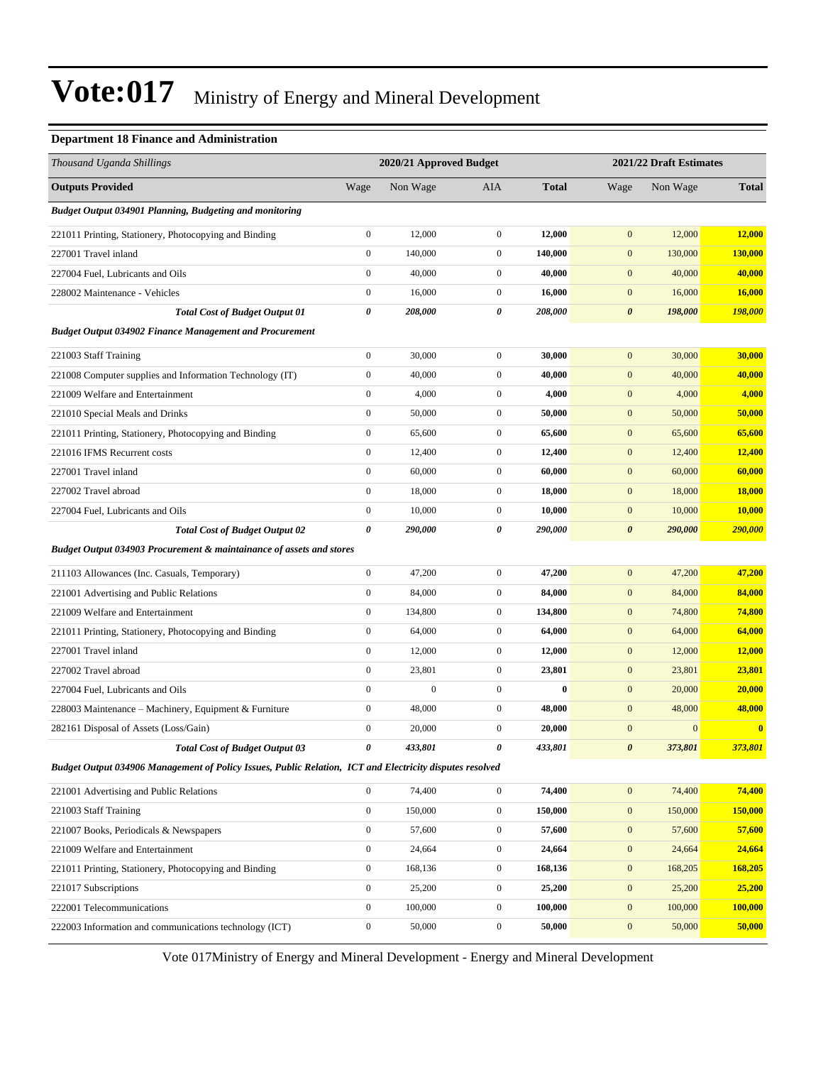# Vote:017 Ministry of Energy and Mineral Development

**Department 18 Finance and Administration**

| *Thousand Uganda Shillings* | 2020/21 Approved Budget | | | | 2021/22 Draft Estimates | | |
|---|---|---|---|---|---|---|---|
| **Outputs Provided** | Wage | Non Wage | AIA | **Total** | Wage | Non Wage | **Total** |
| ***Budget Output 034901 Planning, Budgeting and monitoring*** | | | | | | | |
| 221011 Printing, Stationery, Photocopying and Binding | 0 | 12,000 | 0 | **12,000** | 0 | 12,000 | **12,000** |
| 227001 Travel inland | 0 | 140,000 | 0 | **140,000** | 0 | 130,000 | **130,000** |
| 227004 Fuel, Lubricants and Oils | 0 | 40,000 | 0 | **40,000** | 0 | 40,000 | **40,000** |
| 228002 Maintenance - Vehicles | 0 | 16,000 | 0 | **16,000** | 0 | 16,000 | **16,000** |
| ***Total Cost of Budget Output 01*** | ***0*** | ***208,000*** | ***0*** | ***208,000*** | ***0*** | ***198,000*** | ***198,000*** |
| ***Budget Output 034902 Finance Management and Procurement*** | | | | | | | |
| 221003 Staff Training | 0 | 30,000 | 0 | **30,000** | 0 | 30,000 | **30,000** |
| 221008 Computer supplies and Information Technology (IT) | 0 | 40,000 | 0 | **40,000** | 0 | 40,000 | **40,000** |
| 221009 Welfare and Entertainment | 0 | 4,000 | 0 | **4,000** | 0 | 4,000 | **4,000** |
| 221010 Special Meals and Drinks | 0 | 50,000 | 0 | **50,000** | 0 | 50,000 | **50,000** |
| 221011 Printing, Stationery, Photocopying and Binding | 0 | 65,600 | 0 | **65,600** | 0 | 65,600 | **65,600** |
| 221016 IFMS Recurrent costs | 0 | 12,400 | 0 | **12,400** | 0 | 12,400 | **12,400** |
| 227001 Travel inland | 0 | 60,000 | 0 | **60,000** | 0 | 60,000 | **60,000** |
| 227002 Travel abroad | 0 | 18,000 | 0 | **18,000** | 0 | 18,000 | **18,000** |
| 227004 Fuel, Lubricants and Oils | 0 | 10,000 | 0 | **10,000** | 0 | 10,000 | **10,000** |
| ***Total Cost of Budget Output 02*** | ***0*** | ***290,000*** | ***0*** | ***290,000*** | ***0*** | ***290,000*** | ***290,000*** |
| ***Budget Output 034903 Procurement & maintainance of assets and stores*** | | | | | | | |
| 211103 Allowances (Inc. Casuals, Temporary) | 0 | 47,200 | 0 | **47,200** | 0 | 47,200 | **47,200** |
| 221001 Advertising and Public Relations | 0 | 84,000 | 0 | **84,000** | 0 | 84,000 | **84,000** |
| 221009 Welfare and Entertainment | 0 | 134,800 | 0 | **134,800** | 0 | 74,800 | **74,800** |
| 221011 Printing, Stationery, Photocopying and Binding | 0 | 64,000 | 0 | **64,000** | 0 | 64,000 | **64,000** |
| 227001 Travel inland | 0 | 12,000 | 0 | **12,000** | 0 | 12,000 | **12,000** |
| 227002 Travel abroad | 0 | 23,801 | 0 | **23,801** | 0 | 23,801 | **23,801** |
| 227004 Fuel, Lubricants and Oils | 0 | 0 | 0 | **0** | 0 | 20,000 | **20,000** |
| 228003 Maintenance – Machinery, Equipment & Furniture | 0 | 48,000 | 0 | **48,000** | 0 | 48,000 | **48,000** |
| 282161 Disposal of Assets (Loss/Gain) | 0 | 20,000 | 0 | **20,000** | 0 | 0 | **0** |
| ***Total Cost of Budget Output 03*** | ***0*** | ***433,801*** | ***0*** | ***433,801*** | ***0*** | ***373,801*** | ***373,801*** |
| ***Budget Output 034906 Management of Policy Issues, Public Relation, ICT and Electricity disputes resolved*** | | | | | | | |
| 221001 Advertising and Public Relations | 0 | 74,400 | 0 | **74,400** | 0 | 74,400 | **74,400** |
| 221003 Staff Training | 0 | 150,000 | 0 | **150,000** | 0 | 150,000 | **150,000** |
| 221007 Books, Periodicals & Newspapers | 0 | 57,600 | 0 | **57,600** | 0 | 57,600 | **57,600** |
| 221009 Welfare and Entertainment | 0 | 24,664 | 0 | **24,664** | 0 | 24,664 | **24,664** |
| 221011 Printing, Stationery, Photocopying and Binding | 0 | 168,136 | 0 | **168,136** | 0 | 168,205 | **168,205** |
| 221017 Subscriptions | 0 | 25,200 | 0 | **25,200** | 0 | 25,200 | **25,200** |
| 222001 Telecommunications | 0 | 100,000 | 0 | **100,000** | 0 | 100,000 | **100,000** |
| 222003 Information and communications technology (ICT) | 0 | 50,000 | 0 | **50,000** | 0 | 50,000 | **50,000** |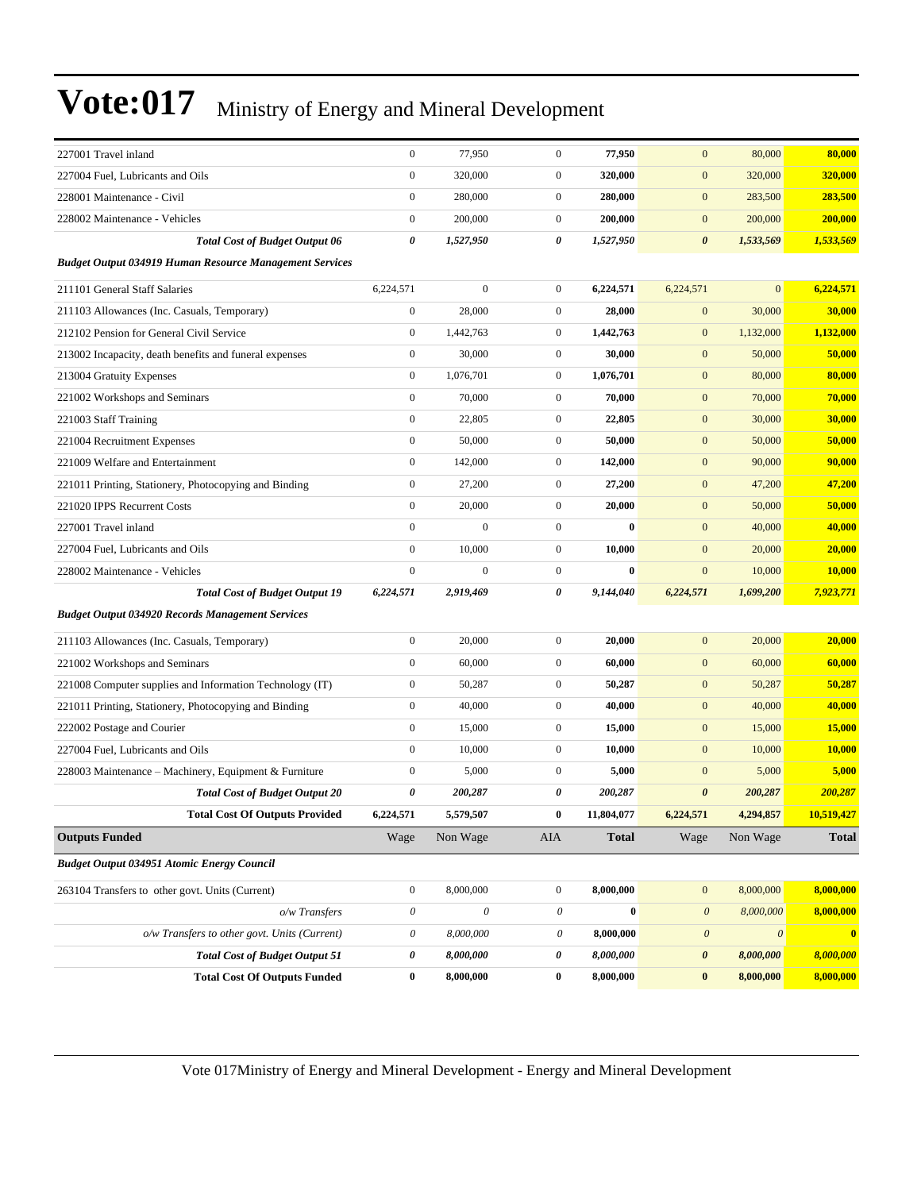# Vote:017 Ministry of Energy and Mineral Development

| | | | | | | | |
|---|---|---|---|---|---|---|---|
| 227001 Travel inland | 0 | 77,950 | 0 | **77,950** | 0 | 80,000 | **80,000** |
| 227004 Fuel, Lubricants and Oils | 0 | 320,000 | 0 | **320,000** | 0 | 320,000 | **320,000** |
| 228001 Maintenance - Civil | 0 | 280,000 | 0 | **280,000** | 0 | 283,500 | **283,500** |
| 228002 Maintenance - Vehicles | 0 | 200,000 | 0 | **200,000** | 0 | 200,000 | **200,000** |
| ***Total Cost of Budget Output 06*** | ***0*** | ***1,527,950*** | ***0*** | ***1,527,950*** | ***0*** | ***1,533,569*** | ***1,533,569*** |
| ***Budget Output 034919 Human Resource Management Services*** | | | | | | | |
| 211101 General Staff Salaries | 6,224,571 | 0 | 0 | **6,224,571** | 6,224,571 | 0 | **6,224,571** |
| 211103 Allowances (Inc. Casuals, Temporary) | 0 | 28,000 | 0 | **28,000** | 0 | 30,000 | **30,000** |
| 212102 Pension for General Civil Service | 0 | 1,442,763 | 0 | **1,442,763** | 0 | 1,132,000 | **1,132,000** |
| 213002 Incapacity, death benefits and funeral expenses | 0 | 30,000 | 0 | **30,000** | 0 | 50,000 | **50,000** |
| 213004 Gratuity Expenses | 0 | 1,076,701 | 0 | **1,076,701** | 0 | 80,000 | **80,000** |
| 221002 Workshops and Seminars | 0 | 70,000 | 0 | **70,000** | 0 | 70,000 | **70,000** |
| 221003 Staff Training | 0 | 22,805 | 0 | **22,805** | 0 | 30,000 | **30,000** |
| 221004 Recruitment Expenses | 0 | 50,000 | 0 | **50,000** | 0 | 50,000 | **50,000** |
| 221009 Welfare and Entertainment | 0 | 142,000 | 0 | **142,000** | 0 | 90,000 | **90,000** |
| 221011 Printing, Stationery, Photocopying and Binding | 0 | 27,200 | 0 | **27,200** | 0 | 47,200 | **47,200** |
| 221020 IPPS Recurrent Costs | 0 | 20,000 | 0 | **20,000** | 0 | 50,000 | **50,000** |
| 227001 Travel inland | 0 | 0 | 0 | **0** | 0 | 40,000 | **40,000** |
| 227004 Fuel, Lubricants and Oils | 0 | 10,000 | 0 | **10,000** | 0 | 20,000 | **20,000** |
| 228002 Maintenance - Vehicles | 0 | 0 | 0 | **0** | 0 | 10,000 | **10,000** |
| ***Total Cost of Budget Output 19*** | ***6,224,571*** | ***2,919,469*** | ***0*** | ***9,144,040*** | ***6,224,571*** | ***1,699,200*** | ***7,923,771*** |
| ***Budget Output 034920 Records Management Services*** | | | | | | | |
| 211103 Allowances (Inc. Casuals, Temporary) | 0 | 20,000 | 0 | **20,000** | 0 | 20,000 | **20,000** |
| 221002 Workshops and Seminars | 0 | 60,000 | 0 | **60,000** | 0 | 60,000 | **60,000** |
| 221008 Computer supplies and Information Technology (IT) | 0 | 50,287 | 0 | **50,287** | 0 | 50,287 | **50,287** |
| 221011 Printing, Stationery, Photocopying and Binding | 0 | 40,000 | 0 | **40,000** | 0 | 40,000 | **40,000** |
| 222002 Postage and Courier | 0 | 15,000 | 0 | **15,000** | 0 | 15,000 | **15,000** |
| 227004 Fuel, Lubricants and Oils | 0 | 10,000 | 0 | **10,000** | 0 | 10,000 | **10,000** |
| 228003 Maintenance – Machinery, Equipment & Furniture | 0 | 5,000 | 0 | **5,000** | 0 | 5,000 | **5,000** |
| ***Total Cost of Budget Output 20*** | ***0*** | ***200,287*** | ***0*** | ***200,287*** | ***0*** | ***200,287*** | ***200,287*** |
| **Total Cost Of Outputs Provided** | **6,224,571** | **5,579,507** | **0** | **11,804,077** | **6,224,571** | **4,294,857** | **10,519,427** |
| **Outputs Funded** | Wage | Non Wage | AIA | **Total** | Wage | Non Wage | **Total** |
| ***Budget Output 034951 Atomic Energy Council*** | | | | | | | |
| 263104 Transfers to other govt. Units (Current) | 0 | 8,000,000 | 0 | **8,000,000** | 0 | 8,000,000 | **8,000,000** |
| *o/w Transfers* | *0* | *0* | *0* | **0** | *0* | *8,000,000* | **8,000,000** |
| *o/w Transfers to other govt. Units (Current)* | *0* | *8,000,000* | *0* | **8,000,000** | *0* | *0* | **0** |
| ***Total Cost of Budget Output 51*** | ***0*** | ***8,000,000*** | ***0*** | ***8,000,000*** | ***0*** | ***8,000,000*** | ***8,000,000*** |
| **Total Cost Of Outputs Funded** | **0** | **8,000,000** | **0** | **8,000,000** | **0** | **8,000,000** | **8,000,000** |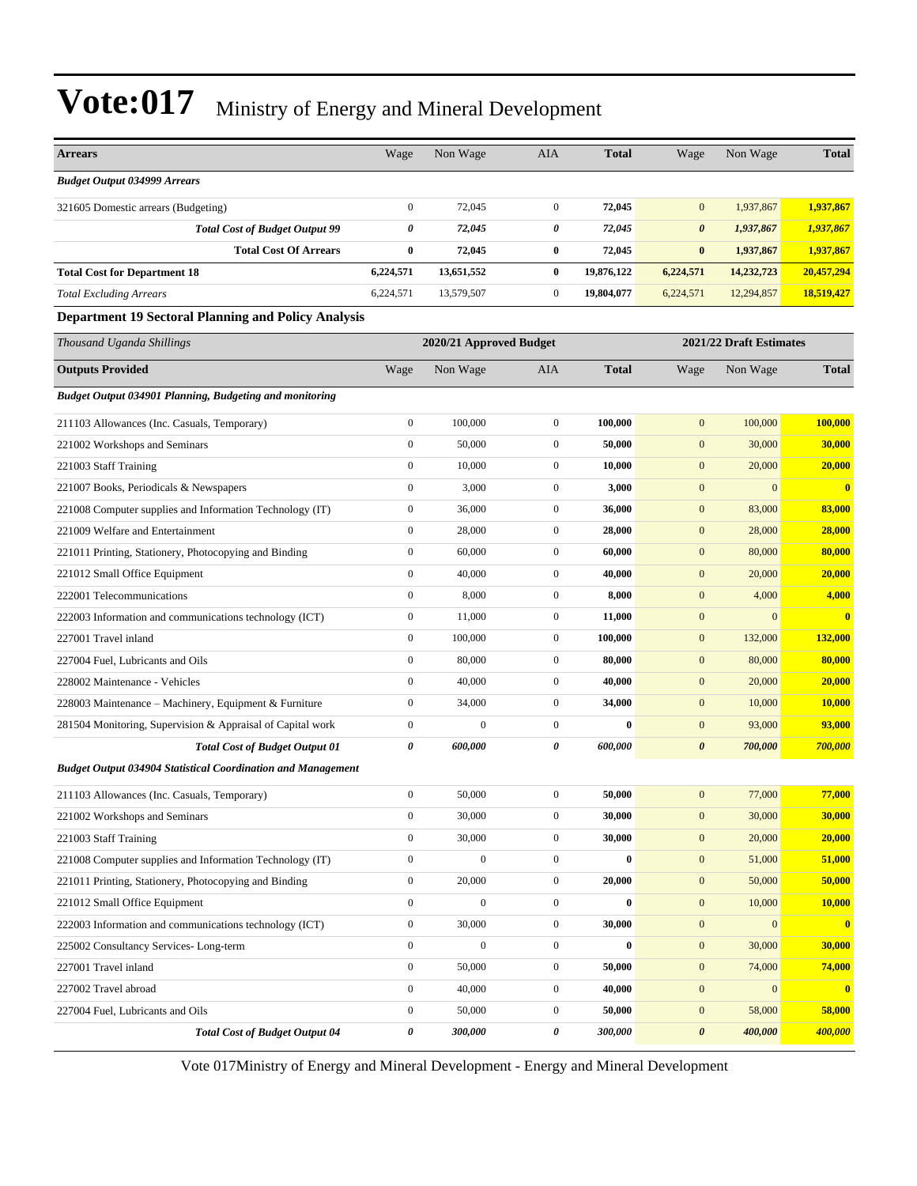# Vote:017 Ministry of Energy and Mineral Development

| Arrears | Wage | Non Wage | AIA | Total | Wage | Non Wage | Total |
|---|---|---|---|---|---|---|---|
| ***Budget Output 034999 Arrears*** | | | | | | | |
| 321605 Domestic arrears (Budgeting) | 0 | 72,045 | 0 | **72,045** | 0 | 1,937,867 | **1,937,867** |
| ***Total Cost of Budget Output 99*** | ***0*** | ***72,045*** | ***0*** | ***72,045*** | ***0*** | ***1,937,867*** | ***1,937,867*** |
| **Total Cost Of Arrears** | **0** | **72,045** | **0** | **72,045** | **0** | **1,937,867** | **1,937,867** |
| **Total Cost for Department 18** | **6,224,571** | **13,651,552** | **0** | **19,876,122** | **6,224,571** | **14,232,723** | **20,457,294** |
| *Total Excluding Arrears* | 6,224,571 | 13,579,507 | 0 | **19,804,077** | 6,224,571 | 12,294,857 | **18,519,427** |

### Department 19 Sectoral Planning and Policy Analysis

| *Thousand Uganda Shillings* | 2020/21 Approved Budget | | | | 2021/22 Draft Estimates | | |
|---|---|---|---|---|---|---|---|
| **Outputs Provided** | Wage | Non Wage | AIA | **Total** | Wage | Non Wage | **Total** |
| ***Budget Output 034901 Planning, Budgeting and monitoring*** | | | | | | | |
| 211103 Allowances (Inc. Casuals, Temporary) | 0 | 100,000 | 0 | **100,000** | 0 | 100,000 | **100,000** |
| 221002 Workshops and Seminars | 0 | 50,000 | 0 | **50,000** | 0 | 30,000 | **30,000** |
| 221003 Staff Training | 0 | 10,000 | 0 | **10,000** | 0 | 20,000 | **20,000** |
| 221007 Books, Periodicals & Newspapers | 0 | 3,000 | 0 | **3,000** | 0 | 0 | **0** |
| 221008 Computer supplies and Information Technology (IT) | 0 | 36,000 | 0 | **36,000** | 0 | 83,000 | **83,000** |
| 221009 Welfare and Entertainment | 0 | 28,000 | 0 | **28,000** | 0 | 28,000 | **28,000** |
| 221011 Printing, Stationery, Photocopying and Binding | 0 | 60,000 | 0 | **60,000** | 0 | 80,000 | **80,000** |
| 221012 Small Office Equipment | 0 | 40,000 | 0 | **40,000** | 0 | 20,000 | **20,000** |
| 222001 Telecommunications | 0 | 8,000 | 0 | **8,000** | 0 | 4,000 | **4,000** |
| 222003 Information and communications technology (ICT) | 0 | 11,000 | 0 | **11,000** | 0 | 0 | **0** |
| 227001 Travel inland | 0 | 100,000 | 0 | **100,000** | 0 | 132,000 | **132,000** |
| 227004 Fuel, Lubricants and Oils | 0 | 80,000 | 0 | **80,000** | 0 | 80,000 | **80,000** |
| 228002 Maintenance - Vehicles | 0 | 40,000 | 0 | **40,000** | 0 | 20,000 | **20,000** |
| 228003 Maintenance – Machinery, Equipment & Furniture | 0 | 34,000 | 0 | **34,000** | 0 | 10,000 | **10,000** |
| 281504 Monitoring, Supervision & Appraisal of Capital work | 0 | 0 | 0 | **0** | 0 | 93,000 | **93,000** |
| ***Total Cost of Budget Output 01*** | ***0*** | ***600,000*** | ***0*** | ***600,000*** | ***0*** | ***700,000*** | ***700,000*** |
| ***Budget Output 034904 Statistical Coordination and Management*** | | | | | | | |
| 211103 Allowances (Inc. Casuals, Temporary) | 0 | 50,000 | 0 | **50,000** | 0 | 77,000 | **77,000** |
| 221002 Workshops and Seminars | 0 | 30,000 | 0 | **30,000** | 0 | 30,000 | **30,000** |
| 221003 Staff Training | 0 | 30,000 | 0 | **30,000** | 0 | 20,000 | **20,000** |
| 221008 Computer supplies and Information Technology (IT) | 0 | 0 | 0 | **0** | 0 | 51,000 | **51,000** |
| 221011 Printing, Stationery, Photocopying and Binding | 0 | 20,000 | 0 | **20,000** | 0 | 50,000 | **50,000** |
| 221012 Small Office Equipment | 0 | 0 | 0 | **0** | 0 | 10,000 | **10,000** |
| 222003 Information and communications technology (ICT) | 0 | 30,000 | 0 | **30,000** | 0 | 0 | **0** |
| 225002 Consultancy Services- Long-term | 0 | 0 | 0 | **0** | 0 | 30,000 | **30,000** |
| 227001 Travel inland | 0 | 50,000 | 0 | **50,000** | 0 | 74,000 | **74,000** |
| 227002 Travel abroad | 0 | 40,000 | 0 | **40,000** | 0 | 0 | **0** |
| 227004 Fuel, Lubricants and Oils | 0 | 50,000 | 0 | **50,000** | 0 | 58,000 | **58,000** |
| ***Total Cost of Budget Output 04*** | ***0*** | ***300,000*** | ***0*** | ***300,000*** | ***0*** | ***400,000*** | ***400,000*** |

Vote 017Ministry of Energy and Mineral Development - Energy and Mineral Development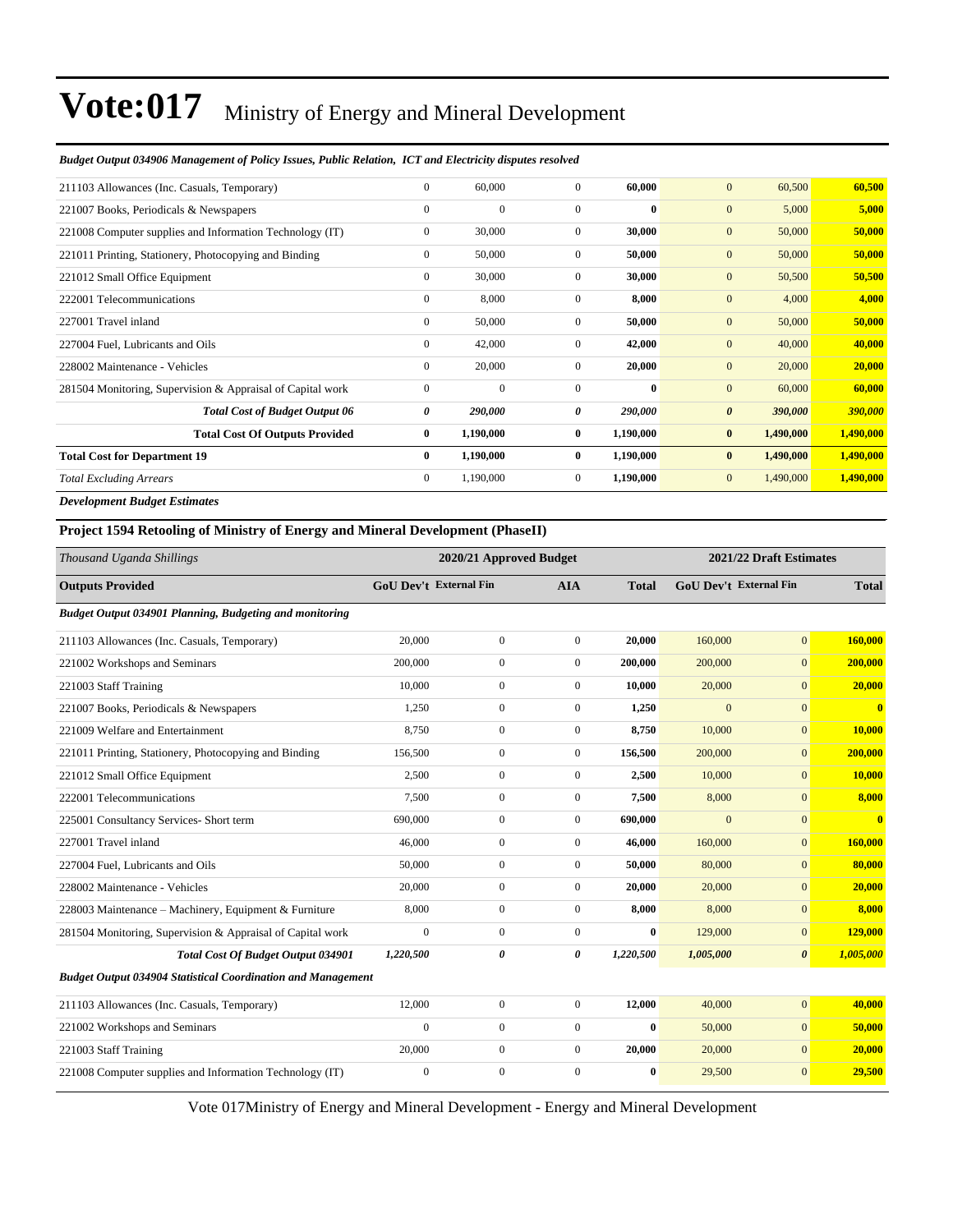# Vote:017 Ministry of Energy and Mineral Development

*Budget Output 034906 Management of Policy Issues, Public Relation, ICT and Electricity disputes resolved*

| | | | | | | | |
|---|---|---|---|---|---|---|---|
| 211103 Allowances (Inc. Casuals, Temporary) | 0 | 60,000 | 0 | **60,000** | 0 | 60,500 | **60,500** |
| 221007 Books, Periodicals & Newspapers | 0 | 0 | 0 | **0** | 0 | 5,000 | **5,000** |
| 221008 Computer supplies and Information Technology (IT) | 0 | 30,000 | 0 | **30,000** | 0 | 50,000 | **50,000** |
| 221011 Printing, Stationery, Photocopying and Binding | 0 | 50,000 | 0 | **50,000** | 0 | 50,000 | **50,000** |
| 221012 Small Office Equipment | 0 | 30,000 | 0 | **30,000** | 0 | 50,500 | **50,500** |
| 222001 Telecommunications | 0 | 8,000 | 0 | **8,000** | 0 | 4,000 | **4,000** |
| 227001 Travel inland | 0 | 50,000 | 0 | **50,000** | 0 | 50,000 | **50,000** |
| 227004 Fuel, Lubricants and Oils | 0 | 42,000 | 0 | **42,000** | 0 | 40,000 | **40,000** |
| 228002 Maintenance - Vehicles | 0 | 20,000 | 0 | **20,000** | 0 | 20,000 | **20,000** |
| 281504 Monitoring, Supervision & Appraisal of Capital work | 0 | 0 | 0 | **0** | 0 | 60,000 | **60,000** |
| ***Total Cost of Budget Output 06*** | ***0*** | ***290,000*** | ***0*** | ***290,000*** | ***0*** | ***390,000*** | ***390,000*** |
| **Total Cost Of Outputs Provided** | **0** | **1,190,000** | **0** | **1,190,000** | **0** | **1,490,000** | **1,490,000** |
| **Total Cost for Department 19** | **0** | **1,190,000** | **0** | **1,190,000** | **0** | **1,490,000** | **1,490,000** |
| *Total Excluding Arrears* | 0 | 1,190,000 | 0 | **1,190,000** | 0 | 1,490,000 | **1,490,000** |

***Development Budget Estimates***

### Project 1594 Retooling of Ministry of Energy and Mineral Development (PhaseII)

| *Thousand Uganda Shillings* | 2020/21 Approved Budget | | | | 2021/22 Draft Estimates | | |
|---|---|---|---|---|---|---|---|
| **Outputs Provided** | **GoU Dev't** | **External Fin** | **AIA** | **Total** | **GoU Dev't** | **External Fin** | **Total** |
| ***Budget Output 034901 Planning, Budgeting and monitoring*** | | | | | | | |
| 211103 Allowances (Inc. Casuals, Temporary) | 20,000 | 0 | 0 | **20,000** | 160,000 | 0 | **160,000** |
| 221002 Workshops and Seminars | 200,000 | 0 | 0 | **200,000** | 200,000 | 0 | **200,000** |
| 221003 Staff Training | 10,000 | 0 | 0 | **10,000** | 20,000 | 0 | **20,000** |
| 221007 Books, Periodicals & Newspapers | 1,250 | 0 | 0 | **1,250** | 0 | 0 | **0** |
| 221009 Welfare and Entertainment | 8,750 | 0 | 0 | **8,750** | 10,000 | 0 | **10,000** |
| 221011 Printing, Stationery, Photocopying and Binding | 156,500 | 0 | 0 | **156,500** | 200,000 | 0 | **200,000** |
| 221012 Small Office Equipment | 2,500 | 0 | 0 | **2,500** | 10,000 | 0 | **10,000** |
| 222001 Telecommunications | 7,500 | 0 | 0 | **7,500** | 8,000 | 0 | **8,000** |
| 225001 Consultancy Services- Short term | 690,000 | 0 | 0 | **690,000** | 0 | 0 | **0** |
| 227001 Travel inland | 46,000 | 0 | 0 | **46,000** | 160,000 | 0 | **160,000** |
| 227004 Fuel, Lubricants and Oils | 50,000 | 0 | 0 | **50,000** | 80,000 | 0 | **80,000** |
| 228002 Maintenance - Vehicles | 20,000 | 0 | 0 | **20,000** | 20,000 | 0 | **20,000** |
| 228003 Maintenance – Machinery, Equipment & Furniture | 8,000 | 0 | 0 | **8,000** | 8,000 | 0 | **8,000** |
| 281504 Monitoring, Supervision & Appraisal of Capital work | 0 | 0 | 0 | **0** | 129,000 | 0 | **129,000** |
| ***Total Cost Of Budget Output 034901*** | ***1,220,500*** | ***0*** | ***0*** | ***1,220,500*** | ***1,005,000*** | ***0*** | ***1,005,000*** |
| ***Budget Output 034904 Statistical Coordination and Management*** | | | | | | | |
| 211103 Allowances (Inc. Casuals, Temporary) | 12,000 | 0 | 0 | **12,000** | 40,000 | 0 | **40,000** |
| 221002 Workshops and Seminars | 0 | 0 | 0 | **0** | 50,000 | 0 | **50,000** |
| 221003 Staff Training | 20,000 | 0 | 0 | **20,000** | 20,000 | 0 | **20,000** |
| 221008 Computer supplies and Information Technology (IT) | 0 | 0 | 0 | **0** | 29,500 | 0 | **29,500** |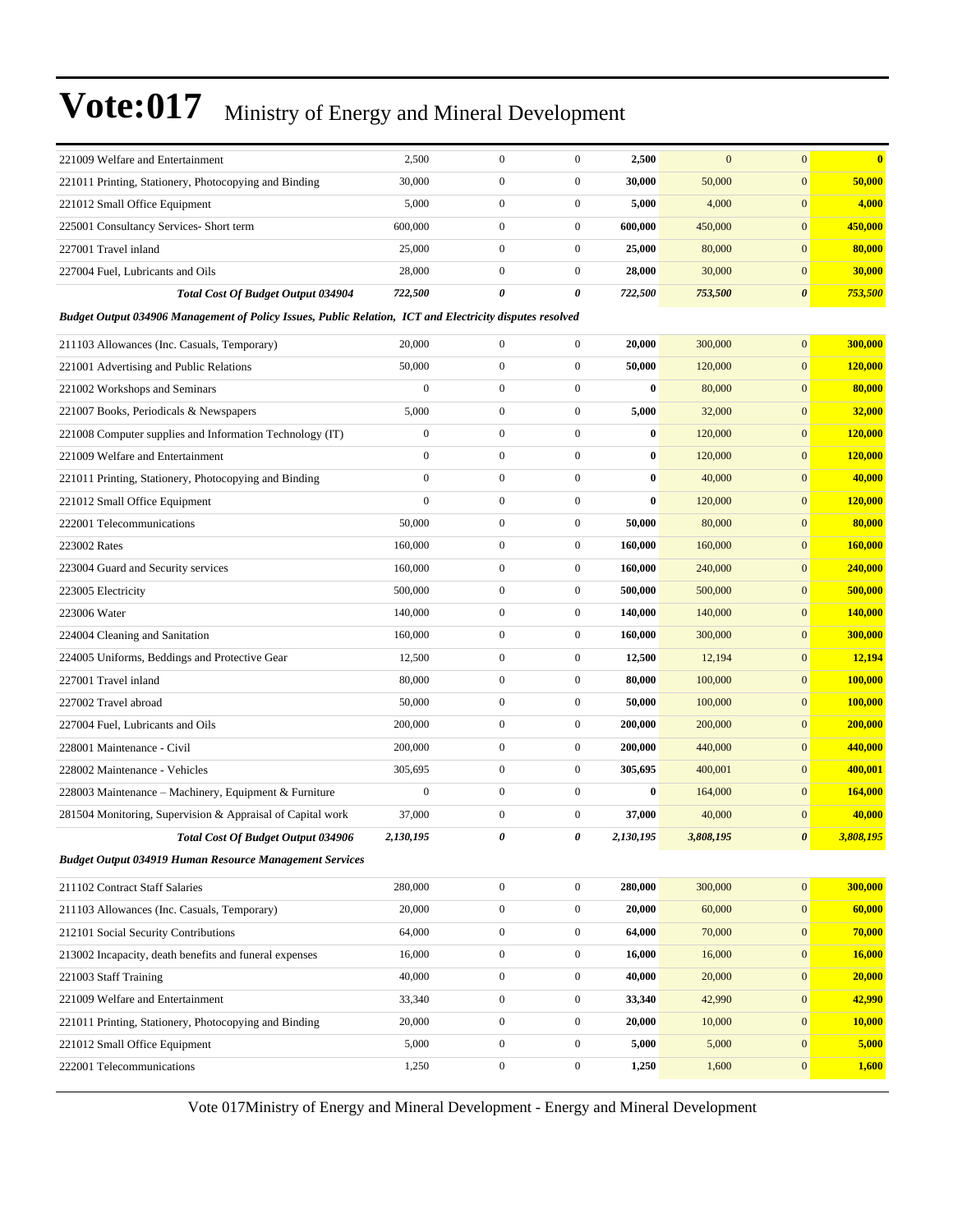| | | | | | | | |
|---|---|---|---|---|---|---|---|
| 221009 Welfare and Entertainment | 2,500 | 0 | 0 | **2,500** | 0 | 0 | **0** |
| 221011 Printing, Stationery, Photocopying and Binding | 30,000 | 0 | 0 | **30,000** | 50,000 | 0 | **50,000** |
| 221012 Small Office Equipment | 5,000 | 0 | 0 | **5,000** | 4,000 | 0 | **4,000** |
| 225001 Consultancy Services- Short term | 600,000 | 0 | 0 | **600,000** | 450,000 | 0 | **450,000** |
| 227001 Travel inland | 25,000 | 0 | 0 | **25,000** | 80,000 | 0 | **80,000** |
| 227004 Fuel, Lubricants and Oils | 28,000 | 0 | 0 | **28,000** | 30,000 | 0 | **30,000** |
| ***Total Cost Of Budget Output 034904*** | ***722,500*** | ***0*** | ***0*** | ***722,500*** | ***753,500*** | ***0*** | ***753,500*** |
| ***Budget Output 034906 Management of Policy Issues, Public Relation, ICT and Electricity disputes resolved*** | | | | | | | |
| 211103 Allowances (Inc. Casuals, Temporary) | 20,000 | 0 | 0 | **20,000** | 300,000 | 0 | **300,000** |
| 221001 Advertising and Public Relations | 50,000 | 0 | 0 | **50,000** | 120,000 | 0 | **120,000** |
| 221002 Workshops and Seminars | 0 | 0 | 0 | **0** | 80,000 | 0 | **80,000** |
| 221007 Books, Periodicals & Newspapers | 5,000 | 0 | 0 | **5,000** | 32,000 | 0 | **32,000** |
| 221008 Computer supplies and Information Technology (IT) | 0 | 0 | 0 | **0** | 120,000 | 0 | **120,000** |
| 221009 Welfare and Entertainment | 0 | 0 | 0 | **0** | 120,000 | 0 | **120,000** |
| 221011 Printing, Stationery, Photocopying and Binding | 0 | 0 | 0 | **0** | 40,000 | 0 | **40,000** |
| 221012 Small Office Equipment | 0 | 0 | 0 | **0** | 120,000 | 0 | **120,000** |
| 222001 Telecommunications | 50,000 | 0 | 0 | **50,000** | 80,000 | 0 | **80,000** |
| 223002 Rates | 160,000 | 0 | 0 | **160,000** | 160,000 | 0 | **160,000** |
| 223004 Guard and Security services | 160,000 | 0 | 0 | **160,000** | 240,000 | 0 | **240,000** |
| 223005 Electricity | 500,000 | 0 | 0 | **500,000** | 500,000 | 0 | **500,000** |
| 223006 Water | 140,000 | 0 | 0 | **140,000** | 140,000 | 0 | **140,000** |
| 224004 Cleaning and Sanitation | 160,000 | 0 | 0 | **160,000** | 300,000 | 0 | **300,000** |
| 224005 Uniforms, Beddings and Protective Gear | 12,500 | 0 | 0 | **12,500** | 12,194 | 0 | **12,194** |
| 227001 Travel inland | 80,000 | 0 | 0 | **80,000** | 100,000 | 0 | **100,000** |
| 227002 Travel abroad | 50,000 | 0 | 0 | **50,000** | 100,000 | 0 | **100,000** |
| 227004 Fuel, Lubricants and Oils | 200,000 | 0 | 0 | **200,000** | 200,000 | 0 | **200,000** |
| 228001 Maintenance - Civil | 200,000 | 0 | 0 | **200,000** | 440,000 | 0 | **440,000** |
| 228002 Maintenance - Vehicles | 305,695 | 0 | 0 | **305,695** | 400,001 | 0 | **400,001** |
| 228003 Maintenance – Machinery, Equipment & Furniture | 0 | 0 | 0 | **0** | 164,000 | 0 | **164,000** |
| 281504 Monitoring, Supervision & Appraisal of Capital work | 37,000 | 0 | 0 | **37,000** | 40,000 | 0 | **40,000** |
| ***Total Cost Of Budget Output 034906*** | ***2,130,195*** | ***0*** | ***0*** | ***2,130,195*** | ***3,808,195*** | ***0*** | ***3,808,195*** |
| ***Budget Output 034919 Human Resource Management Services*** | | | | | | | |
| 211102 Contract Staff Salaries | 280,000 | 0 | 0 | **280,000** | 300,000 | 0 | **300,000** |
| 211103 Allowances (Inc. Casuals, Temporary) | 20,000 | 0 | 0 | **20,000** | 60,000 | 0 | **60,000** |
| 212101 Social Security Contributions | 64,000 | 0 | 0 | **64,000** | 70,000 | 0 | **70,000** |
| 213002 Incapacity, death benefits and funeral expenses | 16,000 | 0 | 0 | **16,000** | 16,000 | 0 | **16,000** |
| 221003 Staff Training | 40,000 | 0 | 0 | **40,000** | 20,000 | 0 | **20,000** |
| 221009 Welfare and Entertainment | 33,340 | 0 | 0 | **33,340** | 42,990 | 0 | **42,990** |
| 221011 Printing, Stationery, Photocopying and Binding | 20,000 | 0 | 0 | **20,000** | 10,000 | 0 | **10,000** |
| 221012 Small Office Equipment | 5,000 | 0 | 0 | **5,000** | 5,000 | 0 | **5,000** |
| 222001 Telecommunications | 1,250 | 0 | 0 | **1,250** | 1,600 | 0 | **1,600** |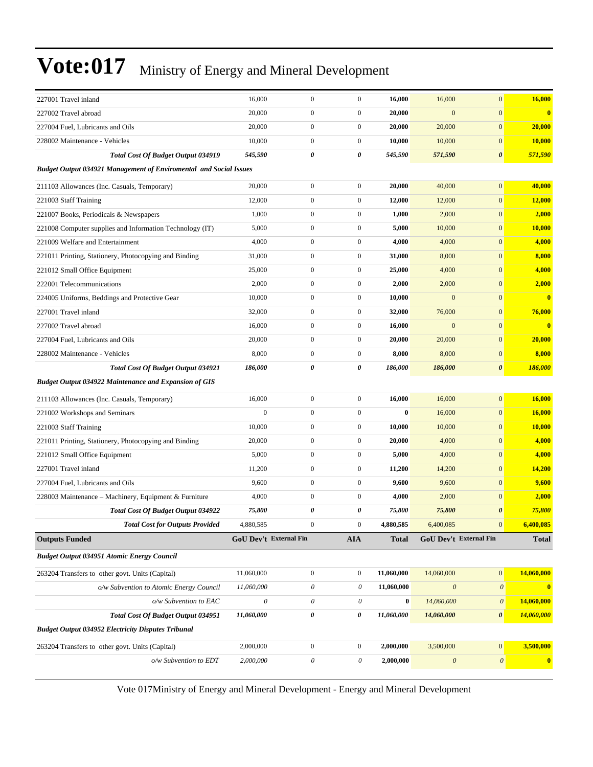# Vote:017 Ministry of Energy and Mineral Development

| | | | | | | | |
|---|---|---|---|---|---|---|---|
| 227001 Travel inland | 16,000 | 0 | 0 | **16,000** | 16,000 | 0 | **16,000** |
| 227002 Travel abroad | 20,000 | 0 | 0 | **20,000** | 0 | 0 | **0** |
| 227004 Fuel, Lubricants and Oils | 20,000 | 0 | 0 | **20,000** | 20,000 | 0 | **20,000** |
| 228002 Maintenance - Vehicles | 10,000 | 0 | 0 | **10,000** | 10,000 | 0 | **10,000** |
| ***Total Cost Of Budget Output 034919*** | ***545,590*** | ***0*** | ***0*** | ***545,590*** | ***571,590*** | ***0*** | ***571,590*** |
| ***Budget Output 034921 Management of Enviromental and Social Issues*** | | | | | | | |
| 211103 Allowances (Inc. Casuals, Temporary) | 20,000 | 0 | 0 | **20,000** | 40,000 | 0 | **40,000** |
| 221003 Staff Training | 12,000 | 0 | 0 | **12,000** | 12,000 | 0 | **12,000** |
| 221007 Books, Periodicals & Newspapers | 1,000 | 0 | 0 | **1,000** | 2,000 | 0 | **2,000** |
| 221008 Computer supplies and Information Technology (IT) | 5,000 | 0 | 0 | **5,000** | 10,000 | 0 | **10,000** |
| 221009 Welfare and Entertainment | 4,000 | 0 | 0 | **4,000** | 4,000 | 0 | **4,000** |
| 221011 Printing, Stationery, Photocopying and Binding | 31,000 | 0 | 0 | **31,000** | 8,000 | 0 | **8,000** |
| 221012 Small Office Equipment | 25,000 | 0 | 0 | **25,000** | 4,000 | 0 | **4,000** |
| 222001 Telecommunications | 2,000 | 0 | 0 | **2,000** | 2,000 | 0 | **2,000** |
| 224005 Uniforms, Beddings and Protective Gear | 10,000 | 0 | 0 | **10,000** | 0 | 0 | **0** |
| 227001 Travel inland | 32,000 | 0 | 0 | **32,000** | 76,000 | 0 | **76,000** |
| 227002 Travel abroad | 16,000 | 0 | 0 | **16,000** | 0 | 0 | **0** |
| 227004 Fuel, Lubricants and Oils | 20,000 | 0 | 0 | **20,000** | 20,000 | 0 | **20,000** |
| 228002 Maintenance - Vehicles | 8,000 | 0 | 0 | **8,000** | 8,000 | 0 | **8,000** |
| ***Total Cost Of Budget Output 034921*** | ***186,000*** | ***0*** | ***0*** | ***186,000*** | ***186,000*** | ***0*** | ***186,000*** |
| ***Budget Output 034922 Maintenance and Expansion of GIS*** | | | | | | | |
| 211103 Allowances (Inc. Casuals, Temporary) | 16,000 | 0 | 0 | **16,000** | 16,000 | 0 | **16,000** |
| 221002 Workshops and Seminars | 0 | 0 | 0 | **0** | 16,000 | 0 | **16,000** |
| 221003 Staff Training | 10,000 | 0 | 0 | **10,000** | 10,000 | 0 | **10,000** |
| 221011 Printing, Stationery, Photocopying and Binding | 20,000 | 0 | 0 | **20,000** | 4,000 | 0 | **4,000** |
| 221012 Small Office Equipment | 5,000 | 0 | 0 | **5,000** | 4,000 | 0 | **4,000** |
| 227001 Travel inland | 11,200 | 0 | 0 | **11,200** | 14,200 | 0 | **14,200** |
| 227004 Fuel, Lubricants and Oils | 9,600 | 0 | 0 | **9,600** | 9,600 | 0 | **9,600** |
| 228003 Maintenance – Machinery, Equipment & Furniture | 4,000 | 0 | 0 | **4,000** | 2,000 | 0 | **2,000** |
| ***Total Cost Of Budget Output 034922*** | ***75,800*** | ***0*** | ***0*** | ***75,800*** | ***75,800*** | ***0*** | ***75,800*** |
| ***Total Cost for Outputs Provided*** | 4,880,585 | 0 | 0 | **4,880,585** | 6,400,085 | 0 | **6,400,085** |
| **Outputs Funded** | **GoU Dev't** | **External Fin** | **AIA** | **Total** | **GoU Dev't** | **External Fin** | **Total** |
| ***Budget Output 034951 Atomic Energy Council*** | | | | | | | |
| 263204 Transfers to other govt. Units (Capital) | 11,060,000 | 0 | 0 | **11,060,000** | 14,060,000 | 0 | **14,060,000** |
| *o/w Subvention to Atomic Energy Council* | *11,060,000* | *0* | *0* | **11,060,000** | *0* | *0* | **0** |
| *o/w Subvention to EAC* | *0* | *0* | *0* | **0** | *14,060,000* | *0* | **14,060,000** |
| ***Total Cost Of Budget Output 034951*** | ***11,060,000*** | ***0*** | ***0*** | ***11,060,000*** | ***14,060,000*** | ***0*** | ***14,060,000*** |
| ***Budget Output 034952 Electricity Disputes Tribunal*** | | | | | | | |
| 263204 Transfers to other govt. Units (Capital) | 2,000,000 | 0 | 0 | **2,000,000** | 3,500,000 | 0 | **3,500,000** |
| *o/w Subvention to EDT* | *2,000,000* | *0* | *0* | **2,000,000** | *0* | *0* | **0** |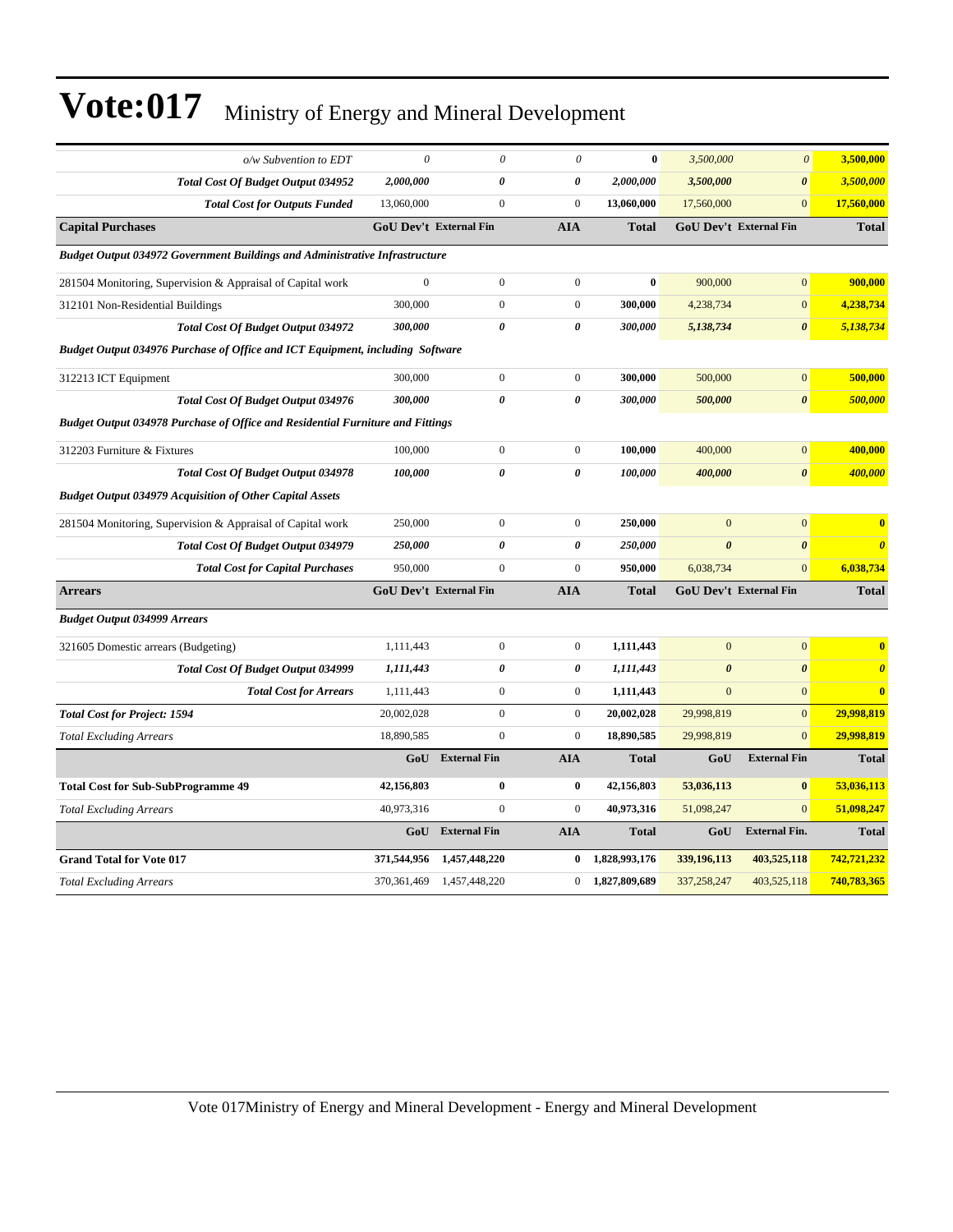# Vote:017 Ministry of Energy and Mineral Development

| | | | | | | | |
|---|---|---|---|---|---|---|---|
| *o/w Subvention to EDT* | *0* | *0* | *0* | **0** | *3,500,000* | *0* | **3,500,000** |
| ***Total Cost Of Budget Output 034952*** | ***2,000,000*** | ***0*** | ***0*** | ***2,000,000*** | ***3,500,000*** | ***0*** | ***3,500,000*** |
| ***Total Cost for Outputs Funded*** | 13,060,000 | 0 | 0 | **13,060,000** | 17,560,000 | 0 | **17,560,000** |
| **Capital Purchases** | **GoU Dev't** | **External Fin** | **AIA** | **Total** | **GoU Dev't** | **External Fin** | **Total** |
| ***Budget Output 034972 Government Buildings and Administrative Infrastructure*** | | | | | | | |
| 281504 Monitoring, Supervision & Appraisal of Capital work | 0 | 0 | 0 | **0** | 900,000 | 0 | **900,000** |
| 312101 Non-Residential Buildings | 300,000 | 0 | 0 | **300,000** | 4,238,734 | 0 | **4,238,734** |
| ***Total Cost Of Budget Output 034972*** | ***300,000*** | ***0*** | ***0*** | ***300,000*** | ***5,138,734*** | ***0*** | ***5,138,734*** |
| ***Budget Output 034976 Purchase of Office and ICT Equipment, including Software*** | | | | | | | |
| 312213 ICT Equipment | 300,000 | 0 | 0 | **300,000** | 500,000 | 0 | **500,000** |
| ***Total Cost Of Budget Output 034976*** | ***300,000*** | ***0*** | ***0*** | ***300,000*** | ***500,000*** | ***0*** | ***500,000*** |
| ***Budget Output 034978 Purchase of Office and Residential Furniture and Fittings*** | | | | | | | |
| 312203 Furniture & Fixtures | 100,000 | 0 | 0 | **100,000** | 400,000 | 0 | **400,000** |
| ***Total Cost Of Budget Output 034978*** | ***100,000*** | ***0*** | ***0*** | ***100,000*** | ***400,000*** | ***0*** | ***400,000*** |
| ***Budget Output 034979 Acquisition of Other Capital Assets*** | | | | | | | |
| 281504 Monitoring, Supervision & Appraisal of Capital work | 250,000 | 0 | 0 | **250,000** | 0 | 0 | **0** |
| ***Total Cost Of Budget Output 034979*** | ***250,000*** | ***0*** | ***0*** | ***250,000*** | ***0*** | ***0*** | ***0*** |
| ***Total Cost for Capital Purchases*** | 950,000 | 0 | 0 | **950,000** | 6,038,734 | 0 | **6,038,734** |
| **Arrears** | **GoU Dev't** | **External Fin** | **AIA** | **Total** | **GoU Dev't** | **External Fin** | **Total** |
| ***Budget Output 034999 Arrears*** | | | | | | | |
| 321605 Domestic arrears (Budgeting) | 1,111,443 | 0 | 0 | **1,111,443** | 0 | 0 | **0** |
| ***Total Cost Of Budget Output 034999*** | ***1,111,443*** | ***0*** | ***0*** | ***1,111,443*** | ***0*** | ***0*** | ***0*** |
| ***Total Cost for Arrears*** | 1,111,443 | 0 | 0 | **1,111,443** | 0 | 0 | **0** |
| ***Total Cost for Project: 1594*** | 20,002,028 | 0 | 0 | **20,002,028** | 29,998,819 | 0 | **29,998,819** |
| *Total Excluding Arrears* | 18,890,585 | 0 | 0 | **18,890,585** | 29,998,819 | 0 | **29,998,819** |
| | **GoU** | **External Fin** | **AIA** | **Total** | **GoU** | **External Fin** | **Total** |
| **Total Cost for Sub-SubProgramme 49** | **42,156,803** | **0** | **0** | **42,156,803** | **53,036,113** | **0** | **53,036,113** |
| *Total Excluding Arrears* | 40,973,316 | 0 | 0 | **40,973,316** | 51,098,247 | 0 | **51,098,247** |
| | **GoU** | **External Fin** | **AIA** | **Total** | **GoU** | **External Fin.** | **Total** |
| **Grand Total for Vote 017** | **371,544,956** | **1,457,448,220** | **0** | **1,828,993,176** | **339,196,113** | **403,525,118** | **742,721,232** |
| *Total Excluding Arrears* | 370,361,469 | 1,457,448,220 | 0 | **1,827,809,689** | 337,258,247 | 403,525,118 | **740,783,365** |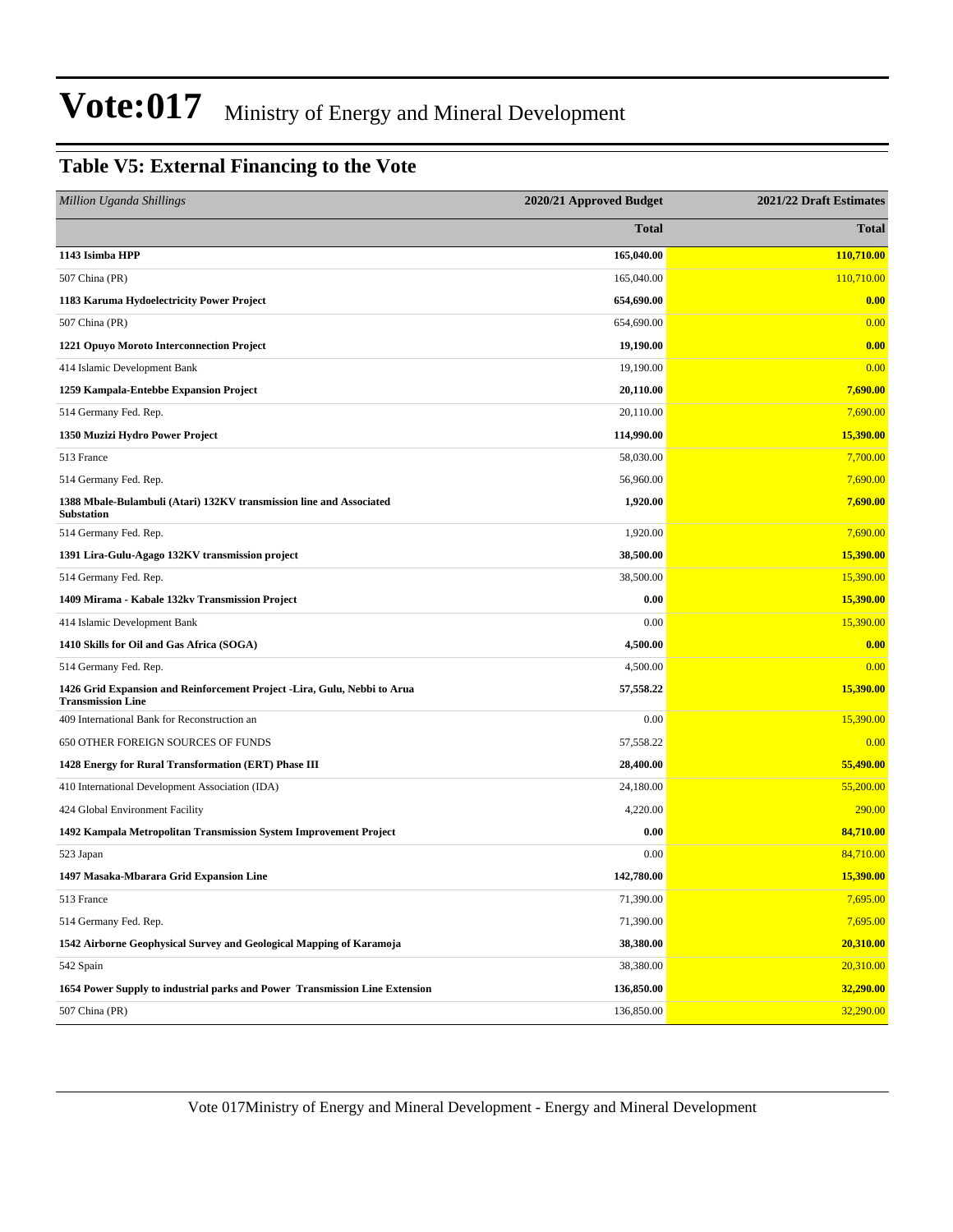# Vote:017 Ministry of Energy and Mineral Development

## Table V5: External Financing to the Vote

| *Million Uganda Shillings* | 2020/21 Approved Budget | 2021/22 Draft Estimates |
|---|---|---|
| | **Total** | **Total** |
| **1143 Isimba HPP** | **165,040.00** | **110,710.00** |
| 507 China (PR) | 165,040.00 | 110,710.00 |
| **1183 Karuma Hydoelectricity Power Project** | **654,690.00** | **0.00** |
| 507 China (PR) | 654,690.00 | 0.00 |
| **1221 Opuyo Moroto Interconnection Project** | **19,190.00** | **0.00** |
| 414 Islamic Development Bank | 19,190.00 | 0.00 |
| **1259 Kampala-Entebbe Expansion Project** | **20,110.00** | **7,690.00** |
| 514 Germany Fed. Rep. | 20,110.00 | 7,690.00 |
| **1350 Muzizi Hydro Power Project** | **114,990.00** | **15,390.00** |
| 513 France | 58,030.00 | 7,700.00 |
| 514 Germany Fed. Rep. | 56,960.00 | 7,690.00 |
| **1388 Mbale-Bulambuli (Atari) 132KV transmission line and Associated Substation** | **1,920.00** | **7,690.00** |
| 514 Germany Fed. Rep. | 1,920.00 | 7,690.00 |
| **1391 Lira-Gulu-Agago 132KV transmission project** | **38,500.00** | **15,390.00** |
| 514 Germany Fed. Rep. | 38,500.00 | 15,390.00 |
| **1409 Mirama - Kabale 132kv Transmission Project** | **0.00** | **15,390.00** |
| 414 Islamic Development Bank | 0.00 | 15,390.00 |
| **1410 Skills for Oil and Gas Africa (SOGA)** | **4,500.00** | **0.00** |
| 514 Germany Fed. Rep. | 4,500.00 | 0.00 |
| **1426 Grid Expansion and Reinforcement Project -Lira, Gulu, Nebbi to Arua Transmission Line** | **57,558.22** | **15,390.00** |
| 409 International Bank for Reconstruction an | 0.00 | 15,390.00 |
| 650 OTHER FOREIGN SOURCES OF FUNDS | 57,558.22 | 0.00 |
| **1428 Energy for Rural Transformation (ERT) Phase III** | **28,400.00** | **55,490.00** |
| 410 International Development Association (IDA) | 24,180.00 | 55,200.00 |
| 424 Global Environment Facility | 4,220.00 | 290.00 |
| **1492 Kampala Metropolitan Transmission System Improvement Project** | **0.00** | **84,710.00** |
| 523 Japan | 0.00 | 84,710.00 |
| **1497 Masaka-Mbarara Grid Expansion Line** | **142,780.00** | **15,390.00** |
| 513 France | 71,390.00 | 7,695.00 |
| 514 Germany Fed. Rep. | 71,390.00 | 7,695.00 |
| **1542 Airborne Geophysical Survey and Geological Mapping of Karamoja** | **38,380.00** | **20,310.00** |
| 542 Spain | 38,380.00 | 20,310.00 |
| **1654 Power Supply to industrial parks and Power Transmission Line Extension** | **136,850.00** | **32,290.00** |
| 507 China (PR) | 136,850.00 | 32,290.00 |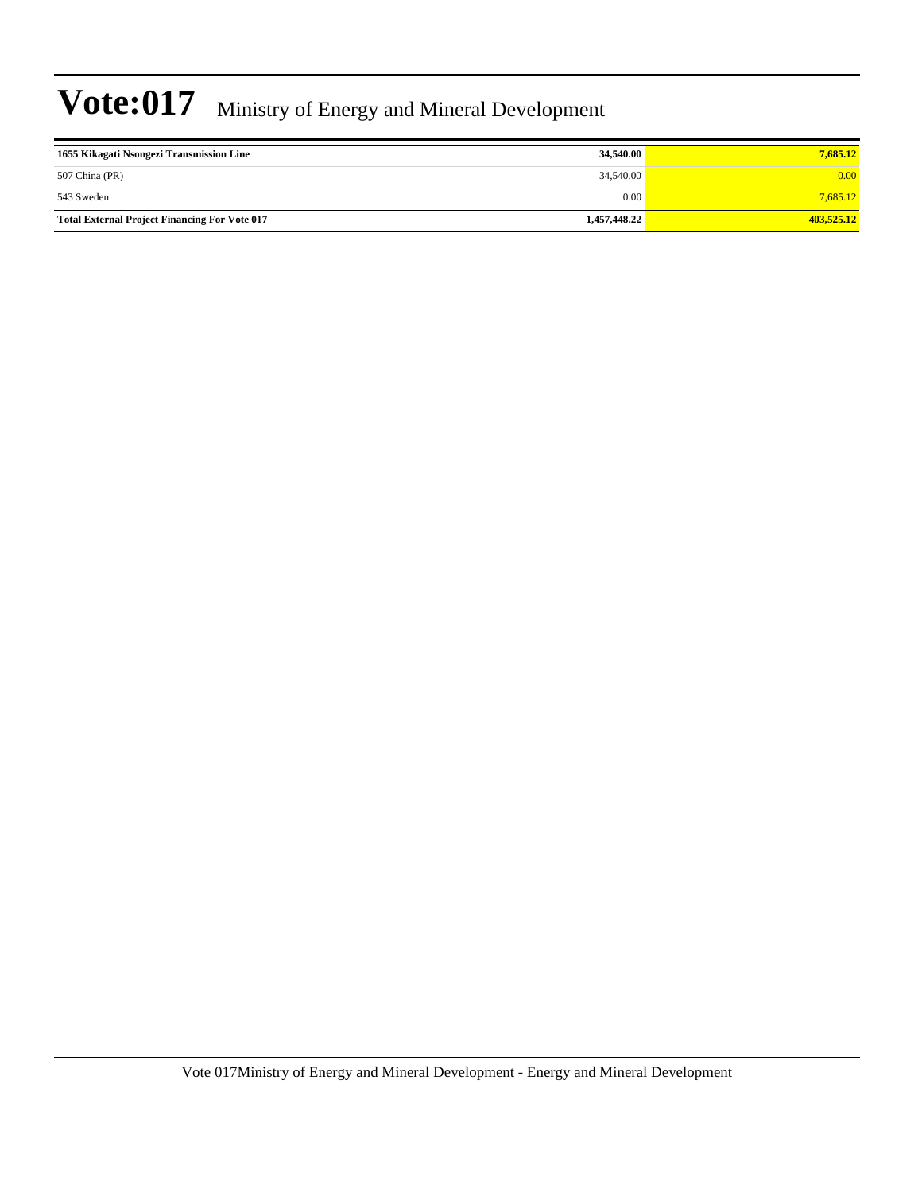| | | |
|---|---|---|
| **1655 Kikagati Nsongezi Transmission Line** | **34,540.00** | **7,685.12** |
| 507 China (PR) | 34,540.00 | 0.00 |
| 543 Sweden | 0.00 | 7,685.12 |
| **Total External Project Financing For Vote 017** | **1,457,448.22** | **403,525.12** |